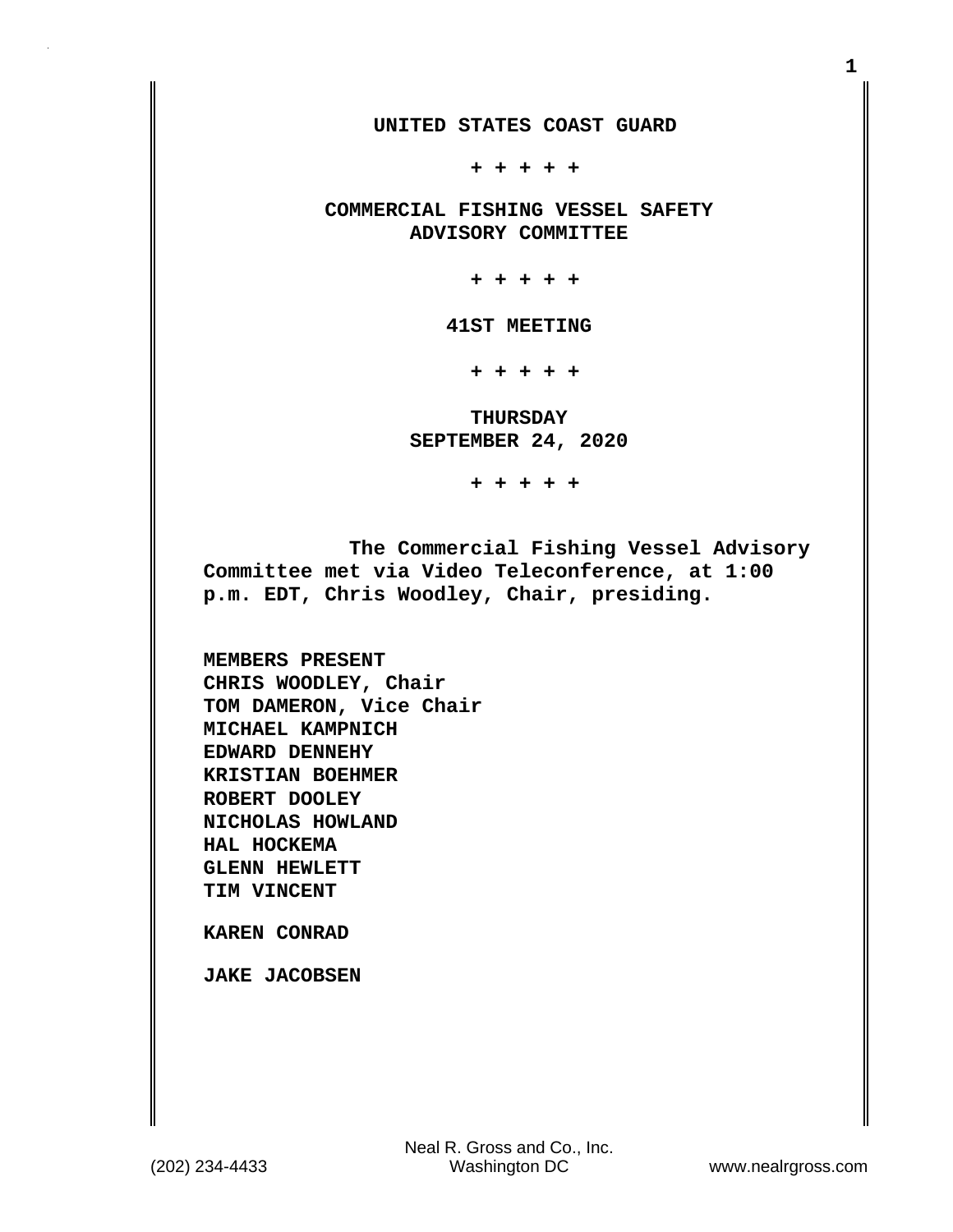**UNITED STATES COAST GUARD**

**+ + + + +**

**COMMERCIAL FISHING VESSEL SAFETY ADVISORY COMMITTEE**

**+ + + + +**

**41ST MEETING**

**+ + + + +**

**THURSDAY**
**SEPTEMBER 24, 2020**

**+ + + + +**

**The Commercial Fishing Vessel Advisory Committee met via Video Teleconference, at 1:00 p.m. EDT, Chris Woodley, Chair, presiding.**

**MEMBERS PRESENT**
**CHRIS WOODLEY, Chair**
**TOM DAMERON, Vice Chair**
**MICHAEL KAMPNICH**
**EDWARD DENNEHY**
**KRISTIAN BOEHMER**
**ROBERT DOOLEY**
**NICHOLAS HOWLAND**
**HAL HOCKEMA**
**GLENN HEWLETT**
**TIM VINCENT**

**KAREN CONRAD**

**JAKE JACOBSEN**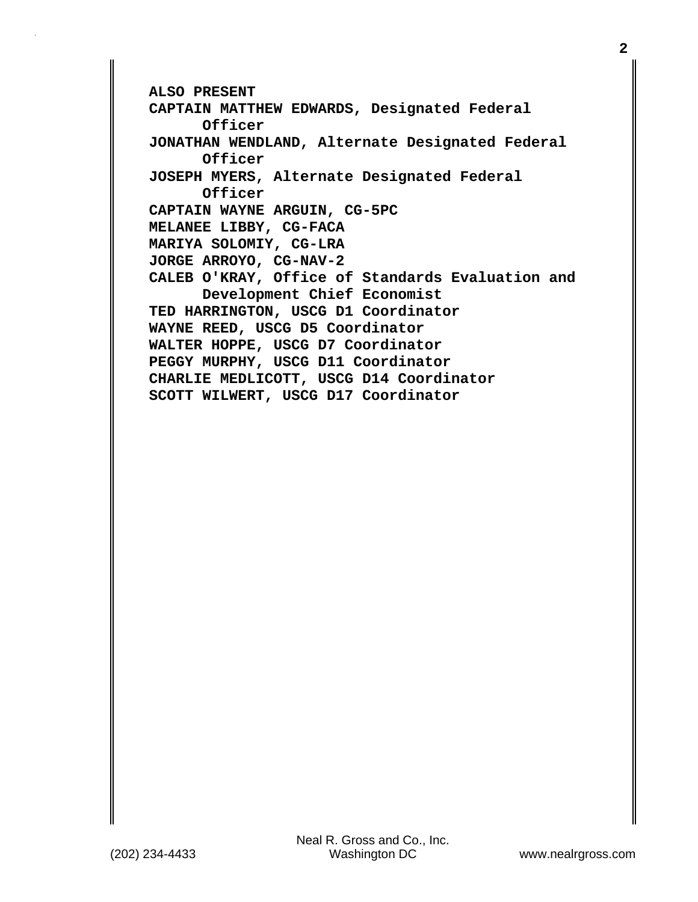**ALSO PRESENT**

**CAPTAIN MATTHEW EDWARDS, Designated Federal Officer**

**JONATHAN WENDLAND, Alternate Designated Federal Officer**

**JOSEPH MYERS, Alternate Designated Federal Officer**

**CAPTAIN WAYNE ARGUIN, CG-5PC**

**MELANEE LIBBY, CG-FACA**

**MARIYA SOLOMIY, CG-LRA**

**JORGE ARROYO, CG-NAV-2**

**CALEB O'KRAY, Office of Standards Evaluation and Development Chief Economist**

**TED HARRINGTON, USCG D1 Coordinator**

**WAYNE REED, USCG D5 Coordinator**

**WALTER HOPPE, USCG D7 Coordinator**

**PEGGY MURPHY, USCG D11 Coordinator**

**CHARLIE MEDLICOTT, USCG D14 Coordinator**

**SCOTT WILWERT, USCG D17 Coordinator**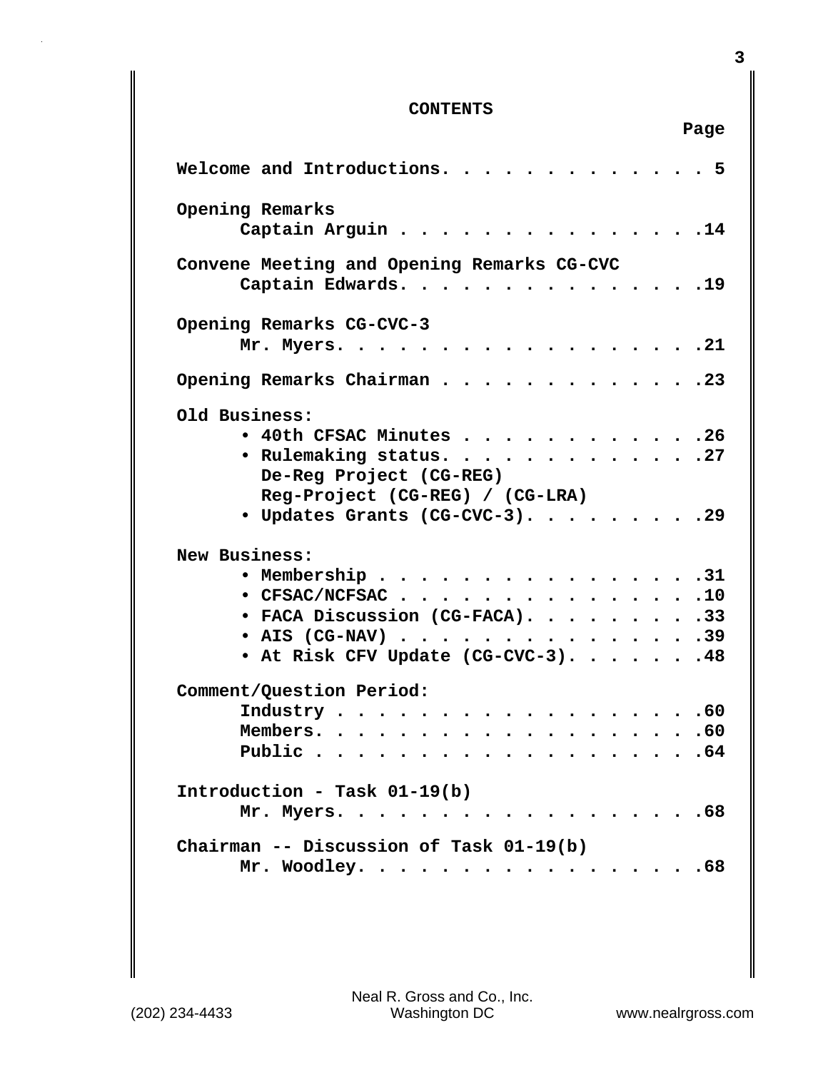# CONTENTS

Page

Welcome and Introductions. . . . . . . . . . . . . . 5

Opening Remarks
Captain Arguin . . . . . . . . . . . . . . . .14

Convene Meeting and Opening Remarks CG-CVC
Captain Edwards. . . . . . . . . . . . . . . .19

Opening Remarks CG-CVC-3
Mr. Myers. . . . . . . . . . . . . . . . . . .21

Opening Remarks Chairman . . . . . . . . . . . . .23

Old Business:

- 40th CFSAC Minutes . . . . . . . . . . . . .26
- Rulemaking status. . . . . . . . . . . . .27
  De-Reg Project (CG-REG)
  Reg-Project (CG-REG) / (CG-LRA)
- Updates Grants (CG-CVC-3). . . . . . . . . .29

New Business:

- Membership . . . . . . . . . . . . . . . . .31
- CFSAC/NCFSAC . . . . . . . . . . . . . . . .10
- FACA Discussion (CG-FACA). . . . . . . . . .33
- AIS (CG-NAV) . . . . . . . . . . . . . . . .39
- At Risk CFV Update (CG-CVC-3). . . . . . . .48

Comment/Question Period:
Industry . . . . . . . . . . . . . . . . . . .60
Members. . . . . . . . . . . . . . . . . . . .60
Public . . . . . . . . . . . . . . . . . . . .64

Introduction - Task 01-19(b)
Mr. Myers. . . . . . . . . . . . . . . . . . .68

Chairman -- Discussion of Task 01-19(b)
Mr. Woodley. . . . . . . . . . . . . . . . . .68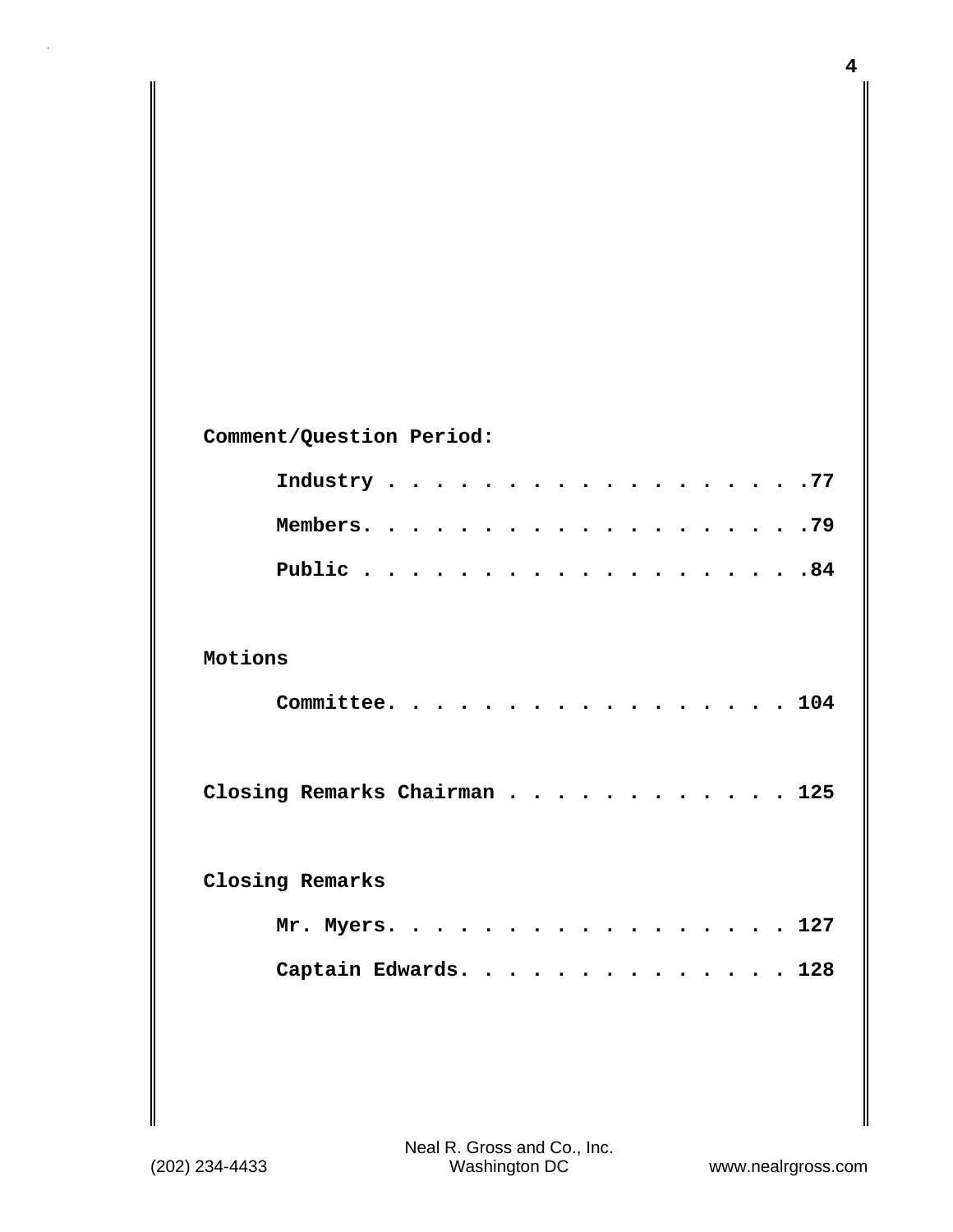**Comment/Question Period:**

**Industry . . . . . . . . . . . . . . . . . .77**

**Members. . . . . . . . . . . . . . . . . . .79**

**Public . . . . . . . . . . . . . . . . . . .84**

**Motions**

**Committee. . . . . . . . . . . . . . . . . 104**

**Closing Remarks Chairman . . . . . . . . . . . 125**

**Closing Remarks**

**Mr. Myers. . . . . . . . . . . . . . . . . 127**

**Captain Edwards. . . . . . . . . . . . . . 128**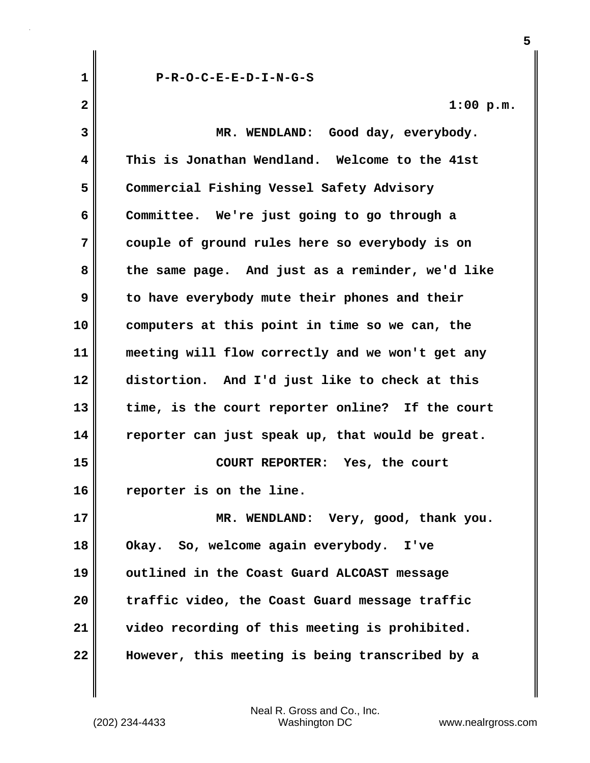P-R-O-C-E-E-D-I-N-G-S

1:00 p.m.

MR. WENDLAND: Good day, everybody. This is Jonathan Wendland. Welcome to the 41st Commercial Fishing Vessel Safety Advisory Committee. We're just going to go through a couple of ground rules here so everybody is on the same page. And just as a reminder, we'd like to have everybody mute their phones and their computers at this point in time so we can, the meeting will flow correctly and we won't get any distortion. And I'd just like to check at this time, is the court reporter online? If the court reporter can just speak up, that would be great.

COURT REPORTER: Yes, the court reporter is on the line.

MR. WENDLAND: Very, good, thank you. Okay. So, welcome again everybody. I've outlined in the Coast Guard ALCOAST message traffic video, the Coast Guard message traffic video recording of this meeting is prohibited. However, this meeting is being transcribed by a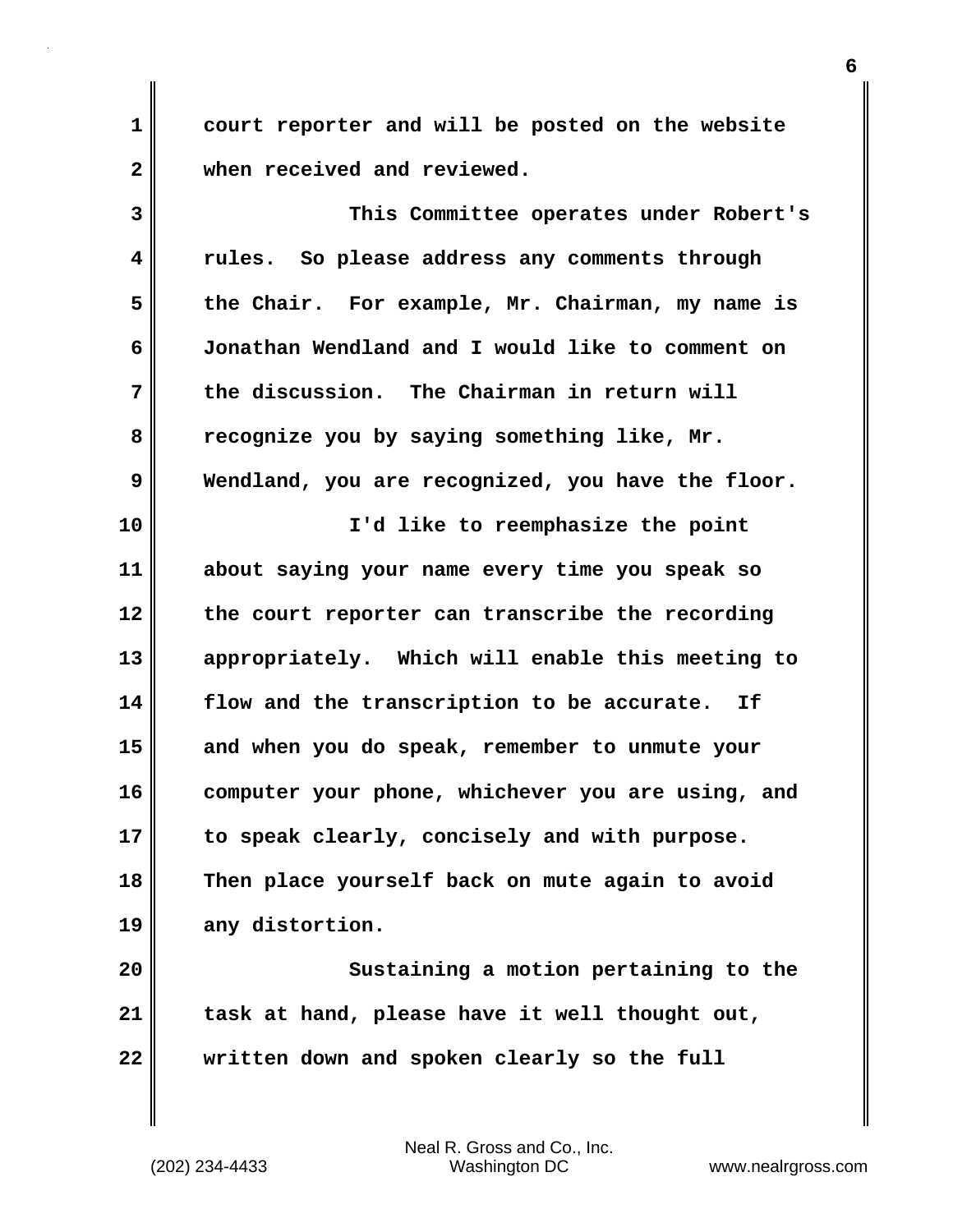court reporter and will be posted on the website when received and reviewed.

This Committee operates under Robert's rules. So please address any comments through the Chair. For example, Mr. Chairman, my name is Jonathan Wendland and I would like to comment on the discussion. The Chairman in return will recognize you by saying something like, Mr. Wendland, you are recognized, you have the floor.

I'd like to reemphasize the point about saying your name every time you speak so the court reporter can transcribe the recording appropriately. Which will enable this meeting to flow and the transcription to be accurate. If and when you do speak, remember to unmute your computer your phone, whichever you are using, and to speak clearly, concisely and with purpose. Then place yourself back on mute again to avoid any distortion.

Sustaining a motion pertaining to the task at hand, please have it well thought out, written down and spoken clearly so the full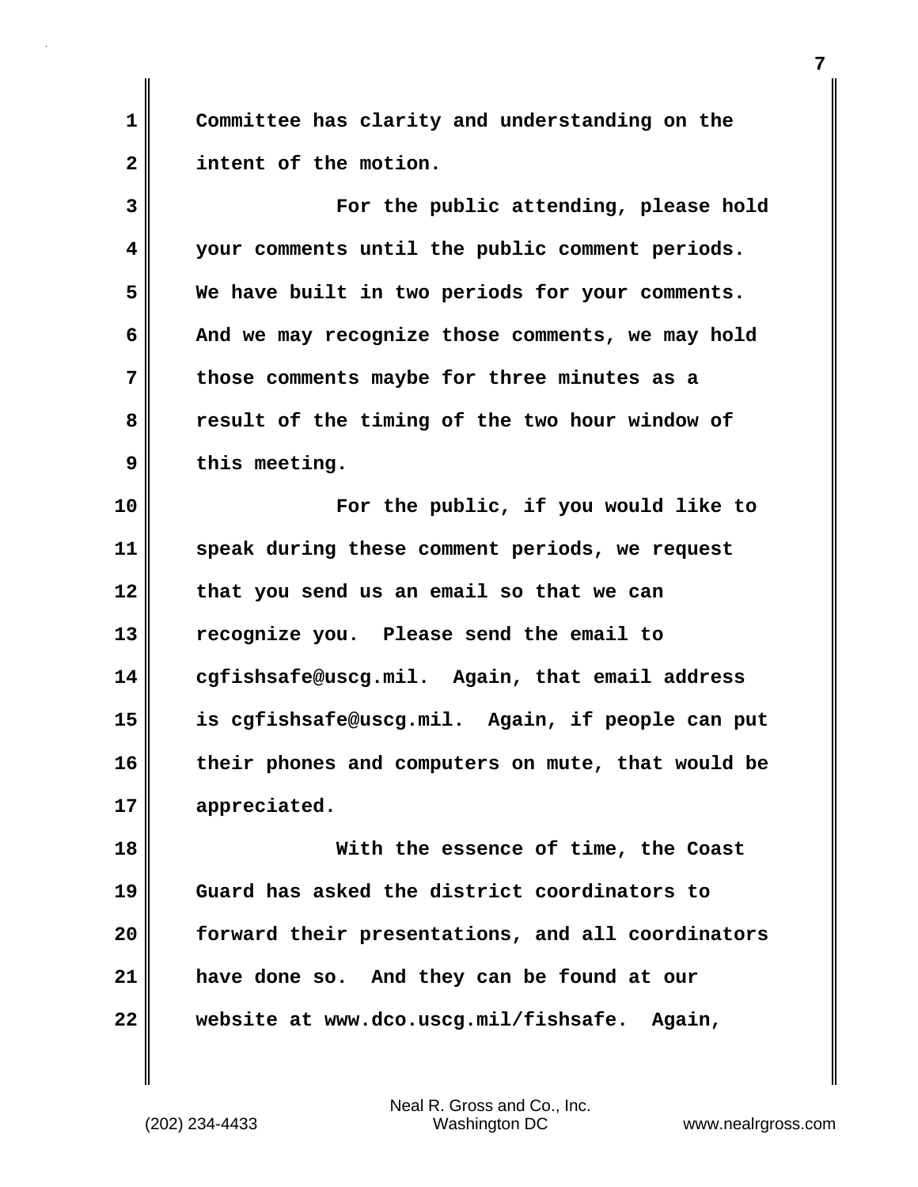Committee has clarity and understanding on the intent of the motion.

For the public attending, please hold your comments until the public comment periods. We have built in two periods for your comments. And we may recognize those comments, we may hold those comments maybe for three minutes as a result of the timing of the two hour window of this meeting.

For the public, if you would like to speak during these comment periods, we request that you send us an email so that we can recognize you. Please send the email to cgfishsafe@uscg.mil. Again, that email address is cgfishsafe@uscg.mil. Again, if people can put their phones and computers on mute, that would be appreciated.

With the essence of time, the Coast Guard has asked the district coordinators to forward their presentations, and all coordinators have done so. And they can be found at our website at www.dco.uscg.mil/fishsafe. Again,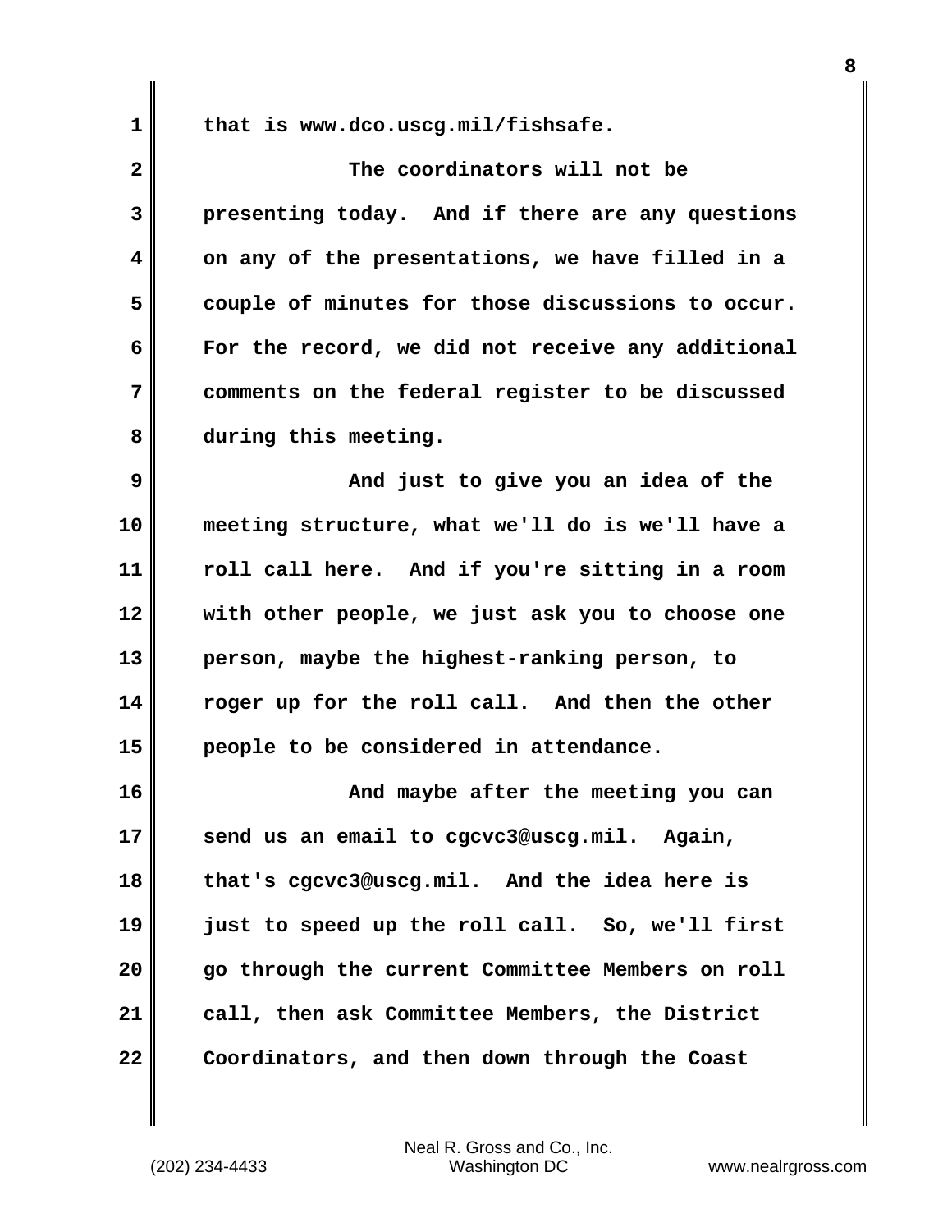that is www.dco.uscg.mil/fishsafe.

The coordinators will not be presenting today. And if there are any questions on any of the presentations, we have filled in a couple of minutes for those discussions to occur. For the record, we did not receive any additional comments on the federal register to be discussed during this meeting.

And just to give you an idea of the meeting structure, what we'll do is we'll have a roll call here. And if you're sitting in a room with other people, we just ask you to choose one person, maybe the highest-ranking person, to roger up for the roll call. And then the other people to be considered in attendance.

And maybe after the meeting you can send us an email to cgcvc3@uscg.mil. Again, that's cgcvc3@uscg.mil. And the idea here is just to speed up the roll call. So, we'll first go through the current Committee Members on roll call, then ask Committee Members, the District Coordinators, and then down through the Coast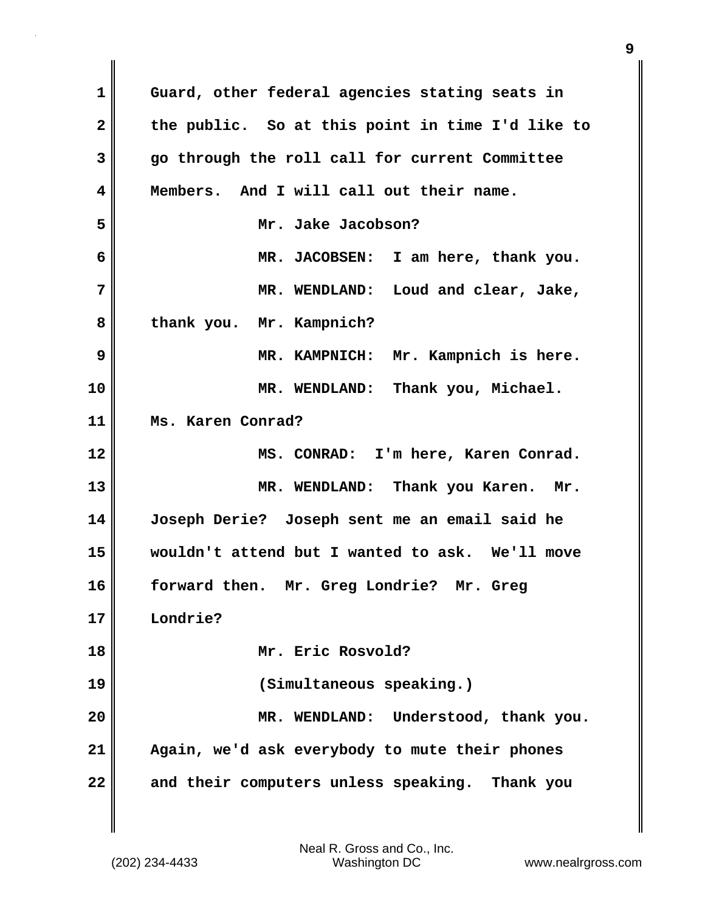Guard, other federal agencies stating seats in the public. So at this point in time I'd like to go through the roll call for current Committee Members. And I will call out their name.

Mr. Jake Jacobson?

MR. JACOBSEN: I am here, thank you.

MR. WENDLAND: Loud and clear, Jake, thank you. Mr. Kampnich?

MR. KAMPNICH: Mr. Kampnich is here.

MR. WENDLAND: Thank you, Michael. Ms. Karen Conrad?

MS. CONRAD: I'm here, Karen Conrad.

MR. WENDLAND: Thank you Karen. Mr. Joseph Derie? Joseph sent me an email said he wouldn't attend but I wanted to ask. We'll move forward then. Mr. Greg Londrie? Mr. Greg Londrie?

Mr. Eric Rosvold?

(Simultaneous speaking.)

MR. WENDLAND: Understood, thank you. Again, we'd ask everybody to mute their phones and their computers unless speaking. Thank you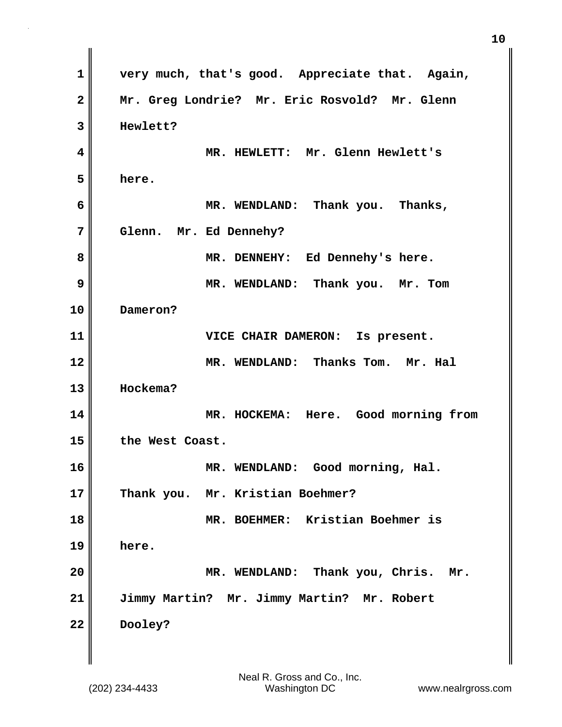very much, that's good. Appreciate that. Again, Mr. Greg Londrie? Mr. Eric Rosvold? Mr. Glenn Hewlett?

MR. HEWLETT: Mr. Glenn Hewlett's here.

MR. WENDLAND: Thank you. Thanks, Glenn. Mr. Ed Dennehy?

MR. DENNEHY: Ed Dennehy's here.

MR. WENDLAND: Thank you. Mr. Tom Dameron?

VICE CHAIR DAMERON: Is present.

MR. WENDLAND: Thanks Tom. Mr. Hal Hockema?

MR. HOCKEMA: Here. Good morning from the West Coast.

MR. WENDLAND: Good morning, Hal. Thank you. Mr. Kristian Boehmer?

MR. BOEHMER: Kristian Boehmer is here.

MR. WENDLAND: Thank you, Chris. Mr. Jimmy Martin? Mr. Jimmy Martin? Mr. Robert Dooley?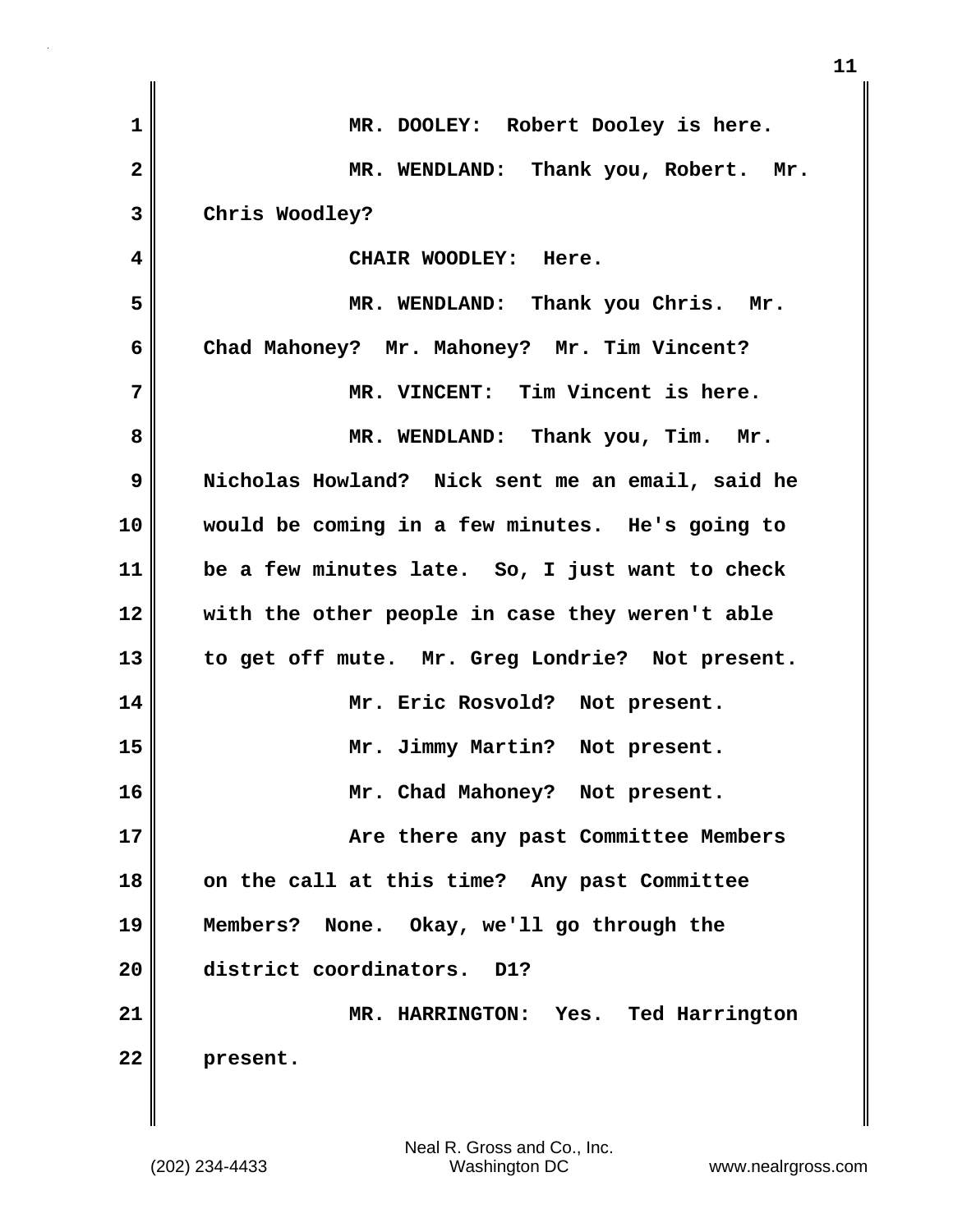MR. DOOLEY: Robert Dooley is here.

MR. WENDLAND: Thank you, Robert. Mr. Chris Woodley?

CHAIR WOODLEY: Here.

MR. WENDLAND: Thank you Chris. Mr. Chad Mahoney? Mr. Mahoney? Mr. Tim Vincent?

MR. VINCENT: Tim Vincent is here.

MR. WENDLAND: Thank you, Tim. Mr. Nicholas Howland? Nick sent me an email, said he would be coming in a few minutes. He's going to be a few minutes late. So, I just want to check with the other people in case they weren't able to get off mute. Mr. Greg Londrie? Not present.

Mr. Eric Rosvold? Not present.

Mr. Jimmy Martin? Not present.

Mr. Chad Mahoney? Not present.

Are there any past Committee Members on the call at this time? Any past Committee Members? None. Okay, we'll go through the district coordinators. D1?

MR. HARRINGTON: Yes. Ted Harrington present.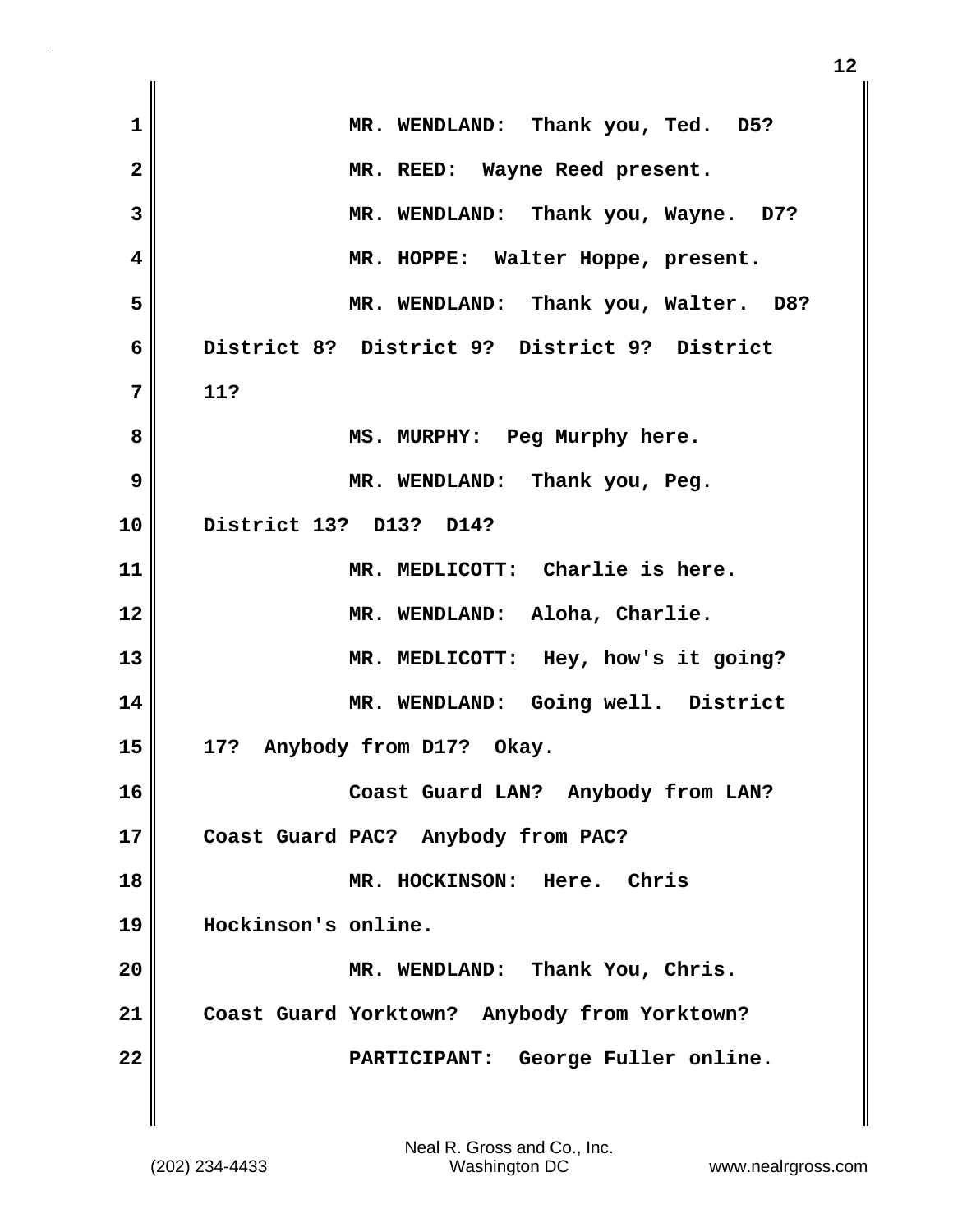MR. WENDLAND: Thank you, Ted. D5?

MR. REED: Wayne Reed present.

MR. WENDLAND: Thank you, Wayne. D7?

MR. HOPPE: Walter Hoppe, present.

MR. WENDLAND: Thank you, Walter. D8? District 8? District 9? District 9? District 11?

MS. MURPHY: Peg Murphy here.

MR. WENDLAND: Thank you, Peg. District 13? D13? D14?

MR. MEDLICOTT: Charlie is here.

MR. WENDLAND: Aloha, Charlie.

MR. MEDLICOTT: Hey, how's it going?

MR. WENDLAND: Going well. District 17? Anybody from D17? Okay.

Coast Guard LAN? Anybody from LAN? Coast Guard PAC? Anybody from PAC?

MR. HOCKINSON: Here. Chris Hockinson's online.

MR. WENDLAND: Thank You, Chris. Coast Guard Yorktown? Anybody from Yorktown?

PARTICIPANT: George Fuller online.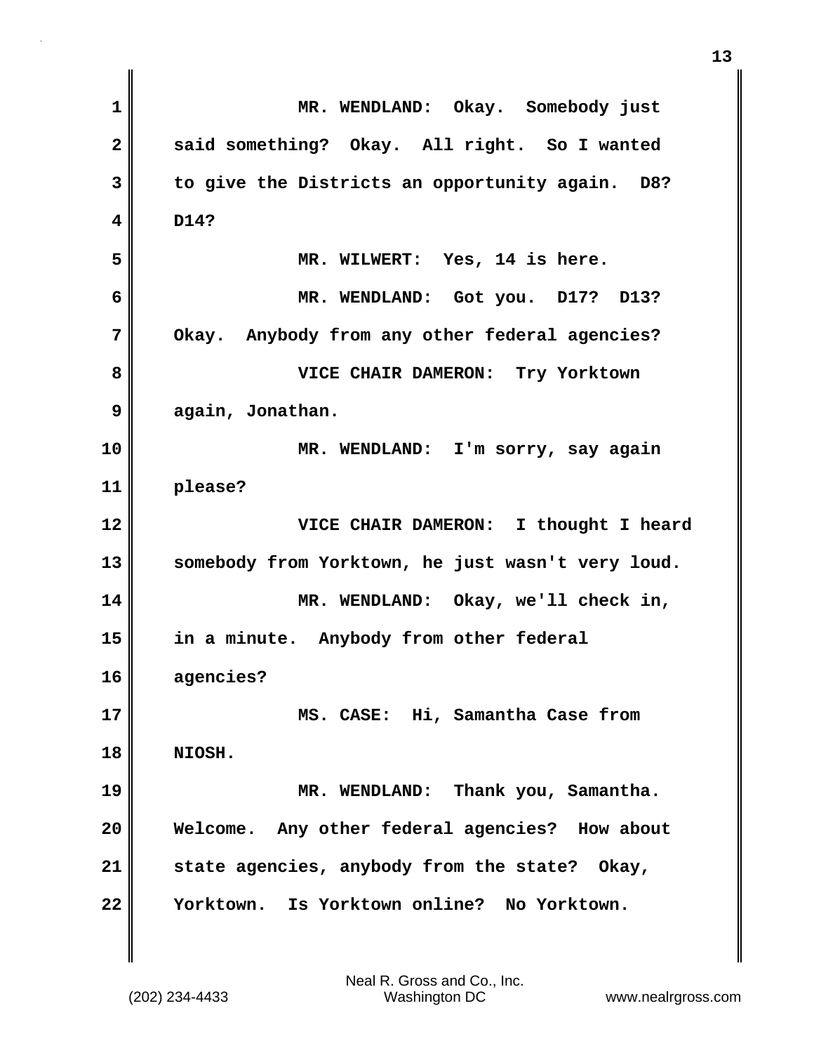MR. WENDLAND: Okay. Somebody just said something? Okay. All right. So I wanted to give the Districts an opportunity again. D8? D14?

MR. WILWERT: Yes, 14 is here.

MR. WENDLAND: Got you. D17? D13? Okay. Anybody from any other federal agencies?

VICE CHAIR DAMERON: Try Yorktown again, Jonathan.

MR. WENDLAND: I'm sorry, say again please?

VICE CHAIR DAMERON: I thought I heard somebody from Yorktown, he just wasn't very loud.

MR. WENDLAND: Okay, we'll check in, in a minute. Anybody from other federal agencies?

MS. CASE: Hi, Samantha Case from NIOSH.

MR. WENDLAND: Thank you, Samantha. Welcome. Any other federal agencies? How about state agencies, anybody from the state? Okay, Yorktown. Is Yorktown online? No Yorktown.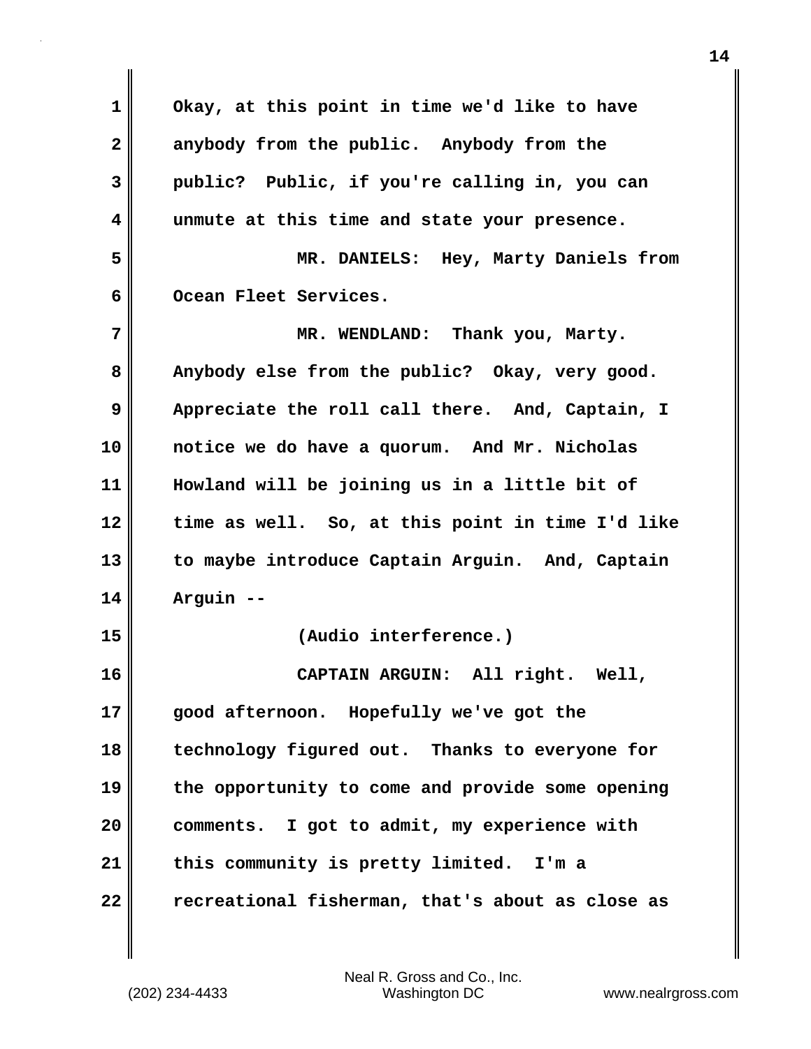Okay, at this point in time we'd like to have anybody from the public. Anybody from the public? Public, if you're calling in, you can unmute at this time and state your presence.

MR. DANIELS: Hey, Marty Daniels from Ocean Fleet Services.

MR. WENDLAND: Thank you, Marty. Anybody else from the public? Okay, very good. Appreciate the roll call there. And, Captain, I notice we do have a quorum. And Mr. Nicholas Howland will be joining us in a little bit of time as well. So, at this point in time I'd like to maybe introduce Captain Arguin. And, Captain Arguin --

(Audio interference.)

CAPTAIN ARGUIN: All right. Well, good afternoon. Hopefully we've got the technology figured out. Thanks to everyone for the opportunity to come and provide some opening comments. I got to admit, my experience with this community is pretty limited. I'm a recreational fisherman, that's about as close as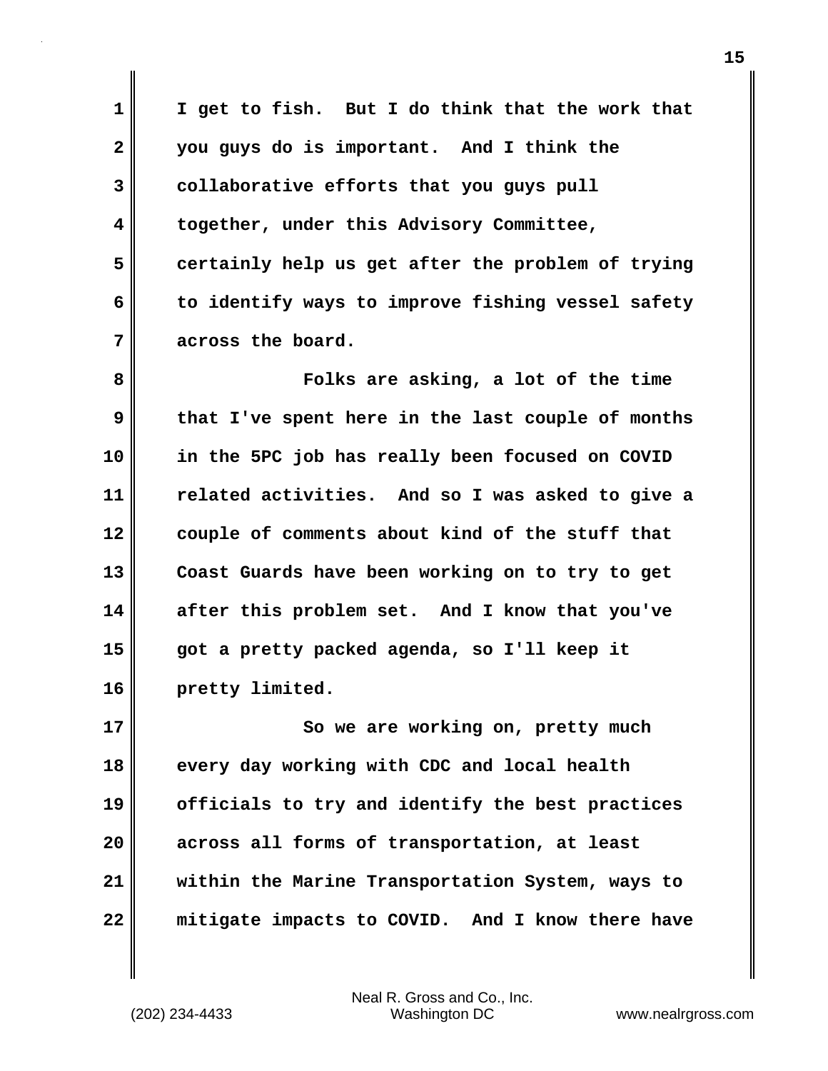I get to fish. But I do think that the work that you guys do is important. And I think the collaborative efforts that you guys pull together, under this Advisory Committee, certainly help us get after the problem of trying to identify ways to improve fishing vessel safety across the board.

Folks are asking, a lot of the time that I've spent here in the last couple of months in the 5PC job has really been focused on COVID related activities. And so I was asked to give a couple of comments about kind of the stuff that Coast Guards have been working on to try to get after this problem set. And I know that you've got a pretty packed agenda, so I'll keep it pretty limited.

So we are working on, pretty much every day working with CDC and local health officials to try and identify the best practices across all forms of transportation, at least within the Marine Transportation System, ways to mitigate impacts to COVID. And I know there have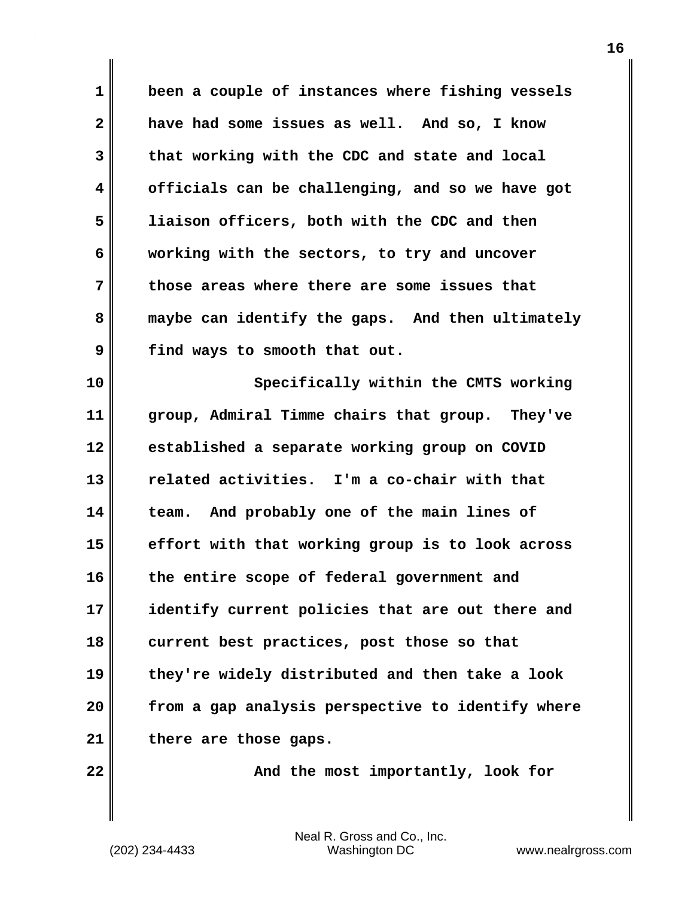been a couple of instances where fishing vessels have had some issues as well. And so, I know that working with the CDC and state and local officials can be challenging, and so we have got liaison officers, both with the CDC and then working with the sectors, to try and uncover those areas where there are some issues that maybe can identify the gaps. And then ultimately find ways to smooth that out.

Specifically within the CMTS working group, Admiral Timme chairs that group. They've established a separate working group on COVID related activities. I'm a co-chair with that team. And probably one of the main lines of effort with that working group is to look across the entire scope of federal government and identify current policies that are out there and current best practices, post those so that they're widely distributed and then take a look from a gap analysis perspective to identify where there are those gaps.

And the most importantly, look for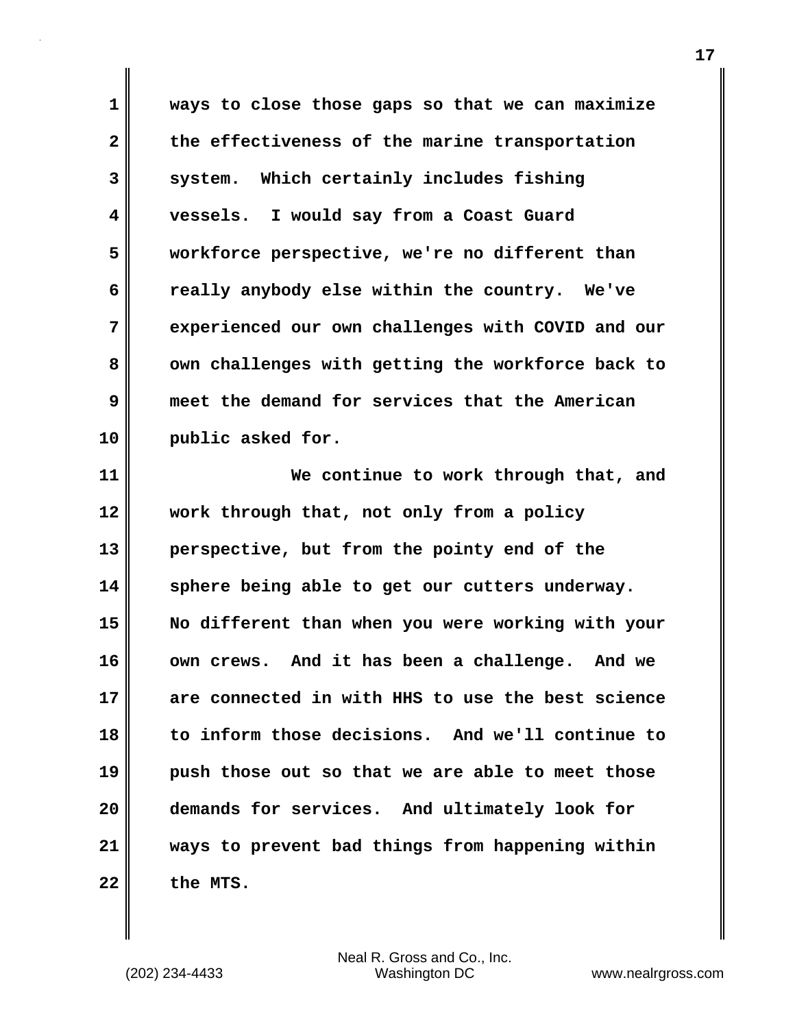ways to close those gaps so that we can maximize the effectiveness of the marine transportation system. Which certainly includes fishing vessels. I would say from a Coast Guard workforce perspective, we're no different than really anybody else within the country. We've experienced our own challenges with COVID and our own challenges with getting the workforce back to meet the demand for services that the American public asked for.

We continue to work through that, and work through that, not only from a policy perspective, but from the pointy end of the sphere being able to get our cutters underway. No different than when you were working with your own crews. And it has been a challenge. And we are connected in with HHS to use the best science to inform those decisions. And we'll continue to push those out so that we are able to meet those demands for services. And ultimately look for ways to prevent bad things from happening within the MTS.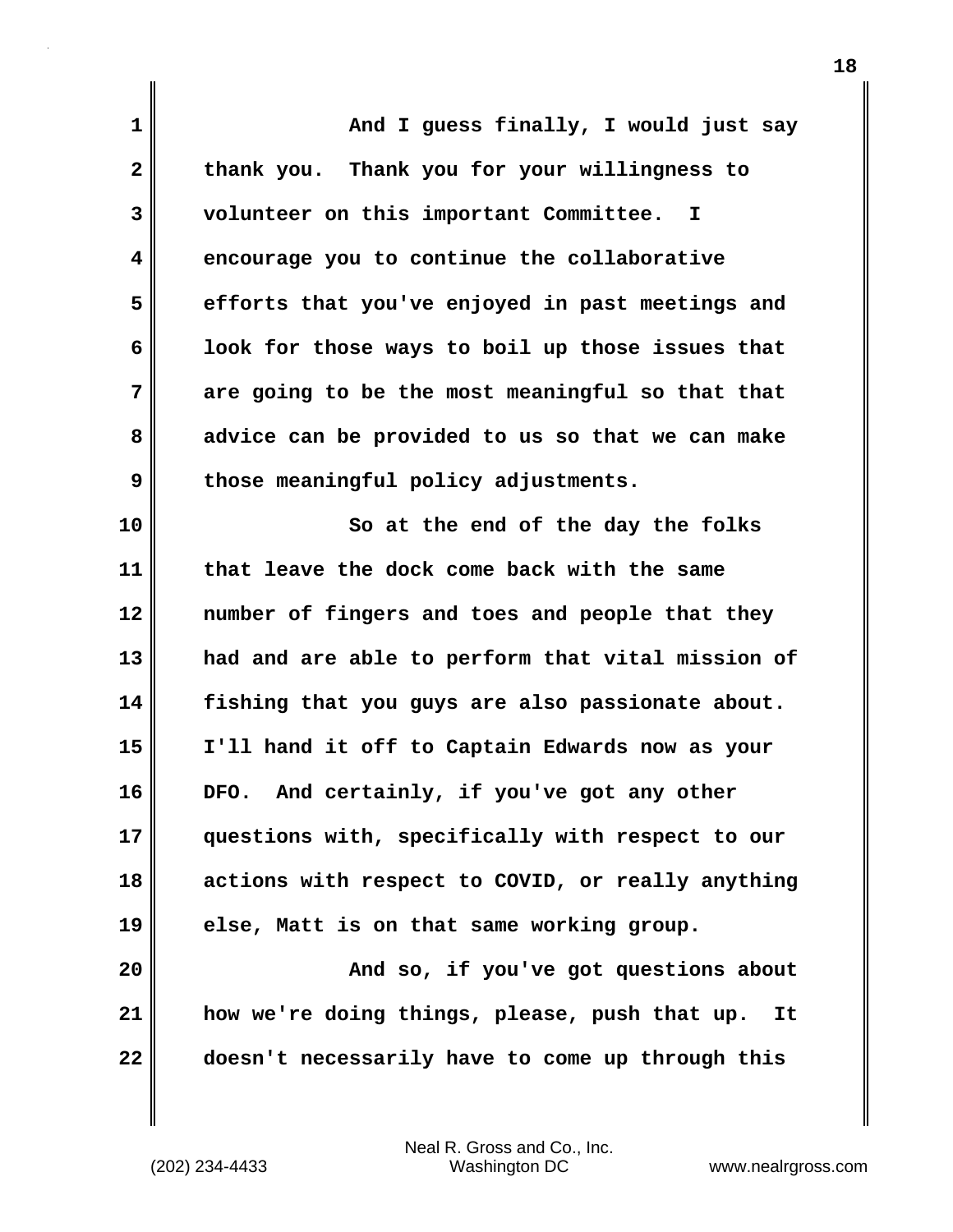And I guess finally, I would just say thank you. Thank you for your willingness to volunteer on this important Committee. I encourage you to continue the collaborative efforts that you've enjoyed in past meetings and look for those ways to boil up those issues that are going to be the most meaningful so that that advice can be provided to us so that we can make those meaningful policy adjustments.

So at the end of the day the folks that leave the dock come back with the same number of fingers and toes and people that they had and are able to perform that vital mission of fishing that you guys are also passionate about. I'll hand it off to Captain Edwards now as your DFO. And certainly, if you've got any other questions with, specifically with respect to our actions with respect to COVID, or really anything else, Matt is on that same working group.

And so, if you've got questions about how we're doing things, please, push that up. It doesn't necessarily have to come up through this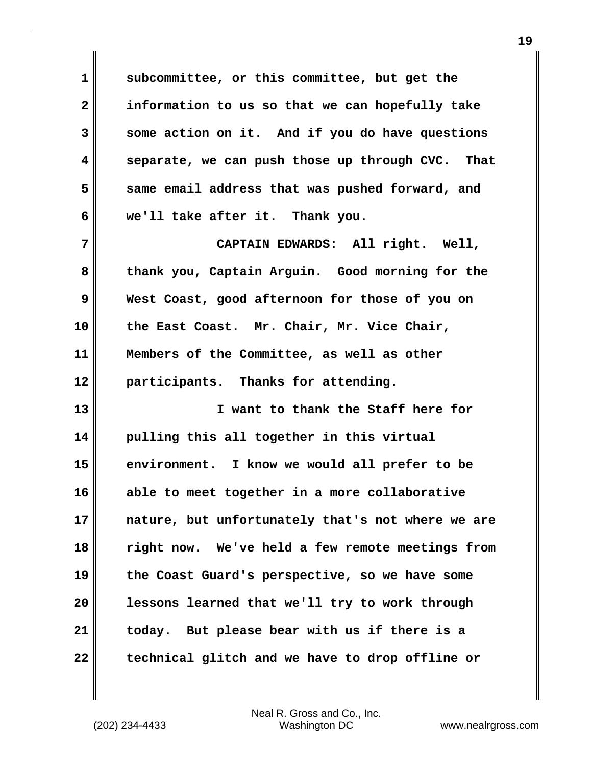subcommittee, or this committee, but get the information to us so that we can hopefully take some action on it. And if you do have questions separate, we can push those up through CVC. That same email address that was pushed forward, and we'll take after it. Thank you.

CAPTAIN EDWARDS: All right. Well, thank you, Captain Arguin. Good morning for the West Coast, good afternoon for those of you on the East Coast. Mr. Chair, Mr. Vice Chair, Members of the Committee, as well as other participants. Thanks for attending.

I want to thank the Staff here for pulling this all together in this virtual environment. I know we would all prefer to be able to meet together in a more collaborative nature, but unfortunately that's not where we are right now. We've held a few remote meetings from the Coast Guard's perspective, so we have some lessons learned that we'll try to work through today. But please bear with us if there is a technical glitch and we have to drop offline or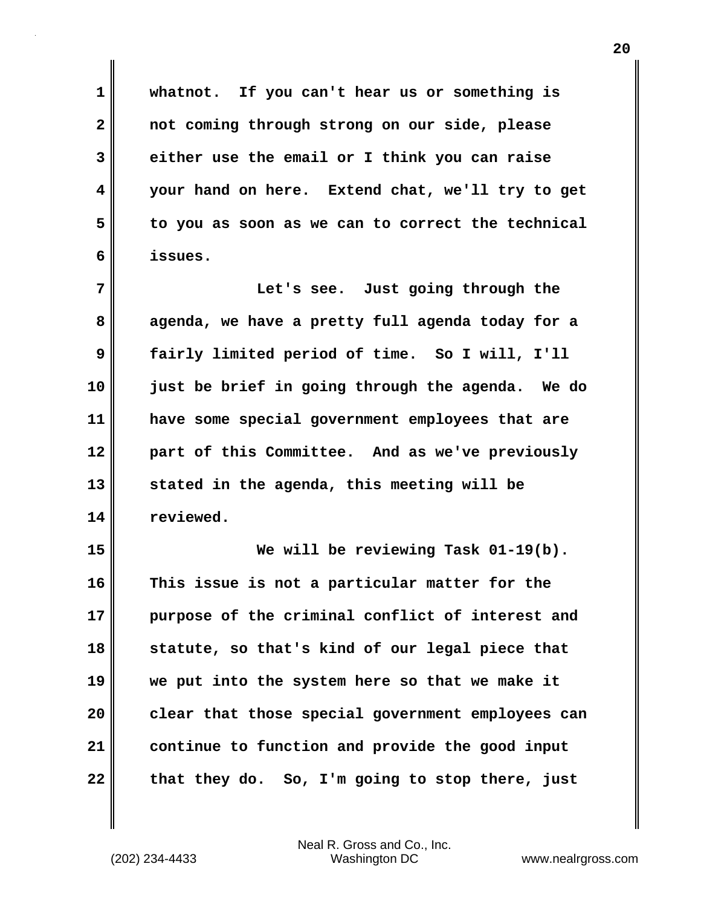whatnot. If you can't hear us or something is not coming through strong on our side, please either use the email or I think you can raise your hand on here. Extend chat, we'll try to get to you as soon as we can to correct the technical issues.

Let's see. Just going through the agenda, we have a pretty full agenda today for a fairly limited period of time. So I will, I'll just be brief in going through the agenda. We do have some special government employees that are part of this Committee. And as we've previously stated in the agenda, this meeting will be reviewed.

We will be reviewing Task 01-19(b). This issue is not a particular matter for the purpose of the criminal conflict of interest and statute, so that's kind of our legal piece that we put into the system here so that we make it clear that those special government employees can continue to function and provide the good input that they do. So, I'm going to stop there, just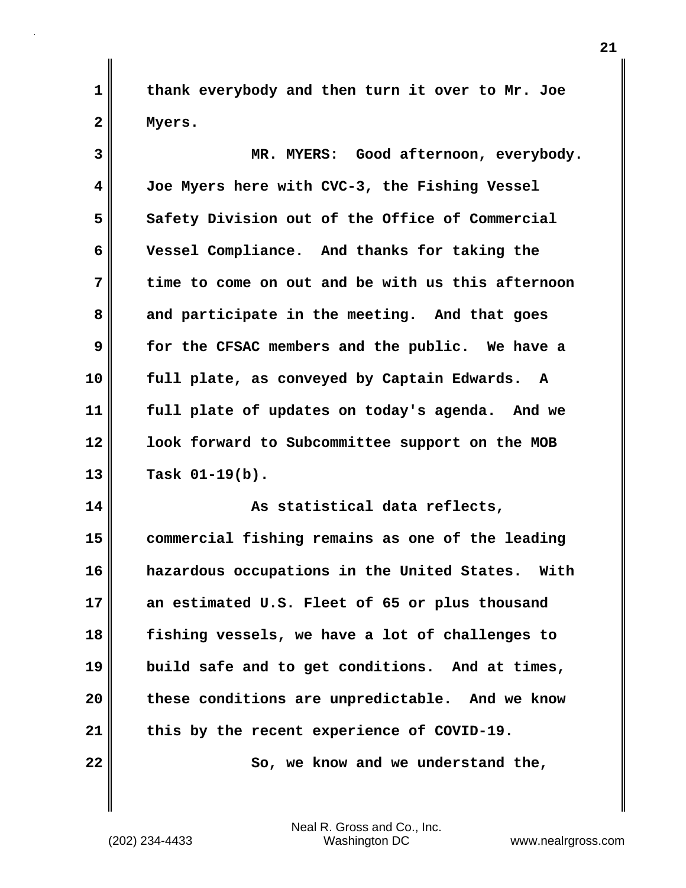thank everybody and then turn it over to Mr. Joe Myers.

MR. MYERS: Good afternoon, everybody. Joe Myers here with CVC-3, the Fishing Vessel Safety Division out of the Office of Commercial Vessel Compliance. And thanks for taking the time to come on out and be with us this afternoon and participate in the meeting. And that goes for the CFSAC members and the public. We have a full plate, as conveyed by Captain Edwards. A full plate of updates on today's agenda. And we look forward to Subcommittee support on the MOB Task 01-19(b).

As statistical data reflects, commercial fishing remains as one of the leading hazardous occupations in the United States. With an estimated U.S. Fleet of 65 or plus thousand fishing vessels, we have a lot of challenges to build safe and to get conditions. And at times, these conditions are unpredictable. And we know this by the recent experience of COVID-19.

So, we know and we understand the,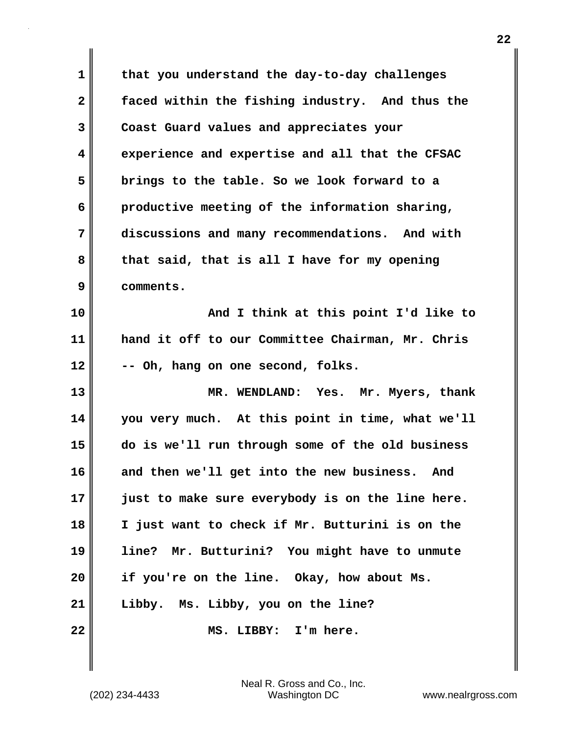that you understand the day-to-day challenges faced within the fishing industry. And thus the Coast Guard values and appreciates your experience and expertise and all that the CFSAC brings to the table. So we look forward to a productive meeting of the information sharing, discussions and many recommendations. And with that said, that is all I have for my opening comments.

And I think at this point I'd like to hand it off to our Committee Chairman, Mr. Chris -- Oh, hang on one second, folks.

MR. WENDLAND: Yes. Mr. Myers, thank you very much. At this point in time, what we'll do is we'll run through some of the old business and then we'll get into the new business. And just to make sure everybody is on the line here. I just want to check if Mr. Butturini is on the line? Mr. Butturini? You might have to unmute if you're on the line. Okay, how about Ms. Libby. Ms. Libby, you on the line?

MS. LIBBY: I'm here.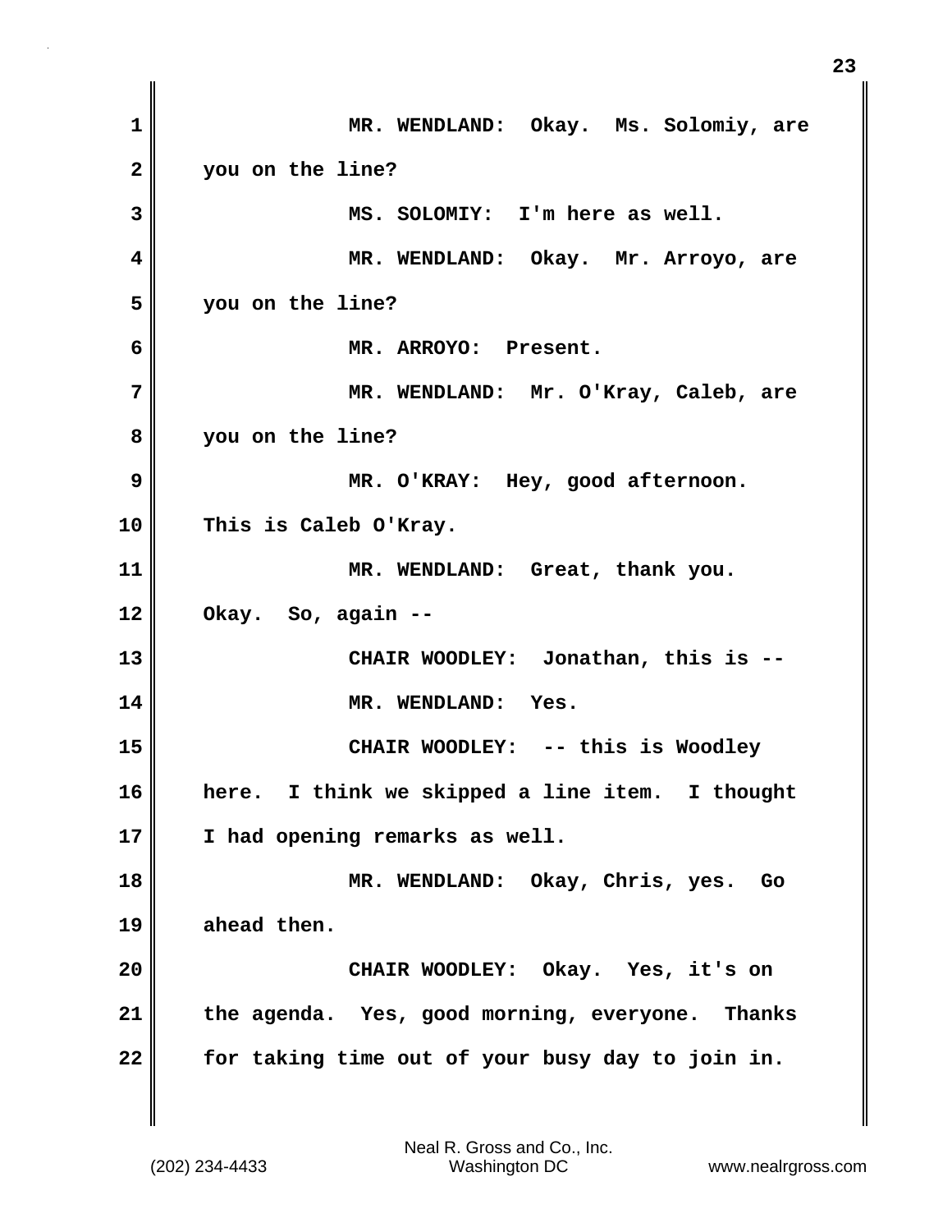MR. WENDLAND: Okay. Ms. Solomiy, are you on the line?

MS. SOLOMIY: I'm here as well.

MR. WENDLAND: Okay. Mr. Arroyo, are you on the line?

MR. ARROYO: Present.

MR. WENDLAND: Mr. O'Kray, Caleb, are you on the line?

MR. O'KRAY: Hey, good afternoon. This is Caleb O'Kray.

MR. WENDLAND: Great, thank you. Okay. So, again --

CHAIR WOODLEY: Jonathan, this is --

MR. WENDLAND: Yes.

CHAIR WOODLEY: -- this is Woodley here. I think we skipped a line item. I thought I had opening remarks as well.

MR. WENDLAND: Okay, Chris, yes. Go ahead then.

CHAIR WOODLEY: Okay. Yes, it's on the agenda. Yes, good morning, everyone. Thanks for taking time out of your busy day to join in.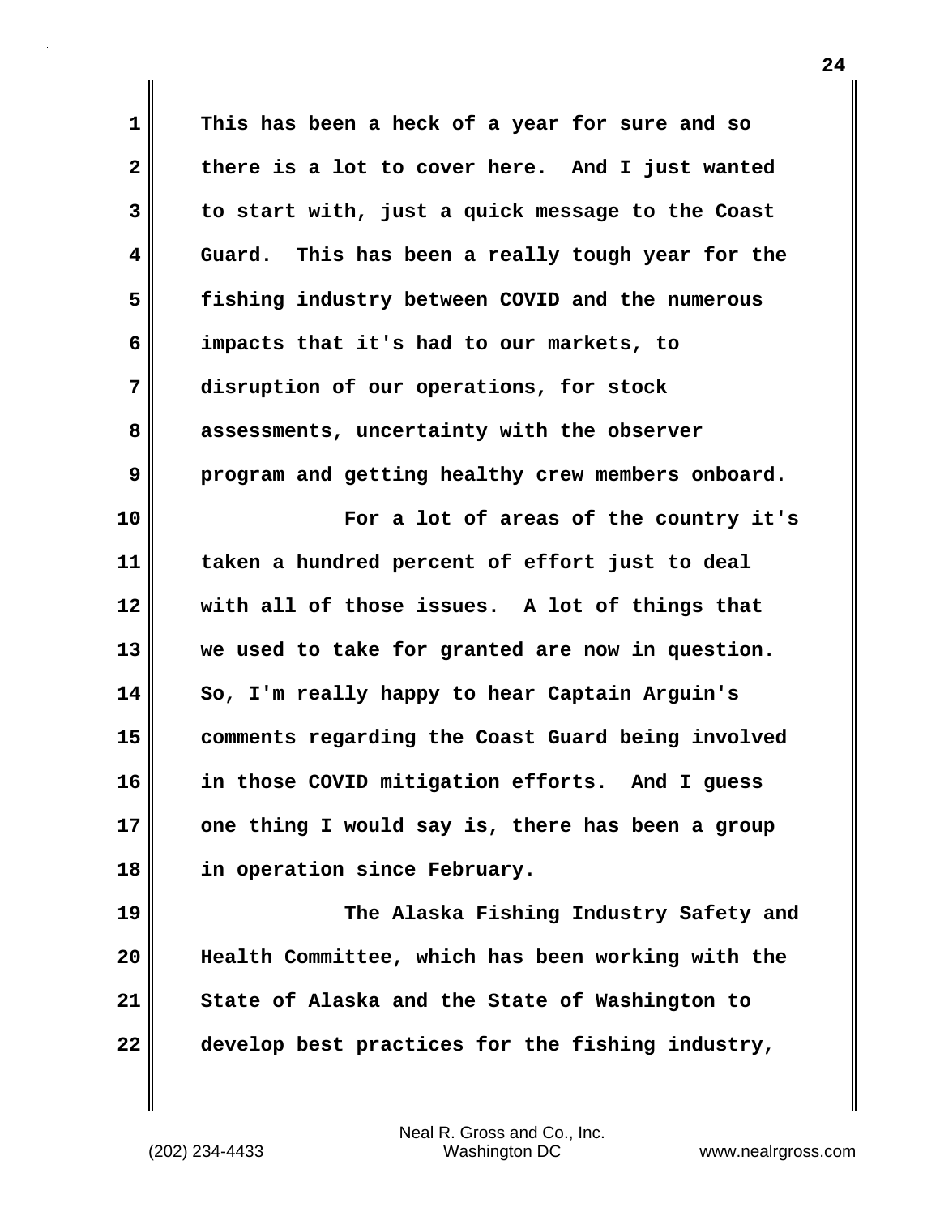This has been a heck of a year for sure and so there is a lot to cover here. And I just wanted to start with, just a quick message to the Coast Guard. This has been a really tough year for the fishing industry between COVID and the numerous impacts that it's had to our markets, to disruption of our operations, for stock assessments, uncertainty with the observer program and getting healthy crew members onboard.

For a lot of areas of the country it's taken a hundred percent of effort just to deal with all of those issues. A lot of things that we used to take for granted are now in question. So, I'm really happy to hear Captain Arguin's comments regarding the Coast Guard being involved in those COVID mitigation efforts. And I guess one thing I would say is, there has been a group in operation since February.

The Alaska Fishing Industry Safety and Health Committee, which has been working with the State of Alaska and the State of Washington to develop best practices for the fishing industry,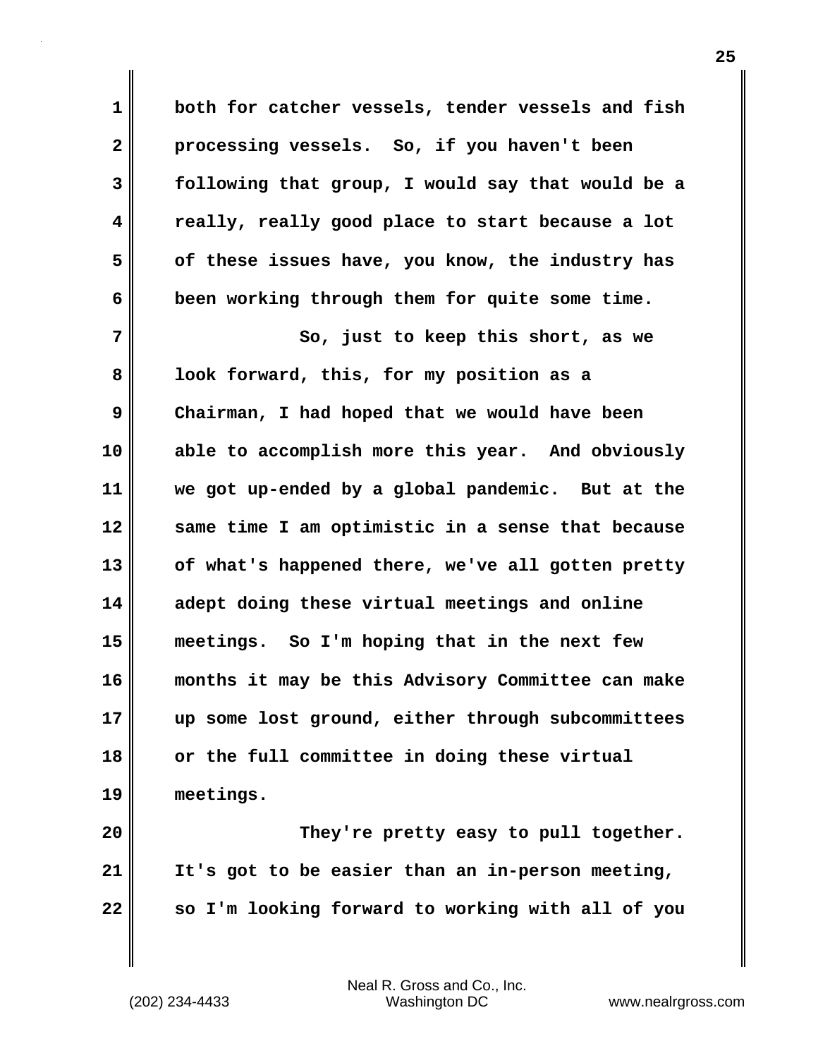both for catcher vessels, tender vessels and fish processing vessels. So, if you haven't been following that group, I would say that would be a really, really good place to start because a lot of these issues have, you know, the industry has been working through them for quite some time.

So, just to keep this short, as we look forward, this, for my position as a Chairman, I had hoped that we would have been able to accomplish more this year. And obviously we got up-ended by a global pandemic. But at the same time I am optimistic in a sense that because of what's happened there, we've all gotten pretty adept doing these virtual meetings and online meetings. So I'm hoping that in the next few months it may be this Advisory Committee can make up some lost ground, either through subcommittees or the full committee in doing these virtual meetings.

They're pretty easy to pull together. It's got to be easier than an in-person meeting, so I'm looking forward to working with all of you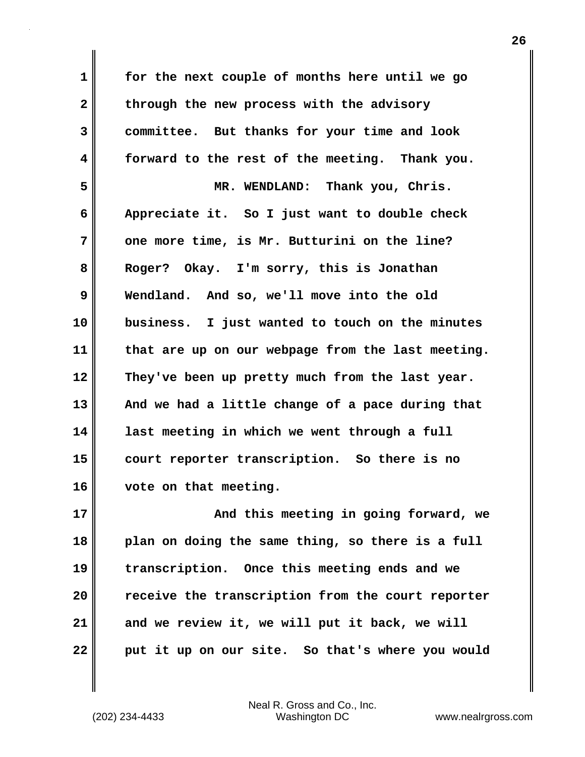for the next couple of months here until we go through the new process with the advisory committee. But thanks for your time and look forward to the rest of the meeting. Thank you.

MR. WENDLAND: Thank you, Chris. Appreciate it. So I just want to double check one more time, is Mr. Butturini on the line? Roger? Okay. I'm sorry, this is Jonathan Wendland. And so, we'll move into the old business. I just wanted to touch on the minutes that are up on our webpage from the last meeting. They've been up pretty much from the last year. And we had a little change of a pace during that last meeting in which we went through a full court reporter transcription. So there is no vote on that meeting.

And this meeting in going forward, we plan on doing the same thing, so there is a full transcription. Once this meeting ends and we receive the transcription from the court reporter and we review it, we will put it back, we will put it up on our site. So that's where you would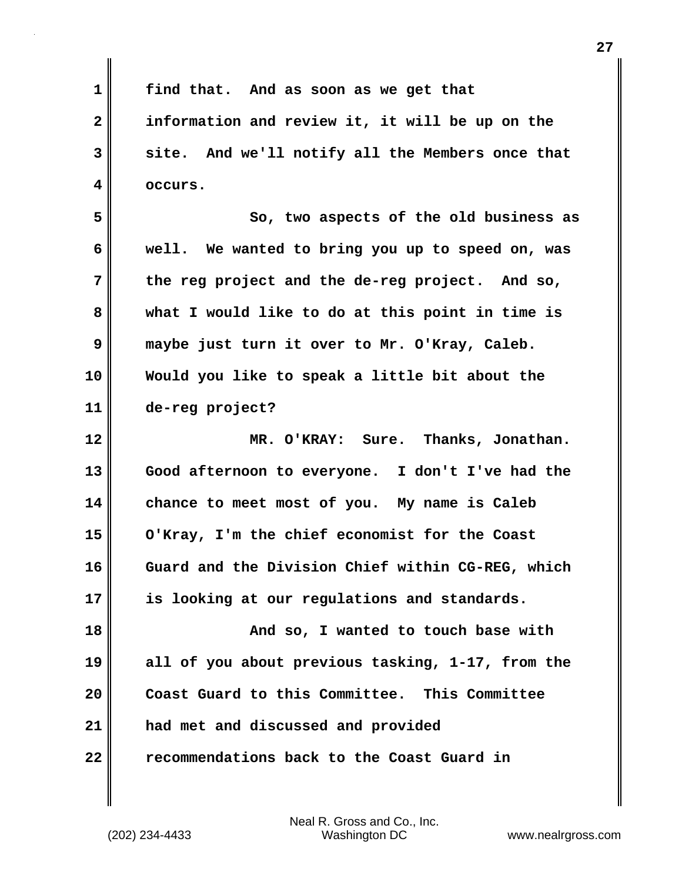find that. And as soon as we get that information and review it, it will be up on the site. And we'll notify all the Members once that occurs.

So, two aspects of the old business as well. We wanted to bring you up to speed on, was the reg project and the de-reg project. And so, what I would like to do at this point in time is maybe just turn it over to Mr. O'Kray, Caleb. Would you like to speak a little bit about the de-reg project?

MR. O'KRAY: Sure. Thanks, Jonathan. Good afternoon to everyone. I don't I've had the chance to meet most of you. My name is Caleb O'Kray, I'm the chief economist for the Coast Guard and the Division Chief within CG-REG, which is looking at our regulations and standards.

And so, I wanted to touch base with all of you about previous tasking, 1-17, from the Coast Guard to this Committee. This Committee had met and discussed and provided recommendations back to the Coast Guard in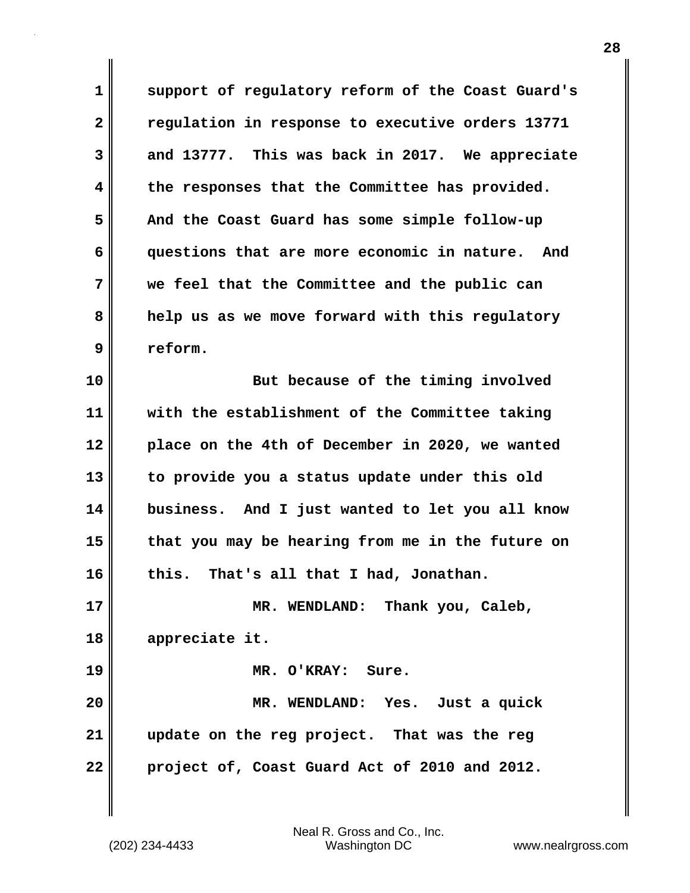support of regulatory reform of the Coast Guard's regulation in response to executive orders 13771 and 13777. This was back in 2017. We appreciate the responses that the Committee has provided. And the Coast Guard has some simple follow-up questions that are more economic in nature. And we feel that the Committee and the public can help us as we move forward with this regulatory reform.

But because of the timing involved with the establishment of the Committee taking place on the 4th of December in 2020, we wanted to provide you a status update under this old business. And I just wanted to let you all know that you may be hearing from me in the future on this. That's all that I had, Jonathan.

MR. WENDLAND: Thank you, Caleb, appreciate it.

MR. O'KRAY: Sure.

MR. WENDLAND: Yes. Just a quick update on the reg project. That was the reg project of, Coast Guard Act of 2010 and 2012.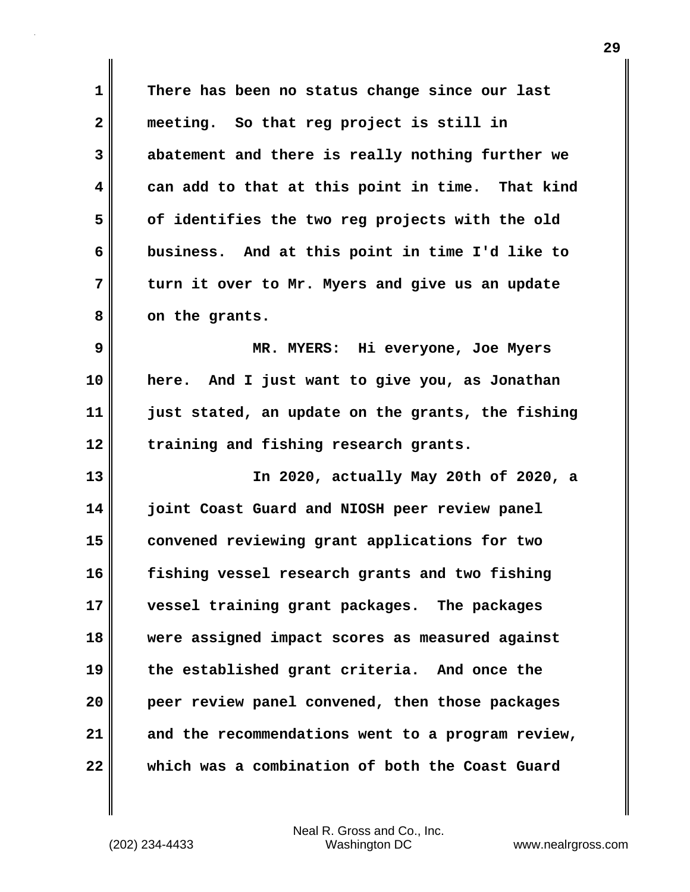There has been no status change since our last meeting. So that reg project is still in abatement and there is really nothing further we can add to that at this point in time. That kind of identifies the two reg projects with the old business. And at this point in time I'd like to turn it over to Mr. Myers and give us an update on the grants.

MR. MYERS: Hi everyone, Joe Myers here. And I just want to give you, as Jonathan just stated, an update on the grants, the fishing training and fishing research grants.

In 2020, actually May 20th of 2020, a joint Coast Guard and NIOSH peer review panel convened reviewing grant applications for two fishing vessel research grants and two fishing vessel training grant packages. The packages were assigned impact scores as measured against the established grant criteria. And once the peer review panel convened, then those packages and the recommendations went to a program review, which was a combination of both the Coast Guard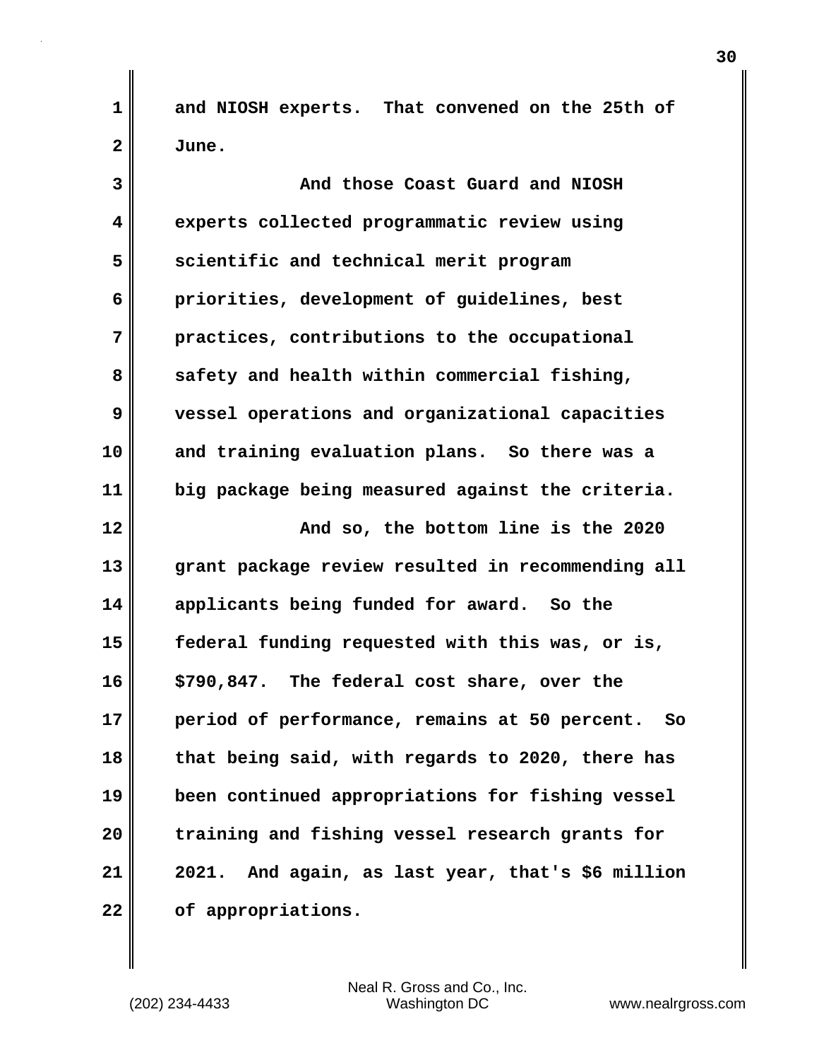and NIOSH experts. That convened on the 25th of June.

And those Coast Guard and NIOSH experts collected programmatic review using scientific and technical merit program priorities, development of guidelines, best practices, contributions to the occupational safety and health within commercial fishing, vessel operations and organizational capacities and training evaluation plans. So there was a big package being measured against the criteria.

And so, the bottom line is the 2020 grant package review resulted in recommending all applicants being funded for award. So the federal funding requested with this was, or is, $790,847. The federal cost share, over the period of performance, remains at 50 percent. So that being said, with regards to 2020, there has been continued appropriations for fishing vessel training and fishing vessel research grants for 2021. And again, as last year, that's $6 million of appropriations.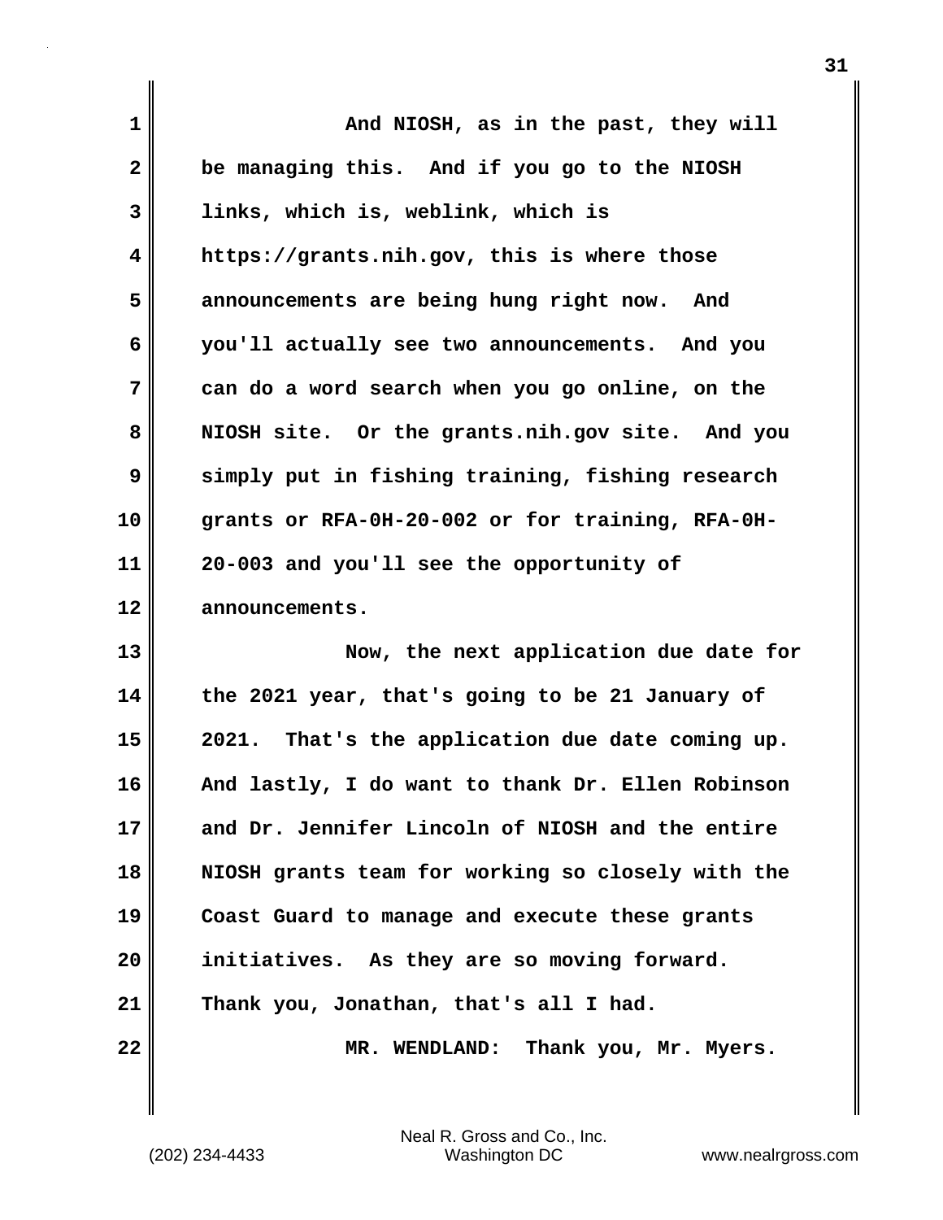And NIOSH, as in the past, they will be managing this. And if you go to the NIOSH links, which is, weblink, which is https://grants.nih.gov, this is where those announcements are being hung right now. And you'll actually see two announcements. And you can do a word search when you go online, on the NIOSH site. Or the grants.nih.gov site. And you simply put in fishing training, fishing research grants or RFA-0H-20-002 or for training, RFA-0H-20-003 and you'll see the opportunity of announcements.

Now, the next application due date for the 2021 year, that's going to be 21 January of 2021. That's the application due date coming up. And lastly, I do want to thank Dr. Ellen Robinson and Dr. Jennifer Lincoln of NIOSH and the entire NIOSH grants team for working so closely with the Coast Guard to manage and execute these grants initiatives. As they are so moving forward. Thank you, Jonathan, that's all I had.

**MR. WENDLAND:** Thank you, Mr. Myers.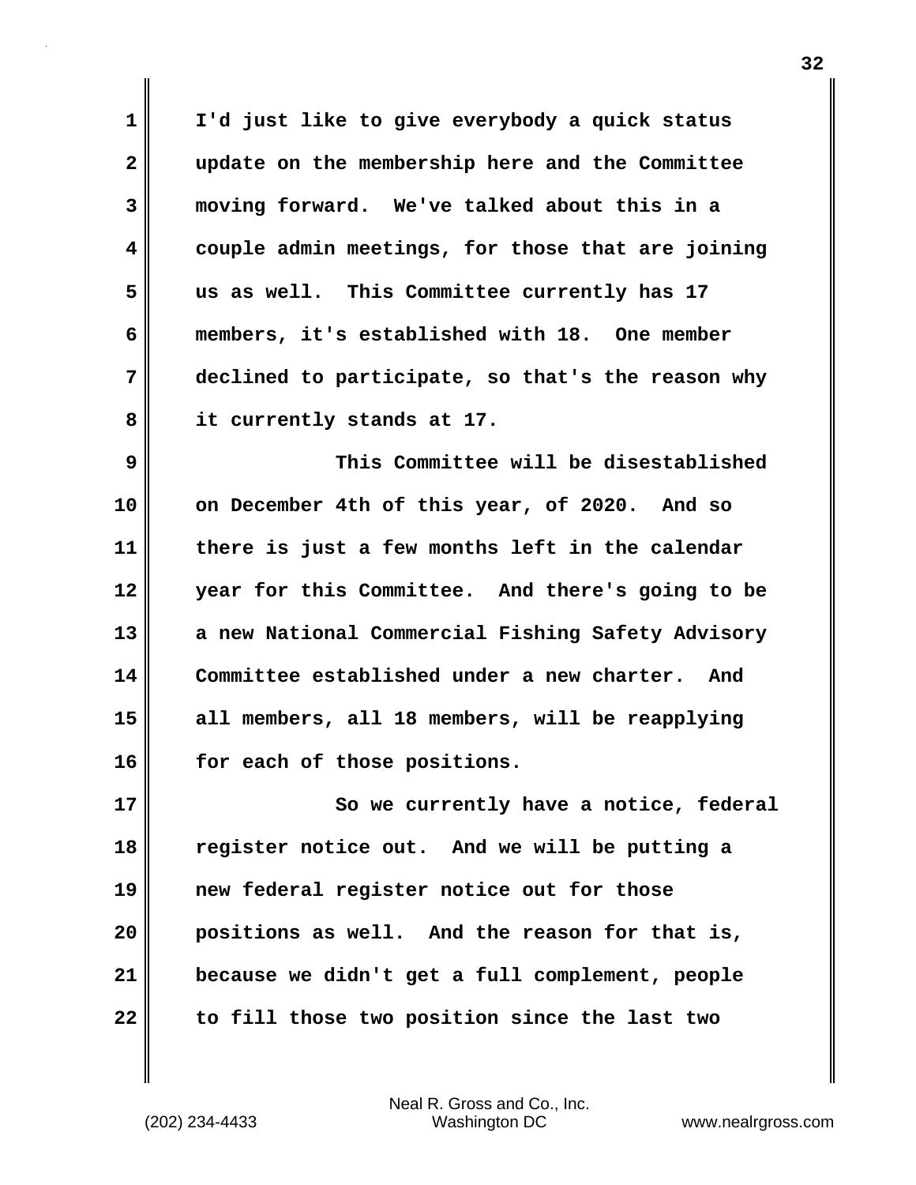I'd just like to give everybody a quick status update on the membership here and the Committee moving forward. We've talked about this in a couple admin meetings, for those that are joining us as well. This Committee currently has 17 members, it's established with 18. One member declined to participate, so that's the reason why it currently stands at 17.

This Committee will be disestablished on December 4th of this year, of 2020. And so there is just a few months left in the calendar year for this Committee. And there's going to be a new National Commercial Fishing Safety Advisory Committee established under a new charter. And all members, all 18 members, will be reapplying for each of those positions.

So we currently have a notice, federal register notice out. And we will be putting a new federal register notice out for those positions as well. And the reason for that is, because we didn't get a full complement, people to fill those two position since the last two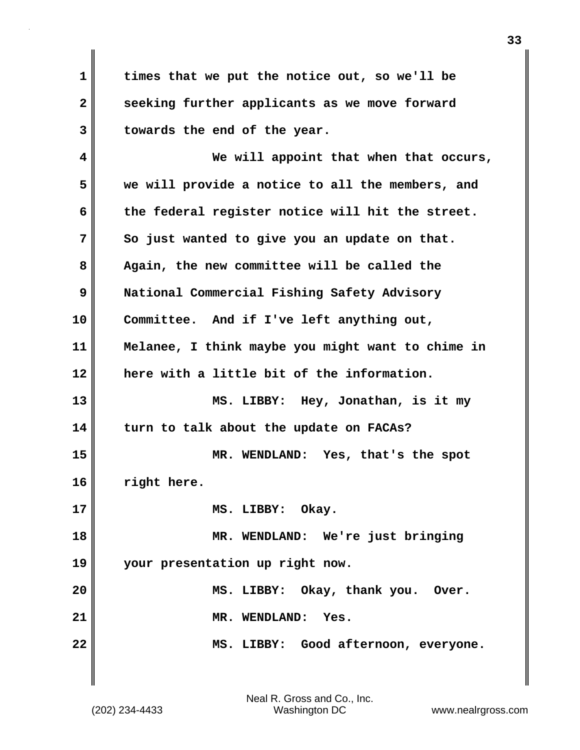times that we put the notice out, so we'll be seeking further applicants as we move forward towards the end of the year.

We will appoint that when that occurs, we will provide a notice to all the members, and the federal register notice will hit the street. So just wanted to give you an update on that. Again, the new committee will be called the National Commercial Fishing Safety Advisory Committee. And if I've left anything out, Melanee, I think maybe you might want to chime in here with a little bit of the information.

MS. LIBBY: Hey, Jonathan, is it my turn to talk about the update on FACAs?

MR. WENDLAND: Yes, that's the spot right here.

MS. LIBBY: Okay.

MR. WENDLAND: We're just bringing your presentation up right now.

MS. LIBBY: Okay, thank you. Over.

MR. WENDLAND: Yes.

MS. LIBBY: Good afternoon, everyone.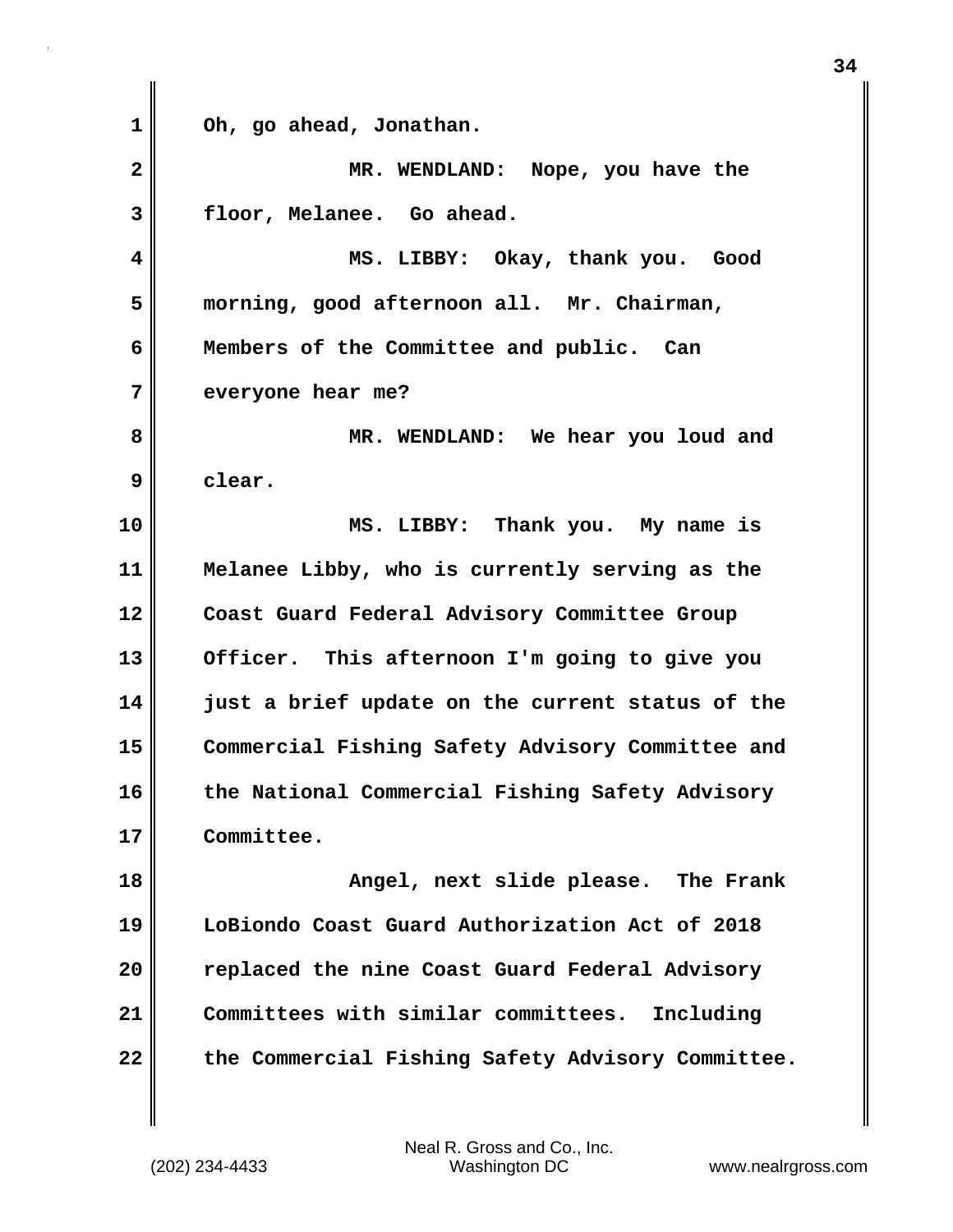Oh, go ahead, Jonathan.

MR. WENDLAND: Nope, you have the floor, Melanee. Go ahead.

MS. LIBBY: Okay, thank you. Good morning, good afternoon all. Mr. Chairman, Members of the Committee and public. Can everyone hear me?

MR. WENDLAND: We hear you loud and clear.

MS. LIBBY: Thank you. My name is Melanee Libby, who is currently serving as the Coast Guard Federal Advisory Committee Group Officer. This afternoon I'm going to give you just a brief update on the current status of the Commercial Fishing Safety Advisory Committee and the National Commercial Fishing Safety Advisory Committee.

Angel, next slide please. The Frank LoBiondo Coast Guard Authorization Act of 2018 replaced the nine Coast Guard Federal Advisory Committees with similar committees. Including the Commercial Fishing Safety Advisory Committee.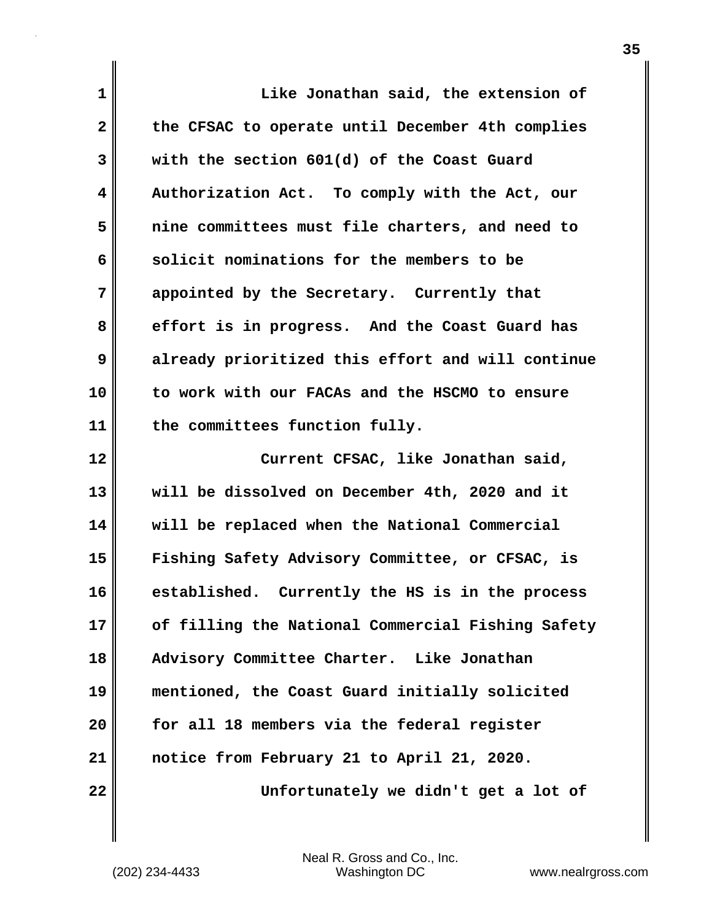Like Jonathan said, the extension of the CFSAC to operate until December 4th complies with the section 601(d) of the Coast Guard Authorization Act. To comply with the Act, our nine committees must file charters, and need to solicit nominations for the members to be appointed by the Secretary. Currently that effort is in progress. And the Coast Guard has already prioritized this effort and will continue to work with our FACAs and the HSCMO to ensure the committees function fully.

Current CFSAC, like Jonathan said, will be dissolved on December 4th, 2020 and it will be replaced when the National Commercial Fishing Safety Advisory Committee, or CFSAC, is established. Currently the HS is in the process of filling the National Commercial Fishing Safety Advisory Committee Charter. Like Jonathan mentioned, the Coast Guard initially solicited for all 18 members via the federal register notice from February 21 to April 21, 2020.

Unfortunately we didn't get a lot of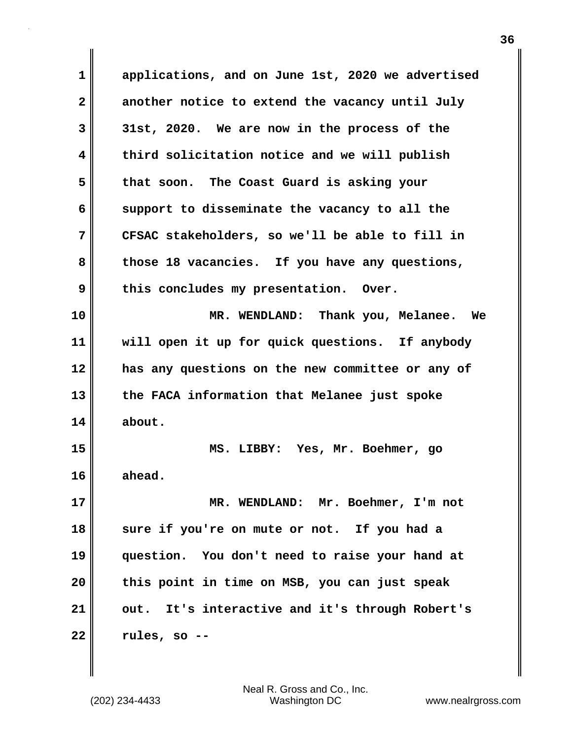applications, and on June 1st, 2020 we advertised another notice to extend the vacancy until July 31st, 2020. We are now in the process of the third solicitation notice and we will publish that soon. The Coast Guard is asking your support to disseminate the vacancy to all the CFSAC stakeholders, so we'll be able to fill in those 18 vacancies. If you have any questions, this concludes my presentation. Over.

MR. WENDLAND: Thank you, Melanee. We will open it up for quick questions. If anybody has any questions on the new committee or any of the FACA information that Melanee just spoke about.

MS. LIBBY: Yes, Mr. Boehmer, go ahead.

MR. WENDLAND: Mr. Boehmer, I'm not sure if you're on mute or not. If you had a question. You don't need to raise your hand at this point in time on MSB, you can just speak out. It's interactive and it's through Robert's rules, so --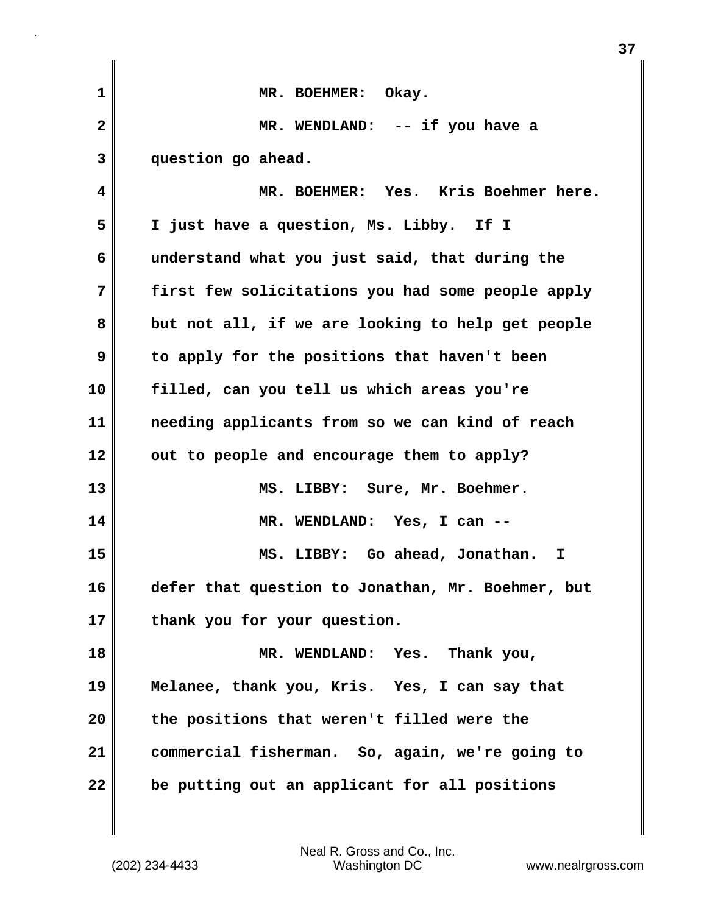MR. BOEHMER: Okay.

MR. WENDLAND: -- if you have a question go ahead.

MR. BOEHMER: Yes. Kris Boehmer here. I just have a question, Ms. Libby. If I understand what you just said, that during the first few solicitations you had some people apply but not all, if we are looking to help get people to apply for the positions that haven't been filled, can you tell us which areas you're needing applicants from so we can kind of reach out to people and encourage them to apply?

MS. LIBBY: Sure, Mr. Boehmer.

MR. WENDLAND: Yes, I can --

MS. LIBBY: Go ahead, Jonathan. I defer that question to Jonathan, Mr. Boehmer, but thank you for your question.

MR. WENDLAND: Yes. Thank you, Melanee, thank you, Kris. Yes, I can say that the positions that weren't filled were the commercial fisherman. So, again, we're going to be putting out an applicant for all positions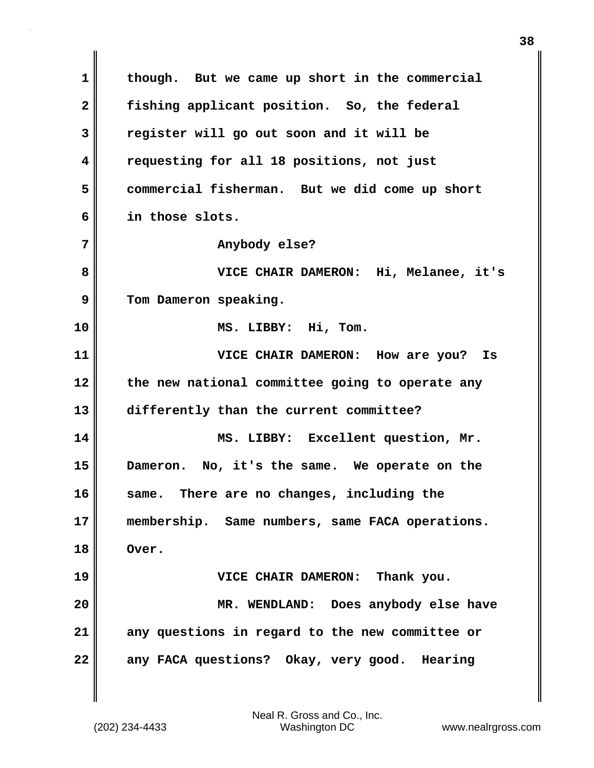though. But we came up short in the commercial fishing applicant position. So, the federal register will go out soon and it will be requesting for all 18 positions, not just commercial fisherman. But we did come up short in those slots.

Anybody else?

VICE CHAIR DAMERON: Hi, Melanee, it's Tom Dameron speaking.

MS. LIBBY: Hi, Tom.

VICE CHAIR DAMERON: How are you? Is the new national committee going to operate any differently than the current committee?

MS. LIBBY: Excellent question, Mr. Dameron. No, it's the same. We operate on the same. There are no changes, including the membership. Same numbers, same FACA operations. Over.

VICE CHAIR DAMERON: Thank you.

MR. WENDLAND: Does anybody else have any questions in regard to the new committee or any FACA questions? Okay, very good. Hearing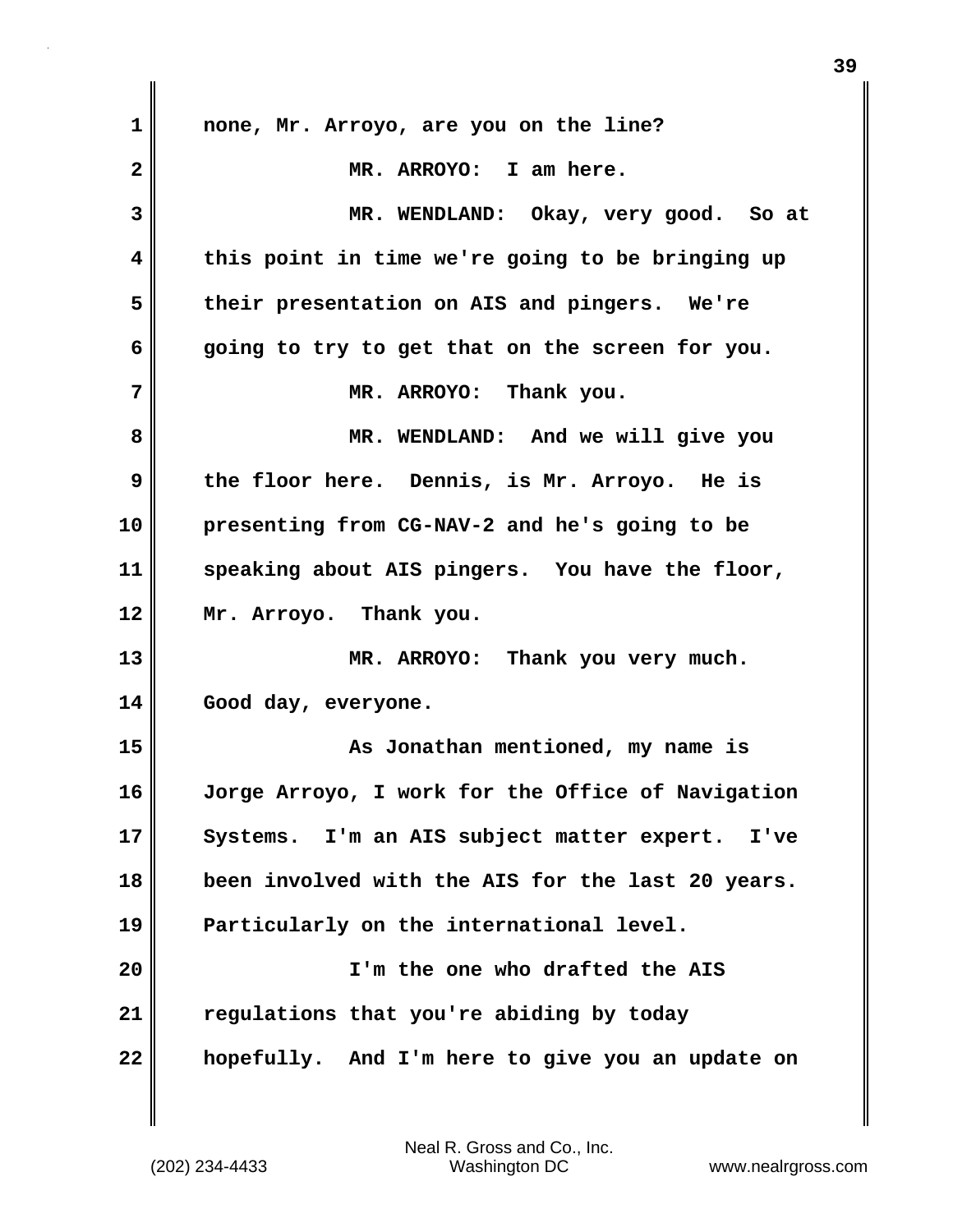none, Mr. Arroyo, are you on the line?

MR. ARROYO: I am here.

MR. WENDLAND: Okay, very good. So at this point in time we're going to be bringing up their presentation on AIS and pingers. We're going to try to get that on the screen for you.

MR. ARROYO: Thank you.

MR. WENDLAND: And we will give you the floor here. Dennis, is Mr. Arroyo. He is presenting from CG-NAV-2 and he's going to be speaking about AIS pingers. You have the floor, Mr. Arroyo. Thank you.

MR. ARROYO: Thank you very much. Good day, everyone.

As Jonathan mentioned, my name is Jorge Arroyo, I work for the Office of Navigation Systems. I'm an AIS subject matter expert. I've been involved with the AIS for the last 20 years. Particularly on the international level.

I'm the one who drafted the AIS regulations that you're abiding by today hopefully. And I'm here to give you an update on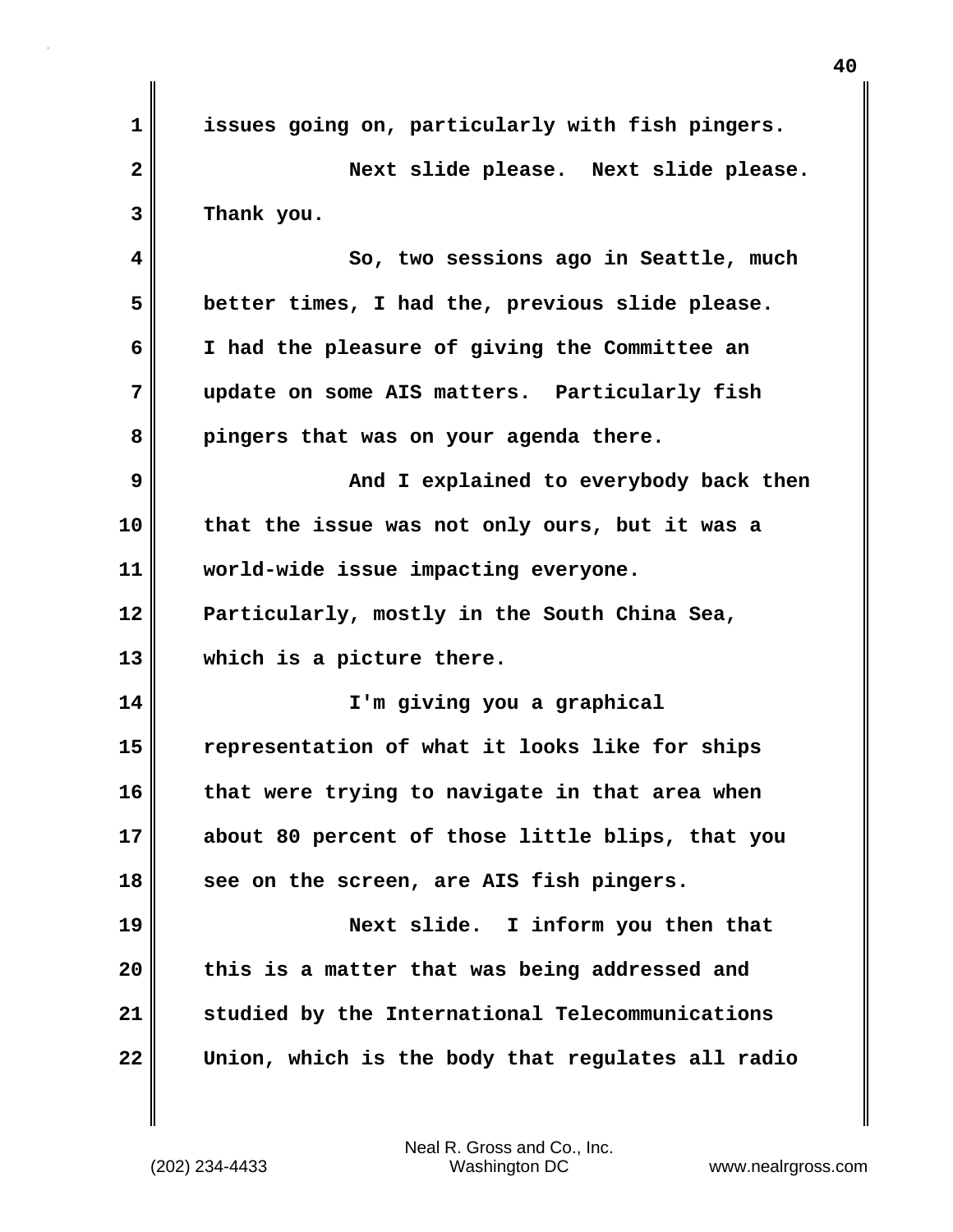issues going on, particularly with fish pingers.

Next slide please. Next slide please. Thank you.

So, two sessions ago in Seattle, much better times, I had the, previous slide please. I had the pleasure of giving the Committee an update on some AIS matters. Particularly fish pingers that was on your agenda there.

And I explained to everybody back then that the issue was not only ours, but it was a world-wide issue impacting everyone. Particularly, mostly in the South China Sea, which is a picture there.

I'm giving you a graphical representation of what it looks like for ships that were trying to navigate in that area when about 80 percent of those little blips, that you see on the screen, are AIS fish pingers.

Next slide. I inform you then that this is a matter that was being addressed and studied by the International Telecommunications Union, which is the body that regulates all radio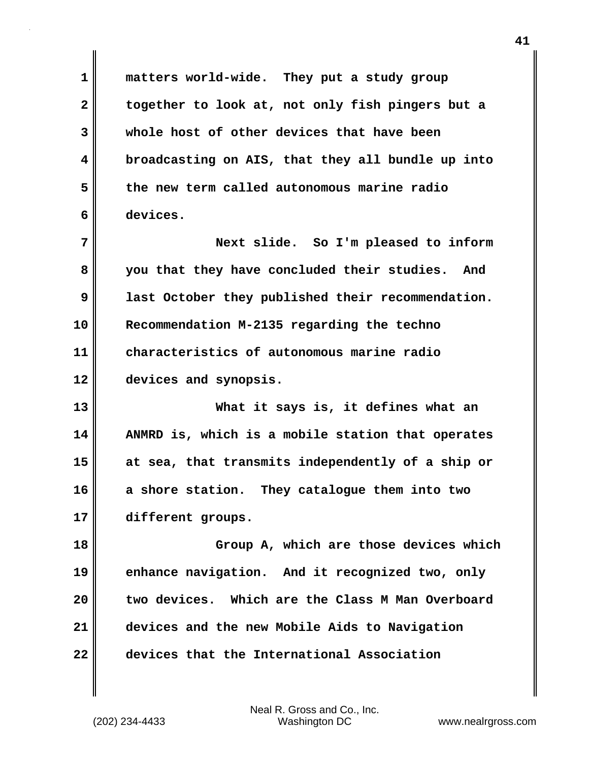matters world-wide. They put a study group together to look at, not only fish pingers but a whole host of other devices that have been broadcasting on AIS, that they all bundle up into the new term called autonomous marine radio devices.

Next slide. So I'm pleased to inform you that they have concluded their studies. And last October they published their recommendation. Recommendation M-2135 regarding the techno characteristics of autonomous marine radio devices and synopsis.

What it says is, it defines what an ANMRD is, which is a mobile station that operates at sea, that transmits independently of a ship or a shore station. They catalogue them into two different groups.

Group A, which are those devices which enhance navigation. And it recognized two, only two devices. Which are the Class M Man Overboard devices and the new Mobile Aids to Navigation devices that the International Association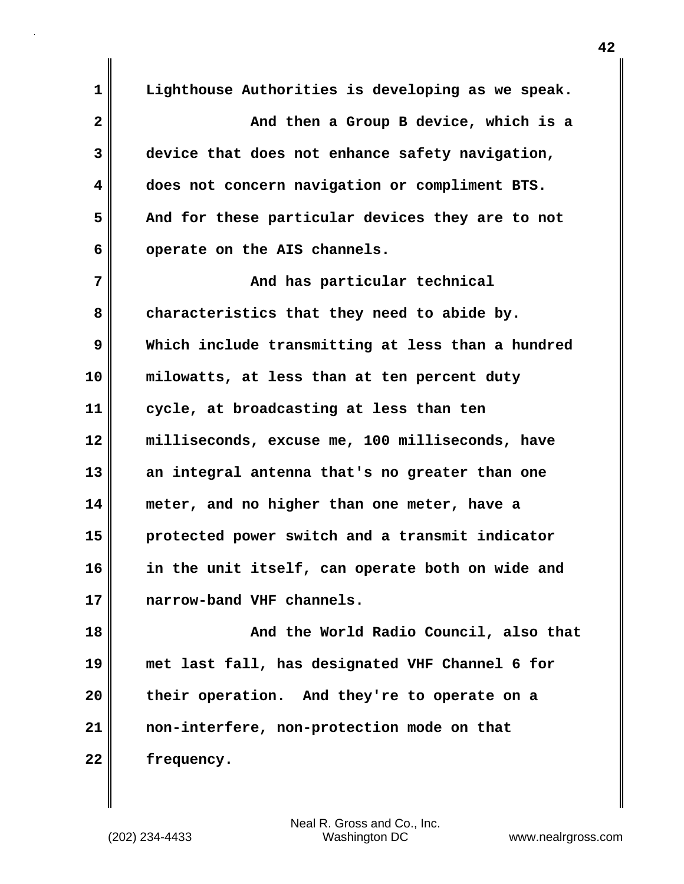Lighthouse Authorities is developing as we speak.

And then a Group B device, which is a device that does not enhance safety navigation, does not concern navigation or compliment BTS. And for these particular devices they are to not operate on the AIS channels.

And has particular technical characteristics that they need to abide by. Which include transmitting at less than a hundred milowatts, at less than at ten percent duty cycle, at broadcasting at less than ten milliseconds, excuse me, 100 milliseconds, have an integral antenna that's no greater than one meter, and no higher than one meter, have a protected power switch and a transmit indicator in the unit itself, can operate both on wide and narrow-band VHF channels.

And the World Radio Council, also that met last fall, has designated VHF Channel 6 for their operation. And they're to operate on a non-interfere, non-protection mode on that frequency.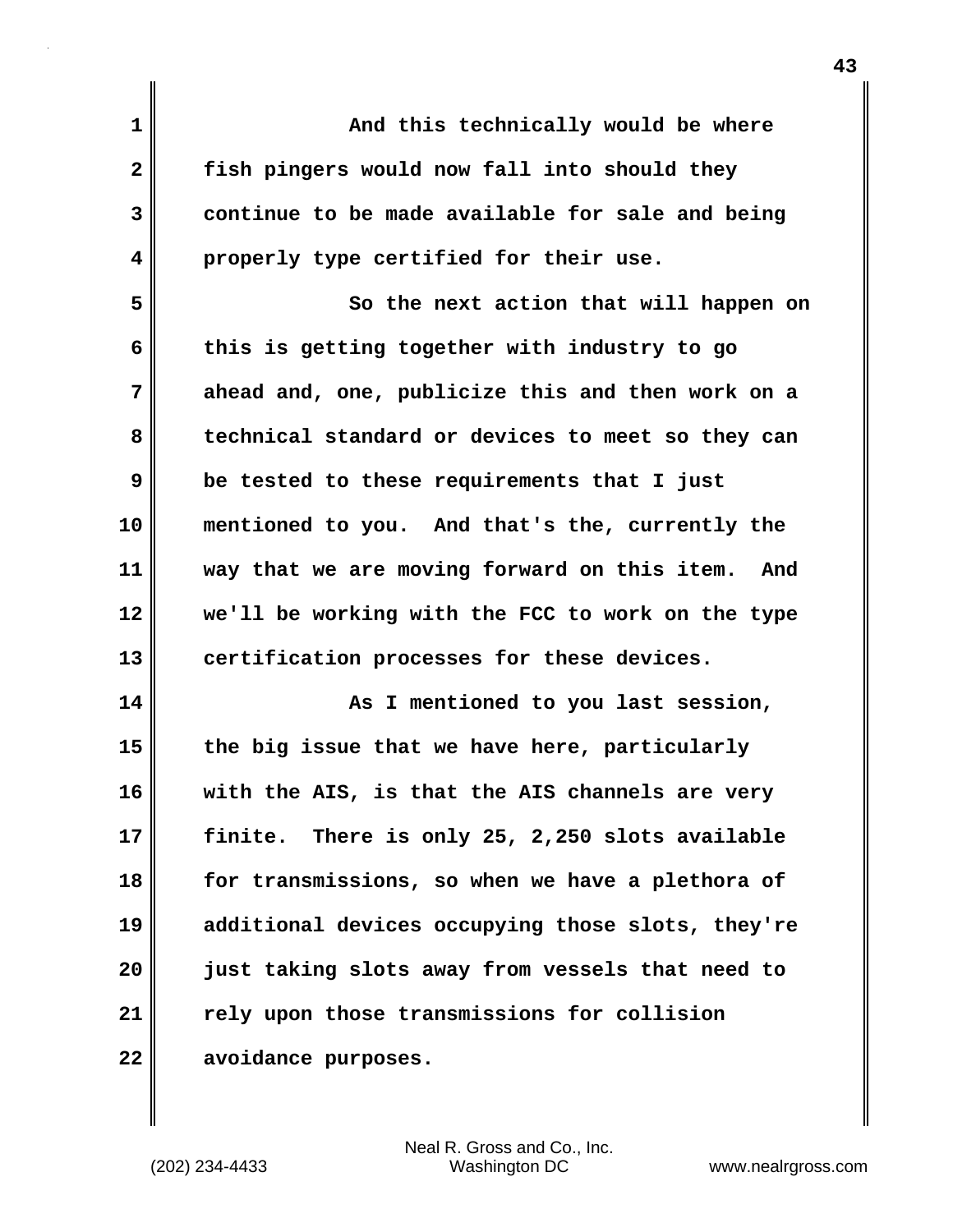And this technically would be where fish pingers would now fall into should they continue to be made available for sale and being properly type certified for their use.

So the next action that will happen on this is getting together with industry to go ahead and, one, publicize this and then work on a technical standard or devices to meet so they can be tested to these requirements that I just mentioned to you. And that's the, currently the way that we are moving forward on this item. And we'll be working with the FCC to work on the type certification processes for these devices.

As I mentioned to you last session, the big issue that we have here, particularly with the AIS, is that the AIS channels are very finite. There is only 25, 2,250 slots available for transmissions, so when we have a plethora of additional devices occupying those slots, they're just taking slots away from vessels that need to rely upon those transmissions for collision avoidance purposes.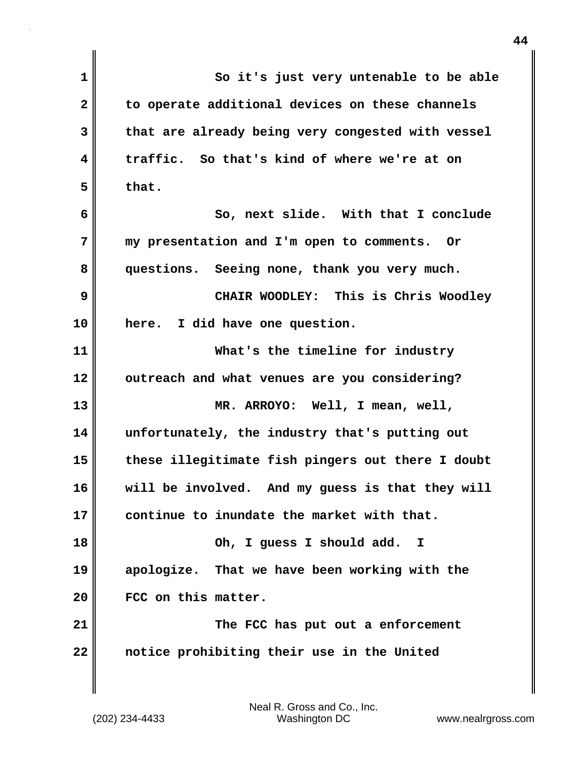So it's just very untenable to be able to operate additional devices on these channels that are already being very congested with vessel traffic. So that's kind of where we're at on that.

So, next slide. With that I conclude my presentation and I'm open to comments. Or questions. Seeing none, thank you very much.

CHAIR WOODLEY: This is Chris Woodley here. I did have one question.

What's the timeline for industry outreach and what venues are you considering?

MR. ARROYO: Well, I mean, well, unfortunately, the industry that's putting out these illegitimate fish pingers out there I doubt will be involved. And my guess is that they will continue to inundate the market with that.

Oh, I guess I should add. I apologize. That we have been working with the FCC on this matter.

The FCC has put out a enforcement notice prohibiting their use in the United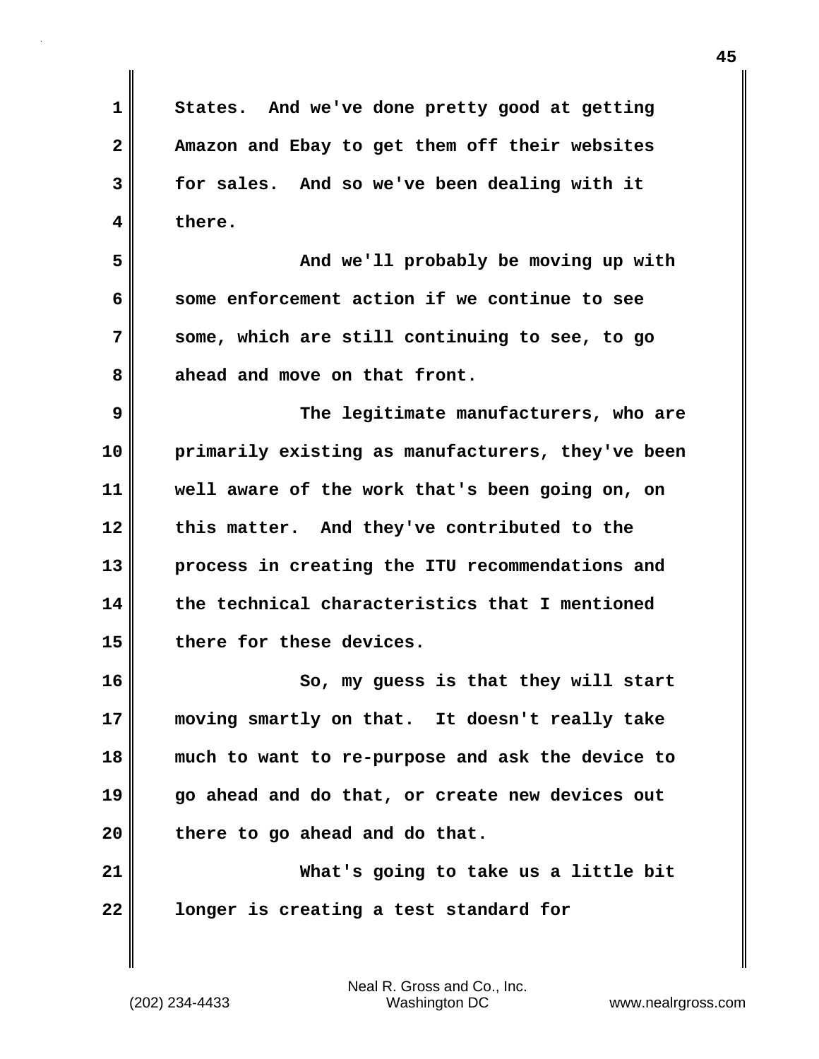States. And we've done pretty good at getting Amazon and Ebay to get them off their websites for sales. And so we've been dealing with it there.

And we'll probably be moving up with some enforcement action if we continue to see some, which are still continuing to see, to go ahead and move on that front.

The legitimate manufacturers, who are primarily existing as manufacturers, they've been well aware of the work that's been going on, on this matter. And they've contributed to the process in creating the ITU recommendations and the technical characteristics that I mentioned there for these devices.

So, my guess is that they will start moving smartly on that. It doesn't really take much to want to re-purpose and ask the device to go ahead and do that, or create new devices out there to go ahead and do that.

What's going to take us a little bit longer is creating a test standard for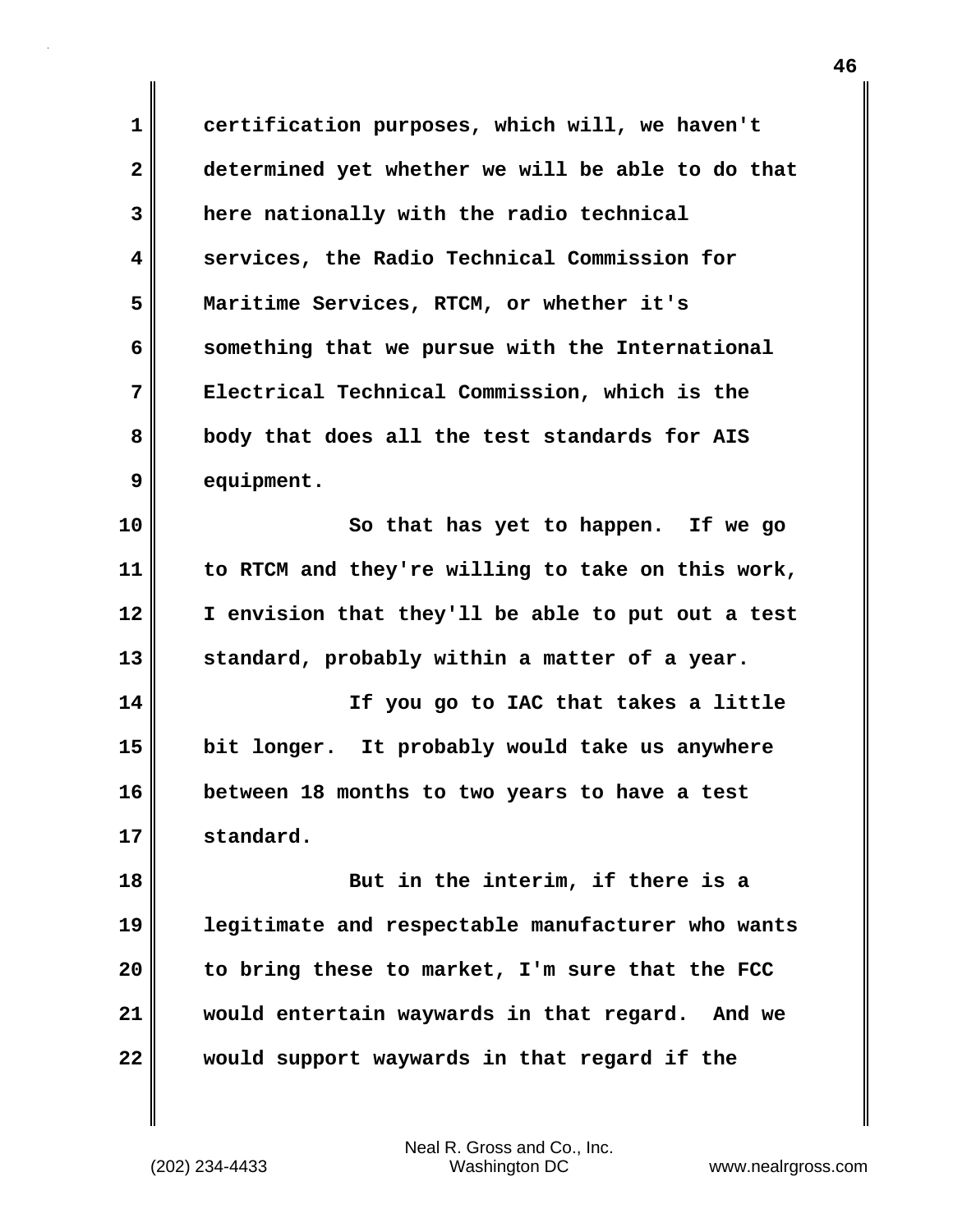certification purposes, which will, we haven't determined yet whether we will be able to do that here nationally with the radio technical services, the Radio Technical Commission for Maritime Services, RTCM, or whether it's something that we pursue with the International Electrical Technical Commission, which is the body that does all the test standards for AIS equipment.

So that has yet to happen. If we go to RTCM and they're willing to take on this work, I envision that they'll be able to put out a test standard, probably within a matter of a year.

If you go to IAC that takes a little bit longer. It probably would take us anywhere between 18 months to two years to have a test standard.

But in the interim, if there is a legitimate and respectable manufacturer who wants to bring these to market, I'm sure that the FCC would entertain waywards in that regard. And we would support waywards in that regard if the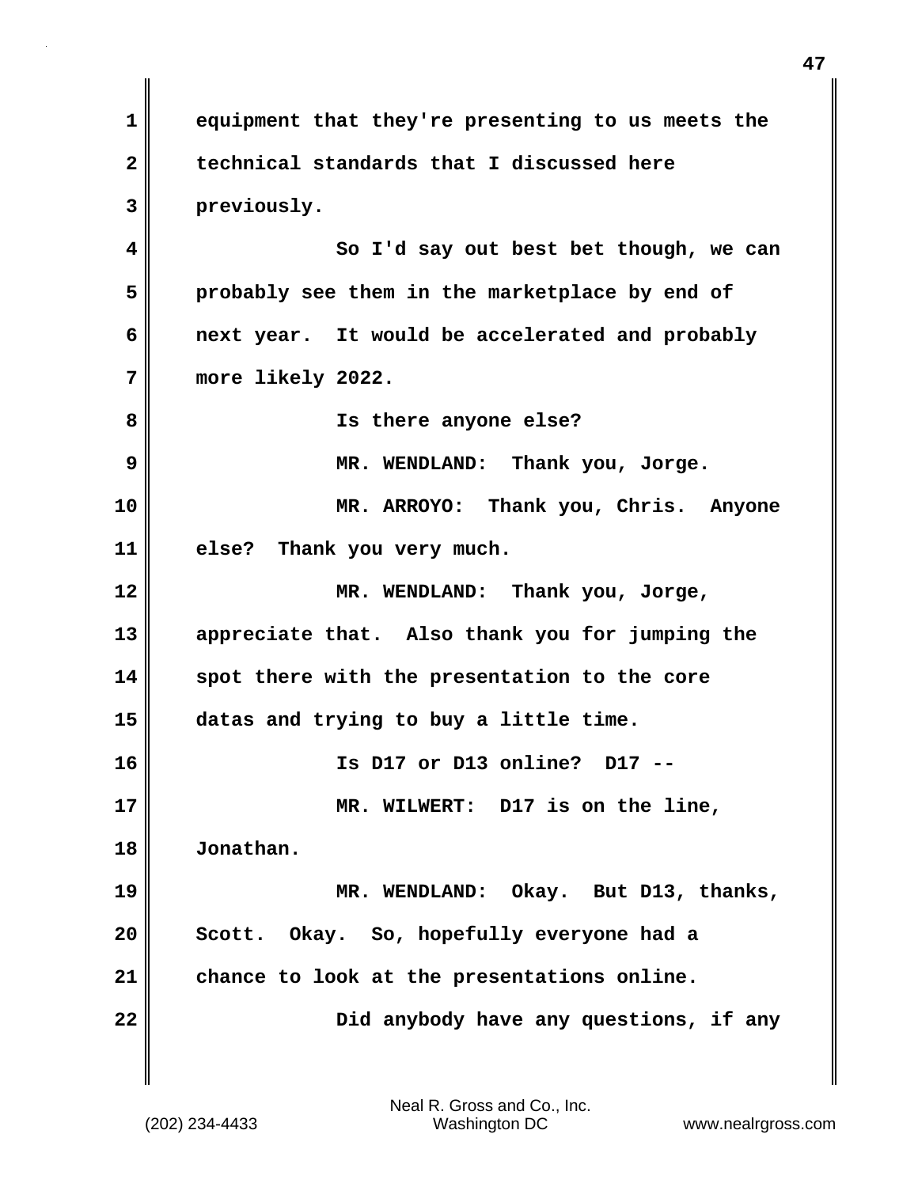equipment that they're presenting to us meets the technical standards that I discussed here previously.

So I'd say out best bet though, we can probably see them in the marketplace by end of next year. It would be accelerated and probably more likely 2022.

Is there anyone else?

MR. WENDLAND: Thank you, Jorge.

MR. ARROYO: Thank you, Chris. Anyone else? Thank you very much.

MR. WENDLAND: Thank you, Jorge, appreciate that. Also thank you for jumping the spot there with the presentation to the core datas and trying to buy a little time.

Is D17 or D13 online? D17 --

MR. WILWERT: D17 is on the line, Jonathan.

MR. WENDLAND: Okay. But D13, thanks, Scott. Okay. So, hopefully everyone had a chance to look at the presentations online.

Did anybody have any questions, if any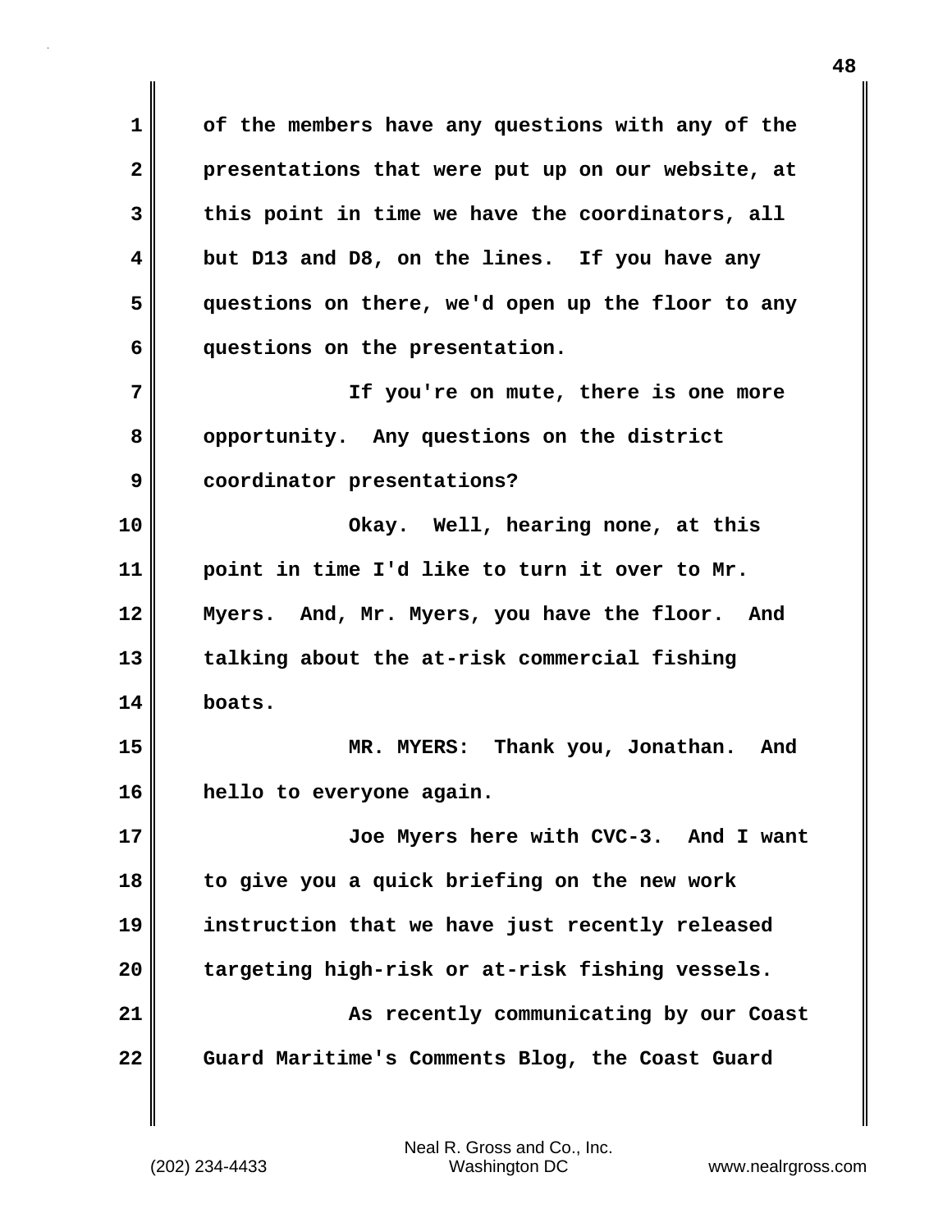of the members have any questions with any of the presentations that were put up on our website, at this point in time we have the coordinators, all but D13 and D8, on the lines. If you have any questions on there, we'd open up the floor to any questions on the presentation.

If you're on mute, there is one more opportunity. Any questions on the district coordinator presentations?

Okay. Well, hearing none, at this point in time I'd like to turn it over to Mr. Myers. And, Mr. Myers, you have the floor. And talking about the at-risk commercial fishing boats.

MR. MYERS: Thank you, Jonathan. And hello to everyone again.

Joe Myers here with CVC-3. And I want to give you a quick briefing on the new work instruction that we have just recently released targeting high-risk or at-risk fishing vessels.

As recently communicating by our Coast Guard Maritime's Comments Blog, the Coast Guard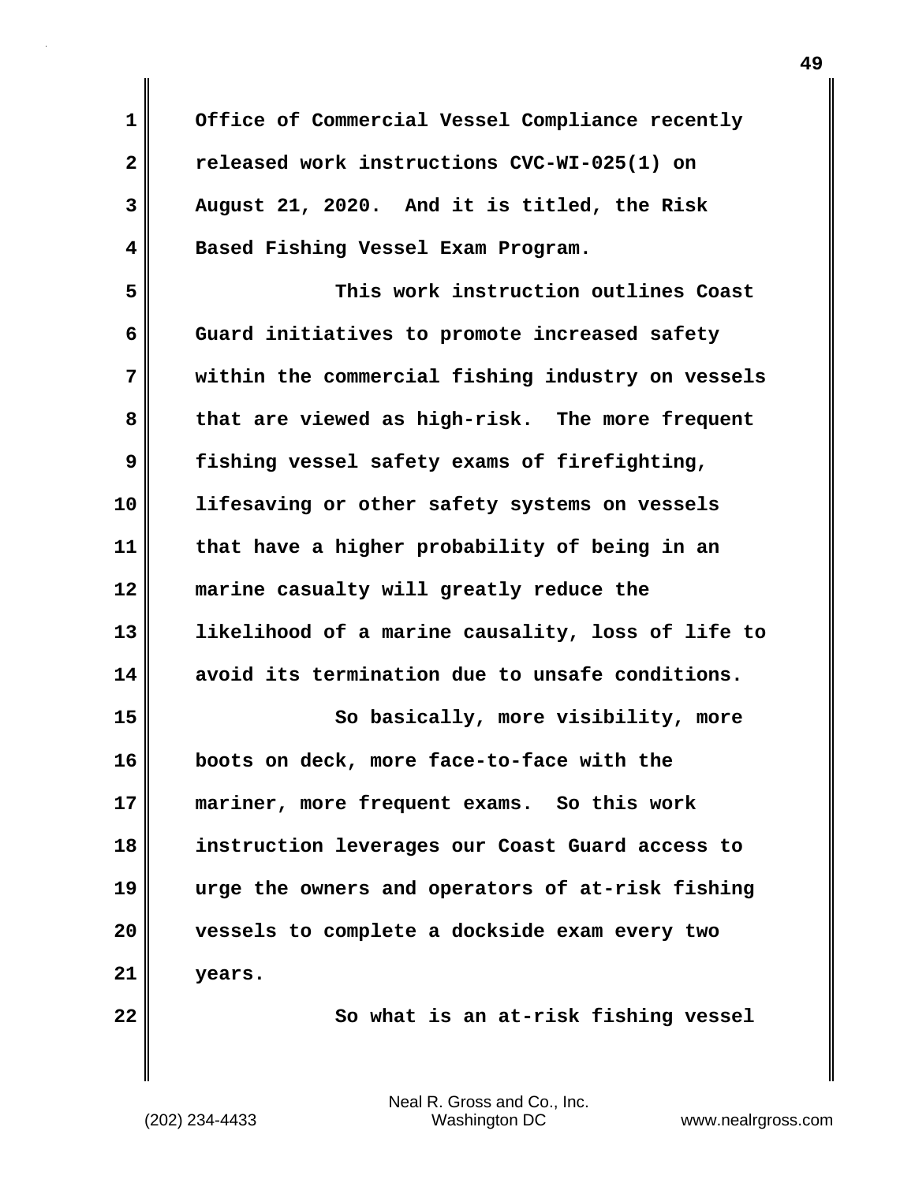Office of Commercial Vessel Compliance recently released work instructions CVC-WI-025(1) on August 21, 2020. And it is titled, the Risk Based Fishing Vessel Exam Program.

This work instruction outlines Coast Guard initiatives to promote increased safety within the commercial fishing industry on vessels that are viewed as high-risk. The more frequent fishing vessel safety exams of firefighting, lifesaving or other safety systems on vessels that have a higher probability of being in an marine casualty will greatly reduce the likelihood of a marine causality, loss of life to avoid its termination due to unsafe conditions.

So basically, more visibility, more boots on deck, more face-to-face with the mariner, more frequent exams. So this work instruction leverages our Coast Guard access to urge the owners and operators of at-risk fishing vessels to complete a dockside exam every two years.

So what is an at-risk fishing vessel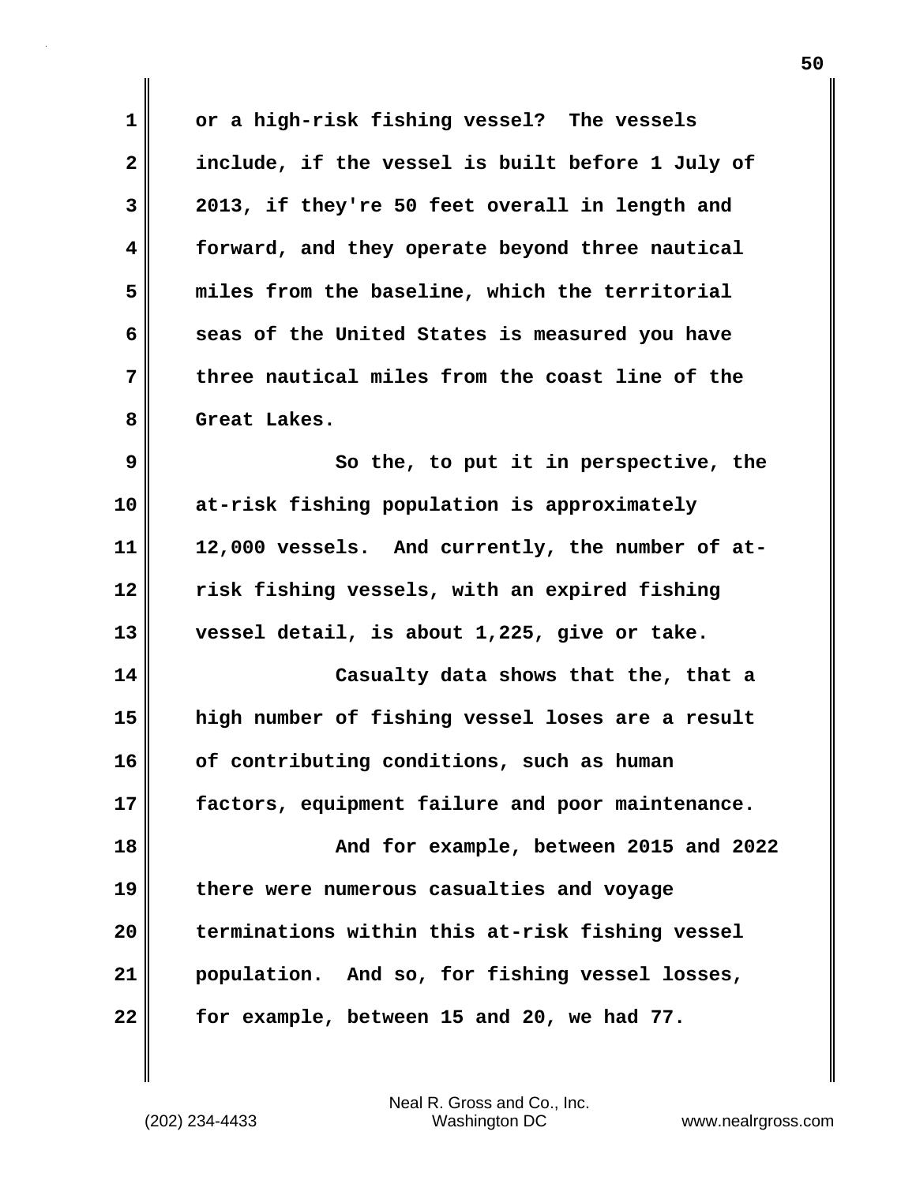or a high-risk fishing vessel? The vessels include, if the vessel is built before 1 July of 2013, if they're 50 feet overall in length and forward, and they operate beyond three nautical miles from the baseline, which the territorial seas of the United States is measured you have three nautical miles from the coast line of the Great Lakes.

So the, to put it in perspective, the at-risk fishing population is approximately 12,000 vessels. And currently, the number of at-risk fishing vessels, with an expired fishing vessel detail, is about 1,225, give or take.

Casualty data shows that the, that a high number of fishing vessel loses are a result of contributing conditions, such as human factors, equipment failure and poor maintenance.

And for example, between 2015 and 2022 there were numerous casualties and voyage terminations within this at-risk fishing vessel population. And so, for fishing vessel losses, for example, between 15 and 20, we had 77.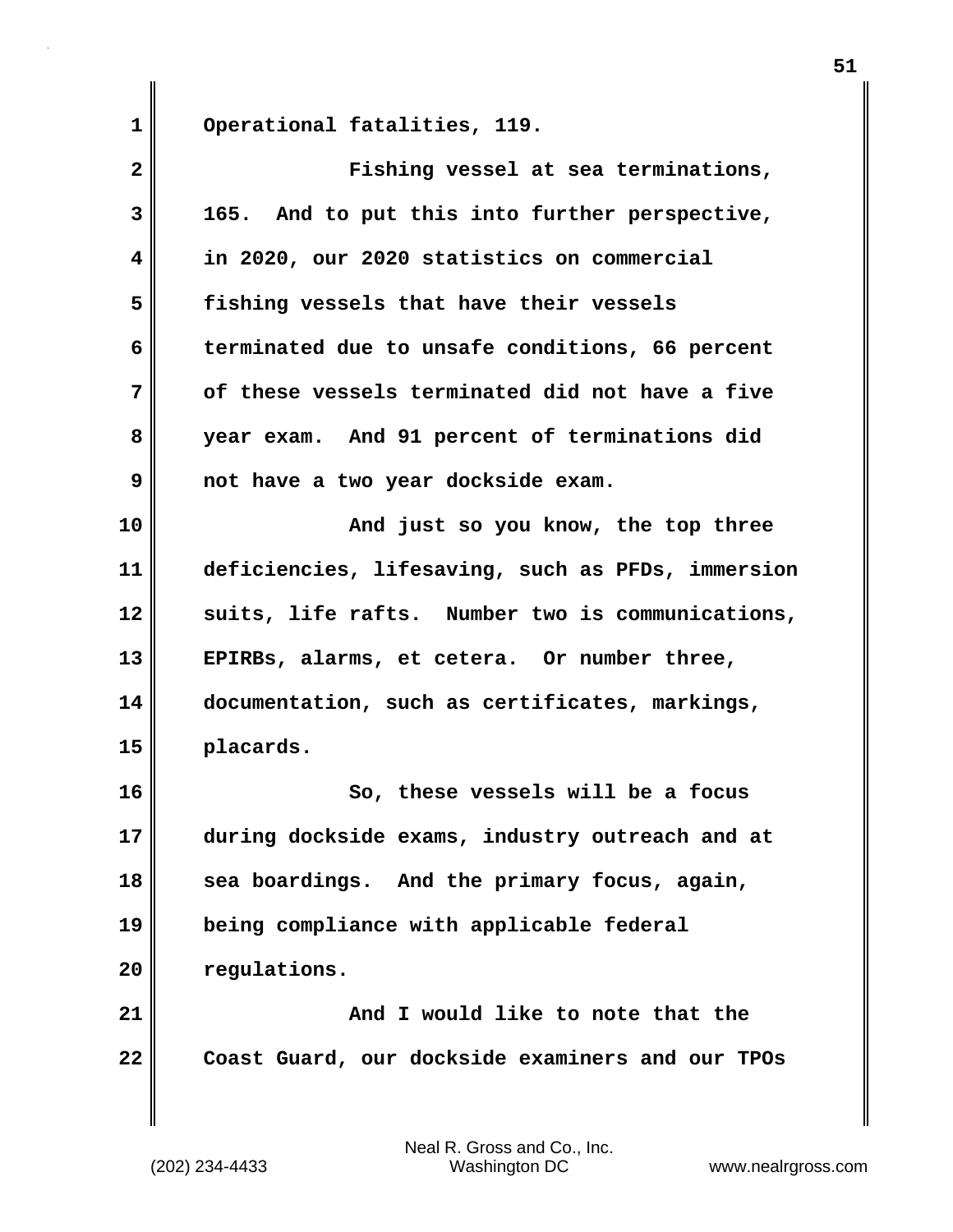Operational fatalities, 119.

Fishing vessel at sea terminations, 165. And to put this into further perspective, in 2020, our 2020 statistics on commercial fishing vessels that have their vessels terminated due to unsafe conditions, 66 percent of these vessels terminated did not have a five year exam. And 91 percent of terminations did not have a two year dockside exam.

And just so you know, the top three deficiencies, lifesaving, such as PFDs, immersion suits, life rafts. Number two is communications, EPIRBs, alarms, et cetera. Or number three, documentation, such as certificates, markings, placards.

So, these vessels will be a focus during dockside exams, industry outreach and at sea boardings. And the primary focus, again, being compliance with applicable federal regulations.

And I would like to note that the Coast Guard, our dockside examiners and our TPOs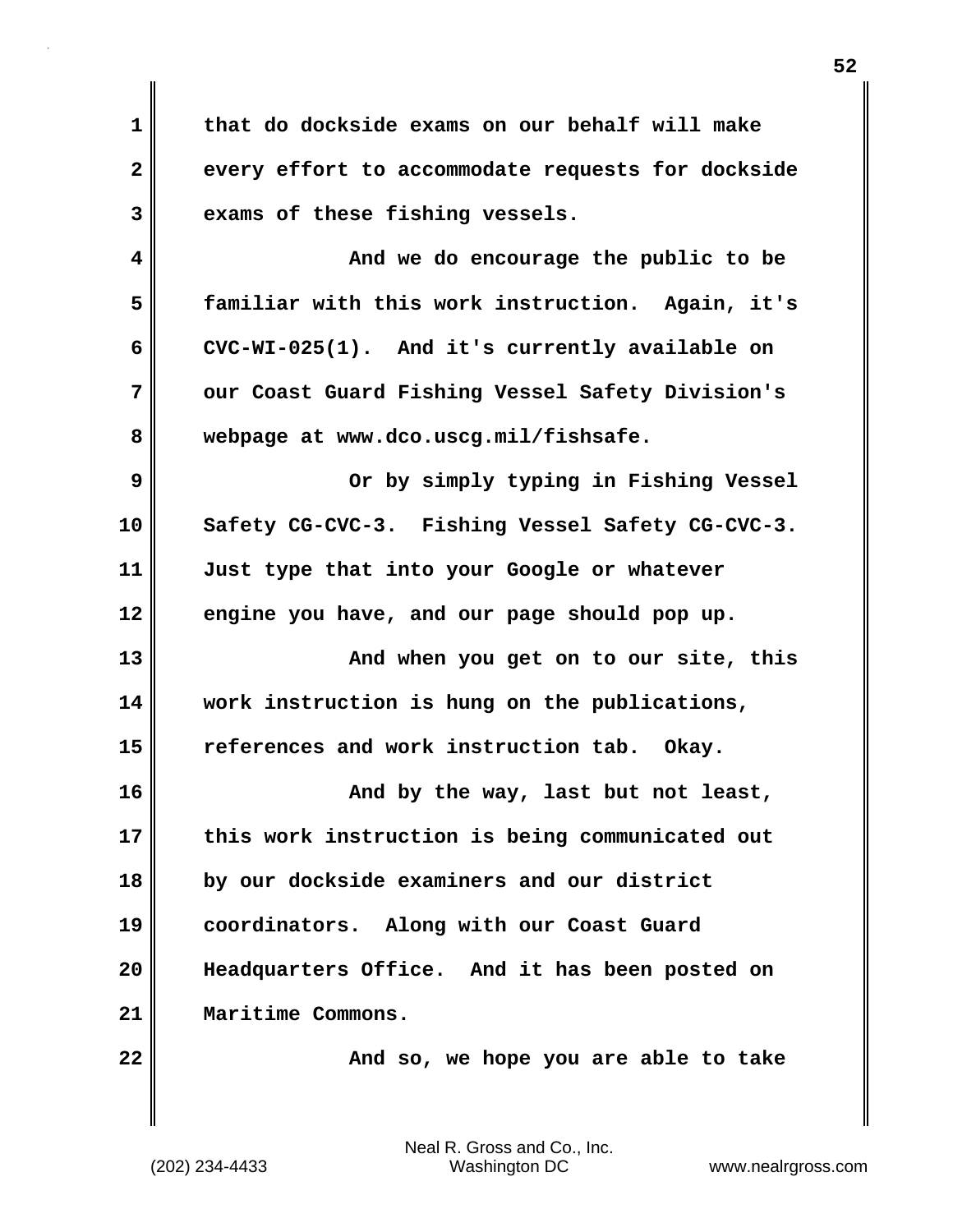that do dockside exams on our behalf will make every effort to accommodate requests for dockside exams of these fishing vessels.

And we do encourage the public to be familiar with this work instruction. Again, it's CVC-WI-025(1). And it's currently available on our Coast Guard Fishing Vessel Safety Division's webpage at www.dco.uscg.mil/fishsafe.

Or by simply typing in Fishing Vessel Safety CG-CVC-3. Fishing Vessel Safety CG-CVC-3. Just type that into your Google or whatever engine you have, and our page should pop up.

And when you get on to our site, this work instruction is hung on the publications, references and work instruction tab. Okay.

And by the way, last but not least, this work instruction is being communicated out by our dockside examiners and our district coordinators. Along with our Coast Guard Headquarters Office. And it has been posted on Maritime Commons.

And so, we hope you are able to take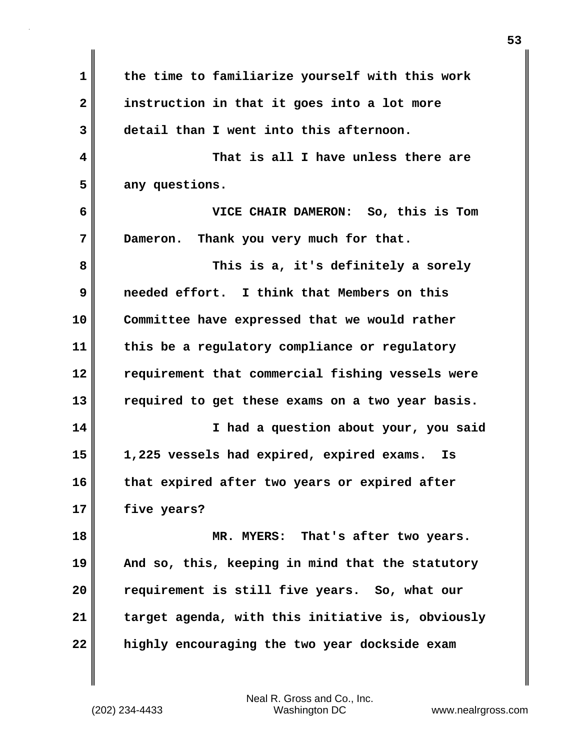the time to familiarize yourself with this work instruction in that it goes into a lot more detail than I went into this afternoon.

That is all I have unless there are any questions.

VICE CHAIR DAMERON: So, this is Tom Dameron. Thank you very much for that.

This is a, it's definitely a sorely needed effort. I think that Members on this Committee have expressed that we would rather this be a regulatory compliance or regulatory requirement that commercial fishing vessels were required to get these exams on a two year basis.

I had a question about your, you said 1,225 vessels had expired, expired exams. Is that expired after two years or expired after five years?

MR. MYERS: That's after two years. And so, this, keeping in mind that the statutory requirement is still five years. So, what our target agenda, with this initiative is, obviously highly encouraging the two year dockside exam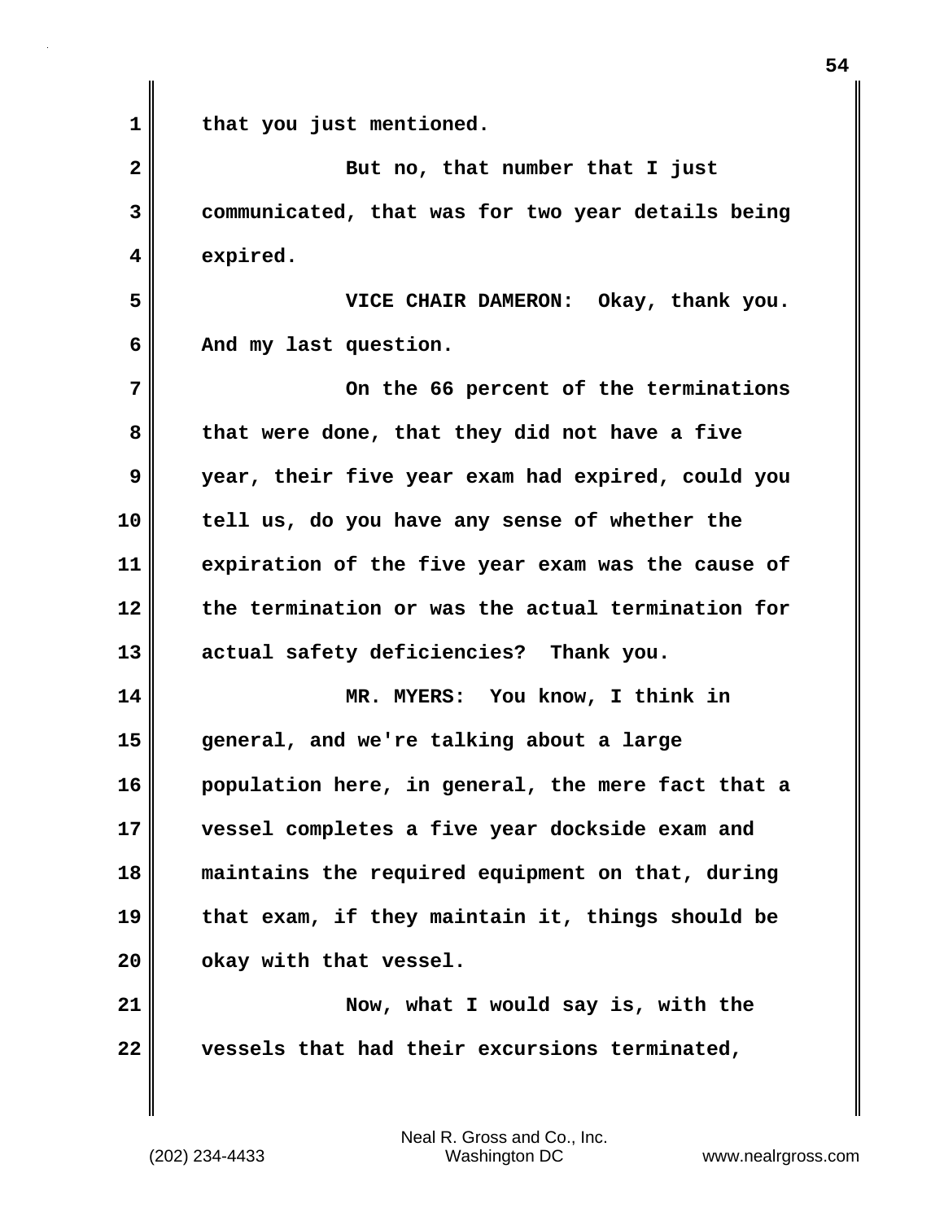that you just mentioned.

But no, that number that I just communicated, that was for two year details being expired.

VICE CHAIR DAMERON: Okay, thank you. And my last question.

On the 66 percent of the terminations that were done, that they did not have a five year, their five year exam had expired, could you tell us, do you have any sense of whether the expiration of the five year exam was the cause of the termination or was the actual termination for actual safety deficiencies? Thank you.

MR. MYERS: You know, I think in general, and we're talking about a large population here, in general, the mere fact that a vessel completes a five year dockside exam and maintains the required equipment on that, during that exam, if they maintain it, things should be okay with that vessel.

Now, what I would say is, with the vessels that had their excursions terminated,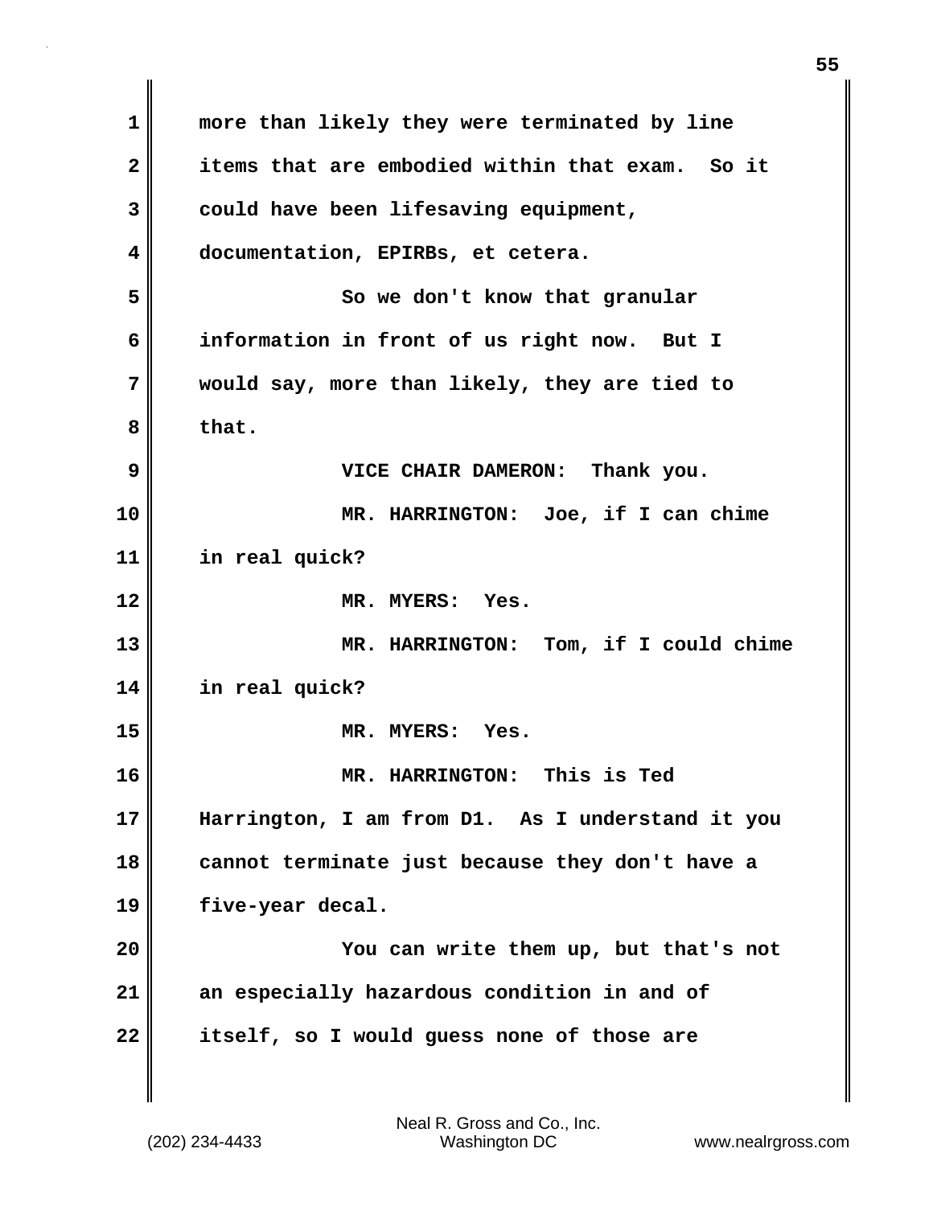more than likely they were terminated by line items that are embodied within that exam. So it could have been lifesaving equipment, documentation, EPIRBs, et cetera.

So we don't know that granular information in front of us right now. But I would say, more than likely, they are tied to that.

VICE CHAIR DAMERON: Thank you.

MR. HARRINGTON: Joe, if I can chime in real quick?

MR. MYERS: Yes.

MR. HARRINGTON: Tom, if I could chime in real quick?

MR. MYERS: Yes.

MR. HARRINGTON: This is Ted Harrington, I am from D1. As I understand it you cannot terminate just because they don't have a five-year decal.

You can write them up, but that's not an especially hazardous condition in and of itself, so I would guess none of those are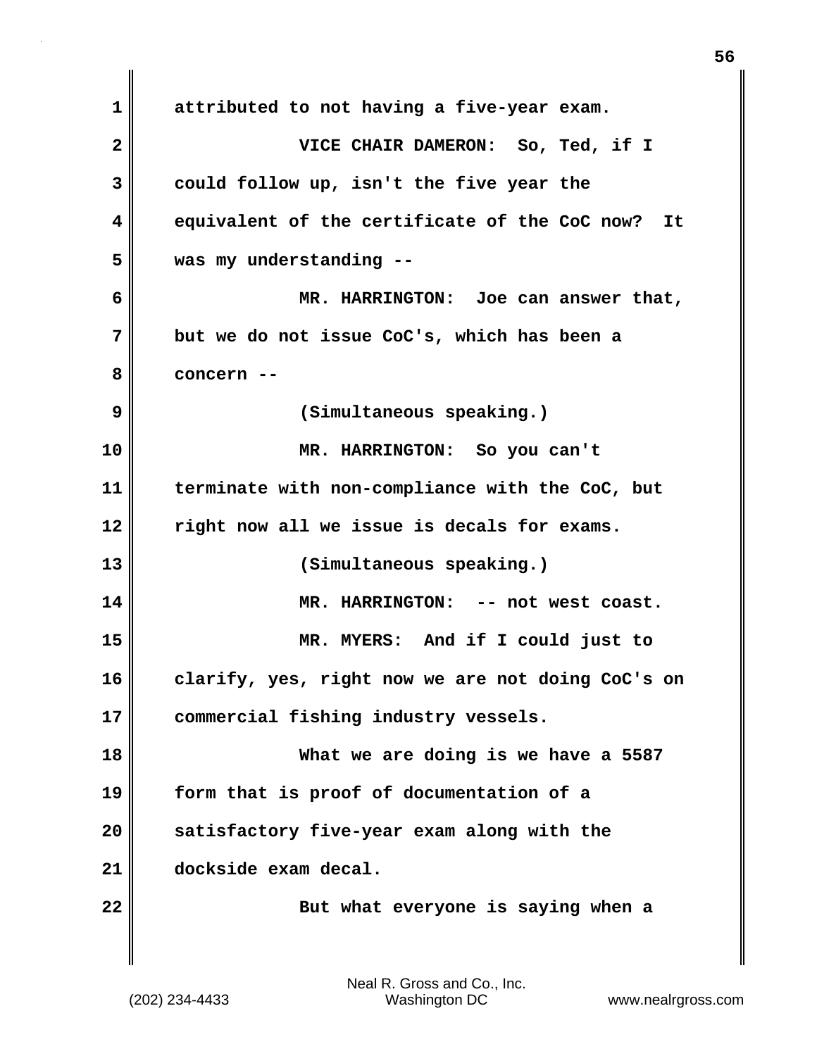attributed to not having a five-year exam.

VICE CHAIR DAMERON: So, Ted, if I could follow up, isn't the five year the equivalent of the certificate of the CoC now? It was my understanding --

MR. HARRINGTON: Joe can answer that, but we do not issue CoC's, which has been a concern --

(Simultaneous speaking.)

MR. HARRINGTON: So you can't terminate with non-compliance with the CoC, but right now all we issue is decals for exams.

(Simultaneous speaking.)

MR. HARRINGTON: -- not west coast.

MR. MYERS: And if I could just to clarify, yes, right now we are not doing CoC's on commercial fishing industry vessels.

What we are doing is we have a 5587 form that is proof of documentation of a satisfactory five-year exam along with the dockside exam decal.

But what everyone is saying when a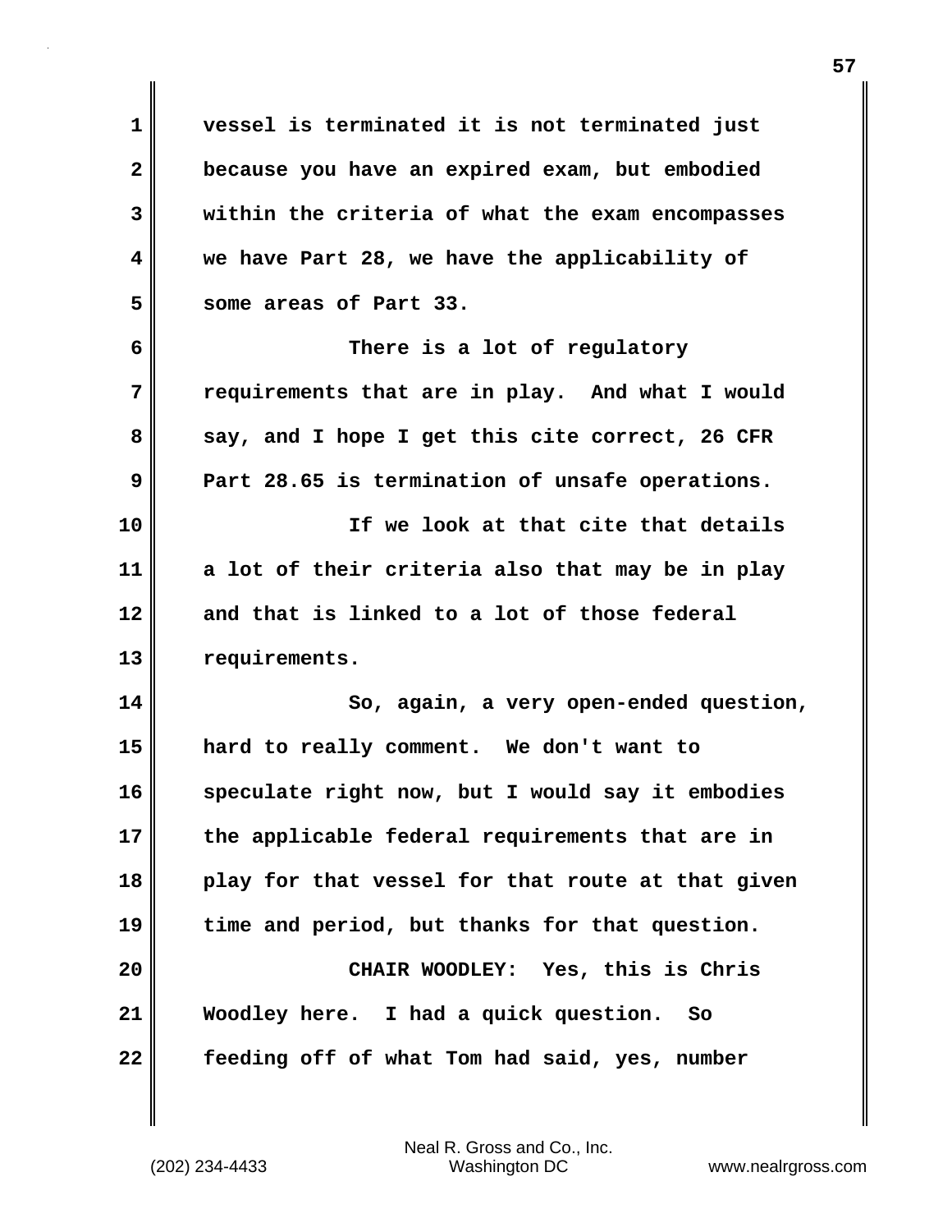vessel is terminated it is not terminated just because you have an expired exam, but embodied within the criteria of what the exam encompasses we have Part 28, we have the applicability of some areas of Part 33.

There is a lot of regulatory requirements that are in play. And what I would say, and I hope I get this cite correct, 26 CFR Part 28.65 is termination of unsafe operations.

If we look at that cite that details a lot of their criteria also that may be in play and that is linked to a lot of those federal requirements.

So, again, a very open-ended question, hard to really comment. We don't want to speculate right now, but I would say it embodies the applicable federal requirements that are in play for that vessel for that route at that given time and period, but thanks for that question.

CHAIR WOODLEY: Yes, this is Chris Woodley here. I had a quick question. So feeding off of what Tom had said, yes, number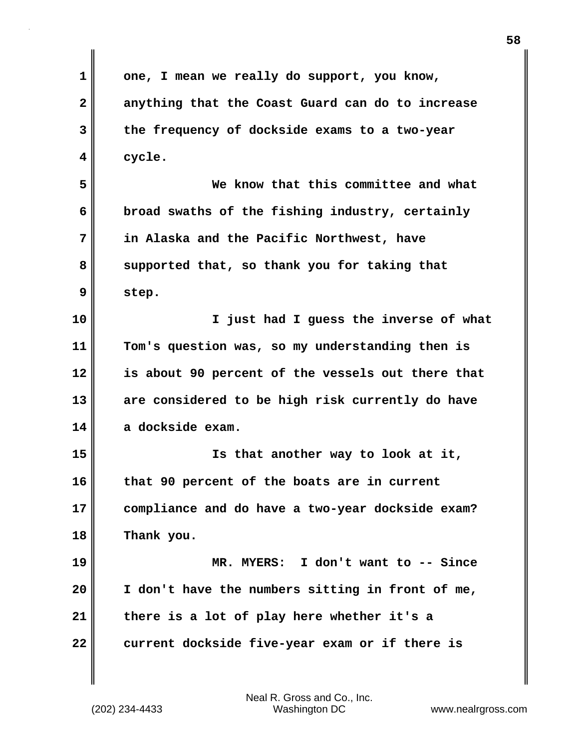one, I mean we really do support, you know, anything that the Coast Guard can do to increase the frequency of dockside exams to a two-year cycle.

We know that this committee and what broad swaths of the fishing industry, certainly in Alaska and the Pacific Northwest, have supported that, so thank you for taking that step.

I just had I guess the inverse of what Tom's question was, so my understanding then is is about 90 percent of the vessels out there that are considered to be high risk currently do have a dockside exam.

Is that another way to look at it, that 90 percent of the boats are in current compliance and do have a two-year dockside exam? Thank you.

MR. MYERS: I don't want to -- Since I don't have the numbers sitting in front of me, there is a lot of play here whether it's a current dockside five-year exam or if there is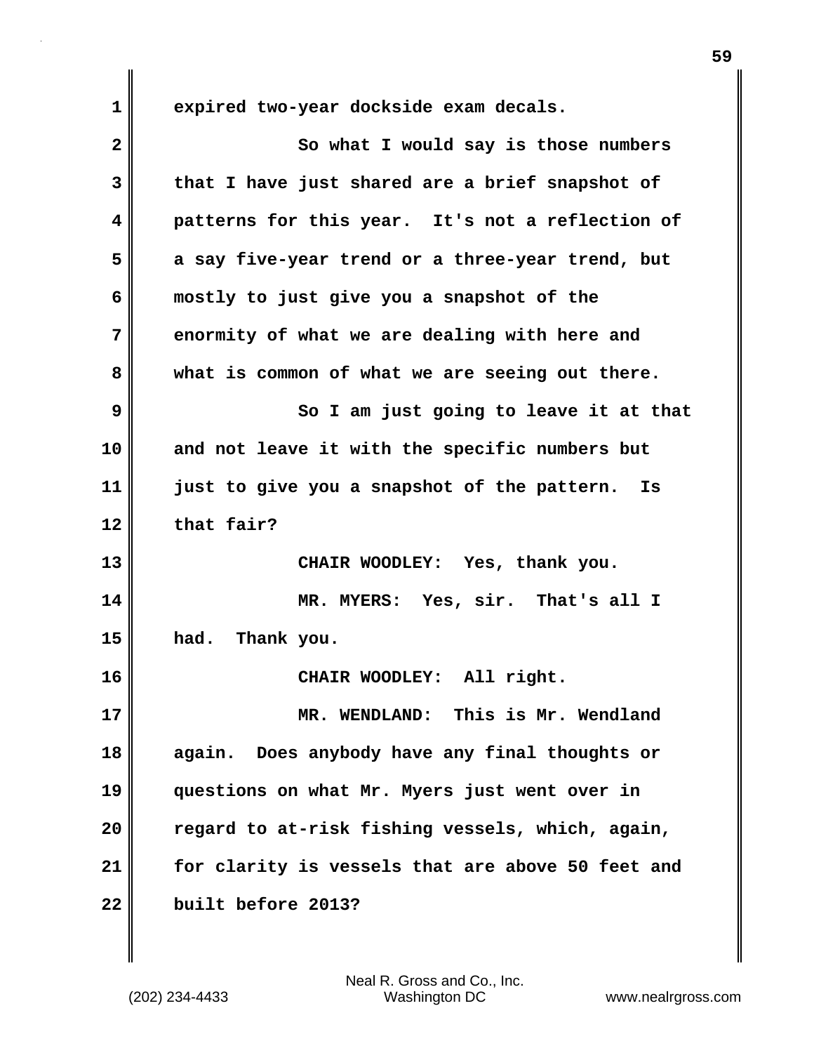expired two-year dockside exam decals.

So what I would say is those numbers that I have just shared are a brief snapshot of patterns for this year. It's not a reflection of a say five-year trend or a three-year trend, but mostly to just give you a snapshot of the enormity of what we are dealing with here and what is common of what we are seeing out there.

So I am just going to leave it at that and not leave it with the specific numbers but just to give you a snapshot of the pattern. Is that fair?

CHAIR WOODLEY: Yes, thank you.

MR. MYERS: Yes, sir. That's all I had. Thank you.

CHAIR WOODLEY: All right.

MR. WENDLAND: This is Mr. Wendland again. Does anybody have any final thoughts or questions on what Mr. Myers just went over in regard to at-risk fishing vessels, which, again, for clarity is vessels that are above 50 feet and built before 2013?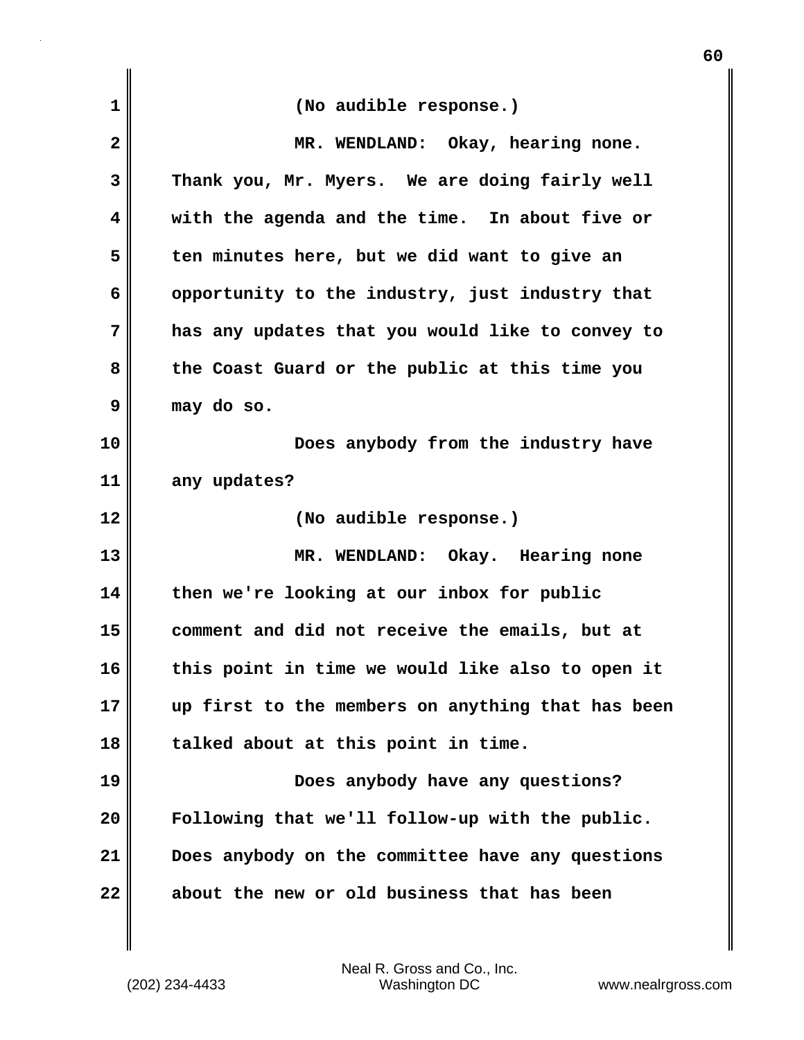(No audible response.)

MR. WENDLAND: Okay, hearing none. Thank you, Mr. Myers. We are doing fairly well with the agenda and the time. In about five or ten minutes here, but we did want to give an opportunity to the industry, just industry that has any updates that you would like to convey to the Coast Guard or the public at this time you may do so.

Does anybody from the industry have any updates?

(No audible response.)

MR. WENDLAND: Okay. Hearing none then we're looking at our inbox for public comment and did not receive the emails, but at this point in time we would like also to open it up first to the members on anything that has been talked about at this point in time.

Does anybody have any questions? Following that we'll follow-up with the public. Does anybody on the committee have any questions about the new or old business that has been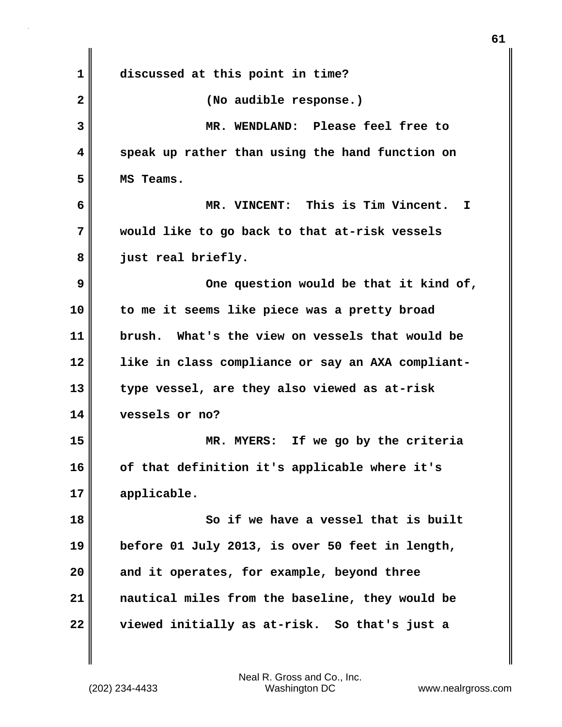discussed at this point in time?

(No audible response.)

MR. WENDLAND: Please feel free to speak up rather than using the hand function on MS Teams.

MR. VINCENT: This is Tim Vincent. I would like to go back to that at-risk vessels just real briefly.

One question would be that it kind of, to me it seems like piece was a pretty broad brush. What's the view on vessels that would be like in class compliance or say an AXA compliant-type vessel, are they also viewed as at-risk vessels or no?

MR. MYERS: If we go by the criteria of that definition it's applicable where it's applicable.

So if we have a vessel that is built before 01 July 2013, is over 50 feet in length, and it operates, for example, beyond three nautical miles from the baseline, they would be viewed initially as at-risk. So that's just a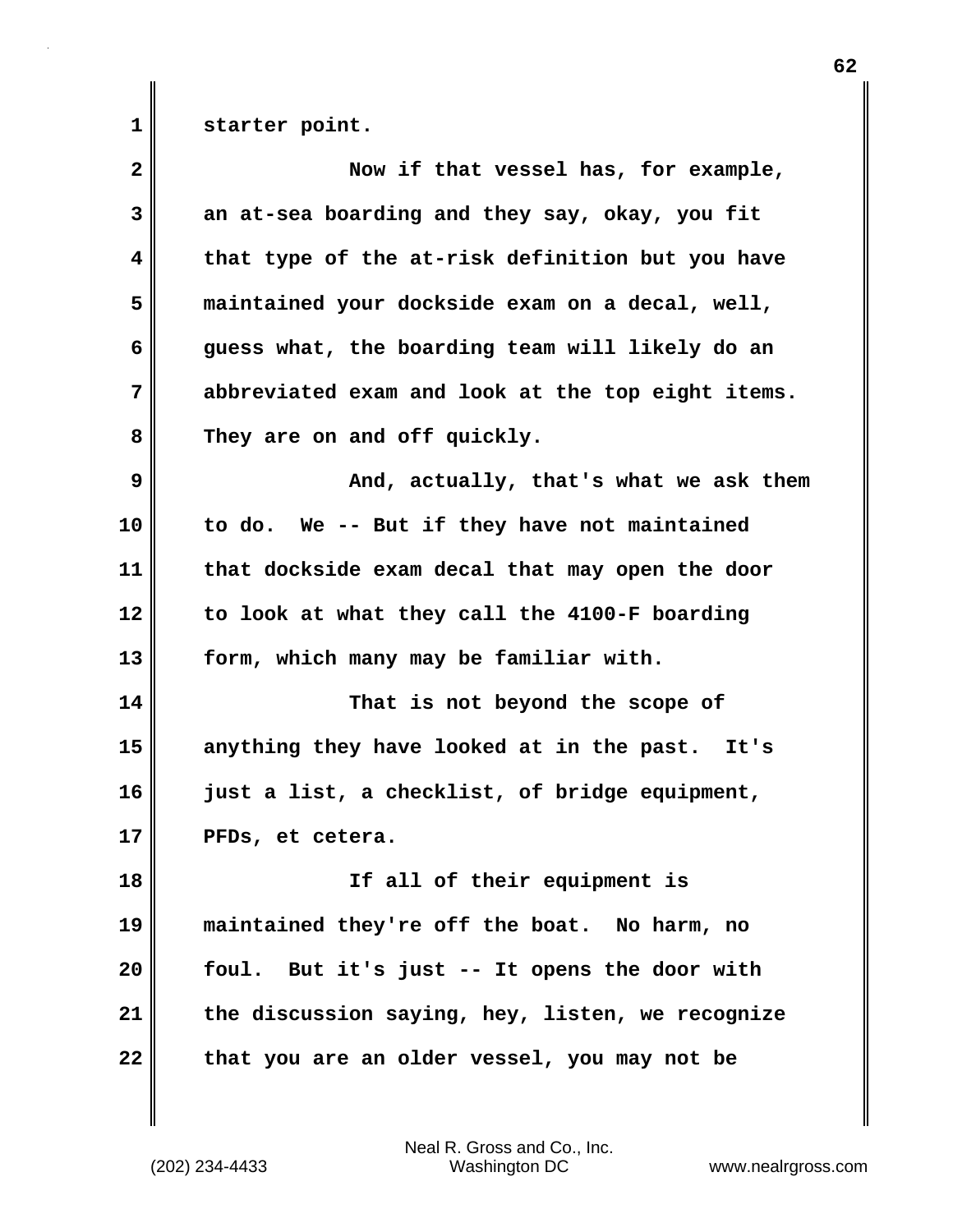starter point.

Now if that vessel has, for example, an at-sea boarding and they say, okay, you fit that type of the at-risk definition but you have maintained your dockside exam on a decal, well, guess what, the boarding team will likely do an abbreviated exam and look at the top eight items. They are on and off quickly.

And, actually, that's what we ask them to do. We -- But if they have not maintained that dockside exam decal that may open the door to look at what they call the 4100-F boarding form, which many may be familiar with.

That is not beyond the scope of anything they have looked at in the past. It's just a list, a checklist, of bridge equipment, PFDs, et cetera.

If all of their equipment is maintained they're off the boat. No harm, no foul. But it's just -- It opens the door with the discussion saying, hey, listen, we recognize that you are an older vessel, you may not be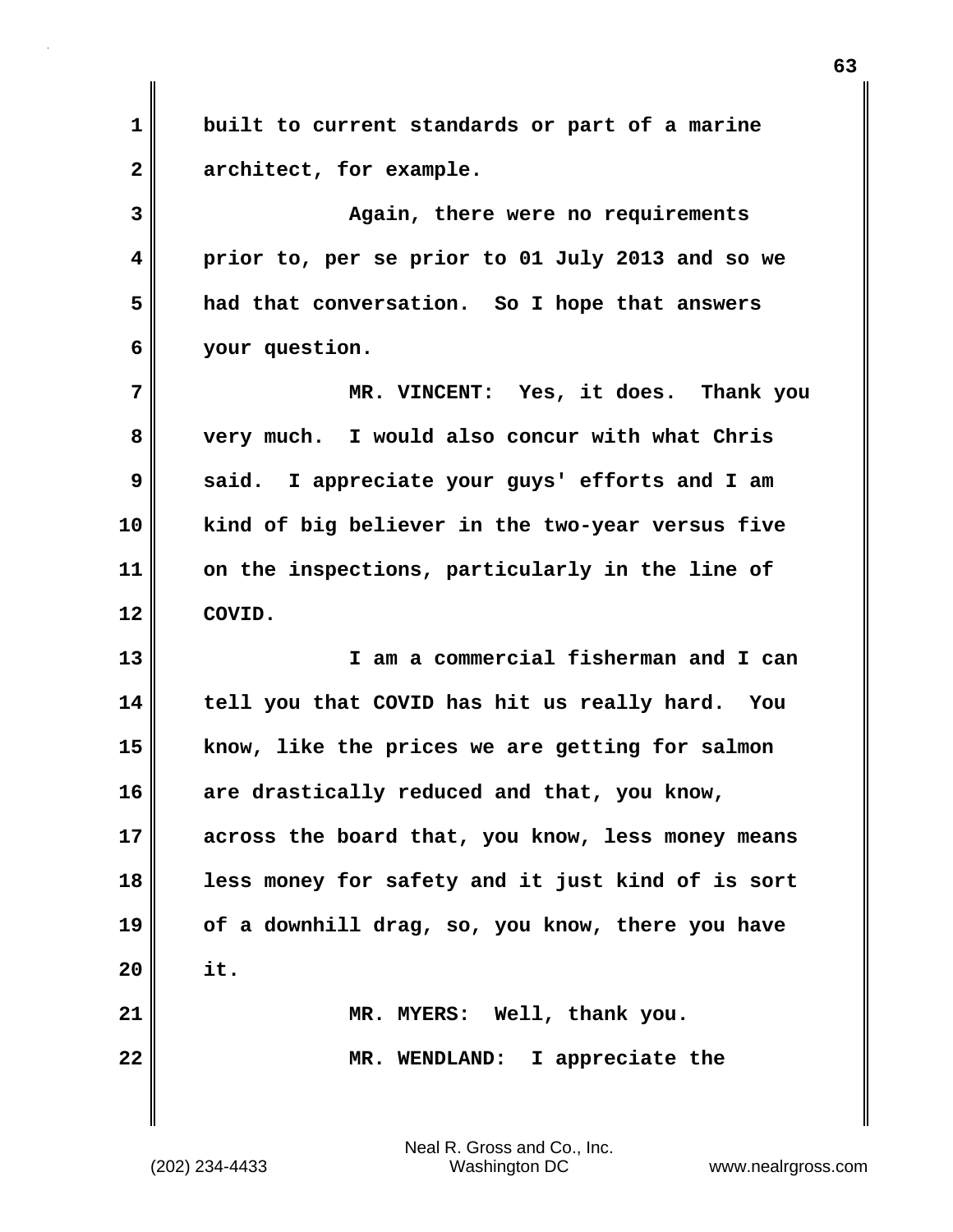built to current standards or part of a marine architect, for example.

Again, there were no requirements prior to, per se prior to 01 July 2013 and so we had that conversation. So I hope that answers your question.

MR. VINCENT: Yes, it does. Thank you very much. I would also concur with what Chris said. I appreciate your guys' efforts and I am kind of big believer in the two-year versus five on the inspections, particularly in the line of COVID.

I am a commercial fisherman and I can tell you that COVID has hit us really hard. You know, like the prices we are getting for salmon are drastically reduced and that, you know, across the board that, you know, less money means less money for safety and it just kind of is sort of a downhill drag, so, you know, there you have it.

MR. MYERS: Well, thank you.

MR. WENDLAND: I appreciate the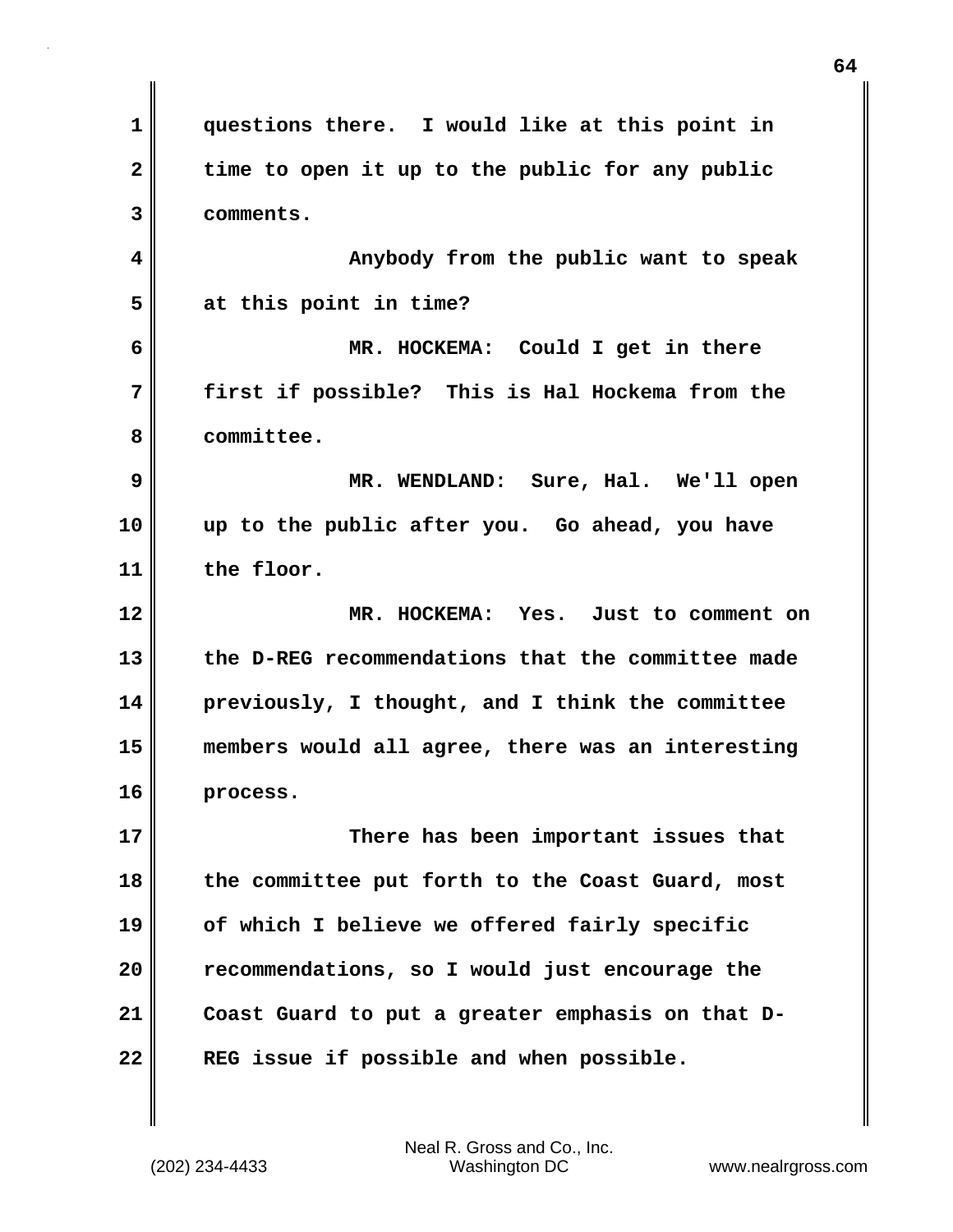questions there. I would like at this point in time to open it up to the public for any public comments.

Anybody from the public want to speak at this point in time?

MR. HOCKEMA: Could I get in there first if possible? This is Hal Hockema from the committee.

MR. WENDLAND: Sure, Hal. We'll open up to the public after you. Go ahead, you have the floor.

MR. HOCKEMA: Yes. Just to comment on the D-REG recommendations that the committee made previously, I thought, and I think the committee members would all agree, there was an interesting process.

There has been important issues that the committee put forth to the Coast Guard, most of which I believe we offered fairly specific recommendations, so I would just encourage the Coast Guard to put a greater emphasis on that D-REG issue if possible and when possible.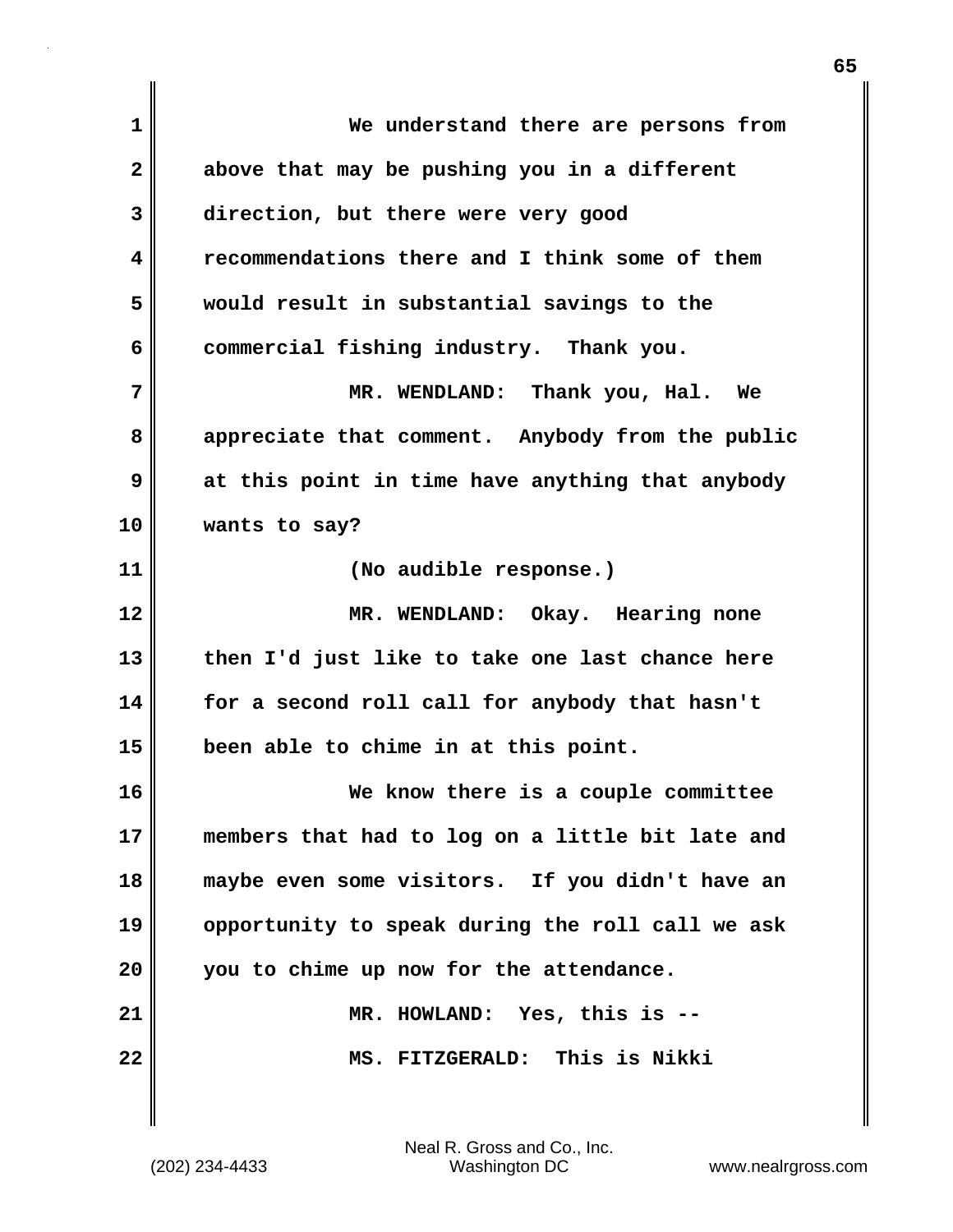We understand there are persons from above that may be pushing you in a different direction, but there were very good recommendations there and I think some of them would result in substantial savings to the commercial fishing industry. Thank you.

MR. WENDLAND: Thank you, Hal. We appreciate that comment. Anybody from the public at this point in time have anything that anybody wants to say?

(No audible response.)

MR. WENDLAND: Okay. Hearing none then I'd just like to take one last chance here for a second roll call for anybody that hasn't been able to chime in at this point.

We know there is a couple committee members that had to log on a little bit late and maybe even some visitors. If you didn't have an opportunity to speak during the roll call we ask you to chime up now for the attendance.

MR. HOWLAND: Yes, this is --

MS. FITZGERALD: This is Nikki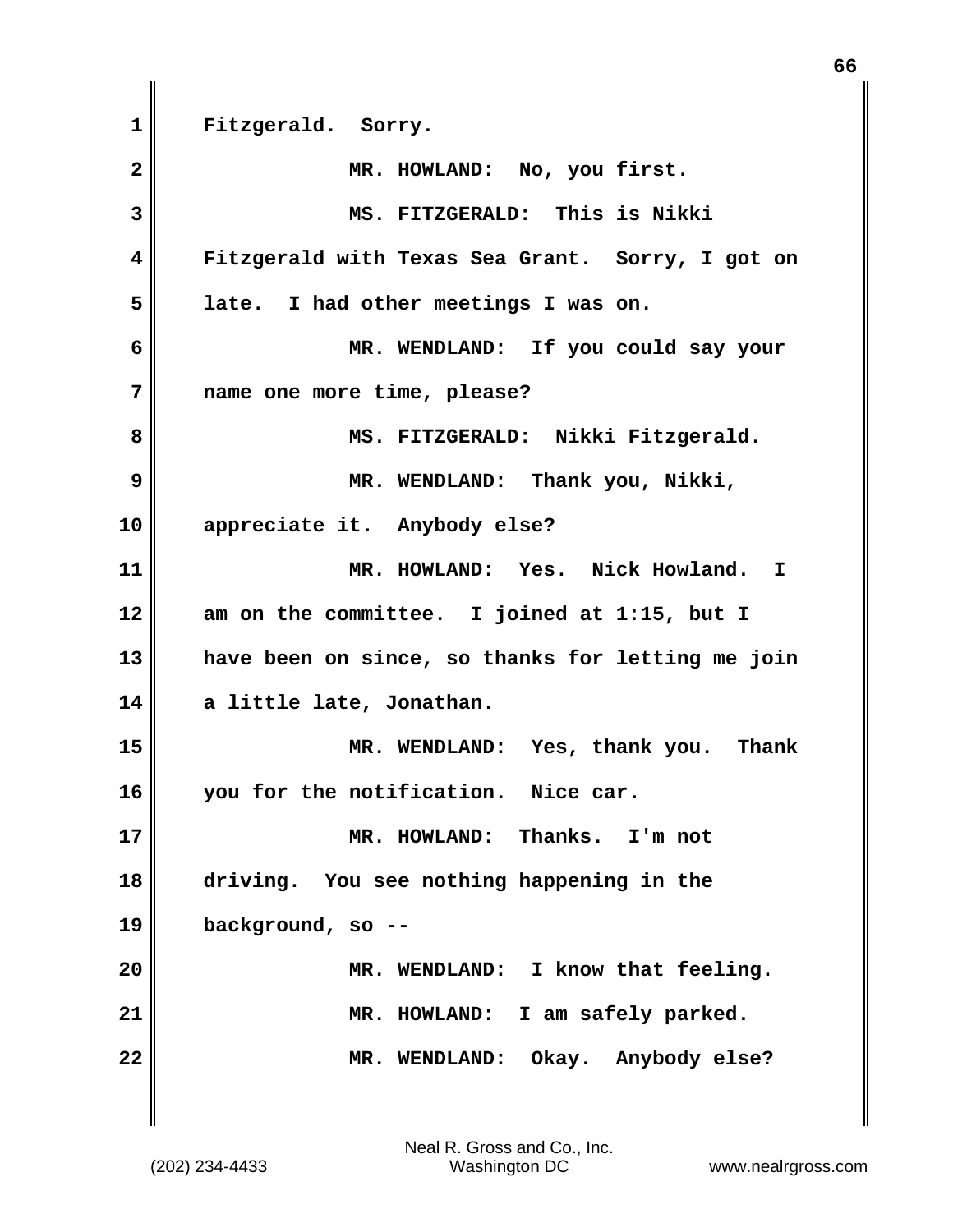Fitzgerald. Sorry.

MR. HOWLAND: No, you first.

MS. FITZGERALD: This is Nikki Fitzgerald with Texas Sea Grant. Sorry, I got on late. I had other meetings I was on.

MR. WENDLAND: If you could say your name one more time, please?

MS. FITZGERALD: Nikki Fitzgerald.

MR. WENDLAND: Thank you, Nikki, appreciate it. Anybody else?

MR. HOWLAND: Yes. Nick Howland. I am on the committee. I joined at 1:15, but I have been on since, so thanks for letting me join a little late, Jonathan.

MR. WENDLAND: Yes, thank you. Thank you for the notification. Nice car.

MR. HOWLAND: Thanks. I'm not driving. You see nothing happening in the background, so --

MR. WENDLAND: I know that feeling.

MR. HOWLAND: I am safely parked.

MR. WENDLAND: Okay. Anybody else?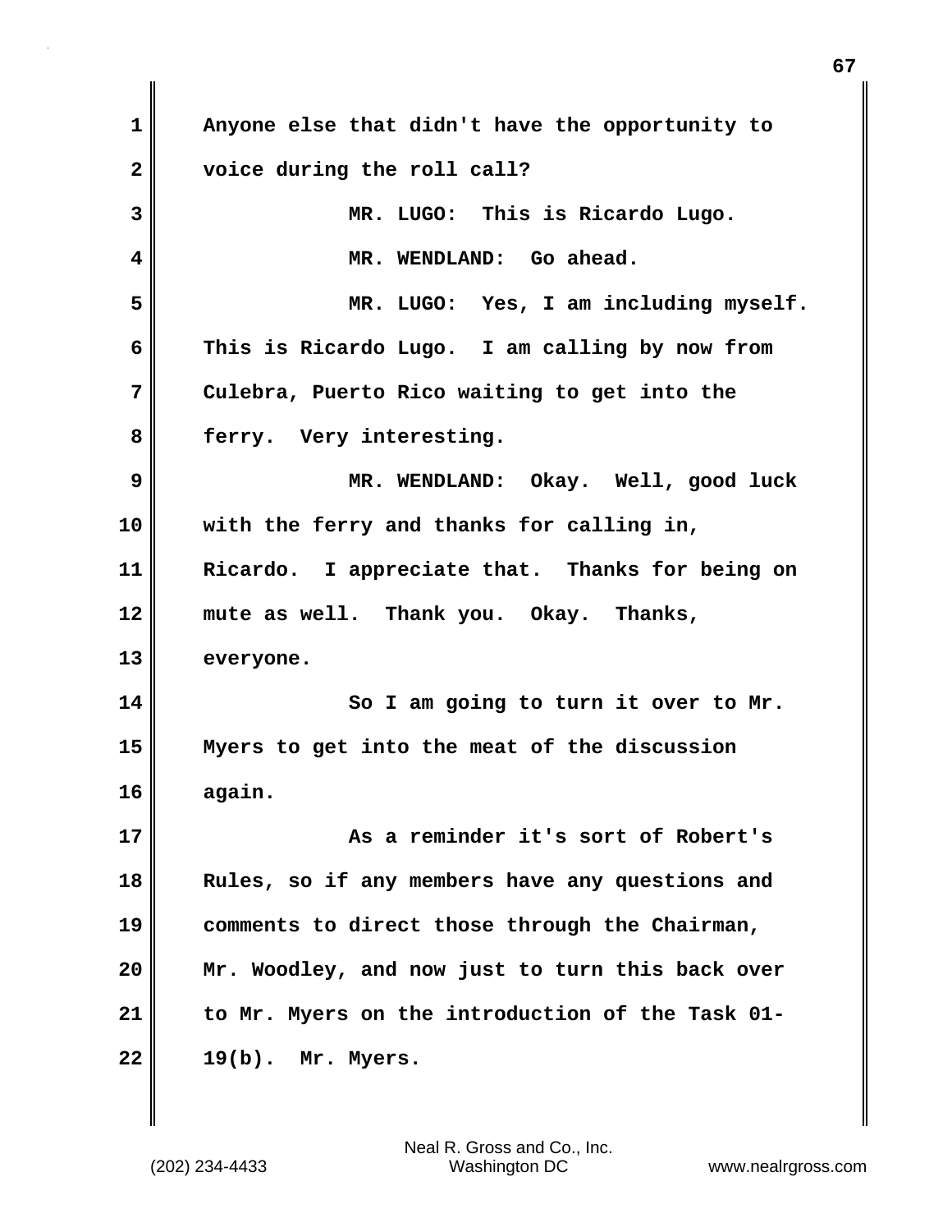Anyone else that didn't have the opportunity to voice during the roll call?

MR. LUGO: This is Ricardo Lugo.

MR. WENDLAND: Go ahead.

MR. LUGO: Yes, I am including myself. This is Ricardo Lugo. I am calling by now from Culebra, Puerto Rico waiting to get into the ferry. Very interesting.

MR. WENDLAND: Okay. Well, good luck with the ferry and thanks for calling in, Ricardo. I appreciate that. Thanks for being on mute as well. Thank you. Okay. Thanks, everyone.

So I am going to turn it over to Mr. Myers to get into the meat of the discussion again.

As a reminder it's sort of Robert's Rules, so if any members have any questions and comments to direct those through the Chairman, Mr. Woodley, and now just to turn this back over to Mr. Myers on the introduction of the Task 01-19(b). Mr. Myers.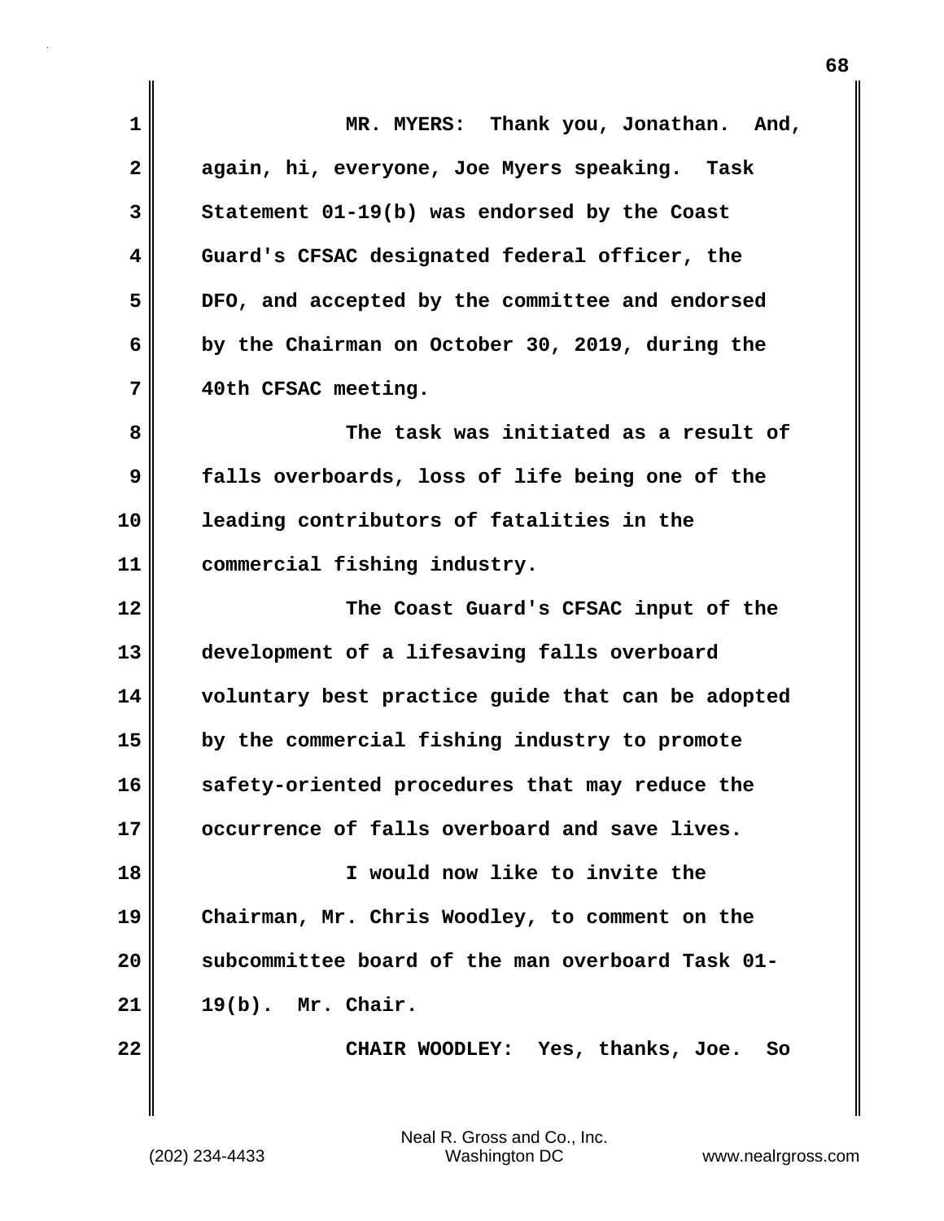MR. MYERS: Thank you, Jonathan. And, again, hi, everyone, Joe Myers speaking. Task Statement 01-19(b) was endorsed by the Coast Guard's CFSAC designated federal officer, the DFO, and accepted by the committee and endorsed by the Chairman on October 30, 2019, during the 40th CFSAC meeting.

The task was initiated as a result of falls overboards, loss of life being one of the leading contributors of fatalities in the commercial fishing industry.

The Coast Guard's CFSAC input of the development of a lifesaving falls overboard voluntary best practice guide that can be adopted by the commercial fishing industry to promote safety-oriented procedures that may reduce the occurrence of falls overboard and save lives.

I would now like to invite the Chairman, Mr. Chris Woodley, to comment on the subcommittee board of the man overboard Task 01-19(b). Mr. Chair.

CHAIR WOODLEY: Yes, thanks, Joe. So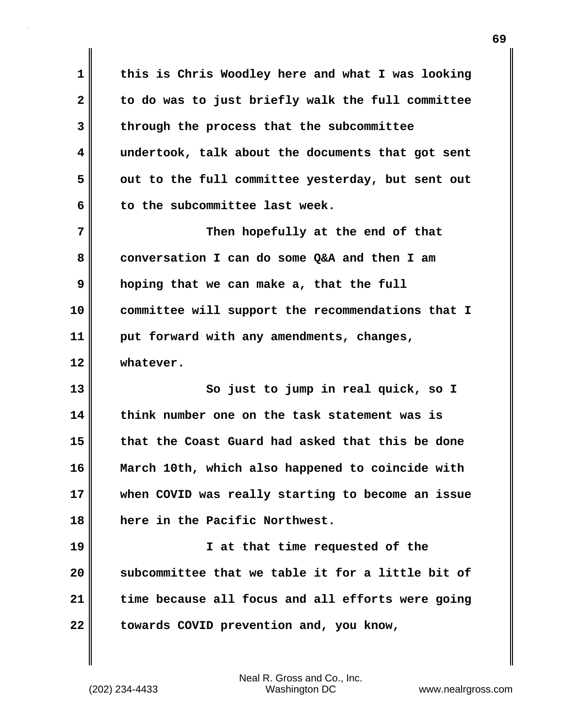this is Chris Woodley here and what I was looking to do was to just briefly walk the full committee through the process that the subcommittee undertook, talk about the documents that got sent out to the full committee yesterday, but sent out to the subcommittee last week.

Then hopefully at the end of that conversation I can do some Q&A and then I am hoping that we can make a, that the full committee will support the recommendations that I put forward with any amendments, changes, whatever.

So just to jump in real quick, so I think number one on the task statement was is that the Coast Guard had asked that this be done March 10th, which also happened to coincide with when COVID was really starting to become an issue here in the Pacific Northwest.

I at that time requested of the subcommittee that we table it for a little bit of time because all focus and all efforts were going towards COVID prevention and, you know,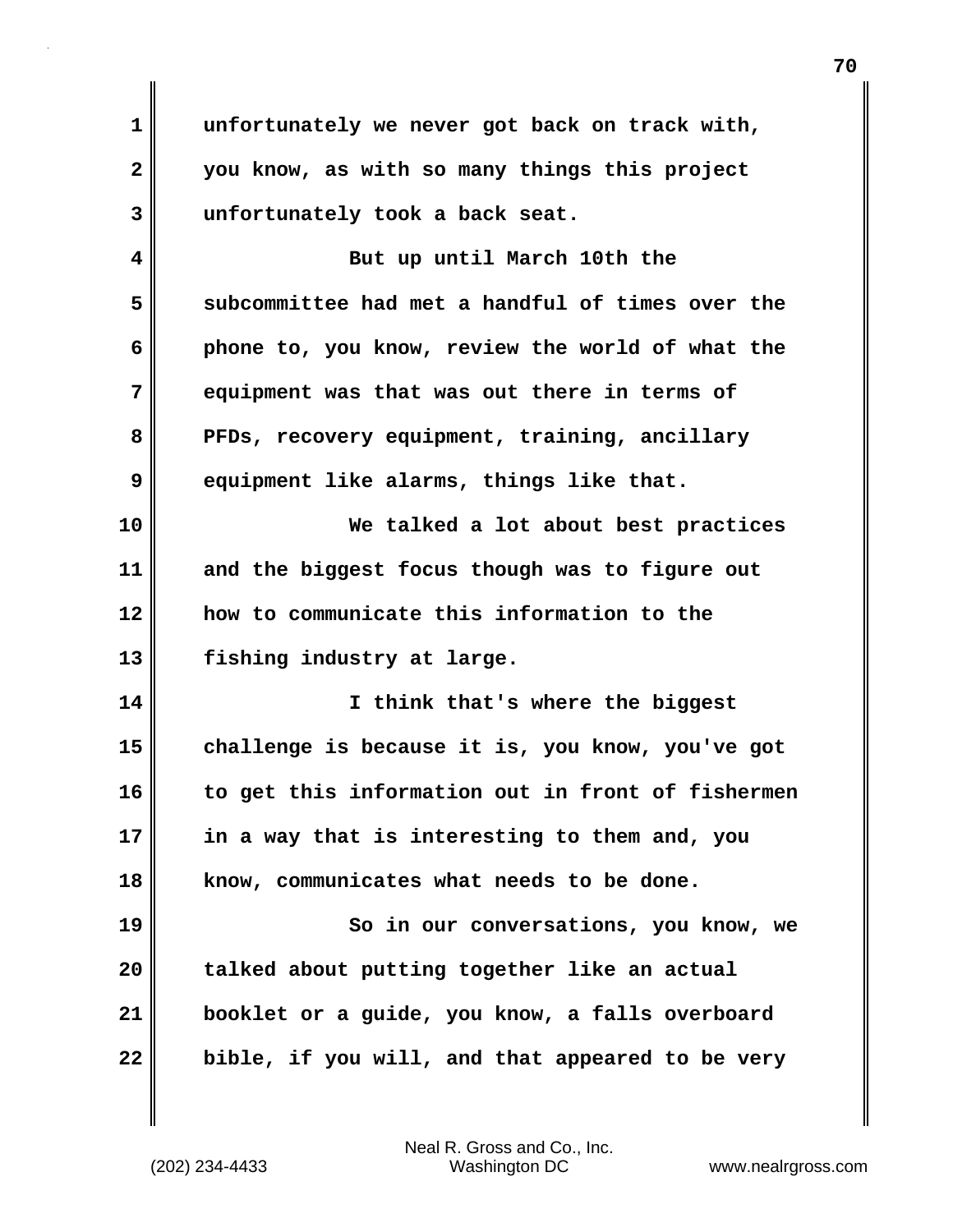unfortunately we never got back on track with, you know, as with so many things this project unfortunately took a back seat.

But up until March 10th the subcommittee had met a handful of times over the phone to, you know, review the world of what the equipment was that was out there in terms of PFDs, recovery equipment, training, ancillary equipment like alarms, things like that.

We talked a lot about best practices and the biggest focus though was to figure out how to communicate this information to the fishing industry at large.

I think that's where the biggest challenge is because it is, you know, you've got to get this information out in front of fishermen in a way that is interesting to them and, you know, communicates what needs to be done.

So in our conversations, you know, we talked about putting together like an actual booklet or a guide, you know, a falls overboard bible, if you will, and that appeared to be very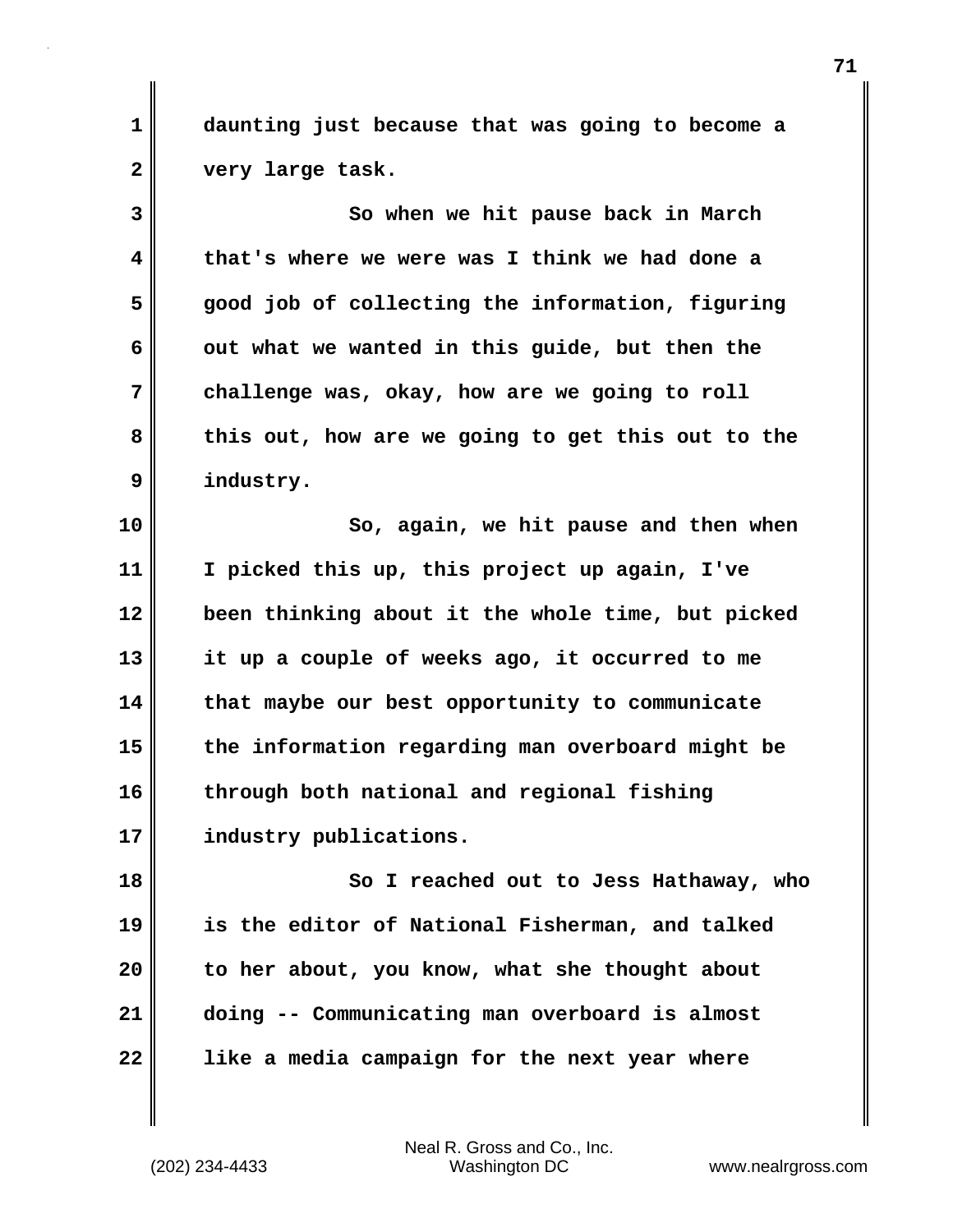daunting just because that was going to become a very large task.

So when we hit pause back in March that's where we were was I think we had done a good job of collecting the information, figuring out what we wanted in this guide, but then the challenge was, okay, how are we going to roll this out, how are we going to get this out to the industry.

So, again, we hit pause and then when I picked this up, this project up again, I've been thinking about it the whole time, but picked it up a couple of weeks ago, it occurred to me that maybe our best opportunity to communicate the information regarding man overboard might be through both national and regional fishing industry publications.

So I reached out to Jess Hathaway, who is the editor of National Fisherman, and talked to her about, you know, what she thought about doing -- Communicating man overboard is almost like a media campaign for the next year where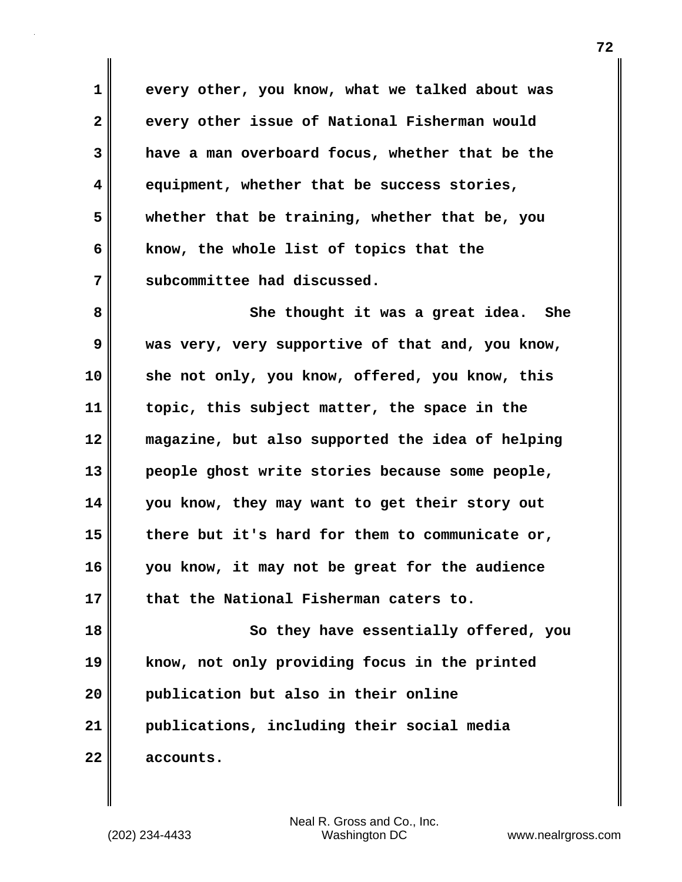every other, you know, what we talked about was every other issue of National Fisherman would have a man overboard focus, whether that be the equipment, whether that be success stories, whether that be training, whether that be, you know, the whole list of topics that the subcommittee had discussed.

She thought it was a great idea. She was very, very supportive of that and, you know, she not only, you know, offered, you know, this topic, this subject matter, the space in the magazine, but also supported the idea of helping people ghost write stories because some people, you know, they may want to get their story out there but it's hard for them to communicate or, you know, it may not be great for the audience that the National Fisherman caters to.

So they have essentially offered, you know, not only providing focus in the printed publication but also in their online publications, including their social media accounts.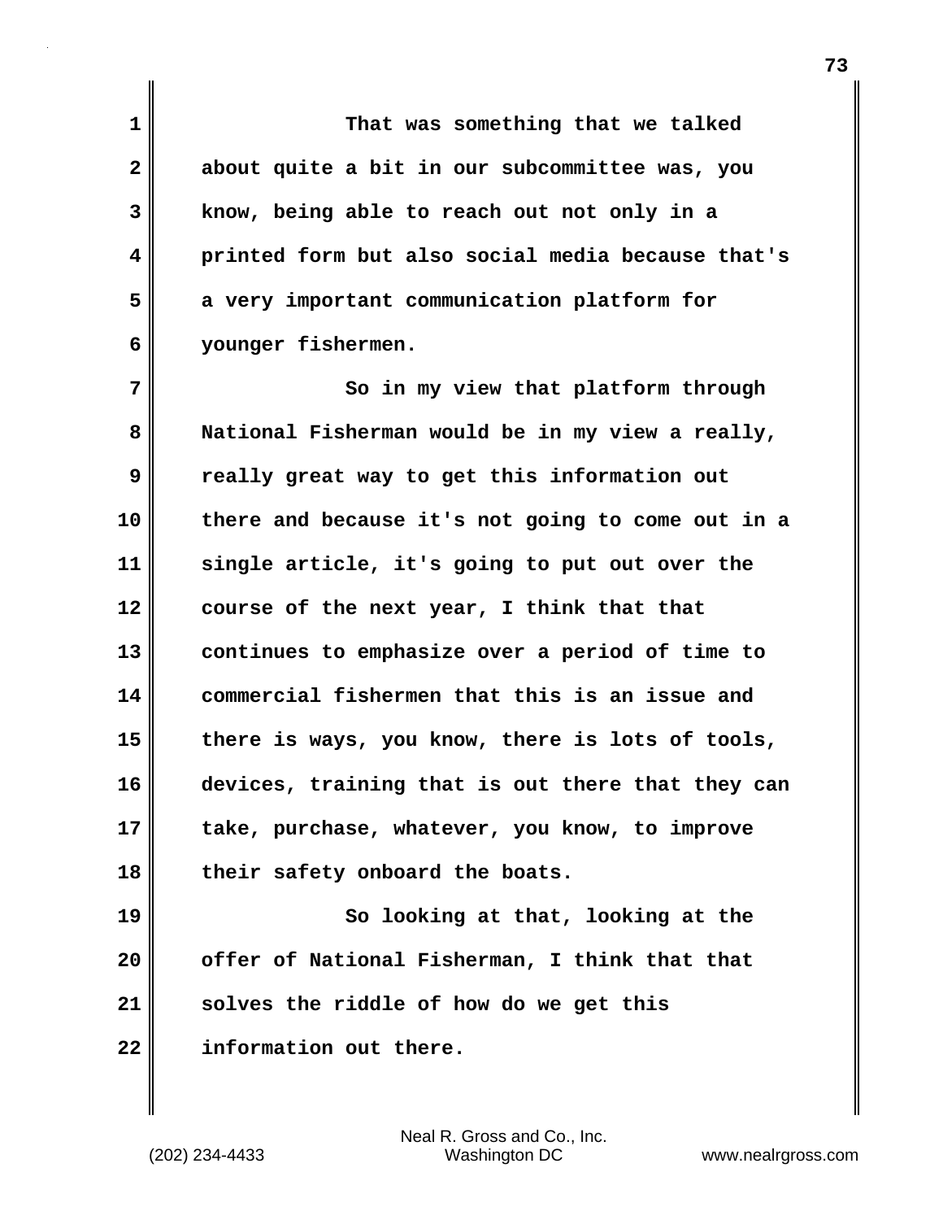That was something that we talked about quite a bit in our subcommittee was, you know, being able to reach out not only in a printed form but also social media because that's a very important communication platform for younger fishermen.

So in my view that platform through National Fisherman would be in my view a really, really great way to get this information out there and because it's not going to come out in a single article, it's going to put out over the course of the next year, I think that that continues to emphasize over a period of time to commercial fishermen that this is an issue and there is ways, you know, there is lots of tools, devices, training that is out there that they can take, purchase, whatever, you know, to improve their safety onboard the boats.

So looking at that, looking at the offer of National Fisherman, I think that that solves the riddle of how do we get this information out there.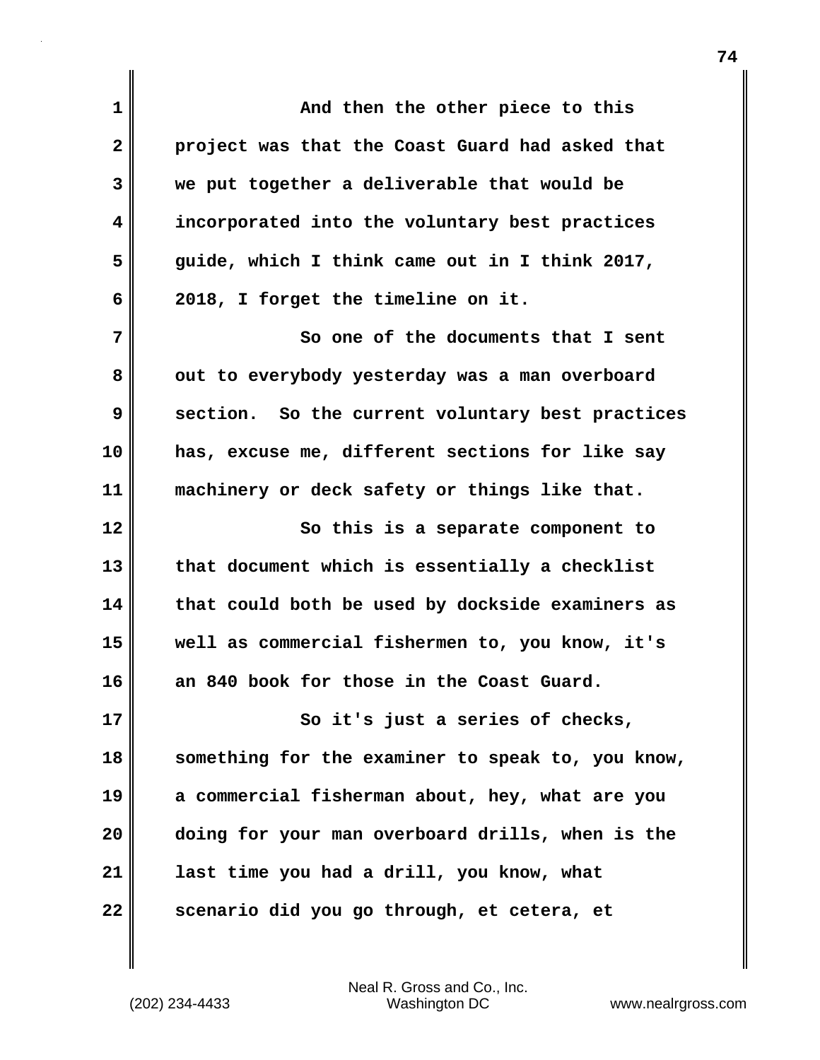And then the other piece to this project was that the Coast Guard had asked that we put together a deliverable that would be incorporated into the voluntary best practices guide, which I think came out in I think 2017, 2018, I forget the timeline on it.

So one of the documents that I sent out to everybody yesterday was a man overboard section. So the current voluntary best practices has, excuse me, different sections for like say machinery or deck safety or things like that.

So this is a separate component to that document which is essentially a checklist that could both be used by dockside examiners as well as commercial fishermen to, you know, it's an 840 book for those in the Coast Guard.

So it's just a series of checks, something for the examiner to speak to, you know, a commercial fisherman about, hey, what are you doing for your man overboard drills, when is the last time you had a drill, you know, what scenario did you go through, et cetera, et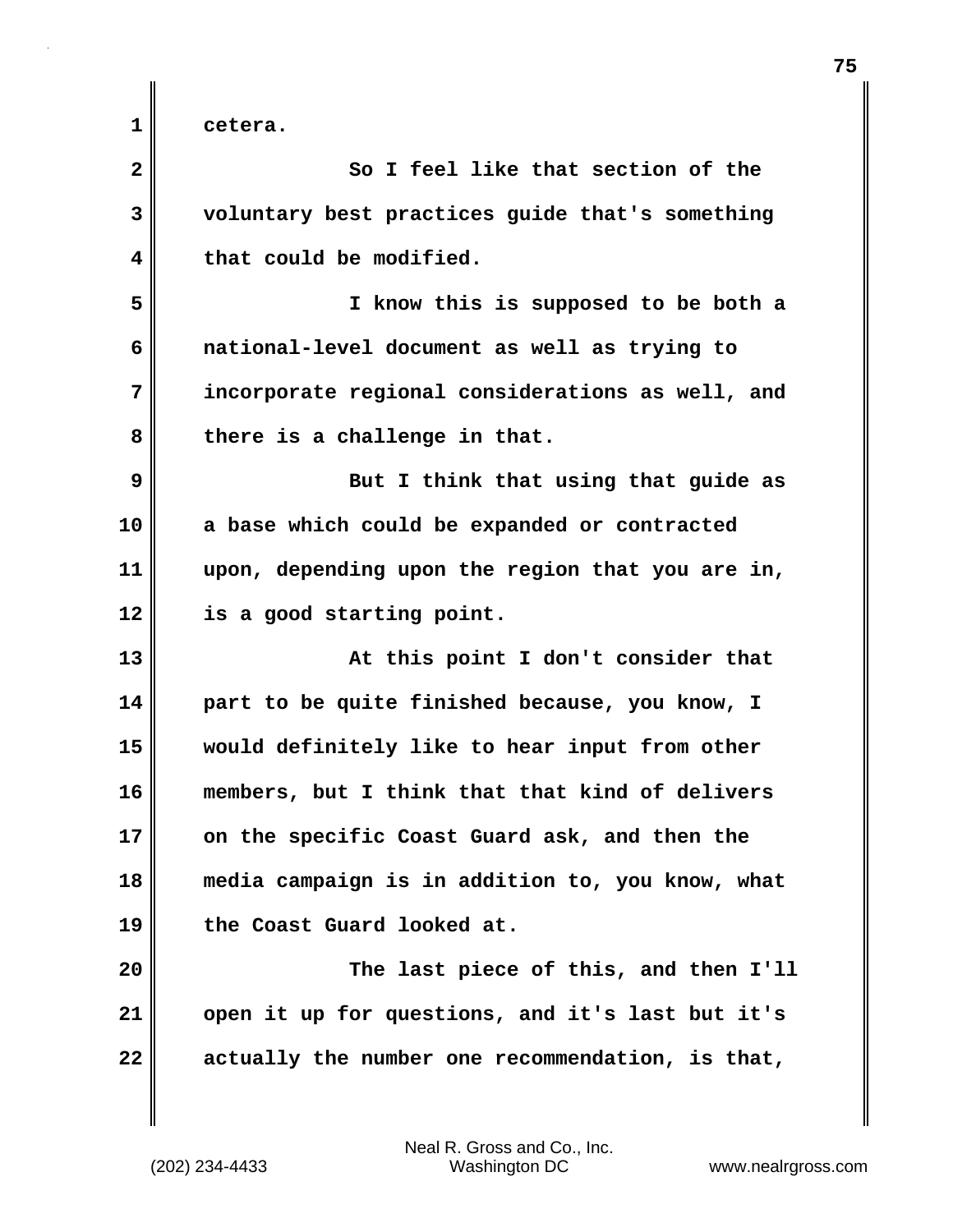cetera.

So I feel like that section of the voluntary best practices guide that's something that could be modified.

I know this is supposed to be both a national-level document as well as trying to incorporate regional considerations as well, and there is a challenge in that.

But I think that using that guide as a base which could be expanded or contracted upon, depending upon the region that you are in, is a good starting point.

At this point I don't consider that part to be quite finished because, you know, I would definitely like to hear input from other members, but I think that that kind of delivers on the specific Coast Guard ask, and then the media campaign is in addition to, you know, what the Coast Guard looked at.

The last piece of this, and then I'll open it up for questions, and it's last but it's actually the number one recommendation, is that,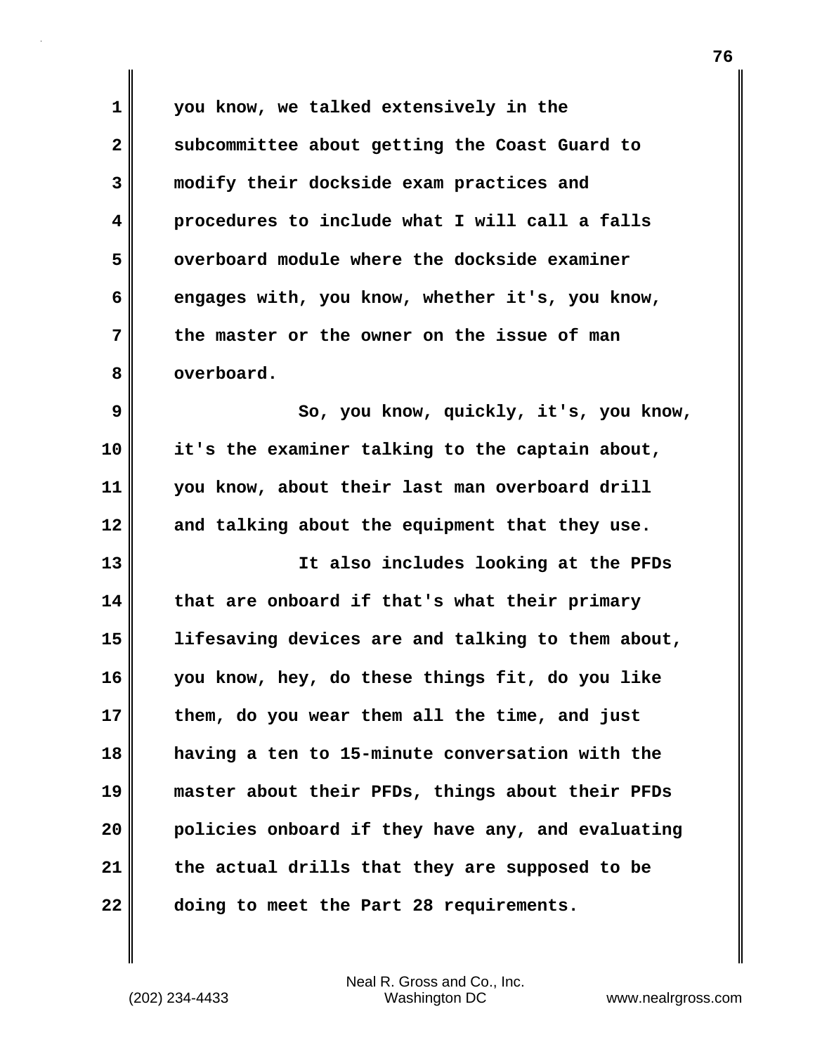you know, we talked extensively in the subcommittee about getting the Coast Guard to modify their dockside exam practices and procedures to include what I will call a falls overboard module where the dockside examiner engages with, you know, whether it's, you know, the master or the owner on the issue of man overboard.

So, you know, quickly, it's, you know, it's the examiner talking to the captain about, you know, about their last man overboard drill and talking about the equipment that they use.

It also includes looking at the PFDs that are onboard if that's what their primary lifesaving devices are and talking to them about, you know, hey, do these things fit, do you like them, do you wear them all the time, and just having a ten to 15-minute conversation with the master about their PFDs, things about their PFDs policies onboard if they have any, and evaluating the actual drills that they are supposed to be doing to meet the Part 28 requirements.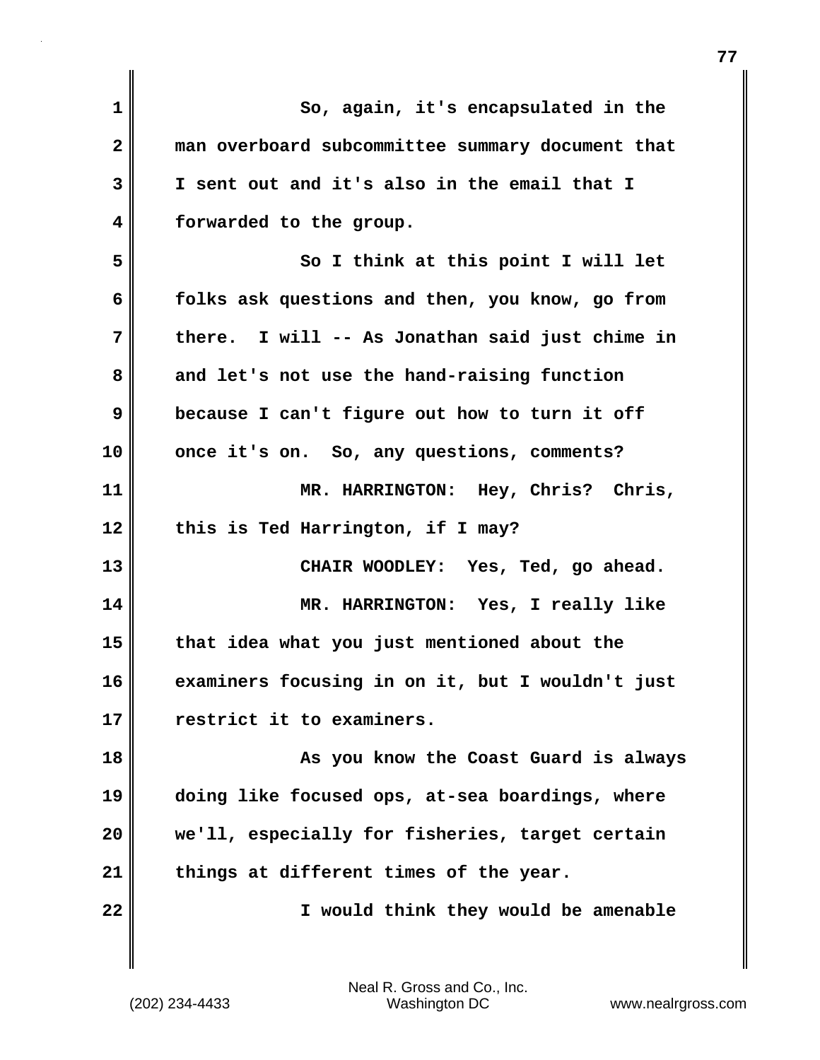So, again, it's encapsulated in the man overboard subcommittee summary document that I sent out and it's also in the email that I forwarded to the group.

So I think at this point I will let folks ask questions and then, you know, go from there. I will -- As Jonathan said just chime in and let's not use the hand-raising function because I can't figure out how to turn it off once it's on. So, any questions, comments?

MR. HARRINGTON: Hey, Chris? Chris, this is Ted Harrington, if I may?

CHAIR WOODLEY: Yes, Ted, go ahead.

MR. HARRINGTON: Yes, I really like that idea what you just mentioned about the examiners focusing in on it, but I wouldn't just restrict it to examiners.

As you know the Coast Guard is always doing like focused ops, at-sea boardings, where we'll, especially for fisheries, target certain things at different times of the year.

I would think they would be amenable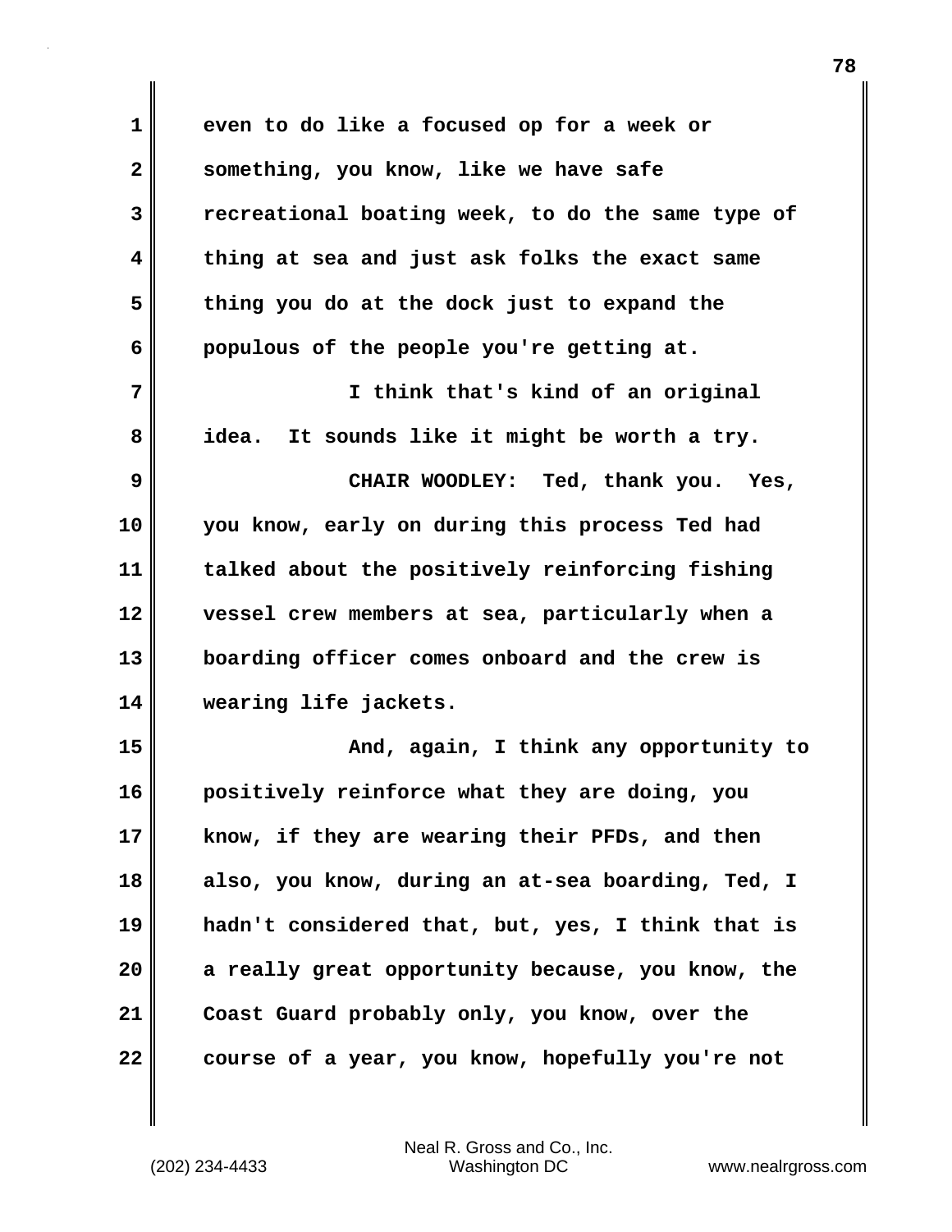even to do like a focused op for a week or something, you know, like we have safe recreational boating week, to do the same type of thing at sea and just ask folks the exact same thing you do at the dock just to expand the populous of the people you're getting at.

I think that's kind of an original idea. It sounds like it might be worth a try.

CHAIR WOODLEY: Ted, thank you. Yes, you know, early on during this process Ted had talked about the positively reinforcing fishing vessel crew members at sea, particularly when a boarding officer comes onboard and the crew is wearing life jackets.

And, again, I think any opportunity to positively reinforce what they are doing, you know, if they are wearing their PFDs, and then also, you know, during an at-sea boarding, Ted, I hadn't considered that, but, yes, I think that is a really great opportunity because, you know, the Coast Guard probably only, you know, over the course of a year, you know, hopefully you're not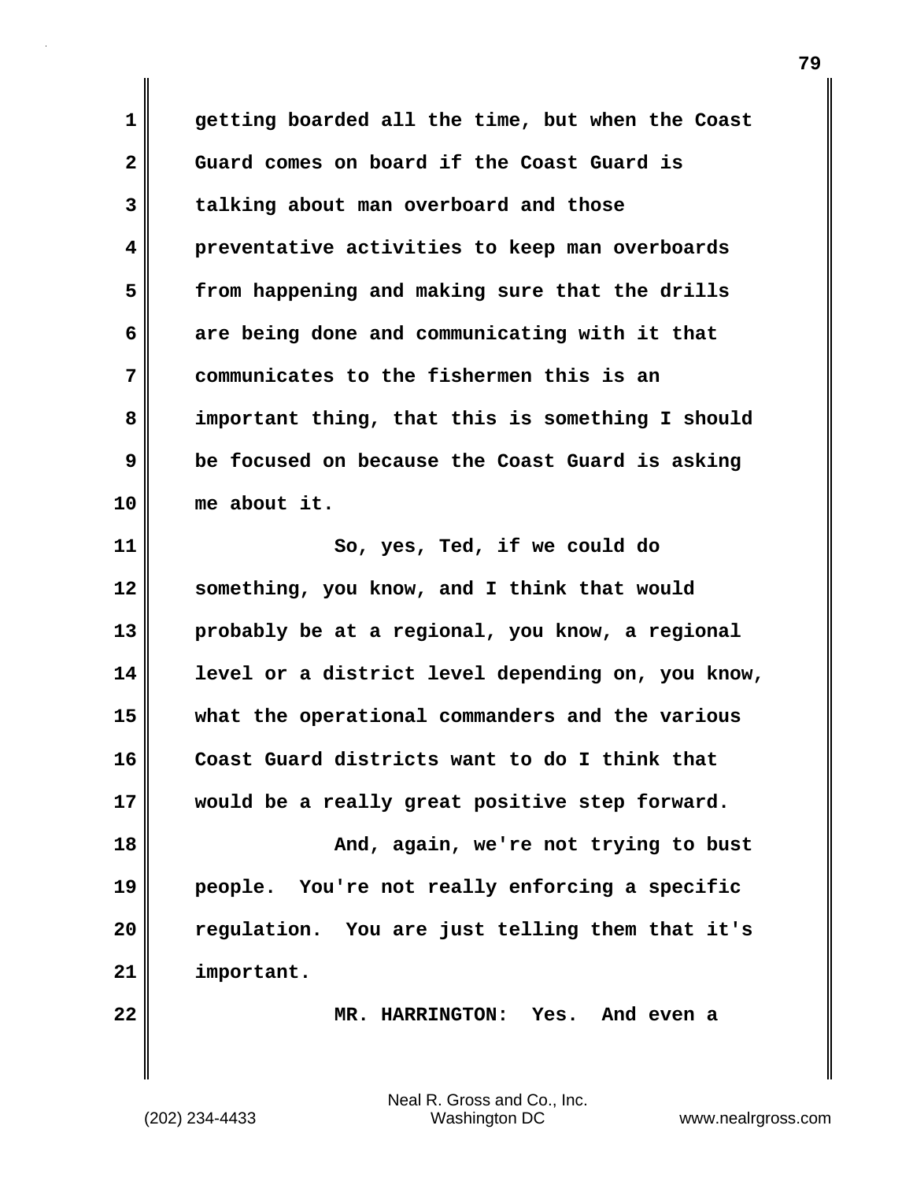getting boarded all the time, but when the Coast Guard comes on board if the Coast Guard is talking about man overboard and those preventative activities to keep man overboards from happening and making sure that the drills are being done and communicating with it that communicates to the fishermen this is an important thing, that this is something I should be focused on because the Coast Guard is asking me about it.

So, yes, Ted, if we could do something, you know, and I think that would probably be at a regional, you know, a regional level or a district level depending on, you know, what the operational commanders and the various Coast Guard districts want to do I think that would be a really great positive step forward.

And, again, we're not trying to bust people. You're not really enforcing a specific regulation. You are just telling them that it's important.

MR. HARRINGTON: Yes. And even a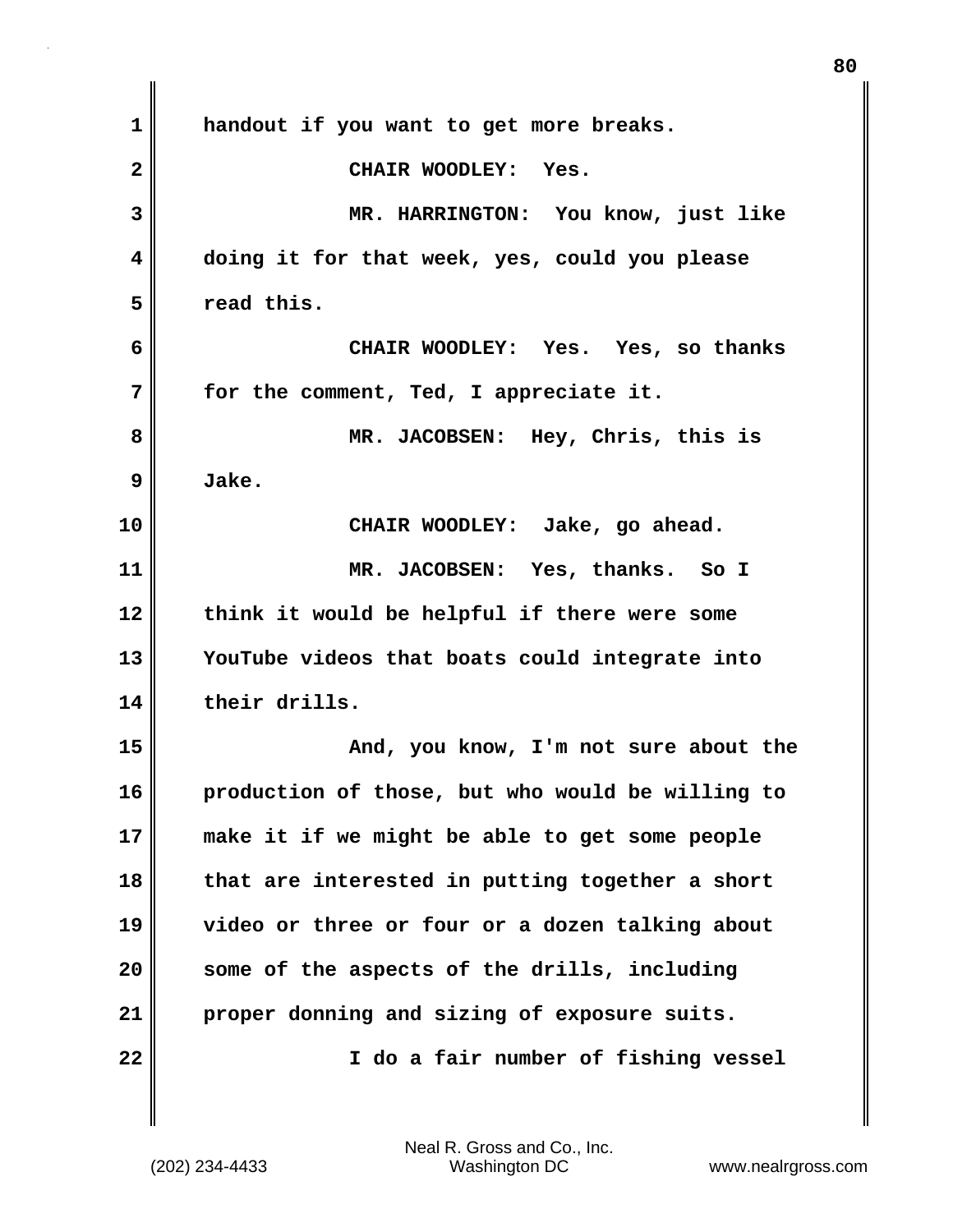handout if you want to get more breaks.

CHAIR WOODLEY: Yes.

MR. HARRINGTON: You know, just like doing it for that week, yes, could you please read this.

CHAIR WOODLEY: Yes. Yes, so thanks for the comment, Ted, I appreciate it.

MR. JACOBSEN: Hey, Chris, this is Jake.

CHAIR WOODLEY: Jake, go ahead.

MR. JACOBSEN: Yes, thanks. So I think it would be helpful if there were some YouTube videos that boats could integrate into their drills.

And, you know, I'm not sure about the production of those, but who would be willing to make it if we might be able to get some people that are interested in putting together a short video or three or four or a dozen talking about some of the aspects of the drills, including proper donning and sizing of exposure suits.

I do a fair number of fishing vessel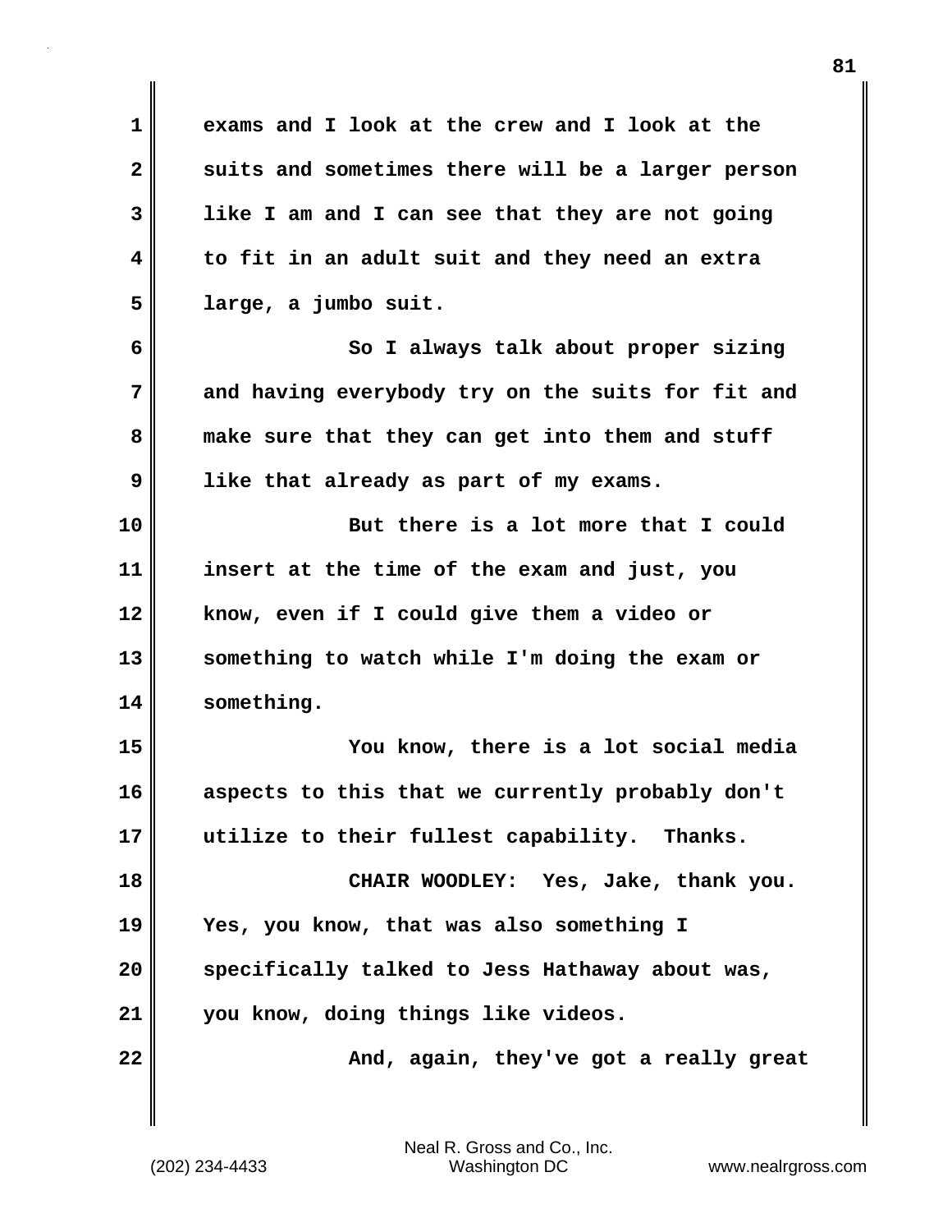exams and I look at the crew and I look at the suits and sometimes there will be a larger person like I am and I can see that they are not going to fit in an adult suit and they need an extra large, a jumbo suit.

So I always talk about proper sizing and having everybody try on the suits for fit and make sure that they can get into them and stuff like that already as part of my exams.

But there is a lot more that I could insert at the time of the exam and just, you know, even if I could give them a video or something to watch while I'm doing the exam or something.

You know, there is a lot social media aspects to this that we currently probably don't utilize to their fullest capability. Thanks.

CHAIR WOODLEY: Yes, Jake, thank you. Yes, you know, that was also something I specifically talked to Jess Hathaway about was, you know, doing things like videos.

And, again, they've got a really great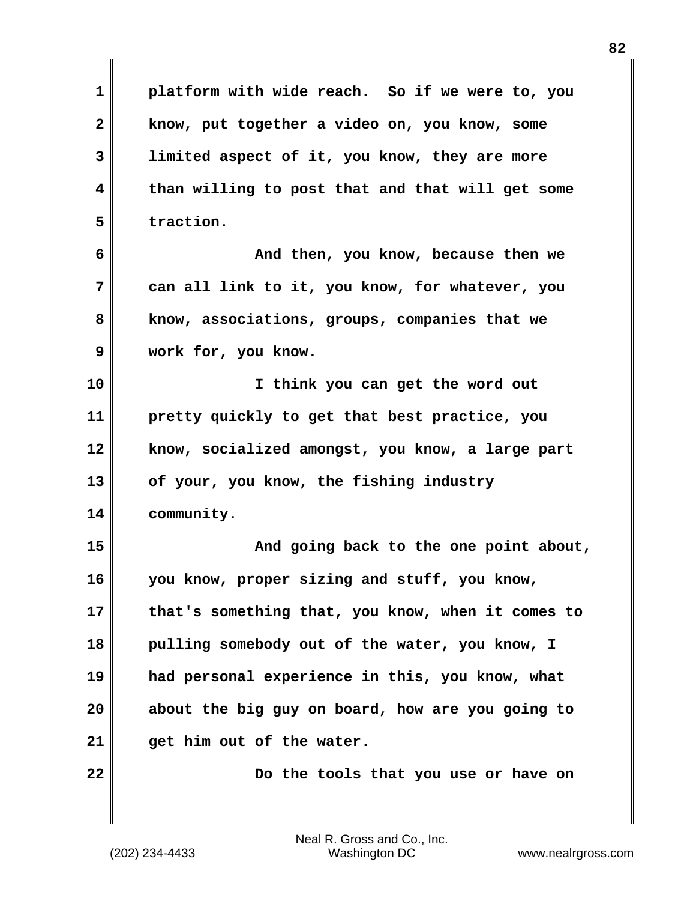platform with wide reach. So if we were to, you know, put together a video on, you know, some limited aspect of it, you know, they are more than willing to post that and that will get some traction.

And then, you know, because then we can all link to it, you know, for whatever, you know, associations, groups, companies that we work for, you know.

I think you can get the word out pretty quickly to get that best practice, you know, socialized amongst, you know, a large part of your, you know, the fishing industry community.

And going back to the one point about, you know, proper sizing and stuff, you know, that's something that, you know, when it comes to pulling somebody out of the water, you know, I had personal experience in this, you know, what about the big guy on board, how are you going to get him out of the water.

Do the tools that you use or have on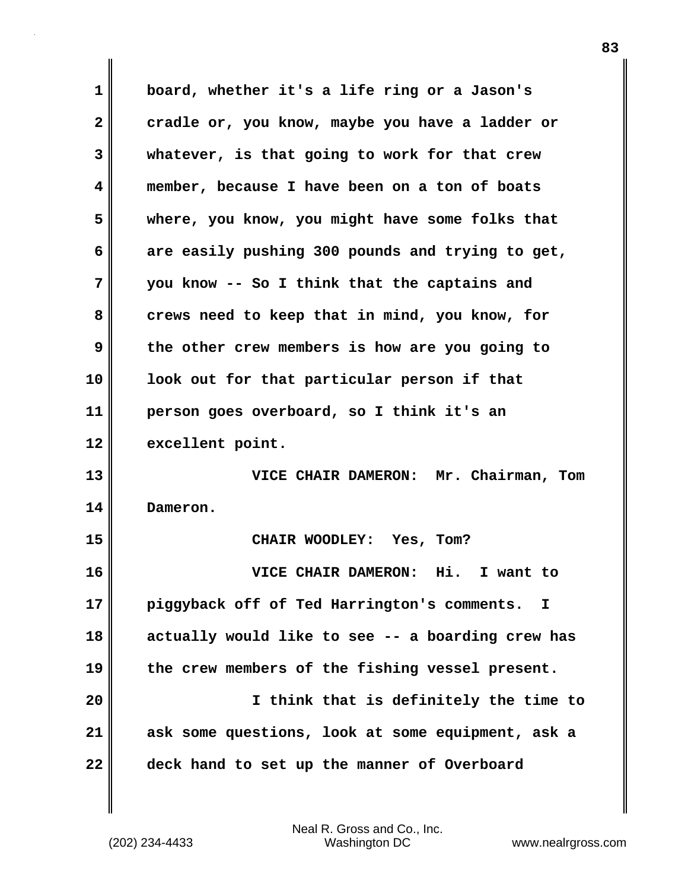board, whether it's a life ring or a Jason's cradle or, you know, maybe you have a ladder or whatever, is that going to work for that crew member, because I have been on a ton of boats where, you know, you might have some folks that are easily pushing 300 pounds and trying to get, you know -- So I think that the captains and crews need to keep that in mind, you know, for the other crew members is how are you going to look out for that particular person if that person goes overboard, so I think it's an excellent point.

VICE CHAIR DAMERON: Mr. Chairman, Tom Dameron.

CHAIR WOODLEY: Yes, Tom?

VICE CHAIR DAMERON: Hi. I want to piggyback off of Ted Harrington's comments. I actually would like to see -- a boarding crew has the crew members of the fishing vessel present.

I think that is definitely the time to ask some questions, look at some equipment, ask a deck hand to set up the manner of Overboard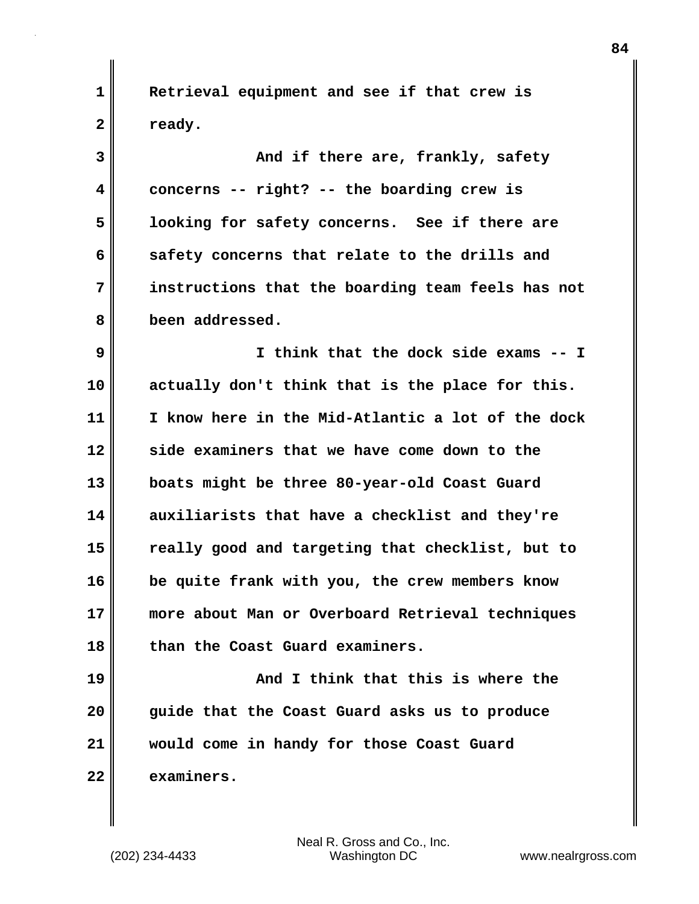Retrieval equipment and see if that crew is ready.

And if there are, frankly, safety concerns -- right? -- the boarding crew is looking for safety concerns. See if there are safety concerns that relate to the drills and instructions that the boarding team feels has not been addressed.

I think that the dock side exams -- I actually don't think that is the place for this. I know here in the Mid-Atlantic a lot of the dock side examiners that we have come down to the boats might be three 80-year-old Coast Guard auxiliarists that have a checklist and they're really good and targeting that checklist, but to be quite frank with you, the crew members know more about Man or Overboard Retrieval techniques than the Coast Guard examiners.

And I think that this is where the guide that the Coast Guard asks us to produce would come in handy for those Coast Guard examiners.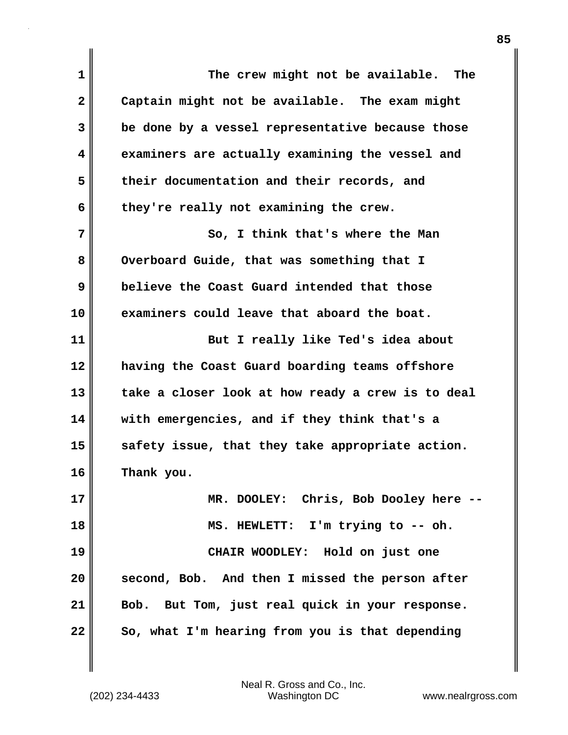The crew might not be available. The Captain might not be available. The exam might be done by a vessel representative because those examiners are actually examining the vessel and their documentation and their records, and they're really not examining the crew.

So, I think that's where the Man Overboard Guide, that was something that I believe the Coast Guard intended that those examiners could leave that aboard the boat.

But I really like Ted's idea about having the Coast Guard boarding teams offshore take a closer look at how ready a crew is to deal with emergencies, and if they think that's a safety issue, that they take appropriate action. Thank you.

MR. DOOLEY: Chris, Bob Dooley here --

MS. HEWLETT: I'm trying to -- oh.

CHAIR WOODLEY: Hold on just one second, Bob. And then I missed the person after Bob. But Tom, just real quick in your response. So, what I'm hearing from you is that depending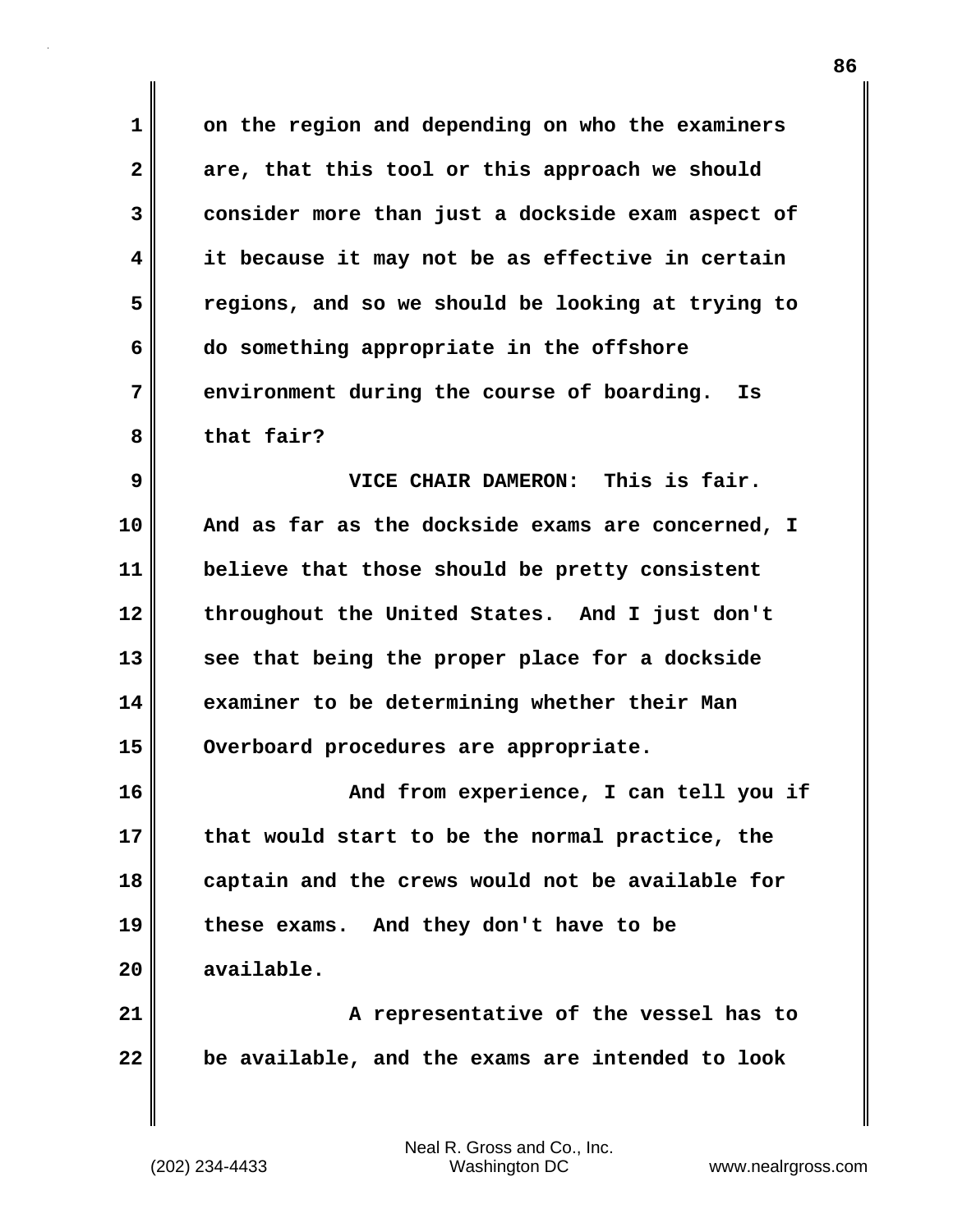on the region and depending on who the examiners are, that this tool or this approach we should consider more than just a dockside exam aspect of it because it may not be as effective in certain regions, and so we should be looking at trying to do something appropriate in the offshore environment during the course of boarding. Is that fair?

VICE CHAIR DAMERON: This is fair. And as far as the dockside exams are concerned, I believe that those should be pretty consistent throughout the United States. And I just don't see that being the proper place for a dockside examiner to be determining whether their Man Overboard procedures are appropriate.

And from experience, I can tell you if that would start to be the normal practice, the captain and the crews would not be available for these exams. And they don't have to be available.

A representative of the vessel has to be available, and the exams are intended to look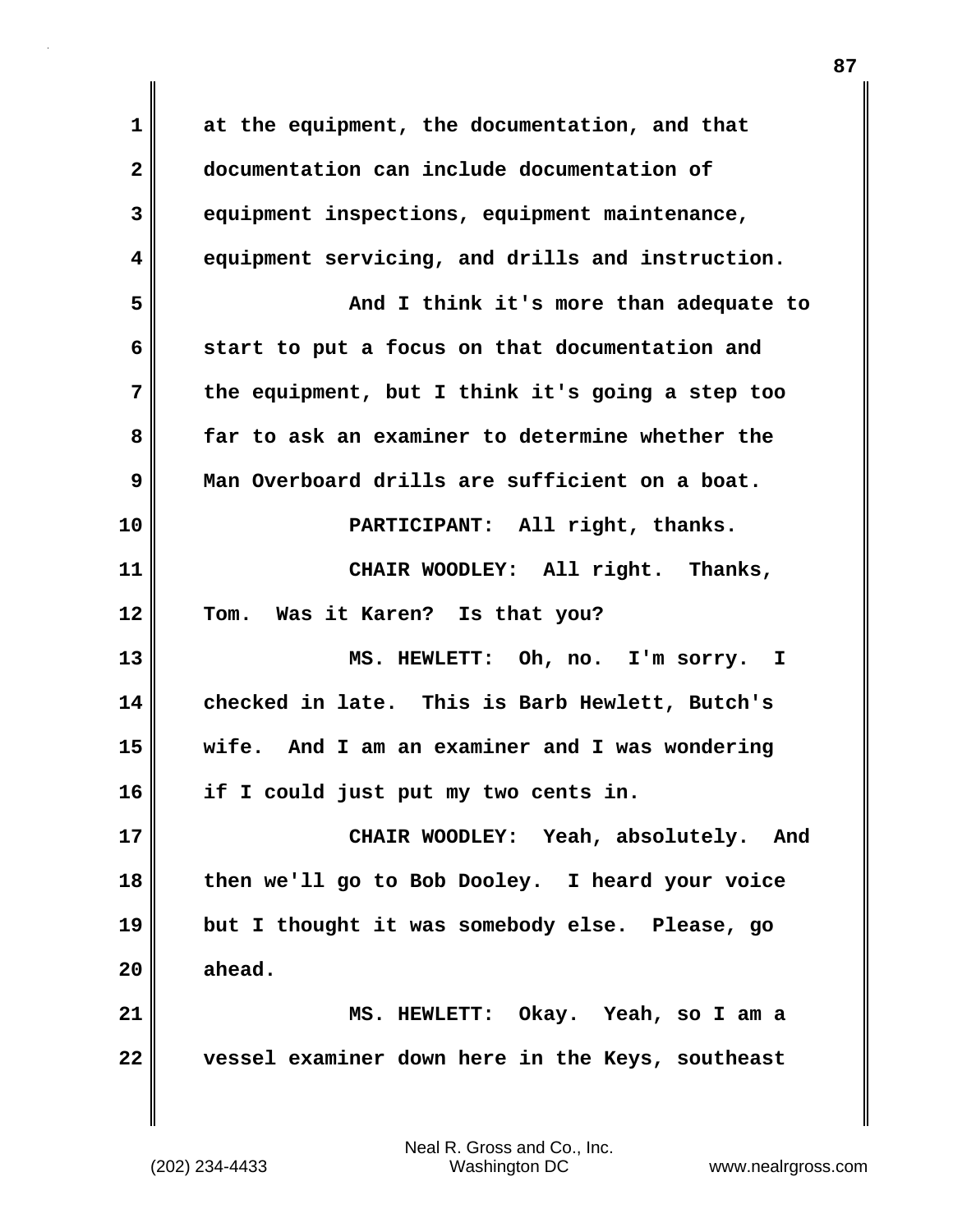at the equipment, the documentation, and that documentation can include documentation of equipment inspections, equipment maintenance, equipment servicing, and drills and instruction.

And I think it's more than adequate to start to put a focus on that documentation and the equipment, but I think it's going a step too far to ask an examiner to determine whether the Man Overboard drills are sufficient on a boat.

PARTICIPANT: All right, thanks.

CHAIR WOODLEY: All right. Thanks, Tom. Was it Karen? Is that you?

MS. HEWLETT: Oh, no. I'm sorry. I checked in late. This is Barb Hewlett, Butch's wife. And I am an examiner and I was wondering if I could just put my two cents in.

CHAIR WOODLEY: Yeah, absolutely. And then we'll go to Bob Dooley. I heard your voice but I thought it was somebody else. Please, go ahead.

MS. HEWLETT: Okay. Yeah, so I am a vessel examiner down here in the Keys, southeast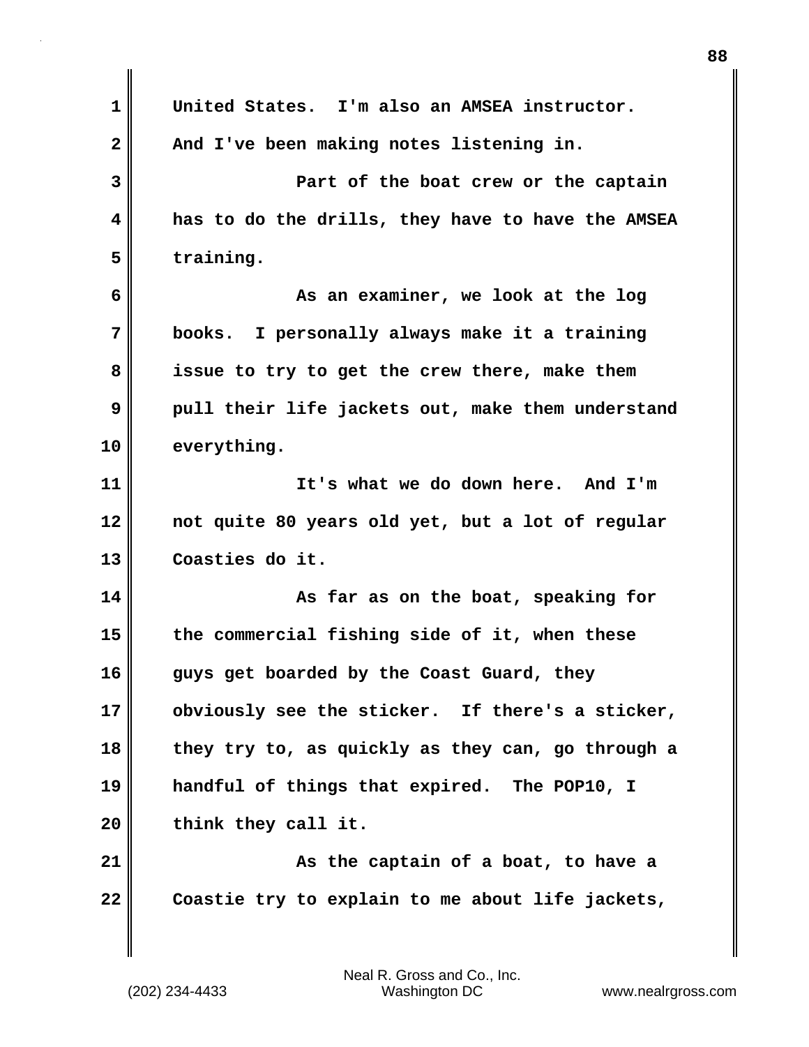United States. I'm also an AMSEA instructor. And I've been making notes listening in.

Part of the boat crew or the captain has to do the drills, they have to have the AMSEA training.

As an examiner, we look at the log books. I personally always make it a training issue to try to get the crew there, make them pull their life jackets out, make them understand everything.

It's what we do down here. And I'm not quite 80 years old yet, but a lot of regular Coasties do it.

As far as on the boat, speaking for the commercial fishing side of it, when these guys get boarded by the Coast Guard, they obviously see the sticker. If there's a sticker, they try to, as quickly as they can, go through a handful of things that expired. The POP10, I think they call it.

As the captain of a boat, to have a Coastie try to explain to me about life jackets,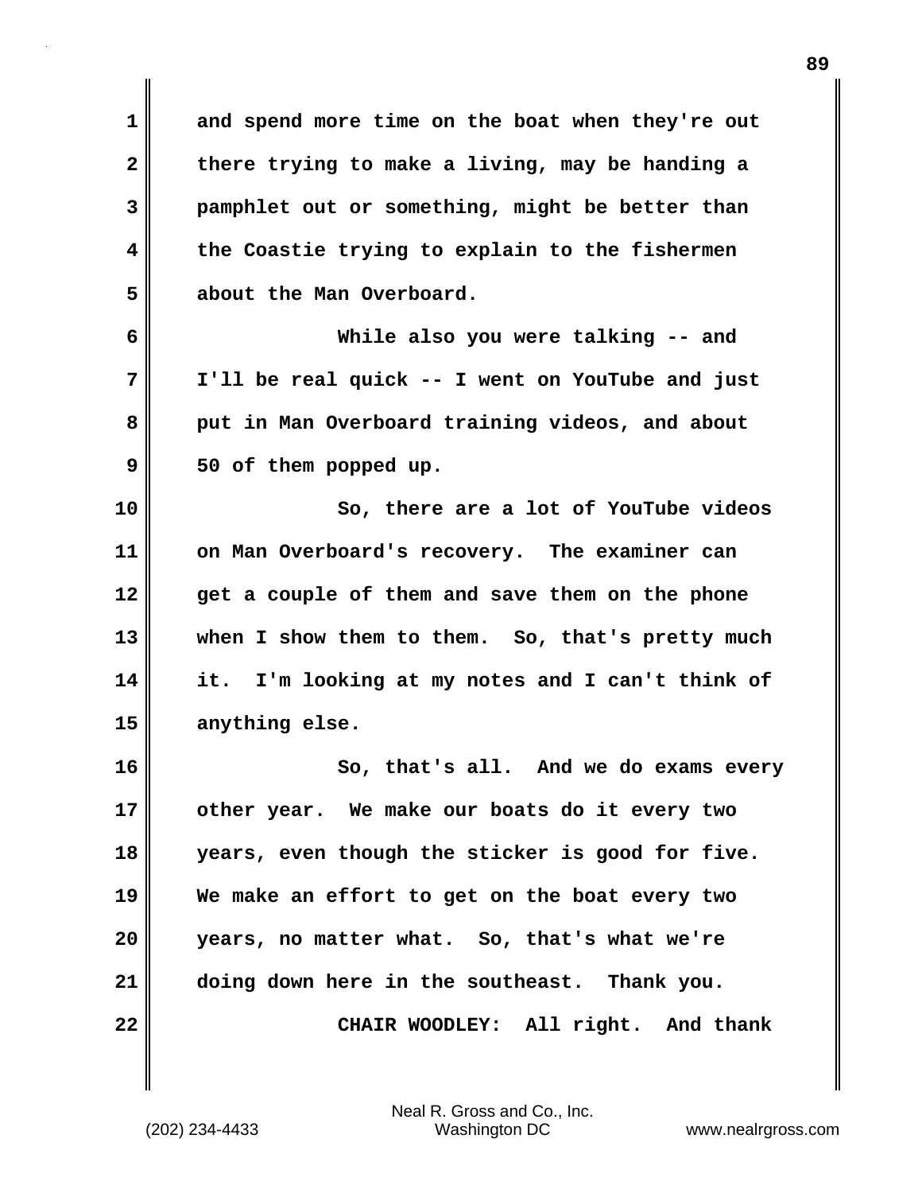and spend more time on the boat when they're out there trying to make a living, may be handing a pamphlet out or something, might be better than the Coastie trying to explain to the fishermen about the Man Overboard.

While also you were talking -- and I'll be real quick -- I went on YouTube and just put in Man Overboard training videos, and about 50 of them popped up.

So, there are a lot of YouTube videos on Man Overboard's recovery. The examiner can get a couple of them and save them on the phone when I show them to them. So, that's pretty much it. I'm looking at my notes and I can't think of anything else.

So, that's all. And we do exams every other year. We make our boats do it every two years, even though the sticker is good for five. We make an effort to get on the boat every two years, no matter what. So, that's what we're doing down here in the southeast. Thank you.

CHAIR WOODLEY: All right. And thank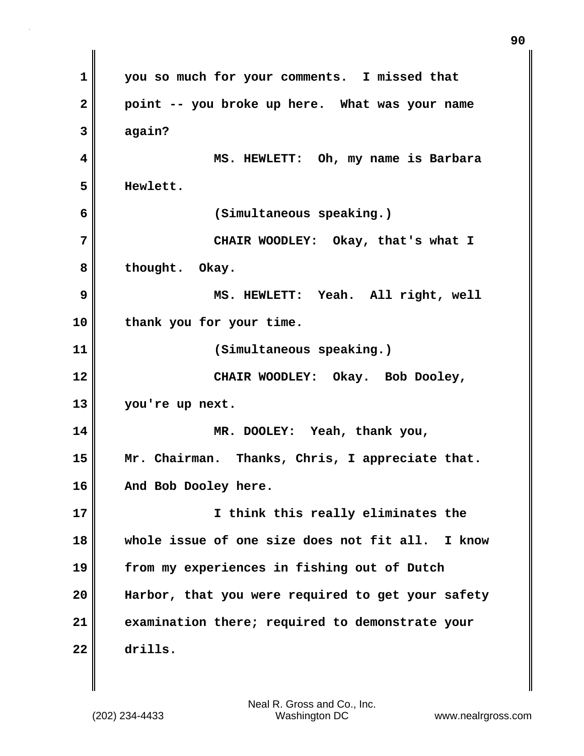you so much for your comments. I missed that point -- you broke up here. What was your name again?

MS. HEWLETT: Oh, my name is Barbara Hewlett.

(Simultaneous speaking.)

CHAIR WOODLEY: Okay, that's what I thought. Okay.

MS. HEWLETT: Yeah. All right, well thank you for your time.

(Simultaneous speaking.)

CHAIR WOODLEY: Okay. Bob Dooley, you're up next.

MR. DOOLEY: Yeah, thank you, Mr. Chairman. Thanks, Chris, I appreciate that. And Bob Dooley here.

I think this really eliminates the whole issue of one size does not fit all. I know from my experiences in fishing out of Dutch Harbor, that you were required to get your safety examination there; required to demonstrate your drills.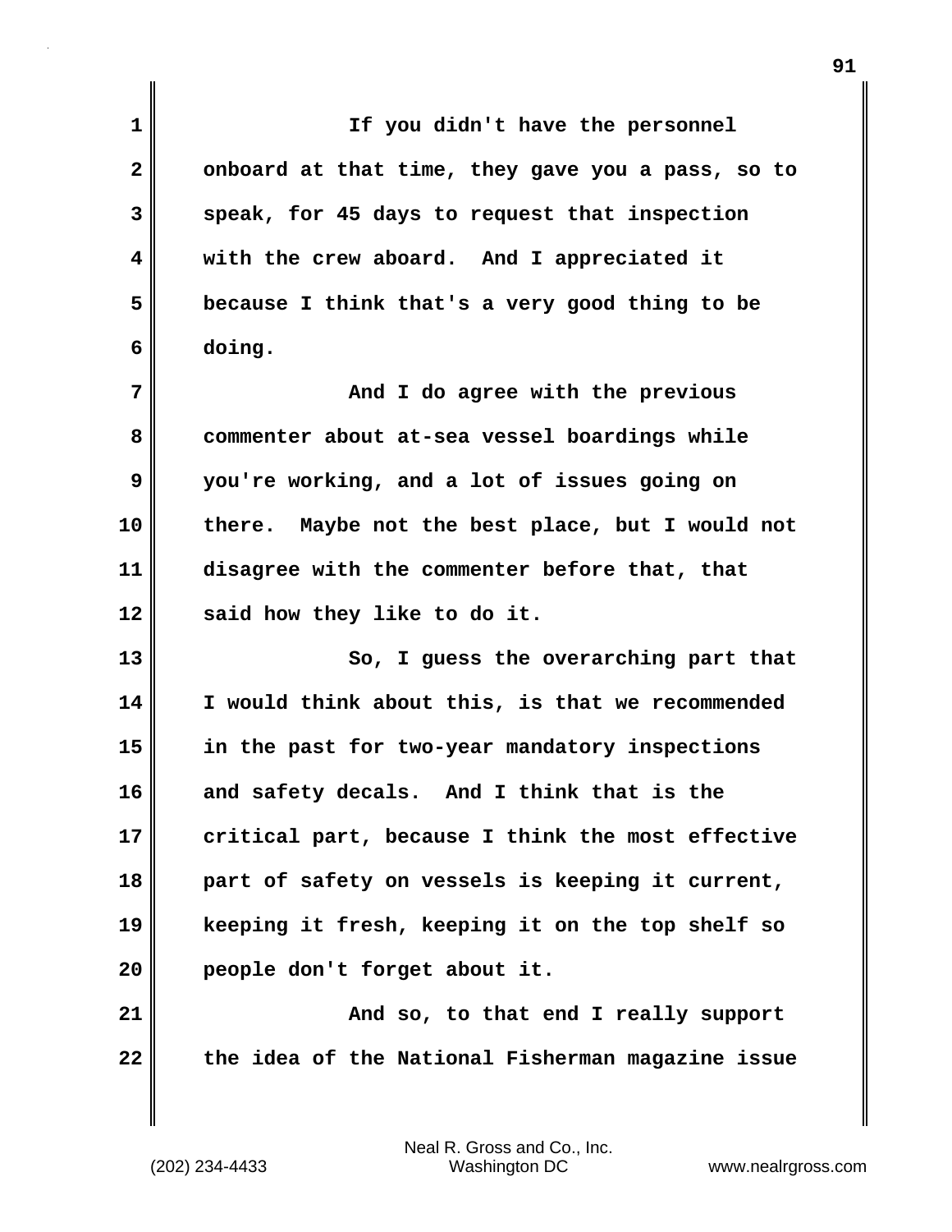If you didn't have the personnel onboard at that time, they gave you a pass, so to speak, for 45 days to request that inspection with the crew aboard. And I appreciated it because I think that's a very good thing to be doing.

And I do agree with the previous commenter about at-sea vessel boardings while you're working, and a lot of issues going on there. Maybe not the best place, but I would not disagree with the commenter before that, that said how they like to do it.

So, I guess the overarching part that I would think about this, is that we recommended in the past for two-year mandatory inspections and safety decals. And I think that is the critical part, because I think the most effective part of safety on vessels is keeping it current, keeping it fresh, keeping it on the top shelf so people don't forget about it.

And so, to that end I really support the idea of the National Fisherman magazine issue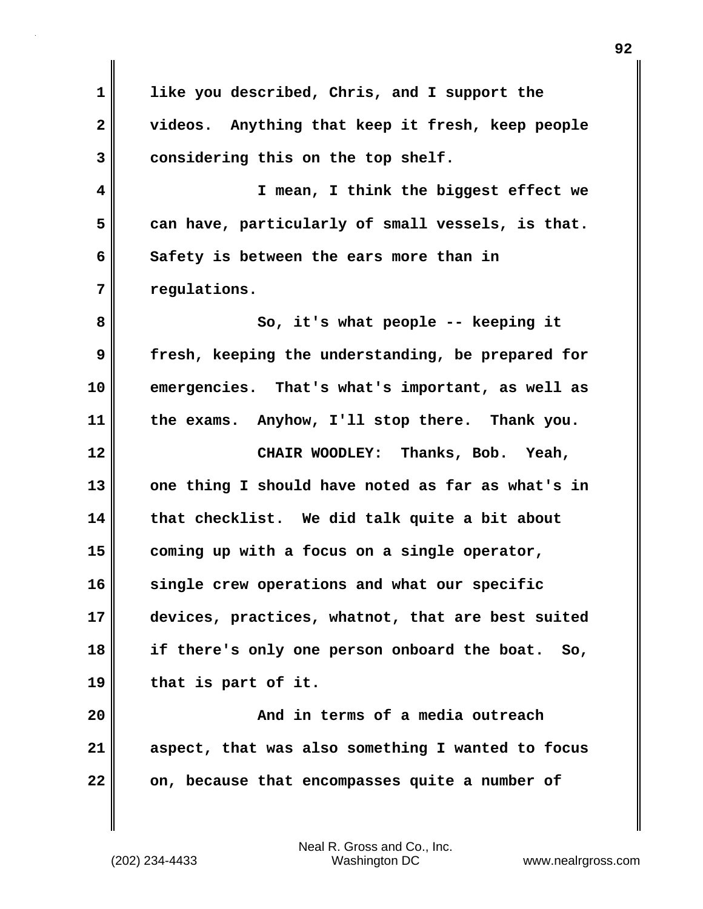like you described, Chris, and I support the videos. Anything that keep it fresh, keep people considering this on the top shelf.

I mean, I think the biggest effect we can have, particularly of small vessels, is that. Safety is between the ears more than in regulations.

So, it's what people -- keeping it fresh, keeping the understanding, be prepared for emergencies. That's what's important, as well as the exams. Anyhow, I'll stop there. Thank you.

CHAIR WOODLEY: Thanks, Bob. Yeah, one thing I should have noted as far as what's in that checklist. We did talk quite a bit about coming up with a focus on a single operator, single crew operations and what our specific devices, practices, whatnot, that are best suited if there's only one person onboard the boat. So, that is part of it.

And in terms of a media outreach aspect, that was also something I wanted to focus on, because that encompasses quite a number of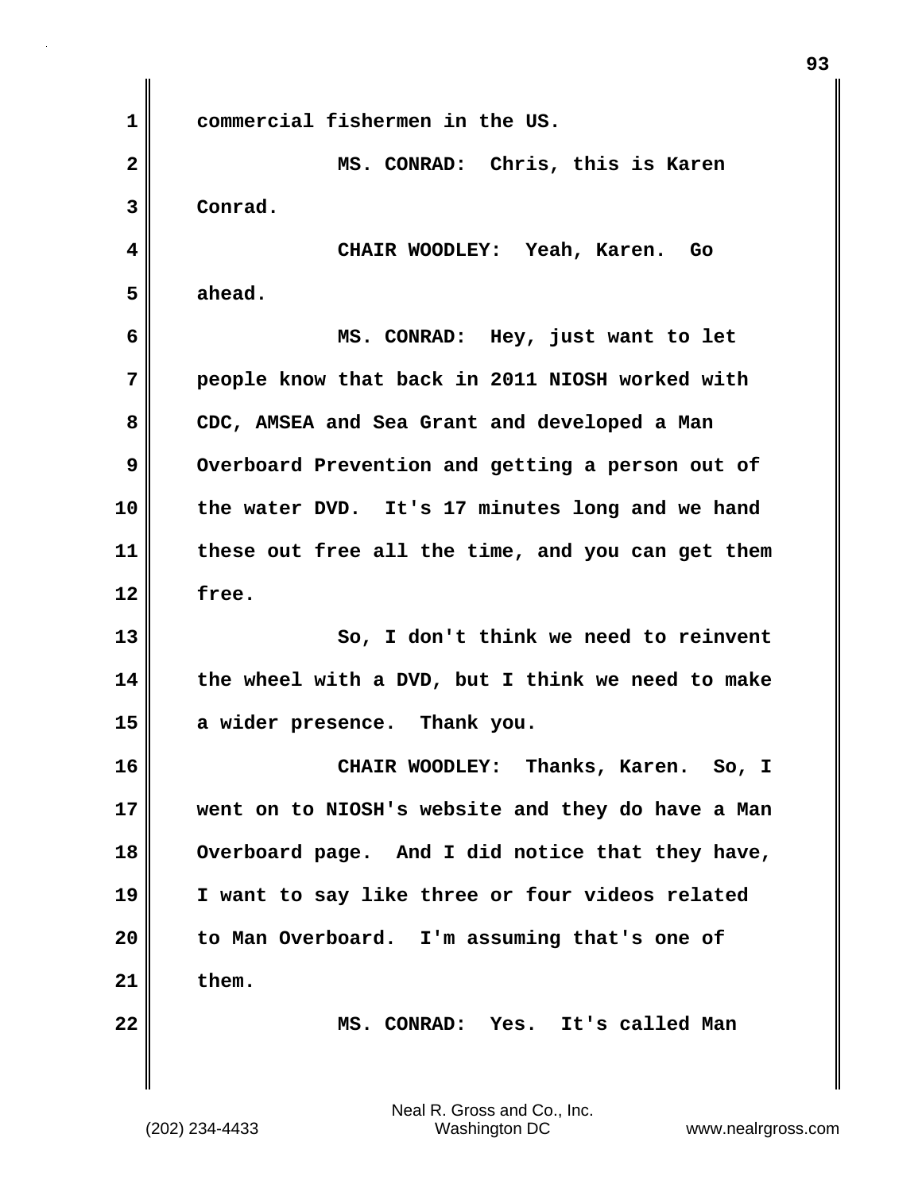commercial fishermen in the US.

MS. CONRAD: Chris, this is Karen Conrad.

CHAIR WOODLEY: Yeah, Karen. Go ahead.

MS. CONRAD: Hey, just want to let people know that back in 2011 NIOSH worked with CDC, AMSEA and Sea Grant and developed a Man Overboard Prevention and getting a person out of the water DVD. It's 17 minutes long and we hand these out free all the time, and you can get them free.

So, I don't think we need to reinvent the wheel with a DVD, but I think we need to make a wider presence. Thank you.

CHAIR WOODLEY: Thanks, Karen. So, I went on to NIOSH's website and they do have a Man Overboard page. And I did notice that they have, I want to say like three or four videos related to Man Overboard. I'm assuming that's one of them.

MS. CONRAD: Yes. It's called Man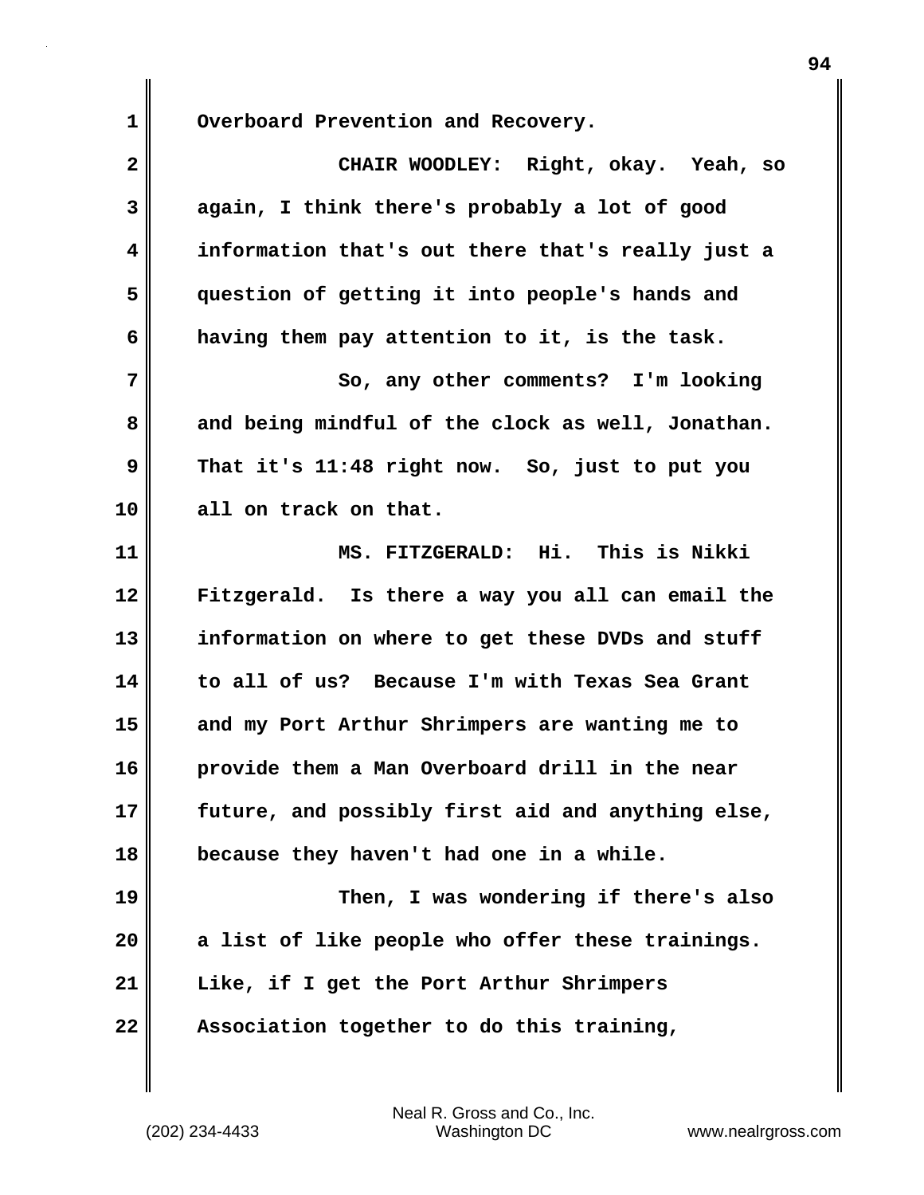Overboard Prevention and Recovery.

CHAIR WOODLEY: Right, okay. Yeah, so again, I think there's probably a lot of good information that's out there that's really just a question of getting it into people's hands and having them pay attention to it, is the task.

So, any other comments? I'm looking and being mindful of the clock as well, Jonathan. That it's 11:48 right now. So, just to put you all on track on that.

MS. FITZGERALD: Hi. This is Nikki Fitzgerald. Is there a way you all can email the information on where to get these DVDs and stuff to all of us? Because I'm with Texas Sea Grant and my Port Arthur Shrimpers are wanting me to provide them a Man Overboard drill in the near future, and possibly first aid and anything else, because they haven't had one in a while.

Then, I was wondering if there's also a list of like people who offer these trainings. Like, if I get the Port Arthur Shrimpers Association together to do this training,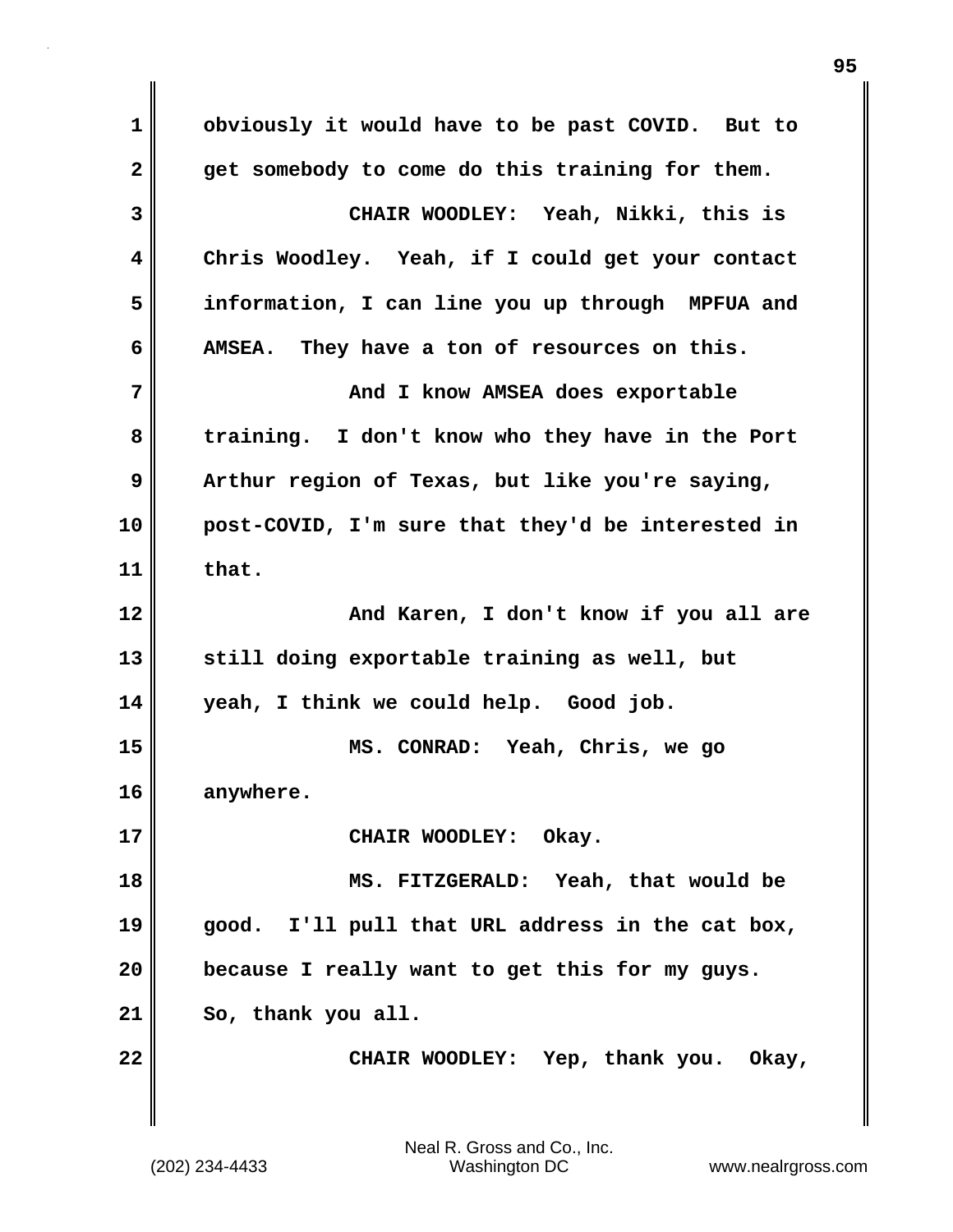obviously it would have to be past COVID. But to get somebody to come do this training for them.

CHAIR WOODLEY: Yeah, Nikki, this is Chris Woodley. Yeah, if I could get your contact information, I can line you up through MPFUA and AMSEA. They have a ton of resources on this.

And I know AMSEA does exportable training. I don't know who they have in the Port Arthur region of Texas, but like you're saying, post-COVID, I'm sure that they'd be interested in that.

And Karen, I don't know if you all are still doing exportable training as well, but yeah, I think we could help. Good job.

MS. CONRAD: Yeah, Chris, we go anywhere.

CHAIR WOODLEY: Okay.

MS. FITZGERALD: Yeah, that would be good. I'll pull that URL address in the cat box, because I really want to get this for my guys. So, thank you all.

CHAIR WOODLEY: Yep, thank you. Okay,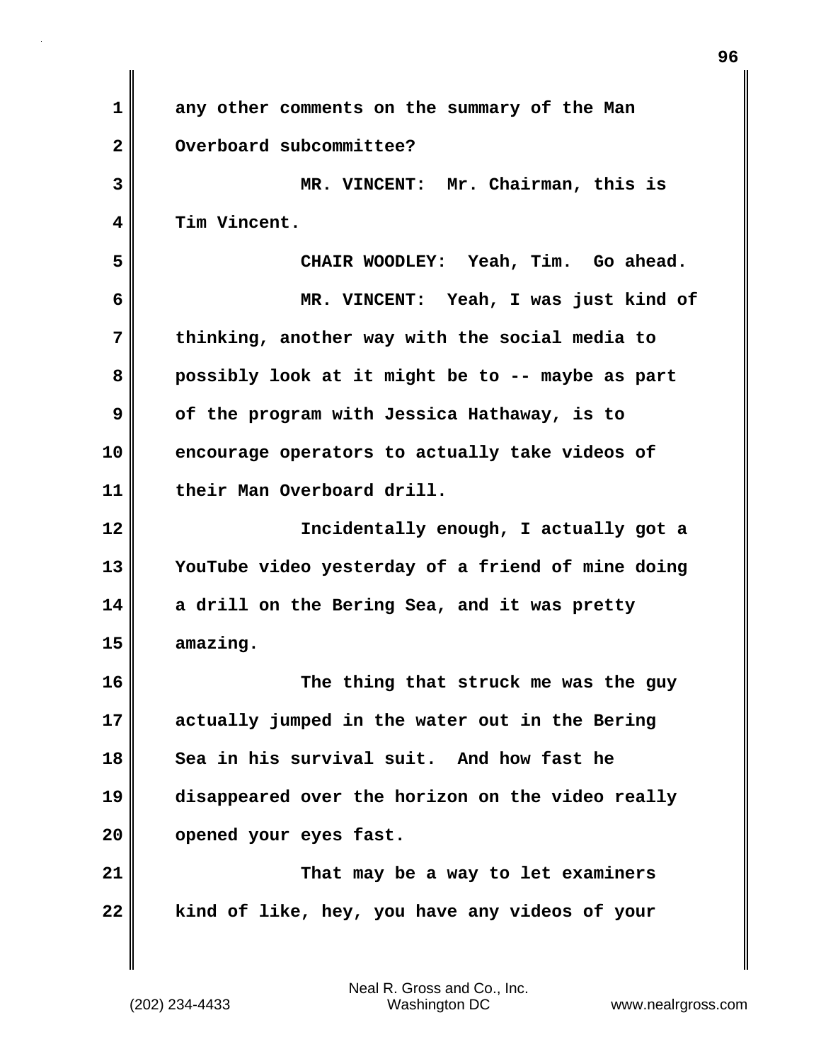any other comments on the summary of the Man Overboard subcommittee?

MR. VINCENT: Mr. Chairman, this is Tim Vincent.

CHAIR WOODLEY: Yeah, Tim. Go ahead.

MR. VINCENT: Yeah, I was just kind of thinking, another way with the social media to possibly look at it might be to -- maybe as part of the program with Jessica Hathaway, is to encourage operators to actually take videos of their Man Overboard drill.

Incidentally enough, I actually got a YouTube video yesterday of a friend of mine doing a drill on the Bering Sea, and it was pretty amazing.

The thing that struck me was the guy actually jumped in the water out in the Bering Sea in his survival suit. And how fast he disappeared over the horizon on the video really opened your eyes fast.

That may be a way to let examiners kind of like, hey, you have any videos of your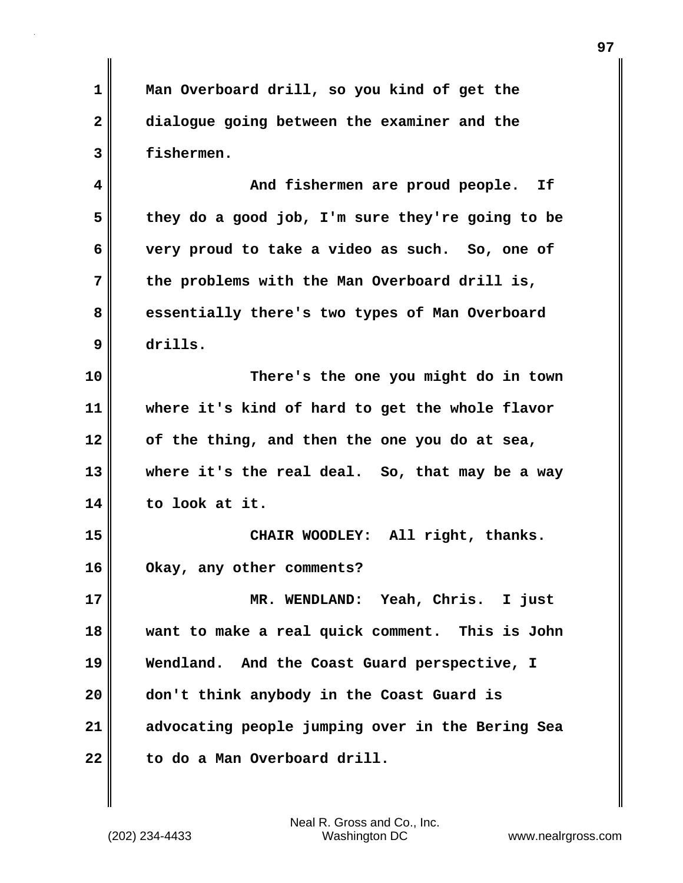Man Overboard drill, so you kind of get the dialogue going between the examiner and the fishermen.

And fishermen are proud people. If they do a good job, I'm sure they're going to be very proud to take a video as such. So, one of the problems with the Man Overboard drill is, essentially there's two types of Man Overboard drills.

There's the one you might do in town where it's kind of hard to get the whole flavor of the thing, and then the one you do at sea, where it's the real deal. So, that may be a way to look at it.

**CHAIR WOODLEY:** All right, thanks. Okay, any other comments?

**MR. WENDLAND:** Yeah, Chris. I just want to make a real quick comment. This is John Wendland. And the Coast Guard perspective, I don't think anybody in the Coast Guard is advocating people jumping over in the Bering Sea to do a Man Overboard drill.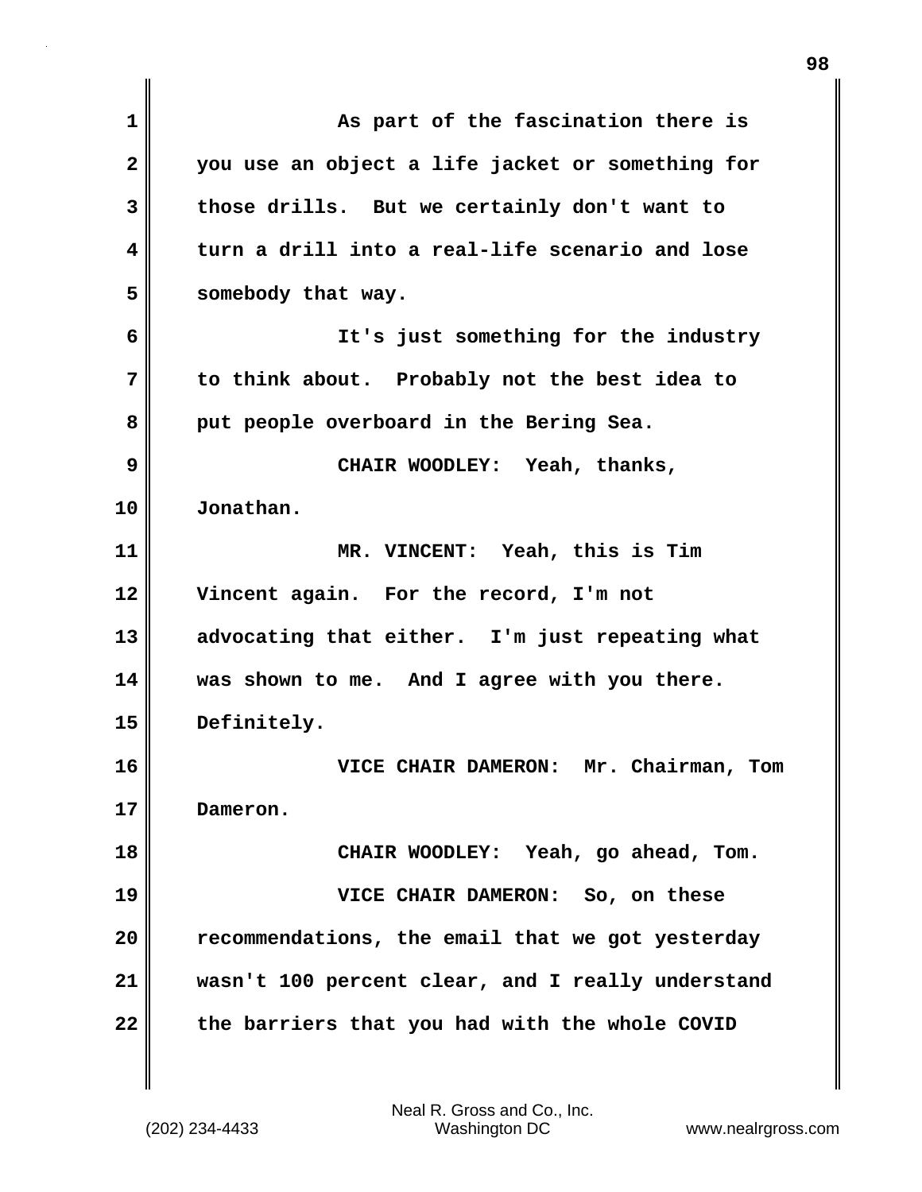As part of the fascination there is you use an object a life jacket or something for those drills. But we certainly don't want to turn a drill into a real-life scenario and lose somebody that way.

It's just something for the industry to think about. Probably not the best idea to put people overboard in the Bering Sea.

CHAIR WOODLEY: Yeah, thanks, Jonathan.

MR. VINCENT: Yeah, this is Tim Vincent again. For the record, I'm not advocating that either. I'm just repeating what was shown to me. And I agree with you there. Definitely.

VICE CHAIR DAMERON: Mr. Chairman, Tom Dameron.

CHAIR WOODLEY: Yeah, go ahead, Tom.

VICE CHAIR DAMERON: So, on these recommendations, the email that we got yesterday wasn't 100 percent clear, and I really understand the barriers that you had with the whole COVID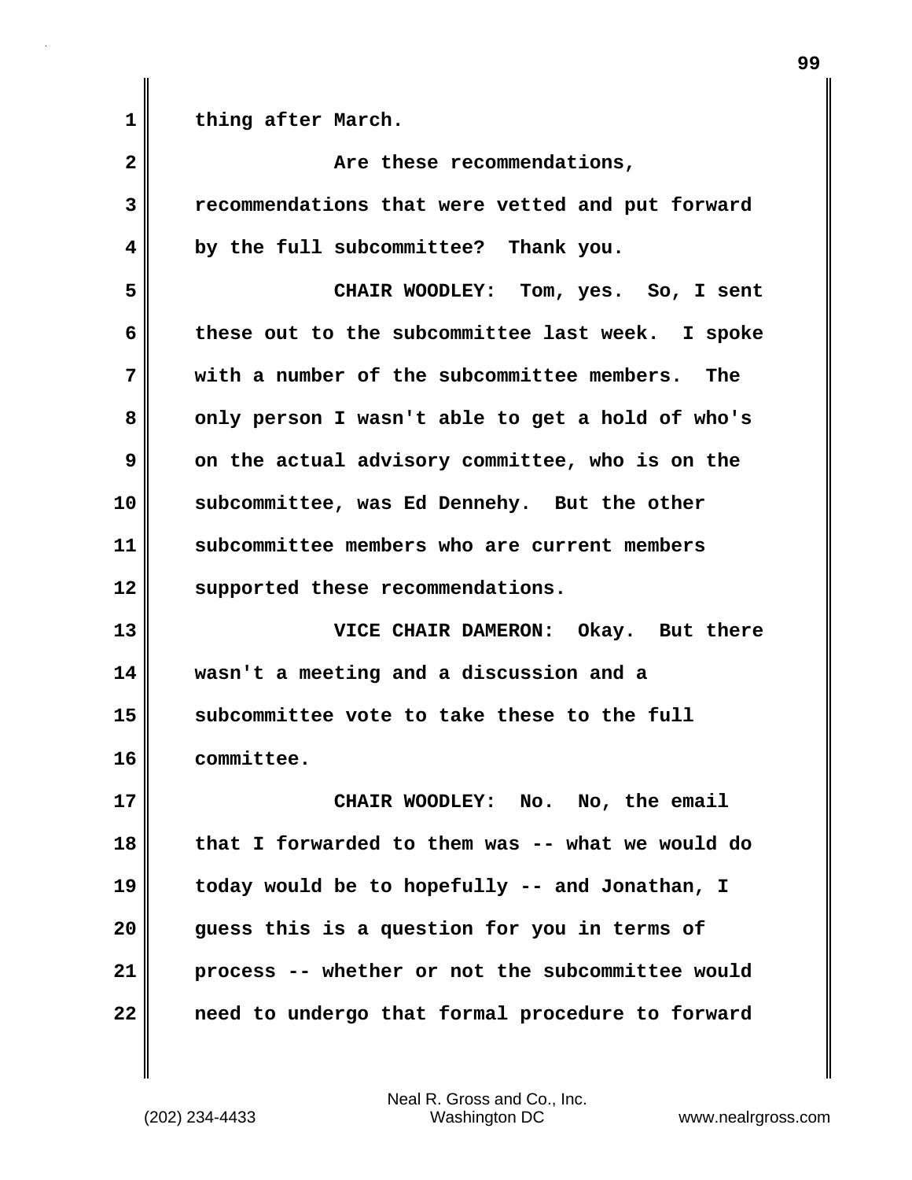thing after March.

Are these recommendations, recommendations that were vetted and put forward by the full subcommittee? Thank you.

CHAIR WOODLEY: Tom, yes. So, I sent these out to the subcommittee last week. I spoke with a number of the subcommittee members. The only person I wasn't able to get a hold of who's on the actual advisory committee, who is on the subcommittee, was Ed Dennehy. But the other subcommittee members who are current members supported these recommendations.

VICE CHAIR DAMERON: Okay. But there wasn't a meeting and a discussion and a subcommittee vote to take these to the full committee.

CHAIR WOODLEY: No. No, the email that I forwarded to them was -- what we would do today would be to hopefully -- and Jonathan, I guess this is a question for you in terms of process -- whether or not the subcommittee would need to undergo that formal procedure to forward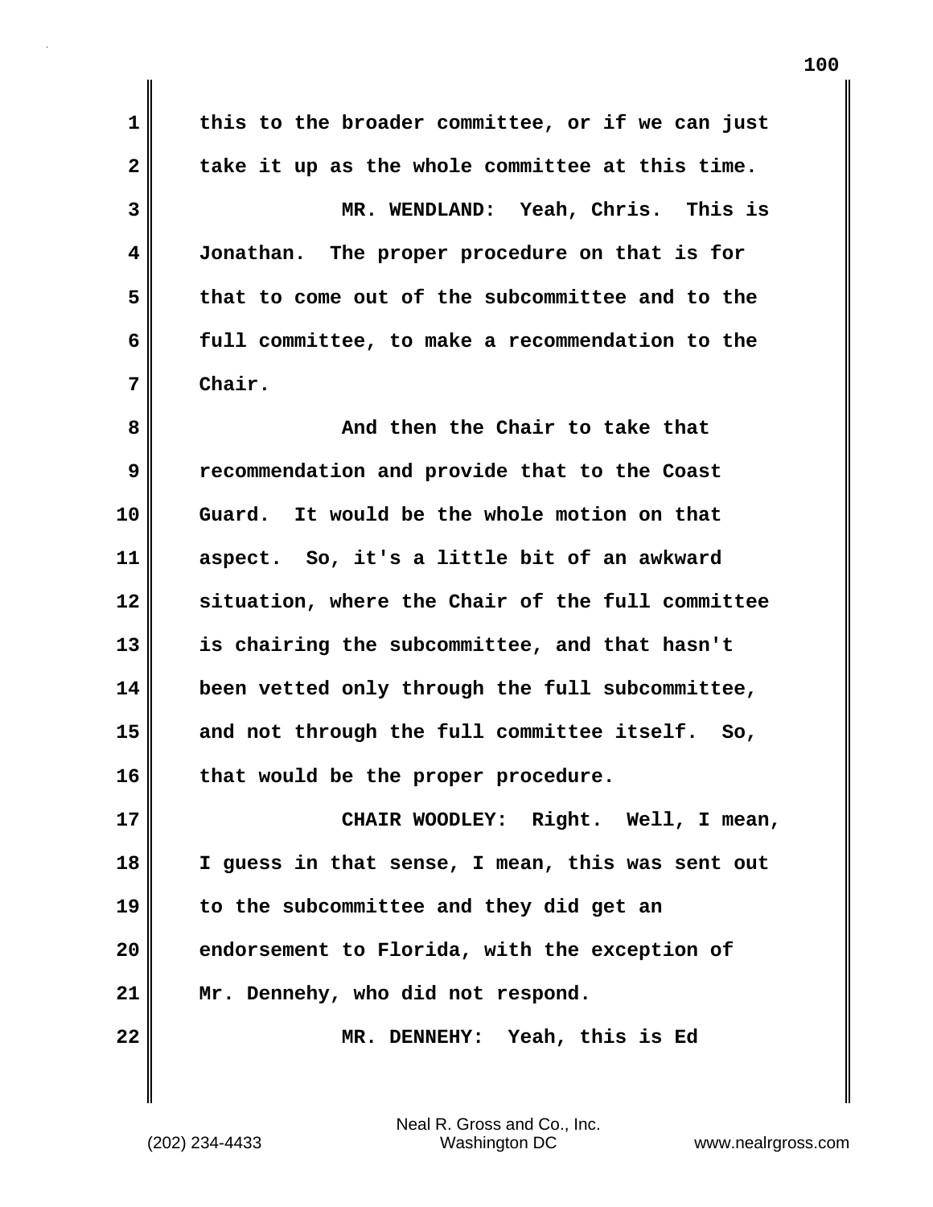this to the broader committee, or if we can just take it up as the whole committee at this time.

MR. WENDLAND: Yeah, Chris. This is Jonathan. The proper procedure on that is for that to come out of the subcommittee and to the full committee, to make a recommendation to the Chair.

And then the Chair to take that recommendation and provide that to the Coast Guard. It would be the whole motion on that aspect. So, it's a little bit of an awkward situation, where the Chair of the full committee is chairing the subcommittee, and that hasn't been vetted only through the full subcommittee, and not through the full committee itself. So, that would be the proper procedure.

CHAIR WOODLEY: Right. Well, I mean, I guess in that sense, I mean, this was sent out to the subcommittee and they did get an endorsement to Florida, with the exception of Mr. Dennehy, who did not respond.

MR. DENNEHY: Yeah, this is Ed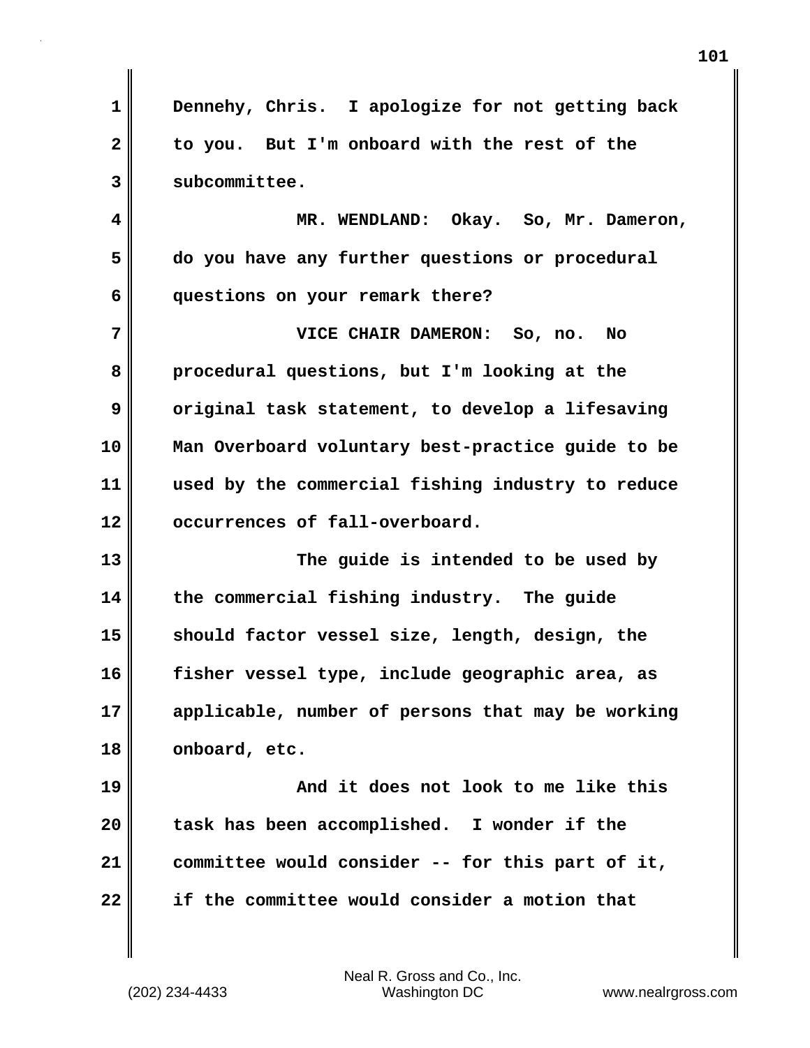Dennehy, Chris. I apologize for not getting back to you. But I'm onboard with the rest of the subcommittee.

MR. WENDLAND: Okay. So, Mr. Dameron, do you have any further questions or procedural questions on your remark there?

VICE CHAIR DAMERON: So, no. No procedural questions, but I'm looking at the original task statement, to develop a lifesaving Man Overboard voluntary best-practice guide to be used by the commercial fishing industry to reduce occurrences of fall-overboard.

The guide is intended to be used by the commercial fishing industry. The guide should factor vessel size, length, design, the fisher vessel type, include geographic area, as applicable, number of persons that may be working onboard, etc.

And it does not look to me like this task has been accomplished. I wonder if the committee would consider -- for this part of it, if the committee would consider a motion that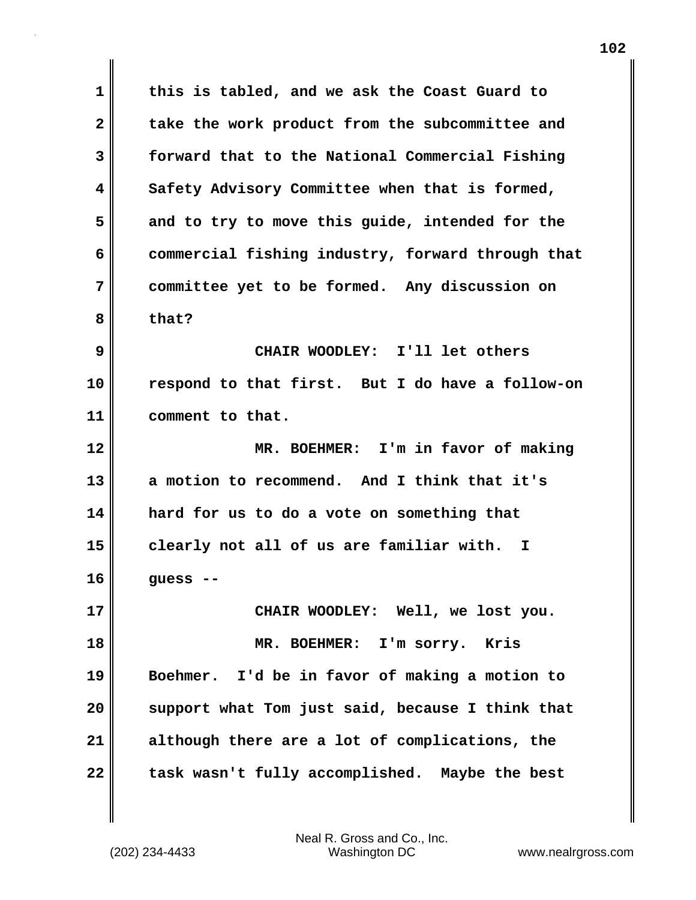this is tabled, and we ask the Coast Guard to take the work product from the subcommittee and forward that to the National Commercial Fishing Safety Advisory Committee when that is formed, and to try to move this guide, intended for the commercial fishing industry, forward through that committee yet to be formed. Any discussion on that?

CHAIR WOODLEY: I'll let others respond to that first. But I do have a follow-on comment to that.

MR. BOEHMER: I'm in favor of making a motion to recommend. And I think that it's hard for us to do a vote on something that clearly not all of us are familiar with. I guess --

CHAIR WOODLEY: Well, we lost you.

MR. BOEHMER: I'm sorry. Kris Boehmer. I'd be in favor of making a motion to support what Tom just said, because I think that although there are a lot of complications, the task wasn't fully accomplished. Maybe the best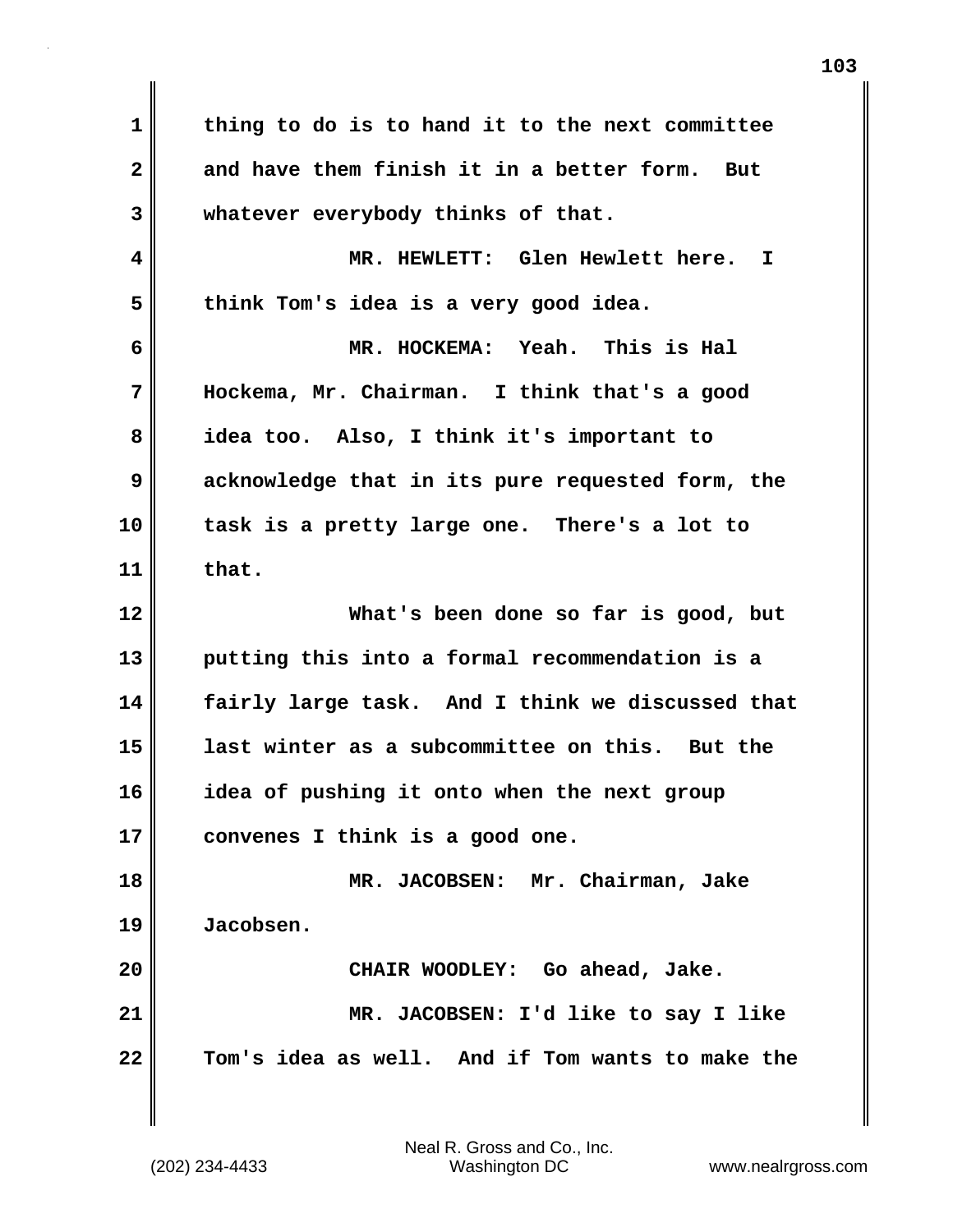thing to do is to hand it to the next committee and have them finish it in a better form. But whatever everybody thinks of that.

MR. HEWLETT: Glen Hewlett here. I think Tom's idea is a very good idea.

MR. HOCKEMA: Yeah. This is Hal Hockema, Mr. Chairman. I think that's a good idea too. Also, I think it's important to acknowledge that in its pure requested form, the task is a pretty large one. There's a lot to that.

What's been done so far is good, but putting this into a formal recommendation is a fairly large task. And I think we discussed that last winter as a subcommittee on this. But the idea of pushing it onto when the next group convenes I think is a good one.

MR. JACOBSEN: Mr. Chairman, Jake Jacobsen.

CHAIR WOODLEY: Go ahead, Jake.

MR. JACOBSEN: I'd like to say I like Tom's idea as well. And if Tom wants to make the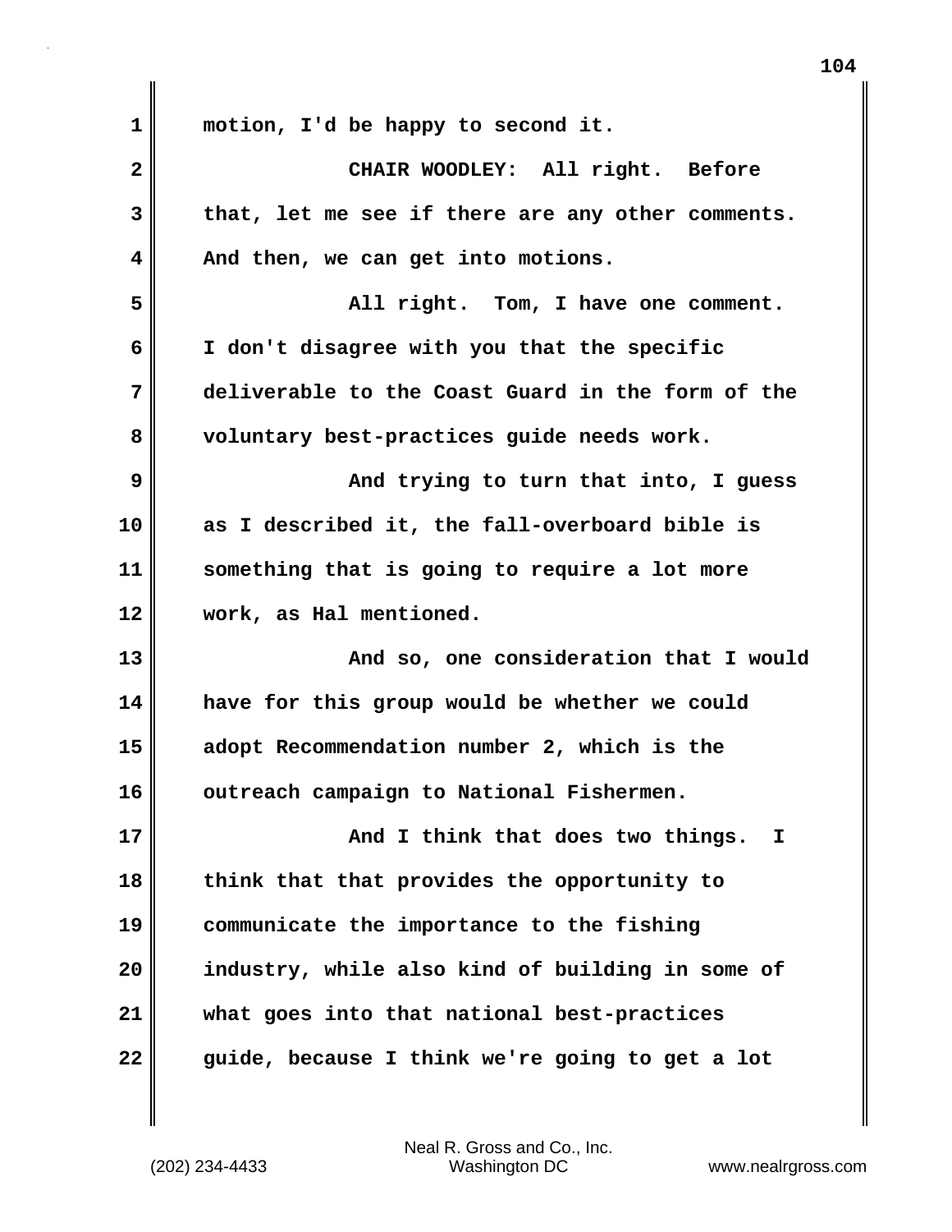motion, I'd be happy to second it.

CHAIR WOODLEY: All right. Before that, let me see if there are any other comments. And then, we can get into motions.

All right. Tom, I have one comment. I don't disagree with you that the specific deliverable to the Coast Guard in the form of the voluntary best-practices guide needs work.

And trying to turn that into, I guess as I described it, the fall-overboard bible is something that is going to require a lot more work, as Hal mentioned.

And so, one consideration that I would have for this group would be whether we could adopt Recommendation number 2, which is the outreach campaign to National Fishermen.

And I think that does two things. I think that that provides the opportunity to communicate the importance to the fishing industry, while also kind of building in some of what goes into that national best-practices guide, because I think we're going to get a lot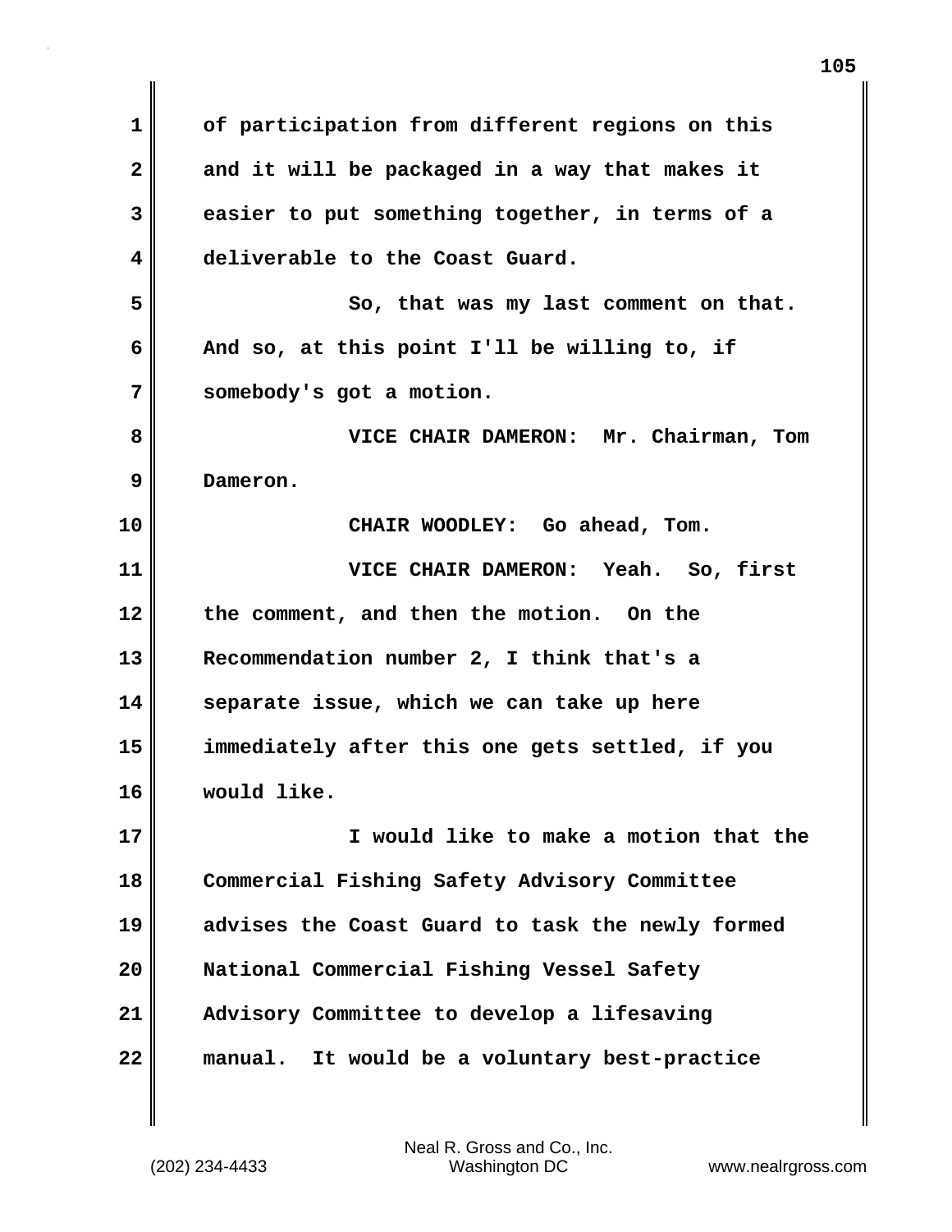of participation from different regions on this and it will be packaged in a way that makes it easier to put something together, in terms of a deliverable to the Coast Guard.

So, that was my last comment on that. And so, at this point I'll be willing to, if somebody's got a motion.

VICE CHAIR DAMERON: Mr. Chairman, Tom Dameron.

CHAIR WOODLEY: Go ahead, Tom.

VICE CHAIR DAMERON: Yeah. So, first the comment, and then the motion. On the Recommendation number 2, I think that's a separate issue, which we can take up here immediately after this one gets settled, if you would like.

I would like to make a motion that the Commercial Fishing Safety Advisory Committee advises the Coast Guard to task the newly formed National Commercial Fishing Vessel Safety Advisory Committee to develop a lifesaving manual. It would be a voluntary best-practice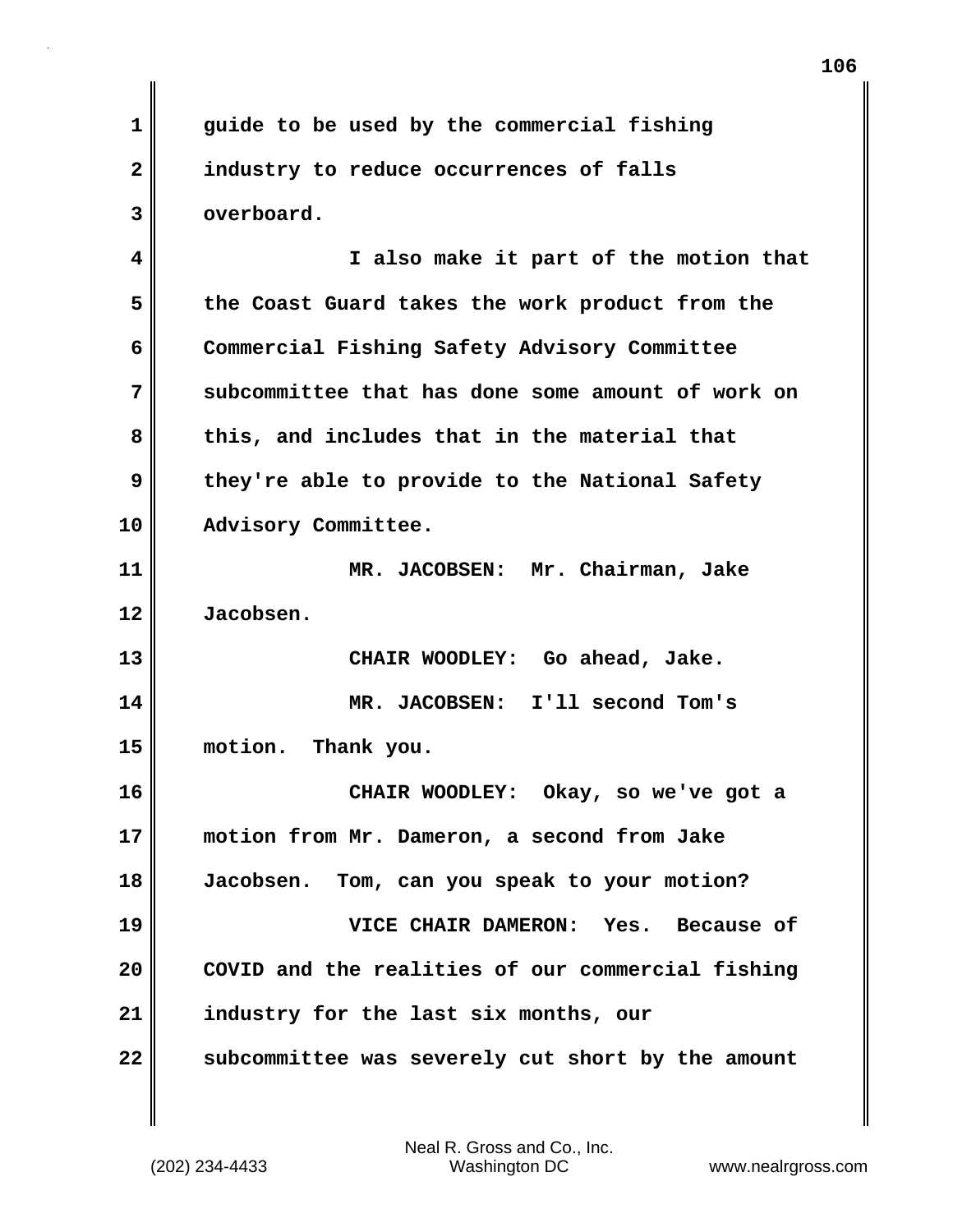guide to be used by the commercial fishing industry to reduce occurrences of falls overboard.

I also make it part of the motion that the Coast Guard takes the work product from the Commercial Fishing Safety Advisory Committee subcommittee that has done some amount of work on this, and includes that in the material that they're able to provide to the National Safety Advisory Committee.

MR. JACOBSEN: Mr. Chairman, Jake Jacobsen.

CHAIR WOODLEY: Go ahead, Jake.

MR. JACOBSEN: I'll second Tom's motion. Thank you.

CHAIR WOODLEY: Okay, so we've got a motion from Mr. Dameron, a second from Jake Jacobsen. Tom, can you speak to your motion?

VICE CHAIR DAMERON: Yes. Because of COVID and the realities of our commercial fishing industry for the last six months, our subcommittee was severely cut short by the amount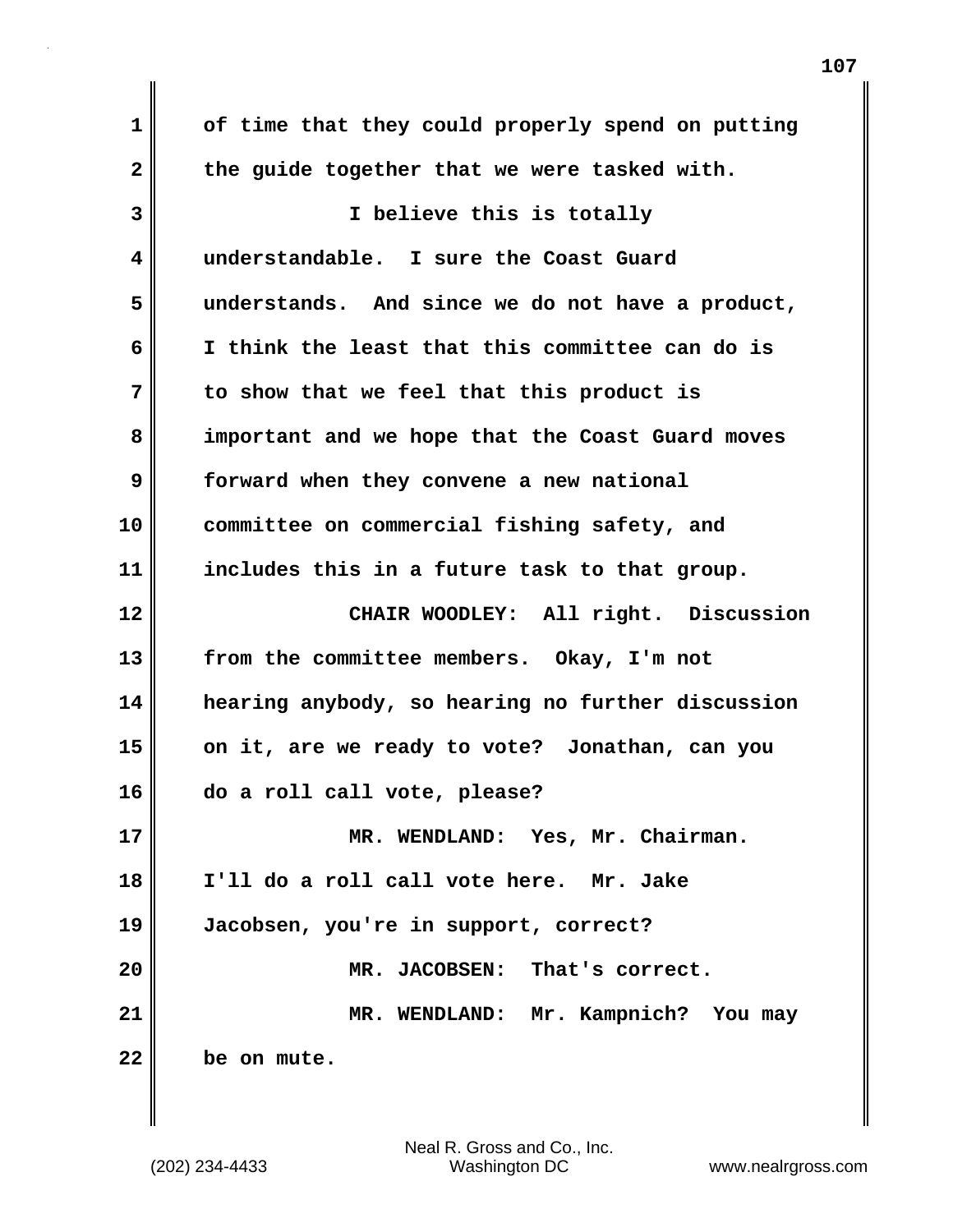of time that they could properly spend on putting the guide together that we were tasked with.

I believe this is totally understandable. I sure the Coast Guard understands. And since we do not have a product, I think the least that this committee can do is to show that we feel that this product is important and we hope that the Coast Guard moves forward when they convene a new national committee on commercial fishing safety, and includes this in a future task to that group.

CHAIR WOODLEY: All right. Discussion from the committee members. Okay, I'm not hearing anybody, so hearing no further discussion on it, are we ready to vote? Jonathan, can you do a roll call vote, please?

MR. WENDLAND: Yes, Mr. Chairman. I'll do a roll call vote here. Mr. Jake Jacobsen, you're in support, correct?

MR. JACOBSEN: That's correct.

MR. WENDLAND: Mr. Kampnich? You may be on mute.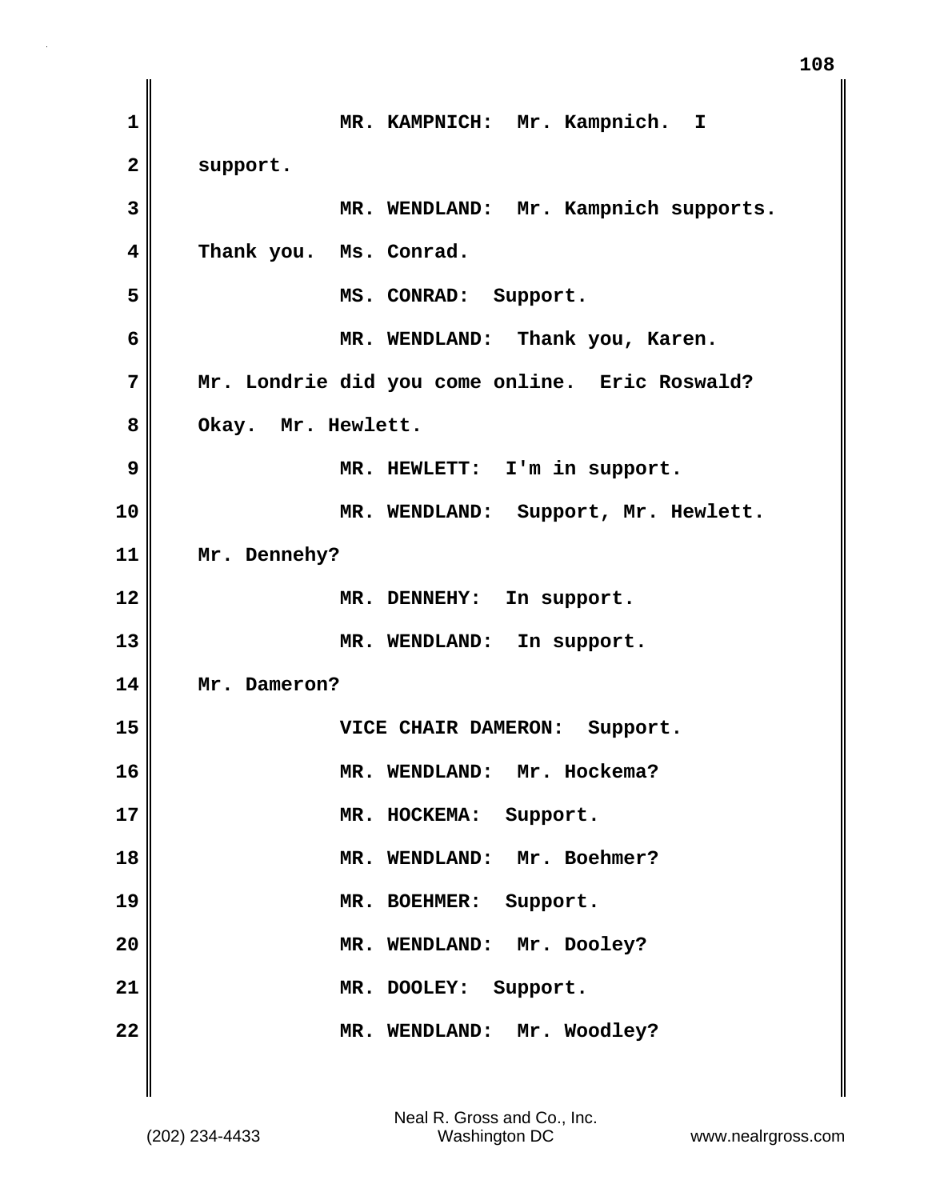MR. KAMPNICH: Mr. Kampnich. I support.

MR. WENDLAND: Mr. Kampnich supports. Thank you. Ms. Conrad.

MS. CONRAD: Support.

MR. WENDLAND: Thank you, Karen. Mr. Londrie did you come online. Eric Roswald? Okay. Mr. Hewlett.

MR. HEWLETT: I'm in support.

MR. WENDLAND: Support, Mr. Hewlett. Mr. Dennehy?

MR. DENNEHY: In support.

MR. WENDLAND: In support. Mr. Dameron?

VICE CHAIR DAMERON: Support.

MR. WENDLAND: Mr. Hockema?

MR. HOCKEMA: Support.

MR. WENDLAND: Mr. Boehmer?

MR. BOEHMER: Support.

MR. WENDLAND: Mr. Dooley?

MR. DOOLEY: Support.

MR. WENDLAND: Mr. Woodley?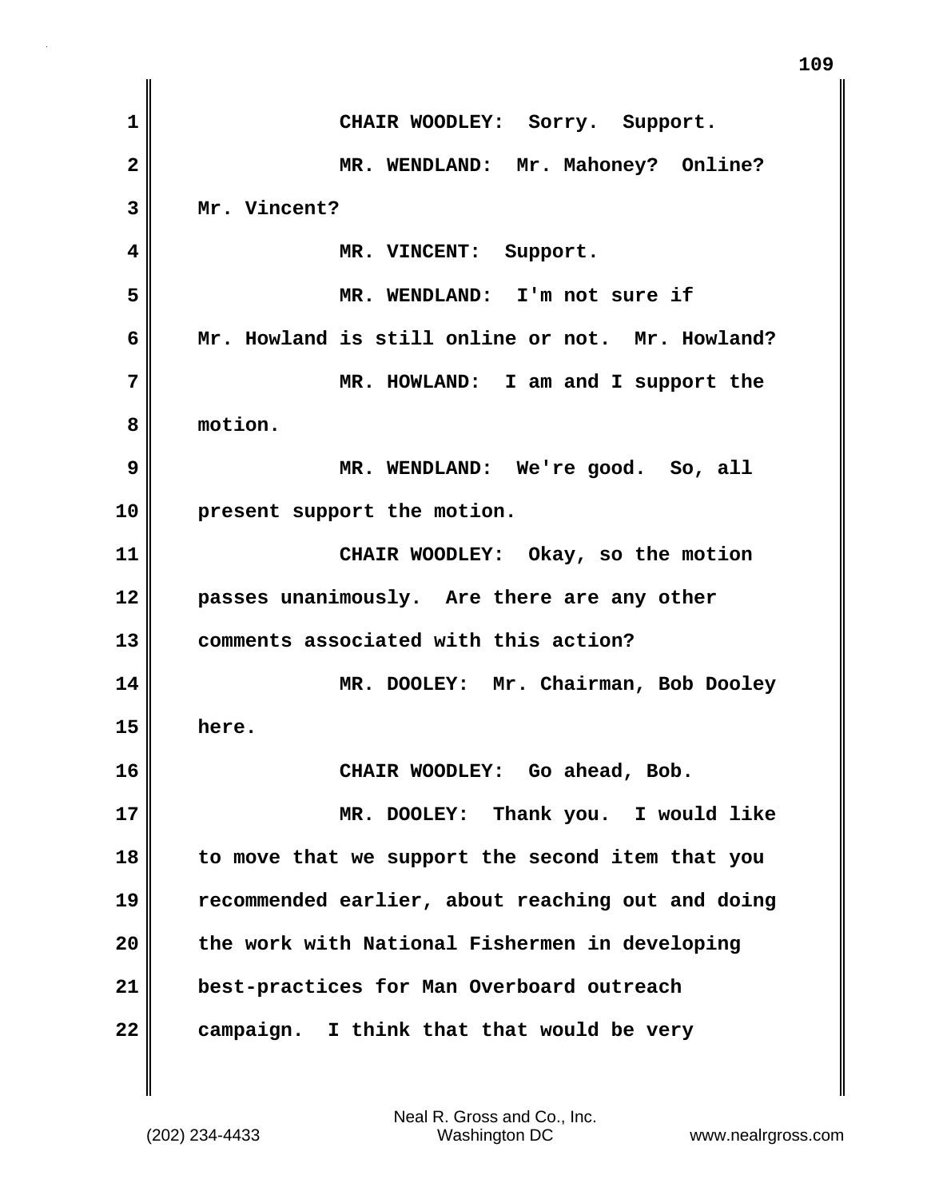CHAIR WOODLEY: Sorry. Support.

MR. WENDLAND: Mr. Mahoney? Online? Mr. Vincent?

MR. VINCENT: Support.

MR. WENDLAND: I'm not sure if Mr. Howland is still online or not. Mr. Howland?

MR. HOWLAND: I am and I support the motion.

MR. WENDLAND: We're good. So, all present support the motion.

CHAIR WOODLEY: Okay, so the motion passes unanimously. Are there are any other comments associated with this action?

MR. DOOLEY: Mr. Chairman, Bob Dooley here.

CHAIR WOODLEY: Go ahead, Bob.

MR. DOOLEY: Thank you. I would like to move that we support the second item that you recommended earlier, about reaching out and doing the work with National Fishermen in developing best-practices for Man Overboard outreach campaign. I think that that would be very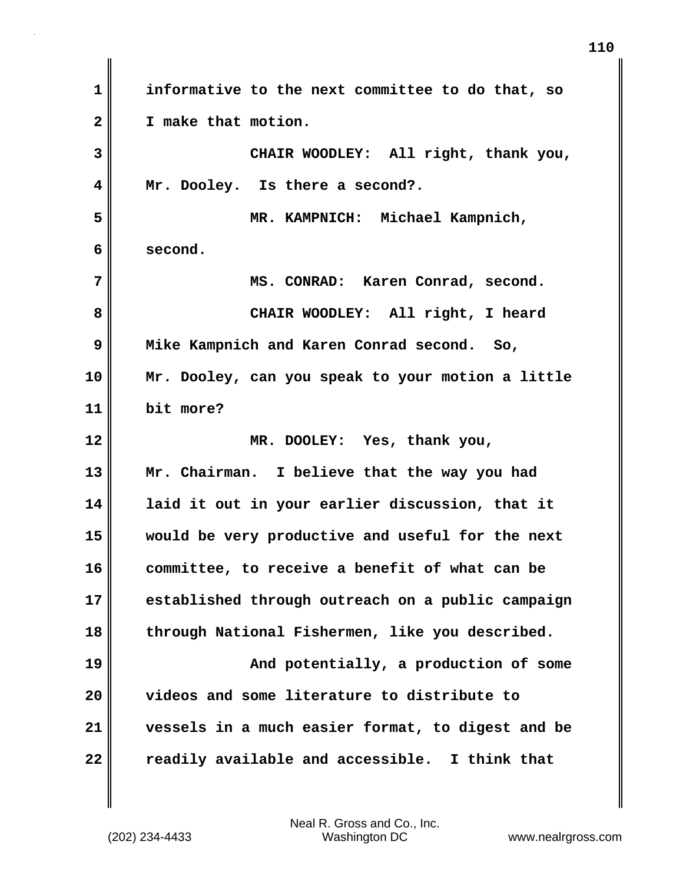informative to the next committee to do that, so I make that motion.

**CHAIR WOODLEY:** All right, thank you, Mr. Dooley. Is there a second?.

**MR. KAMPNICH:** Michael Kampnich, second.

**MS. CONRAD:** Karen Conrad, second.

**CHAIR WOODLEY:** All right, I heard Mike Kampnich and Karen Conrad second. So, Mr. Dooley, can you speak to your motion a little bit more?

**MR. DOOLEY:** Yes, thank you, Mr. Chairman. I believe that the way you had laid it out in your earlier discussion, that it would be very productive and useful for the next committee, to receive a benefit of what can be established through outreach on a public campaign through National Fishermen, like you described.

And potentially, a production of some videos and some literature to distribute to vessels in a much easier format, to digest and be readily available and accessible. I think that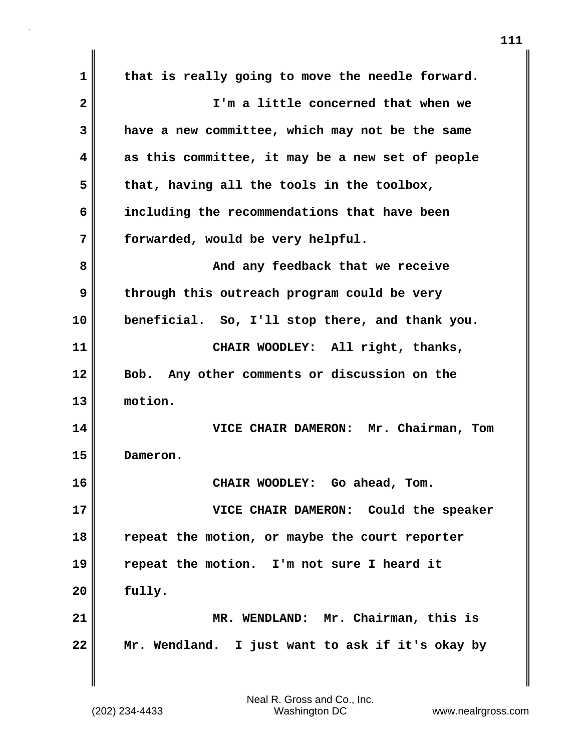that is really going to move the needle forward.

I'm a little concerned that when we have a new committee, which may not be the same as this committee, it may be a new set of people that, having all the tools in the toolbox, including the recommendations that have been forwarded, would be very helpful.

And any feedback that we receive through this outreach program could be very beneficial. So, I'll stop there, and thank you.

CHAIR WOODLEY: All right, thanks, Bob. Any other comments or discussion on the motion.

VICE CHAIR DAMERON: Mr. Chairman, Tom Dameron.

CHAIR WOODLEY: Go ahead, Tom.

VICE CHAIR DAMERON: Could the speaker repeat the motion, or maybe the court reporter repeat the motion. I'm not sure I heard it fully.

MR. WENDLAND: Mr. Chairman, this is Mr. Wendland. I just want to ask if it's okay by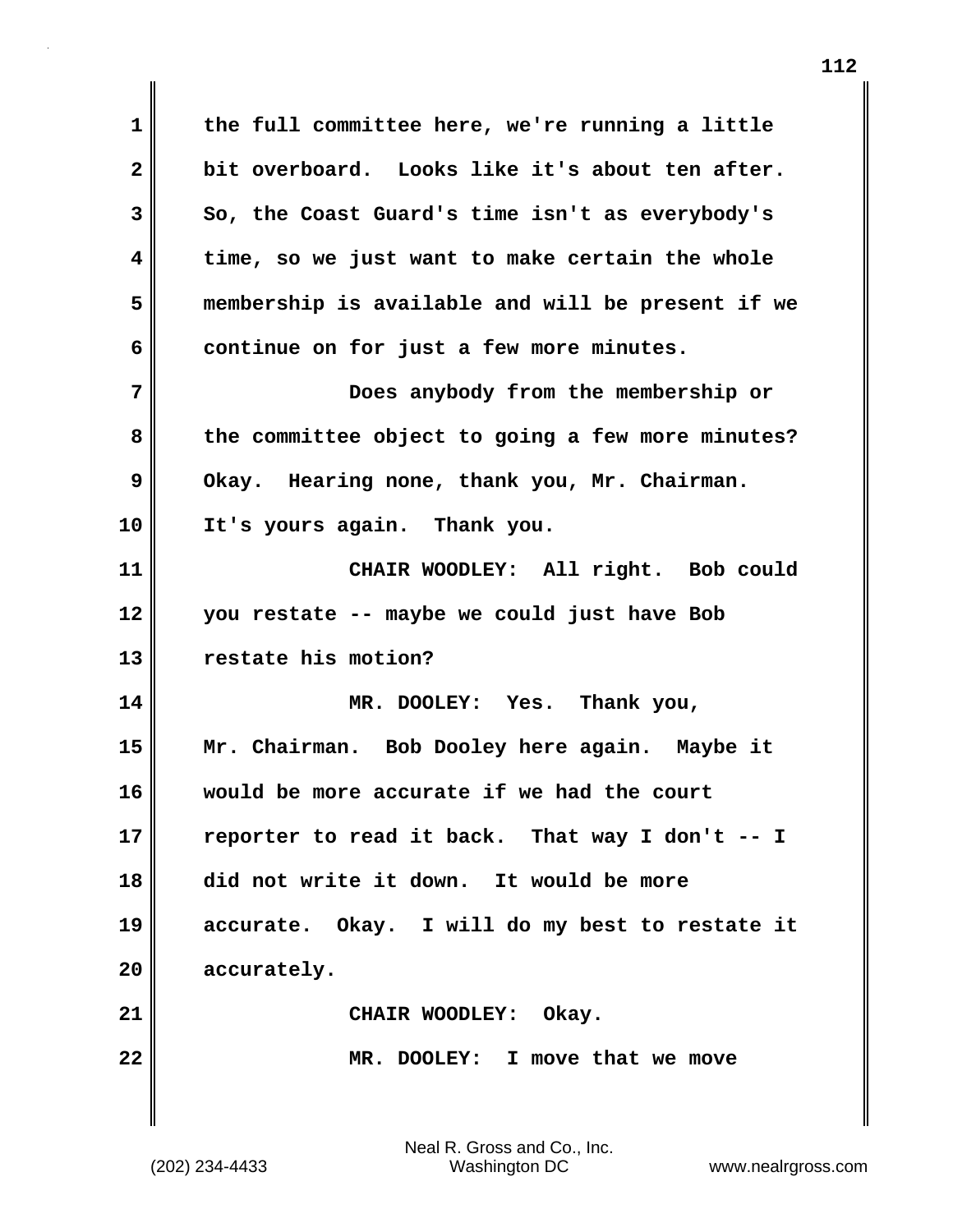the full committee here, we're running a little bit overboard. Looks like it's about ten after. So, the Coast Guard's time isn't as everybody's time, so we just want to make certain the whole membership is available and will be present if we continue on for just a few more minutes.

Does anybody from the membership or the committee object to going a few more minutes? Okay. Hearing none, thank you, Mr. Chairman. It's yours again. Thank you.

CHAIR WOODLEY: All right. Bob could you restate -- maybe we could just have Bob restate his motion?

MR. DOOLEY: Yes. Thank you, Mr. Chairman. Bob Dooley here again. Maybe it would be more accurate if we had the court reporter to read it back. That way I don't -- I did not write it down. It would be more accurate. Okay. I will do my best to restate it accurately.

CHAIR WOODLEY: Okay.

MR. DOOLEY: I move that we move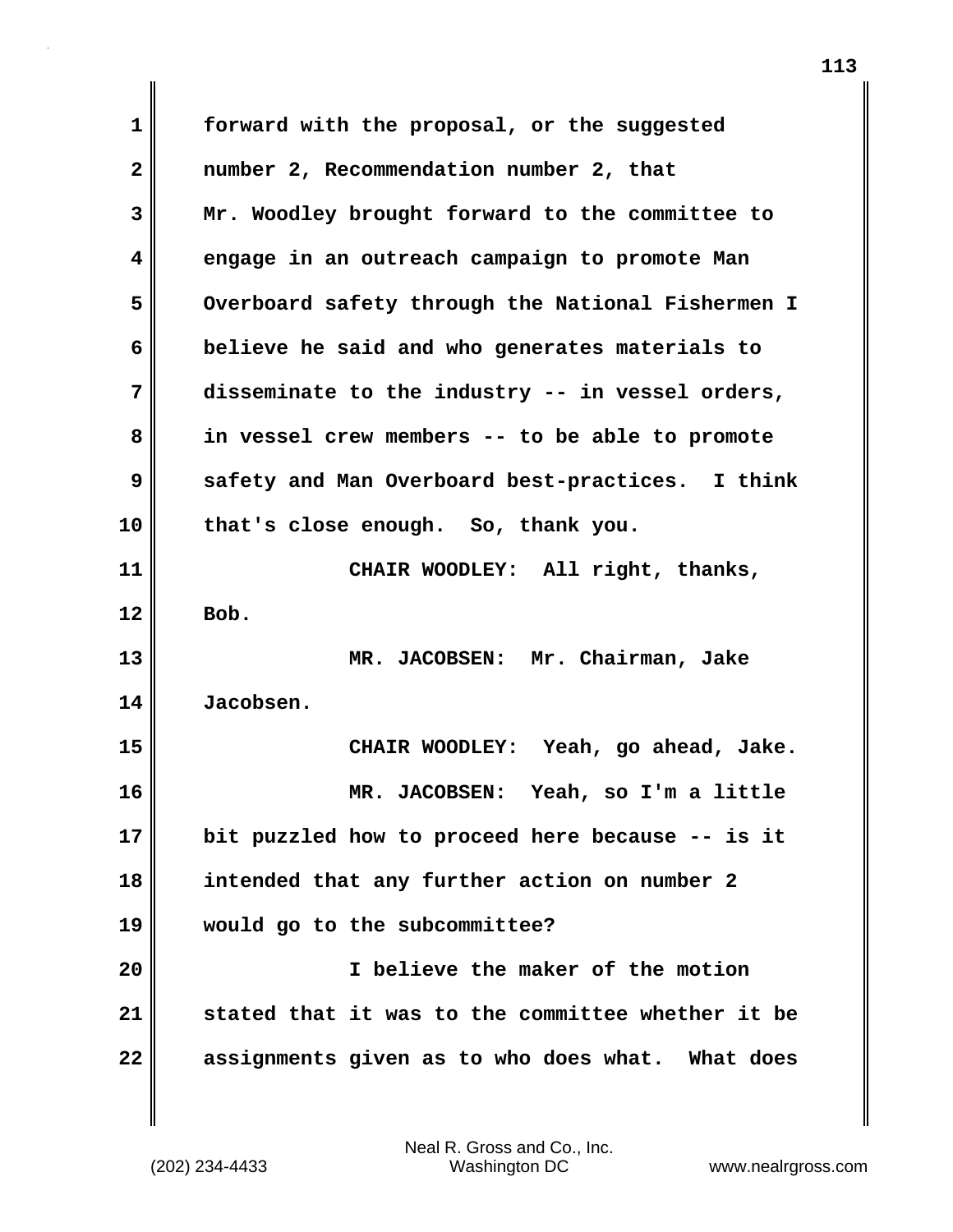forward with the proposal, or the suggested number 2, Recommendation number 2, that Mr. Woodley brought forward to the committee to engage in an outreach campaign to promote Man Overboard safety through the National Fishermen I believe he said and who generates materials to disseminate to the industry -- in vessel orders, in vessel crew members -- to be able to promote safety and Man Overboard best-practices. I think that's close enough. So, thank you.

CHAIR WOODLEY: All right, thanks, Bob.

MR. JACOBSEN: Mr. Chairman, Jake Jacobsen.

CHAIR WOODLEY: Yeah, go ahead, Jake.

MR. JACOBSEN: Yeah, so I'm a little bit puzzled how to proceed here because -- is it intended that any further action on number 2 would go to the subcommittee?

I believe the maker of the motion stated that it was to the committee whether it be assignments given as to who does what. What does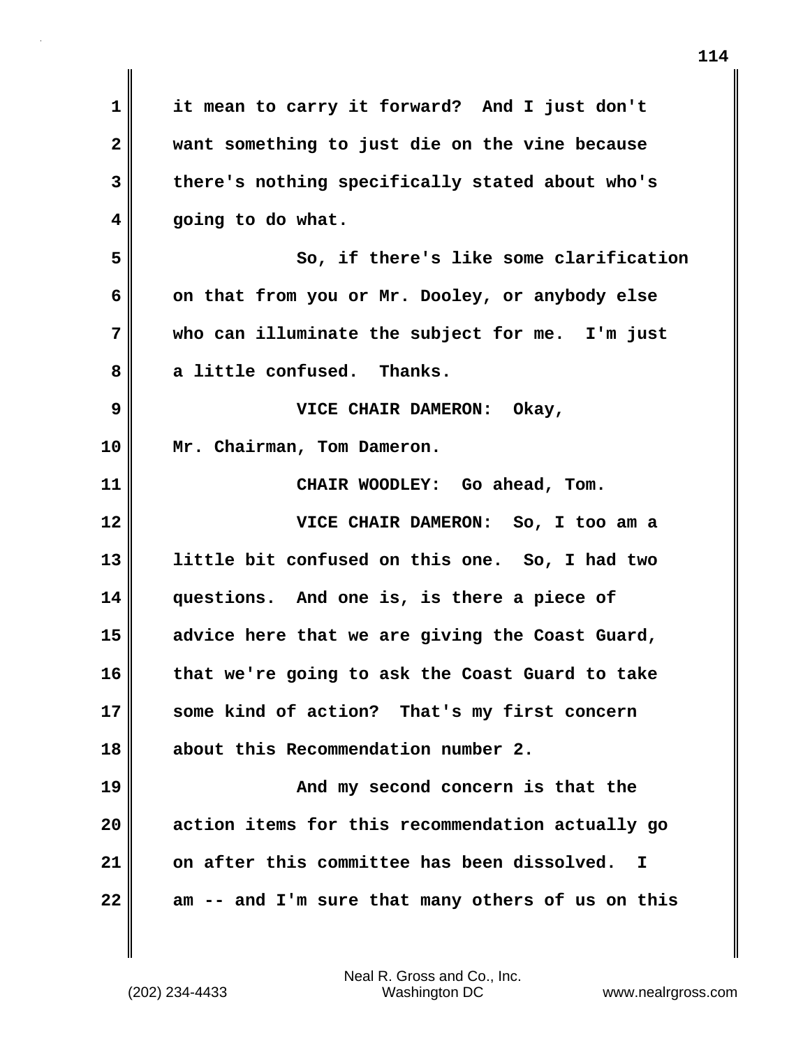it mean to carry it forward? And I just don't want something to just die on the vine because there's nothing specifically stated about who's going to do what.

So, if there's like some clarification on that from you or Mr. Dooley, or anybody else who can illuminate the subject for me. I'm just a little confused. Thanks.

VICE CHAIR DAMERON: Okay, Mr. Chairman, Tom Dameron.

CHAIR WOODLEY: Go ahead, Tom.

VICE CHAIR DAMERON: So, I too am a little bit confused on this one. So, I had two questions. And one is, is there a piece of advice here that we are giving the Coast Guard, that we're going to ask the Coast Guard to take some kind of action? That's my first concern about this Recommendation number 2.

And my second concern is that the action items for this recommendation actually go on after this committee has been dissolved. I am -- and I'm sure that many others of us on this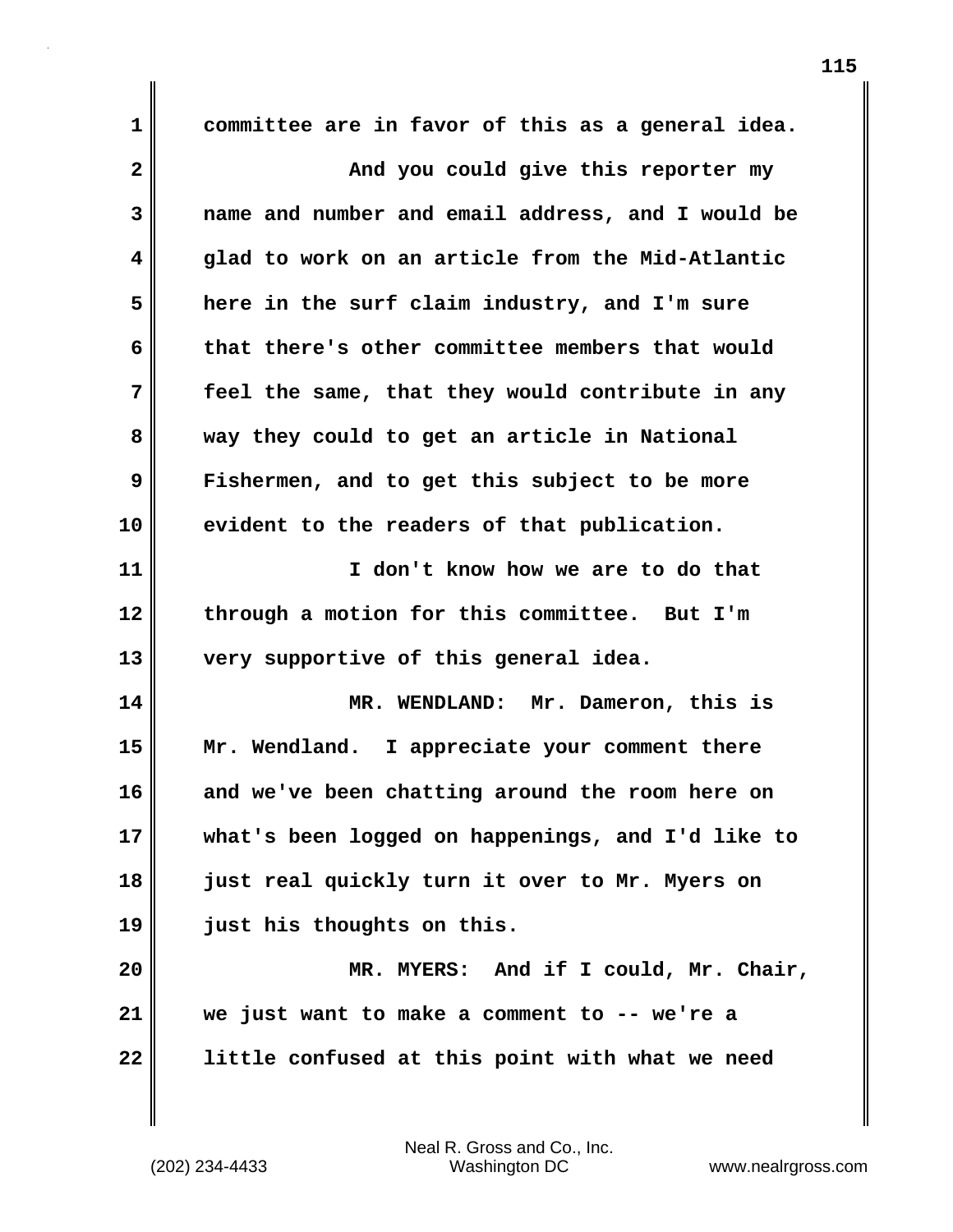committee are in favor of this as a general idea.

And you could give this reporter my name and number and email address, and I would be glad to work on an article from the Mid-Atlantic here in the surf claim industry, and I'm sure that there's other committee members that would feel the same, that they would contribute in any way they could to get an article in National Fishermen, and to get this subject to be more evident to the readers of that publication.

I don't know how we are to do that through a motion for this committee. But I'm very supportive of this general idea.

MR. WENDLAND: Mr. Dameron, this is Mr. Wendland. I appreciate your comment there and we've been chatting around the room here on what's been logged on happenings, and I'd like to just real quickly turn it over to Mr. Myers on just his thoughts on this.

MR. MYERS: And if I could, Mr. Chair, we just want to make a comment to -- we're a little confused at this point with what we need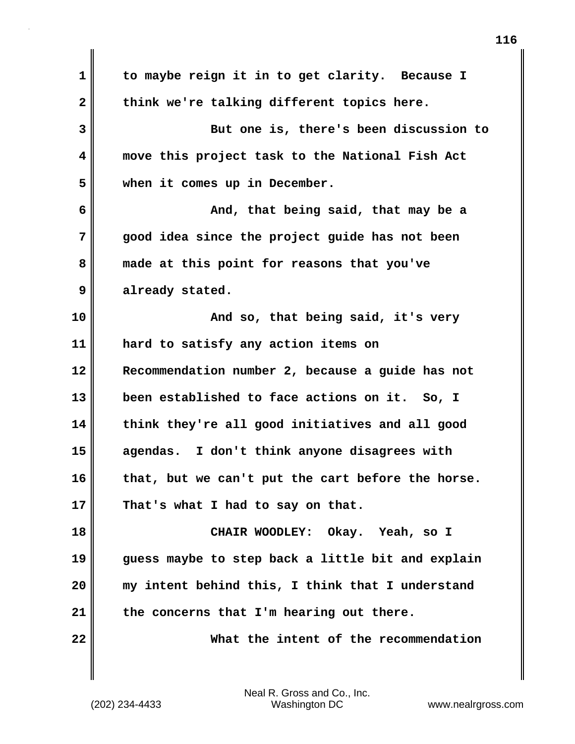to maybe reign it in to get clarity. Because I think we're talking different topics here.

But one is, there's been discussion to move this project task to the National Fish Act when it comes up in December.

And, that being said, that may be a good idea since the project guide has not been made at this point for reasons that you've already stated.

And so, that being said, it's very hard to satisfy any action items on Recommendation number 2, because a guide has not been established to face actions on it. So, I think they're all good initiatives and all good agendas. I don't think anyone disagrees with that, but we can't put the cart before the horse. That's what I had to say on that.

CHAIR WOODLEY: Okay. Yeah, so I guess maybe to step back a little bit and explain my intent behind this, I think that I understand the concerns that I'm hearing out there.

What the intent of the recommendation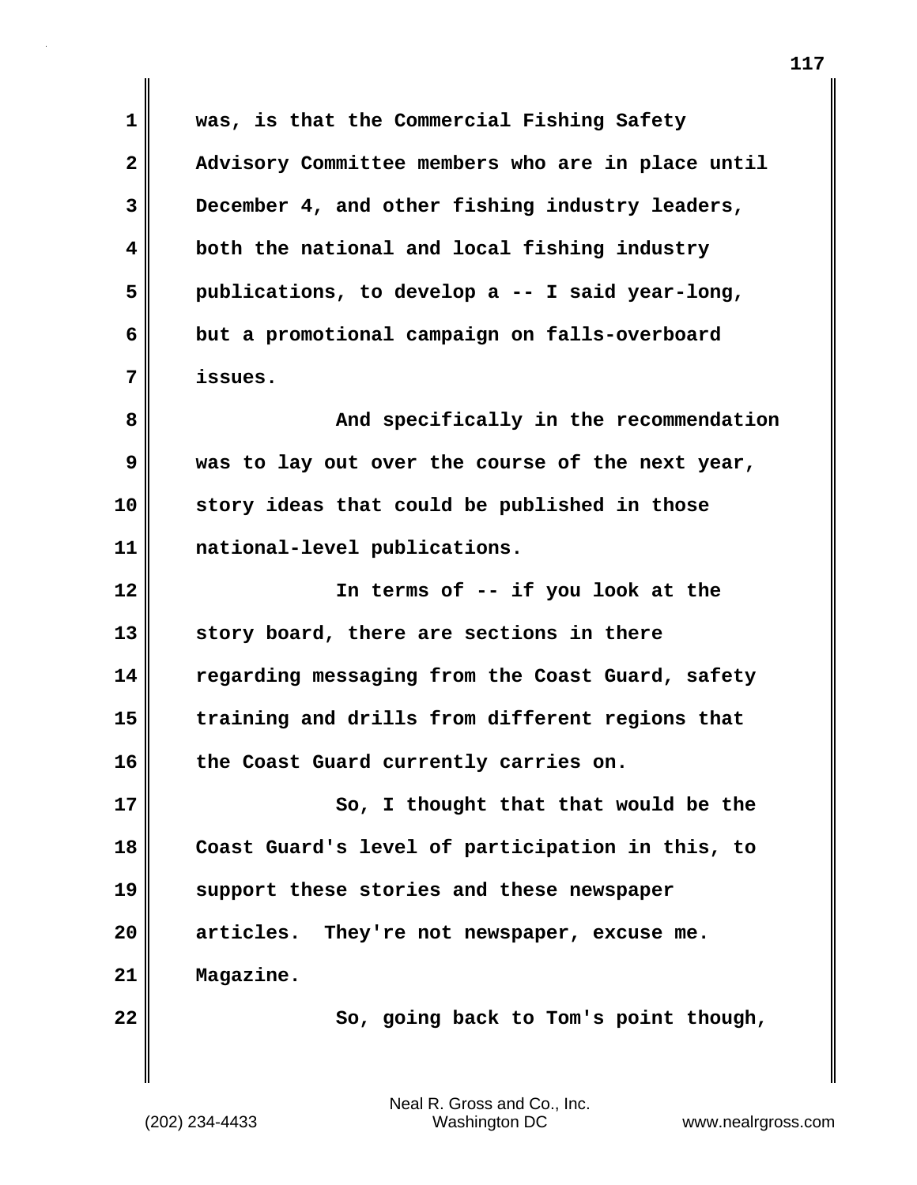was, is that the Commercial Fishing Safety Advisory Committee members who are in place until December 4, and other fishing industry leaders, both the national and local fishing industry publications, to develop a -- I said year-long, but a promotional campaign on falls-overboard issues.

And specifically in the recommendation was to lay out over the course of the next year, story ideas that could be published in those national-level publications.

In terms of -- if you look at the story board, there are sections in there regarding messaging from the Coast Guard, safety training and drills from different regions that the Coast Guard currently carries on.

So, I thought that that would be the Coast Guard's level of participation in this, to support these stories and these newspaper articles. They're not newspaper, excuse me. Magazine.

So, going back to Tom's point though,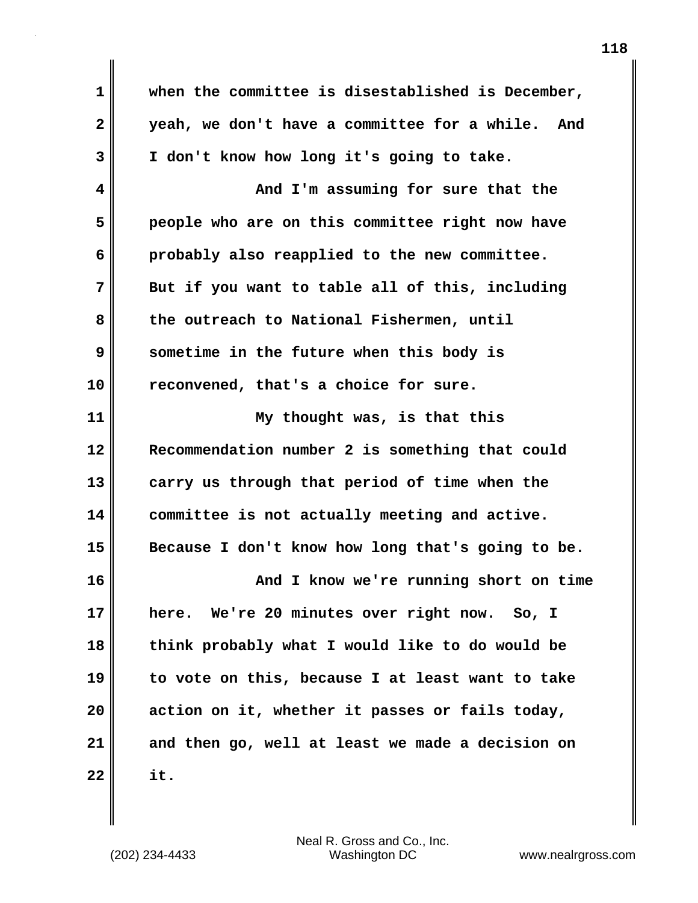when the committee is disestablished is December, yeah, we don't have a committee for a while. And I don't know how long it's going to take.

And I'm assuming for sure that the people who are on this committee right now have probably also reapplied to the new committee. But if you want to table all of this, including the outreach to National Fishermen, until sometime in the future when this body is reconvened, that's a choice for sure.

My thought was, is that this Recommendation number 2 is something that could carry us through that period of time when the committee is not actually meeting and active. Because I don't know how long that's going to be.

And I know we're running short on time here. We're 20 minutes over right now. So, I think probably what I would like to do would be to vote on this, because I at least want to take action on it, whether it passes or fails today, and then go, well at least we made a decision on it.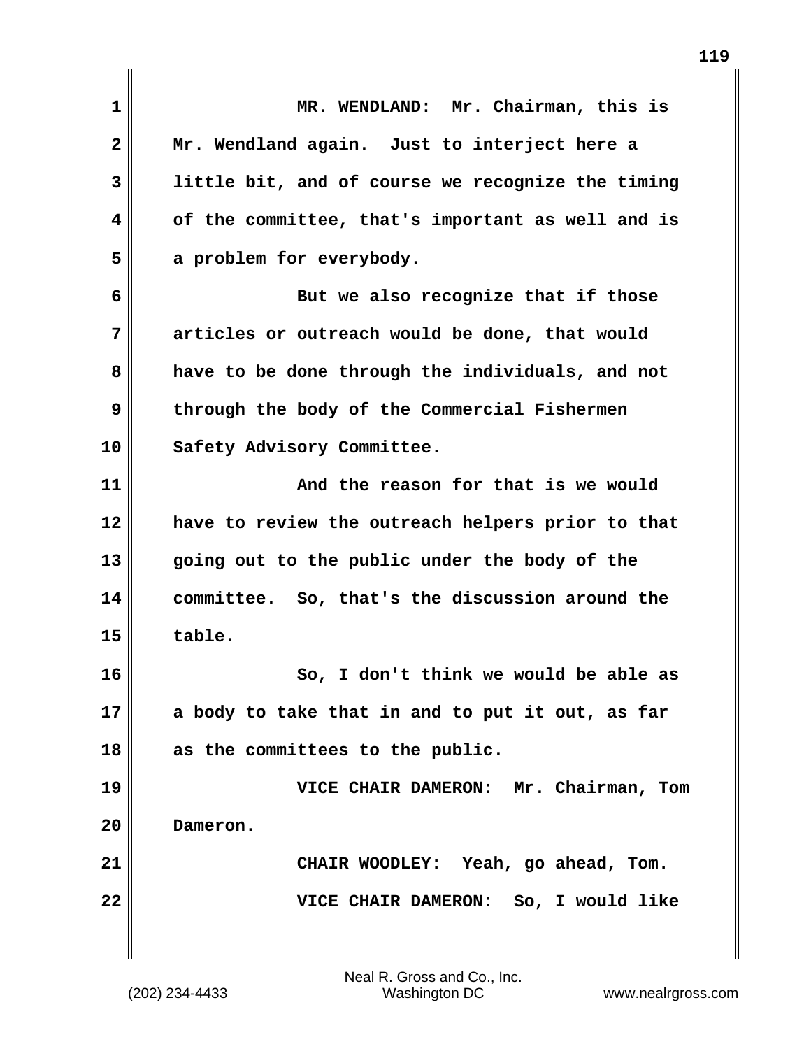MR. WENDLAND: Mr. Chairman, this is Mr. Wendland again. Just to interject here a little bit, and of course we recognize the timing of the committee, that's important as well and is a problem for everybody.

But we also recognize that if those articles or outreach would be done, that would have to be done through the individuals, and not through the body of the Commercial Fishermen Safety Advisory Committee.

And the reason for that is we would have to review the outreach helpers prior to that going out to the public under the body of the committee. So, that's the discussion around the table.

So, I don't think we would be able as a body to take that in and to put it out, as far as the committees to the public.

VICE CHAIR DAMERON: Mr. Chairman, Tom Dameron.

CHAIR WOODLEY: Yeah, go ahead, Tom.

VICE CHAIR DAMERON: So, I would like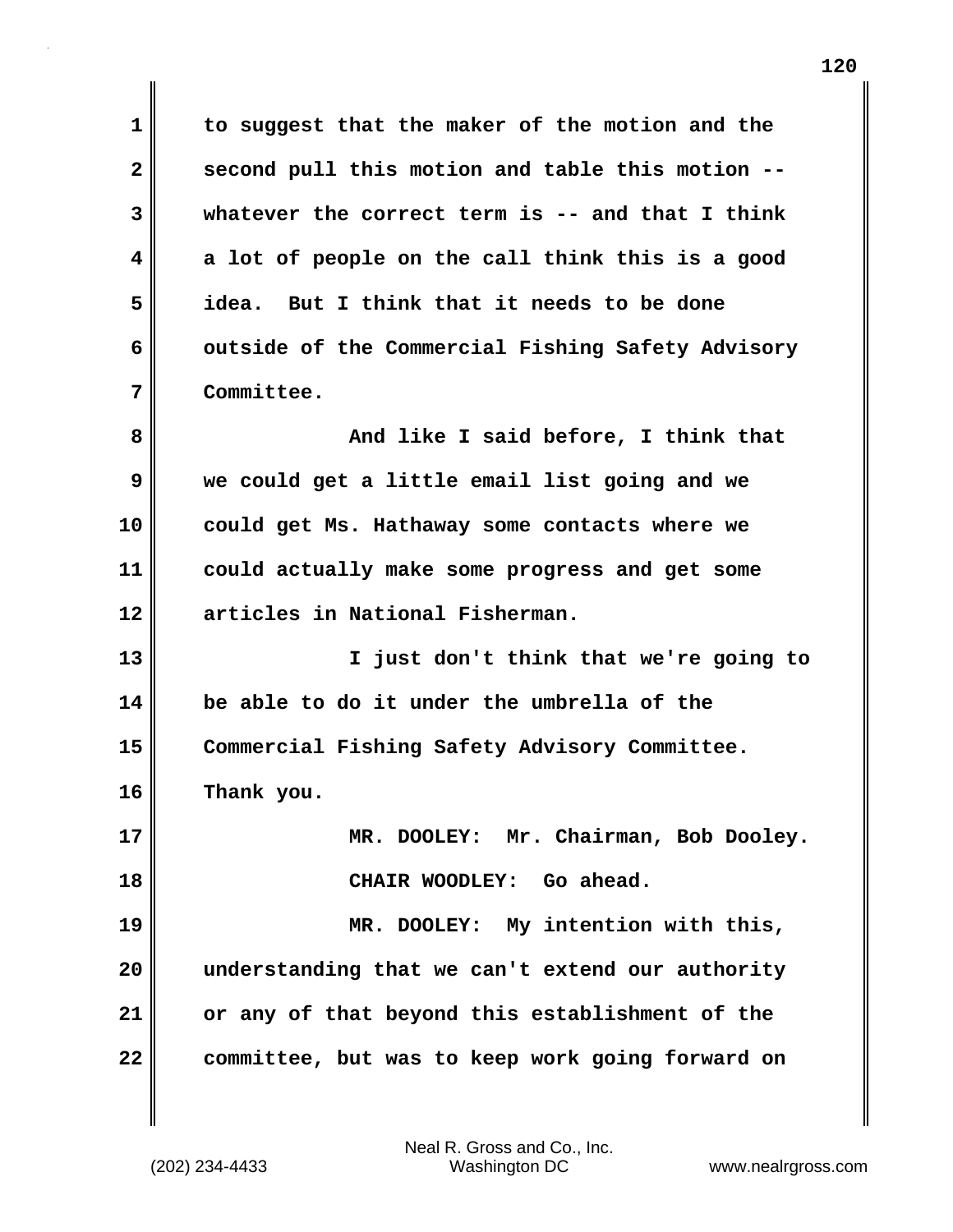to suggest that the maker of the motion and the second pull this motion and table this motion -- whatever the correct term is -- and that I think a lot of people on the call think this is a good idea. But I think that it needs to be done outside of the Commercial Fishing Safety Advisory Committee.

And like I said before, I think that we could get a little email list going and we could get Ms. Hathaway some contacts where we could actually make some progress and get some articles in National Fisherman.

I just don't think that we're going to be able to do it under the umbrella of the Commercial Fishing Safety Advisory Committee. Thank you.

MR. DOOLEY: Mr. Chairman, Bob Dooley.

CHAIR WOODLEY: Go ahead.

MR. DOOLEY: My intention with this, understanding that we can't extend our authority or any of that beyond this establishment of the committee, but was to keep work going forward on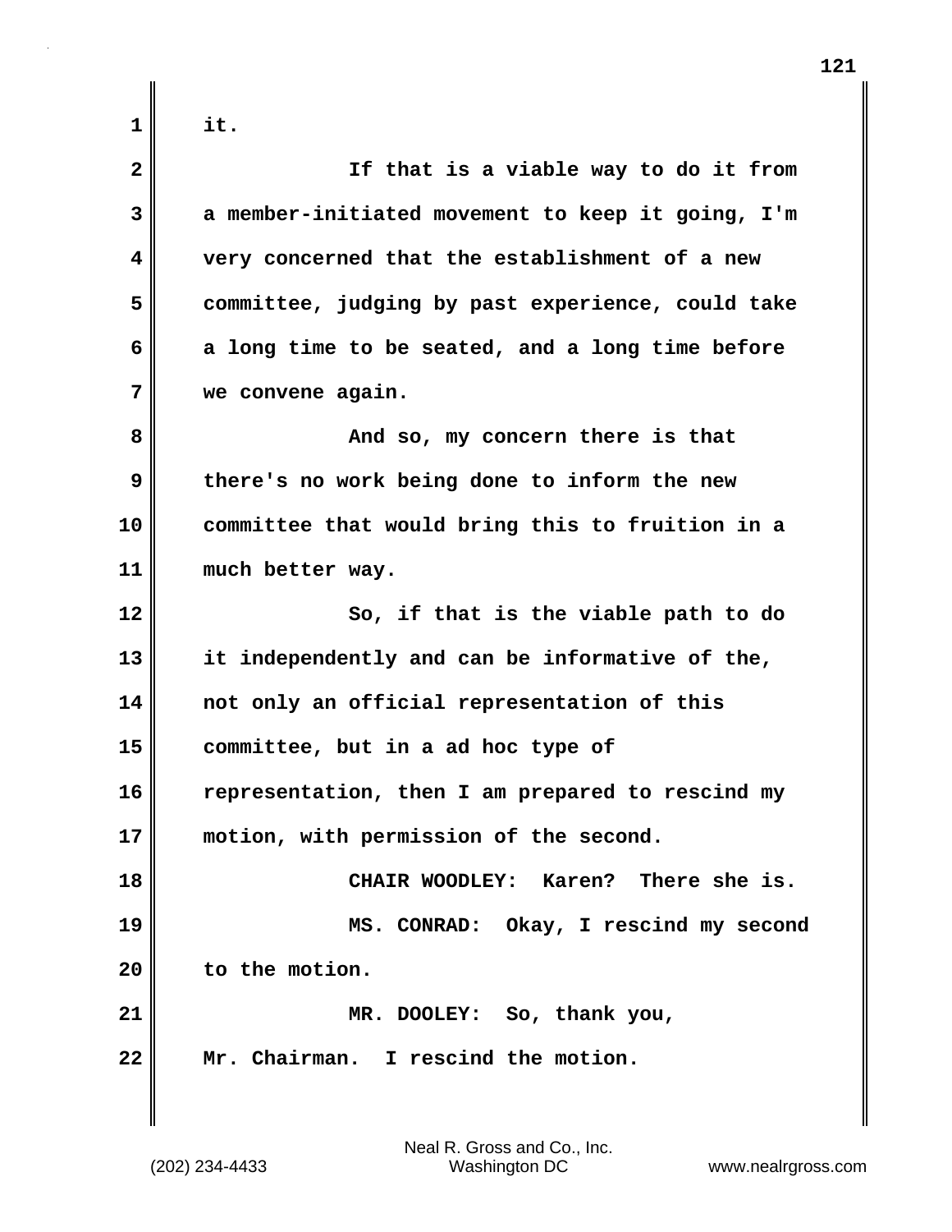it.

If that is a viable way to do it from a member-initiated movement to keep it going, I'm very concerned that the establishment of a new committee, judging by past experience, could take a long time to be seated, and a long time before we convene again.

And so, my concern there is that there's no work being done to inform the new committee that would bring this to fruition in a much better way.

So, if that is the viable path to do it independently and can be informative of the, not only an official representation of this committee, but in a ad hoc type of representation, then I am prepared to rescind my motion, with permission of the second.

CHAIR WOODLEY: Karen? There she is.

MS. CONRAD: Okay, I rescind my second to the motion.

MR. DOOLEY: So, thank you, Mr. Chairman. I rescind the motion.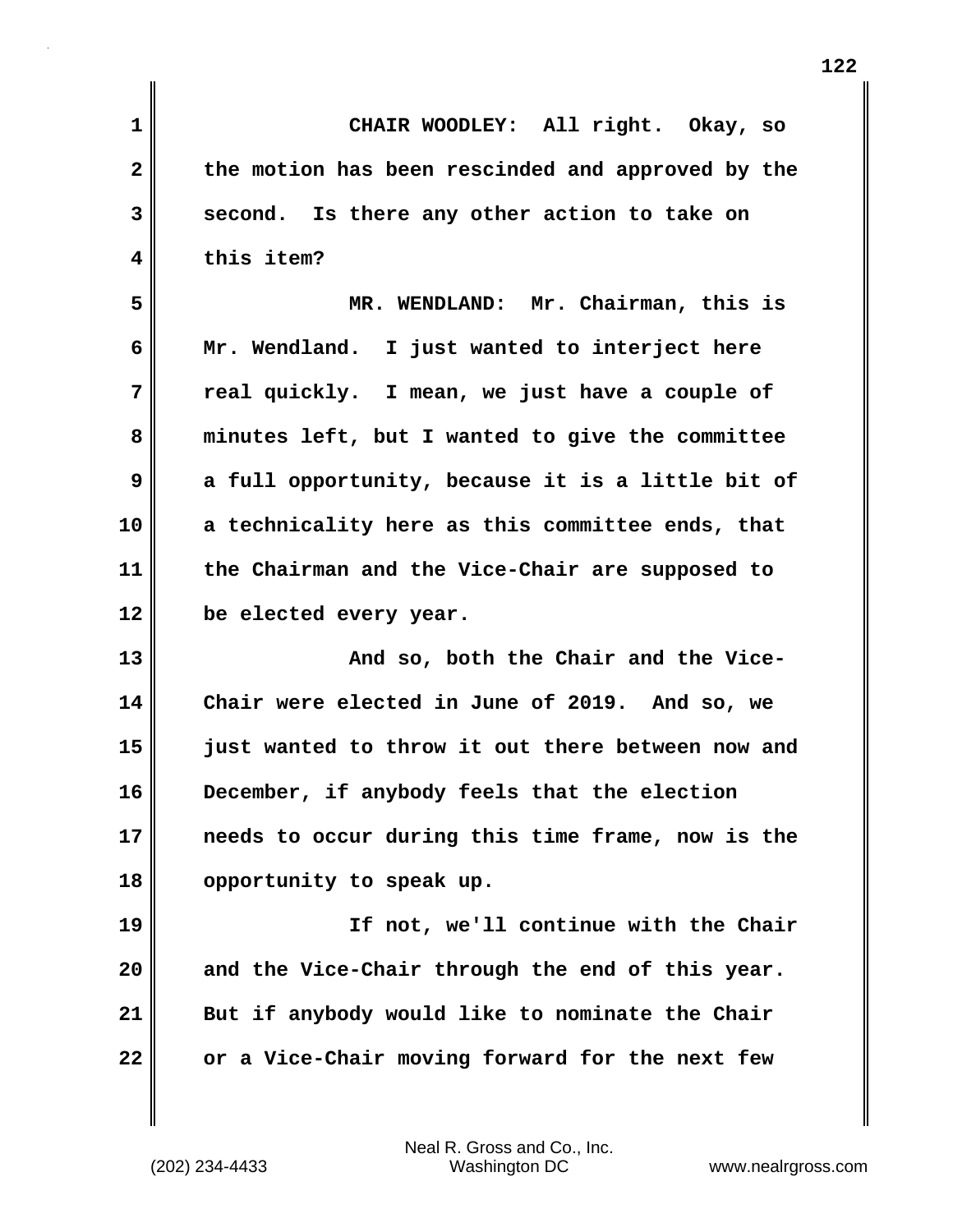CHAIR WOODLEY: All right. Okay, so the motion has been rescinded and approved by the second. Is there any other action to take on this item?

MR. WENDLAND: Mr. Chairman, this is Mr. Wendland. I just wanted to interject here real quickly. I mean, we just have a couple of minutes left, but I wanted to give the committee a full opportunity, because it is a little bit of a technicality here as this committee ends, that the Chairman and the Vice-Chair are supposed to be elected every year.

And so, both the Chair and the Vice-Chair were elected in June of 2019. And so, we just wanted to throw it out there between now and December, if anybody feels that the election needs to occur during this time frame, now is the opportunity to speak up.

If not, we'll continue with the Chair and the Vice-Chair through the end of this year. But if anybody would like to nominate the Chair or a Vice-Chair moving forward for the next few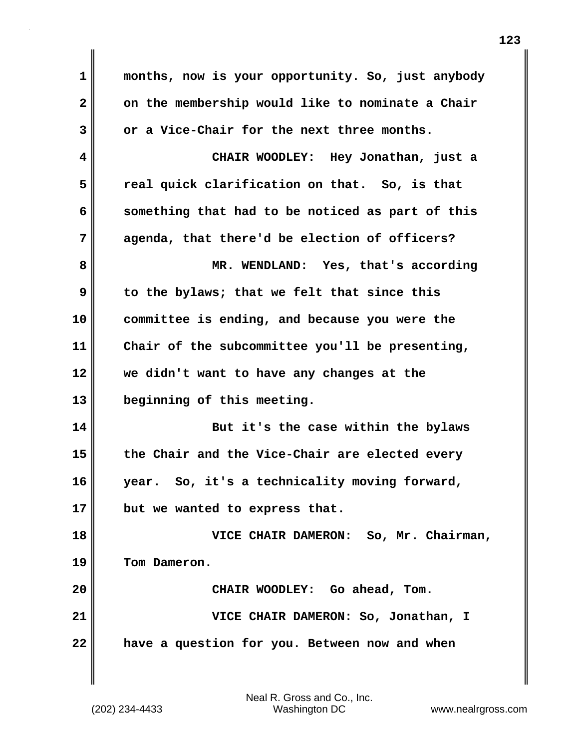months, now is your opportunity. So, just anybody on the membership would like to nominate a Chair or a Vice-Chair for the next three months.

CHAIR WOODLEY: Hey Jonathan, just a real quick clarification on that. So, is that something that had to be noticed as part of this agenda, that there'd be election of officers?

MR. WENDLAND: Yes, that's according to the bylaws; that we felt that since this committee is ending, and because you were the Chair of the subcommittee you'll be presenting, we didn't want to have any changes at the beginning of this meeting.

But it's the case within the bylaws the Chair and the Vice-Chair are elected every year. So, it's a technicality moving forward, but we wanted to express that.

VICE CHAIR DAMERON: So, Mr. Chairman, Tom Dameron.

CHAIR WOODLEY: Go ahead, Tom.

VICE CHAIR DAMERON: So, Jonathan, I have a question for you. Between now and when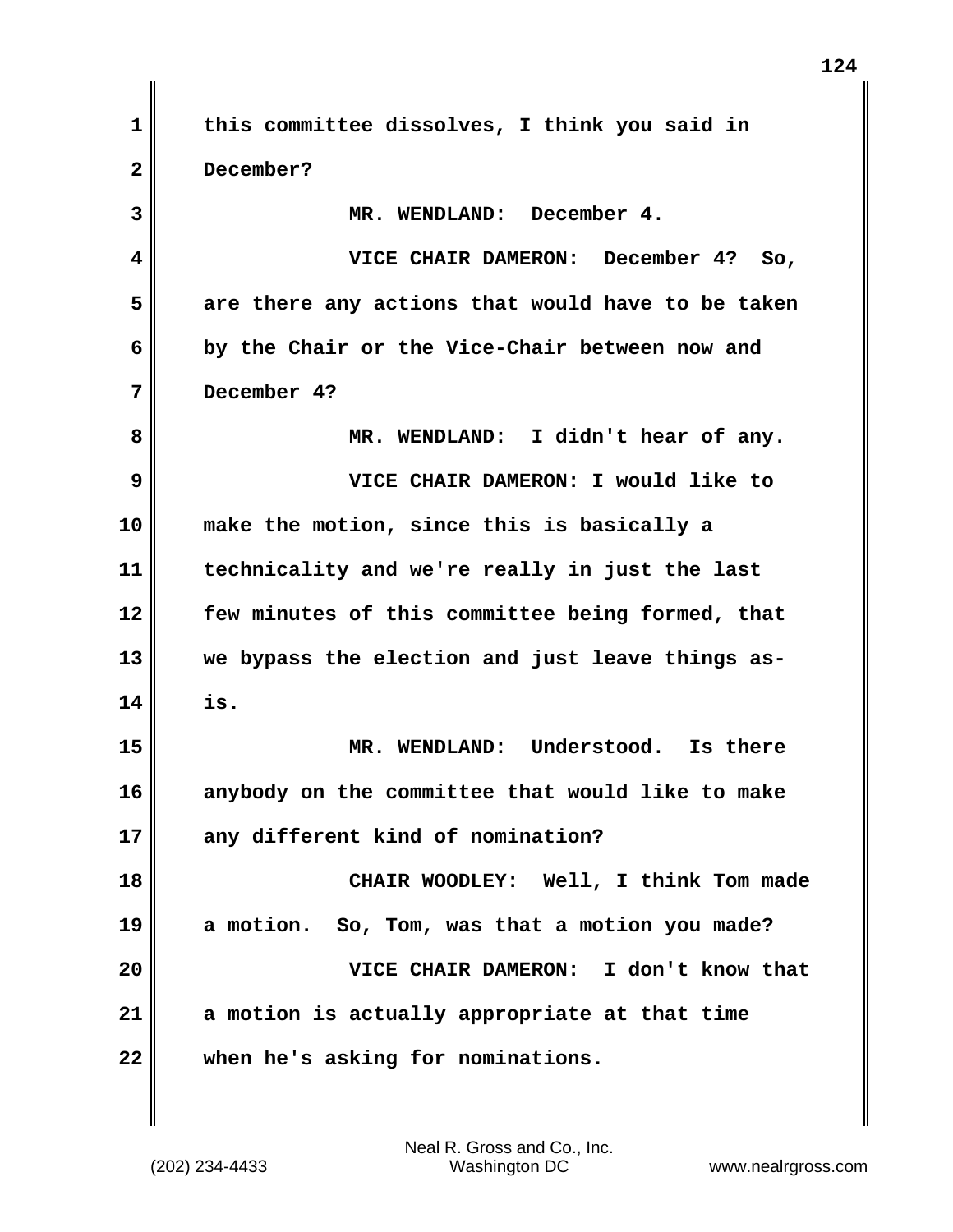this committee dissolves, I think you said in December?

MR. WENDLAND: December 4.

VICE CHAIR DAMERON: December 4? So, are there any actions that would have to be taken by the Chair or the Vice-Chair between now and December 4?

MR. WENDLAND: I didn't hear of any.

VICE CHAIR DAMERON: I would like to make the motion, since this is basically a technicality and we're really in just the last few minutes of this committee being formed, that we bypass the election and just leave things as-is.

MR. WENDLAND: Understood. Is there anybody on the committee that would like to make any different kind of nomination?

CHAIR WOODLEY: Well, I think Tom made a motion. So, Tom, was that a motion you made?

VICE CHAIR DAMERON: I don't know that a motion is actually appropriate at that time when he's asking for nominations.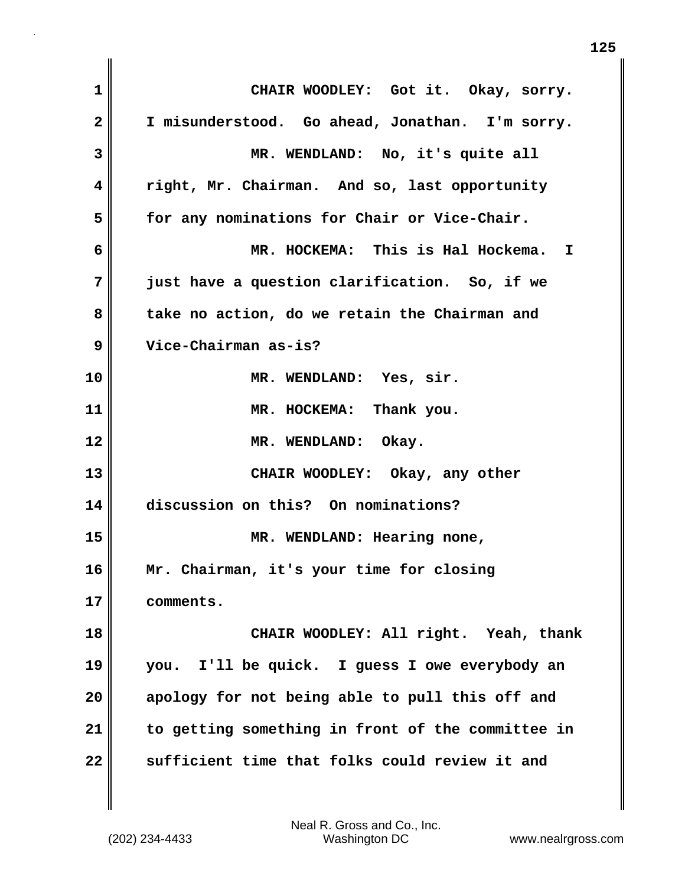CHAIR WOODLEY: Got it. Okay, sorry. I misunderstood. Go ahead, Jonathan. I'm sorry.

MR. WENDLAND: No, it's quite all right, Mr. Chairman. And so, last opportunity for any nominations for Chair or Vice-Chair.

MR. HOCKEMA: This is Hal Hockema. I just have a question clarification. So, if we take no action, do we retain the Chairman and Vice-Chairman as-is?

MR. WENDLAND: Yes, sir.

MR. HOCKEMA: Thank you.

MR. WENDLAND: Okay.

CHAIR WOODLEY: Okay, any other discussion on this? On nominations?

MR. WENDLAND: Hearing none, Mr. Chairman, it's your time for closing comments.

CHAIR WOODLEY: All right. Yeah, thank you. I'll be quick. I guess I owe everybody an apology for not being able to pull this off and to getting something in front of the committee in sufficient time that folks could review it and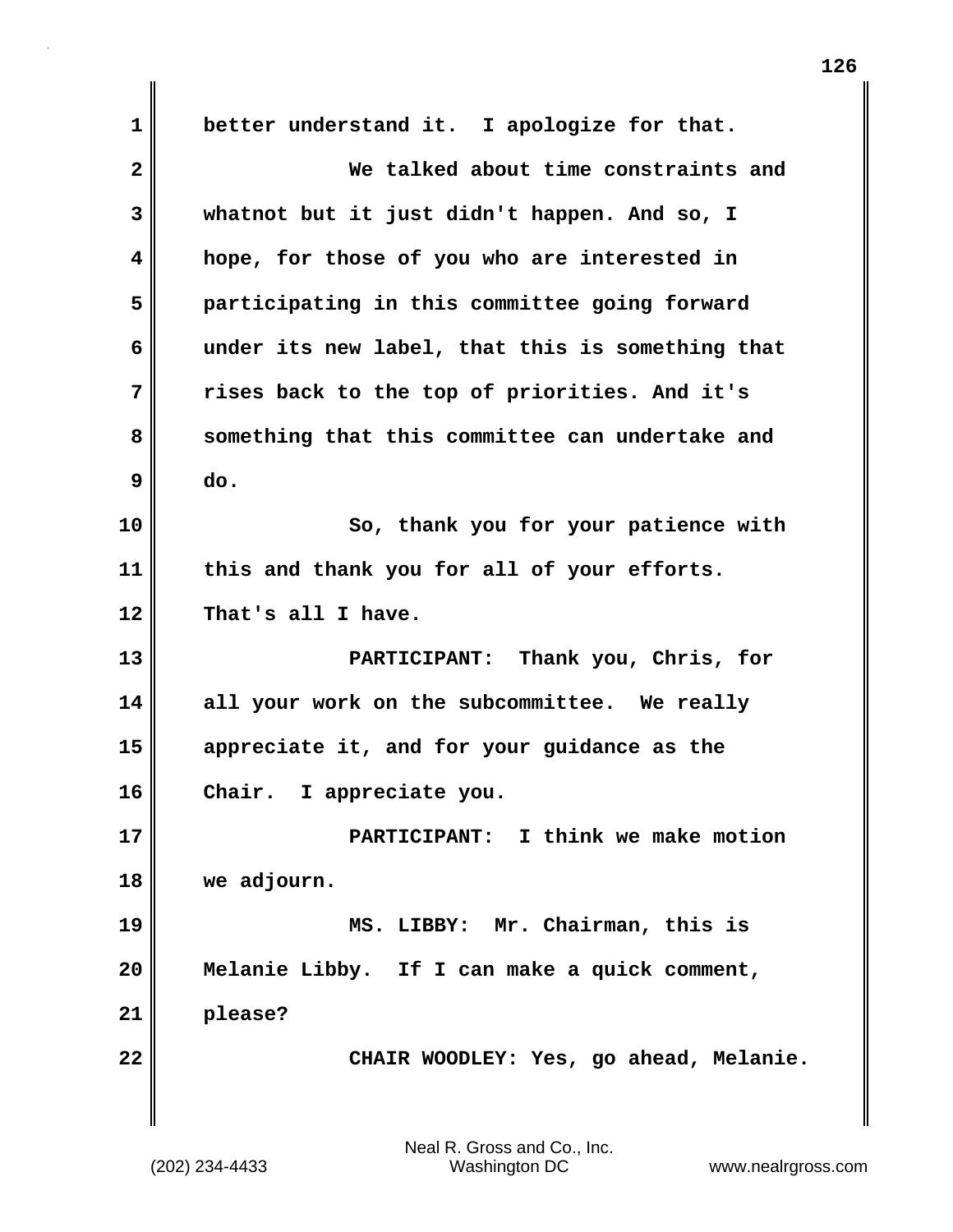better understand it. I apologize for that.

We talked about time constraints and whatnot but it just didn't happen. And so, I hope, for those of you who are interested in participating in this committee going forward under its new label, that this is something that rises back to the top of priorities. And it's something that this committee can undertake and do.

So, thank you for your patience with this and thank you for all of your efforts. That's all I have.

PARTICIPANT: Thank you, Chris, for all your work on the subcommittee. We really appreciate it, and for your guidance as the Chair. I appreciate you.

PARTICIPANT: I think we make motion we adjourn.

MS. LIBBY: Mr. Chairman, this is Melanie Libby. If I can make a quick comment, please?

CHAIR WOODLEY: Yes, go ahead, Melanie.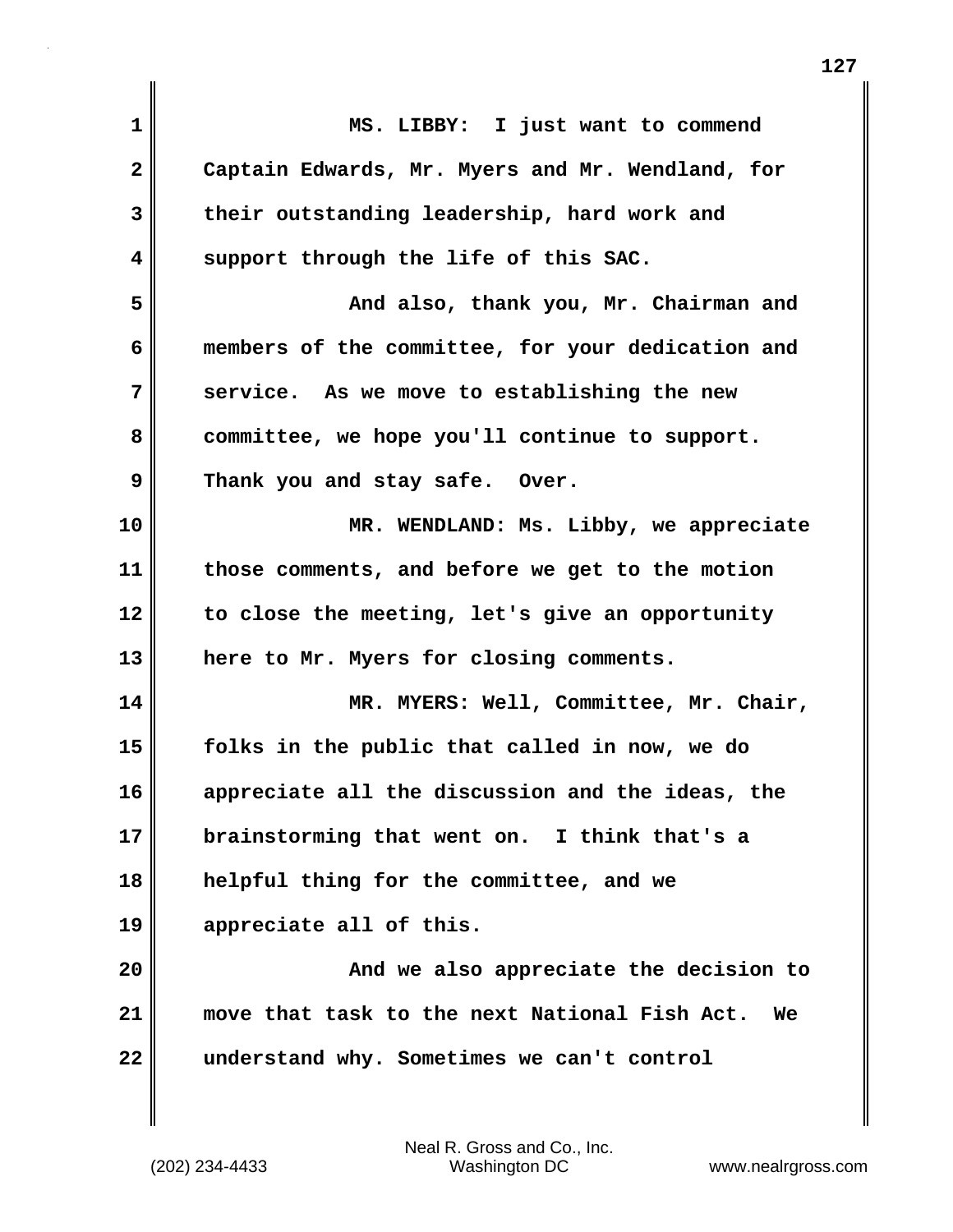MS. LIBBY: I just want to commend Captain Edwards, Mr. Myers and Mr. Wendland, for their outstanding leadership, hard work and support through the life of this SAC.

And also, thank you, Mr. Chairman and members of the committee, for your dedication and service. As we move to establishing the new committee, we hope you'll continue to support. Thank you and stay safe. Over.

MR. WENDLAND: Ms. Libby, we appreciate those comments, and before we get to the motion to close the meeting, let's give an opportunity here to Mr. Myers for closing comments.

MR. MYERS: Well, Committee, Mr. Chair, folks in the public that called in now, we do appreciate all the discussion and the ideas, the brainstorming that went on. I think that's a helpful thing for the committee, and we appreciate all of this.

And we also appreciate the decision to move that task to the next National Fish Act. We understand why. Sometimes we can't control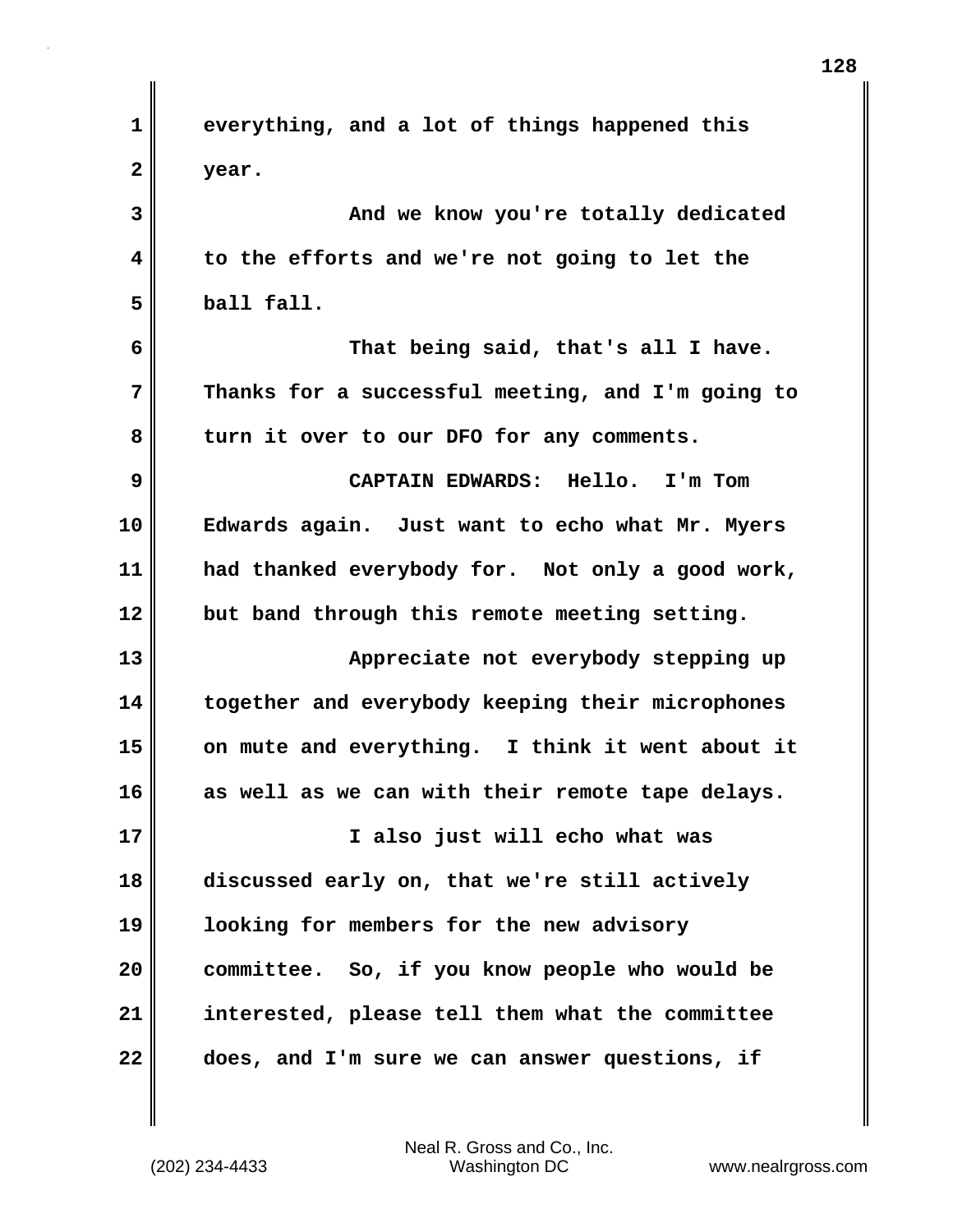everything, and a lot of things happened this year.

And we know you're totally dedicated to the efforts and we're not going to let the ball fall.

That being said, that's all I have. Thanks for a successful meeting, and I'm going to turn it over to our DFO for any comments.

CAPTAIN EDWARDS: Hello. I'm Tom Edwards again. Just want to echo what Mr. Myers had thanked everybody for. Not only a good work, but band through this remote meeting setting.

Appreciate not everybody stepping up together and everybody keeping their microphones on mute and everything. I think it went about it as well as we can with their remote tape delays.

I also just will echo what was discussed early on, that we're still actively looking for members for the new advisory committee. So, if you know people who would be interested, please tell them what the committee does, and I'm sure we can answer questions, if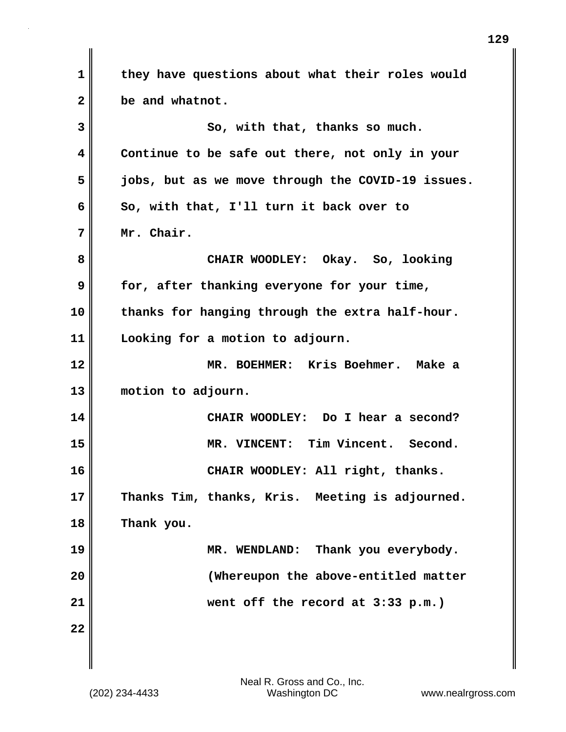they have questions about what their roles would be and whatnot.

So, with that, thanks so much. Continue to be safe out there, not only in your jobs, but as we move through the COVID-19 issues. So, with that, I'll turn it back over to Mr. Chair.

CHAIR WOODLEY: Okay. So, looking for, after thanking everyone for your time, thanks for hanging through the extra half-hour. Looking for a motion to adjourn.

MR. BOEHMER: Kris Boehmer. Make a motion to adjourn.

CHAIR WOODLEY: Do I hear a second?

MR. VINCENT: Tim Vincent. Second.

CHAIR WOODLEY: All right, thanks. Thanks Tim, thanks, Kris. Meeting is adjourned. Thank you.

MR. WENDLAND: Thank you everybody.

(Whereupon the above-entitled matter went off the record at 3:33 p.m.)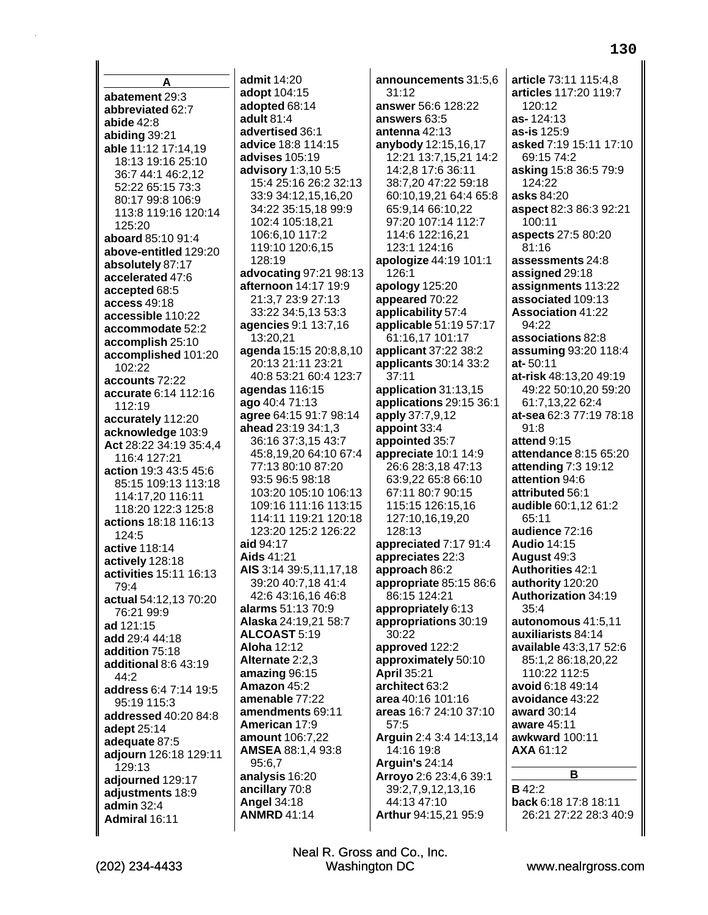## A

**abatement** 29:3
**abbreviated** 62:7
**abide** 42:8
**abiding** 39:21
**able** 11:12 17:14,19 18:13 19:16 25:10 36:7 44:1 46:2,12 52:22 65:15 73:3 80:17 99:8 106:9 113:8 119:16 120:14 125:20
**aboard** 85:10 91:4
**above-entitled** 129:20
**absolutely** 87:17
**accelerated** 47:6
**accepted** 68:5
**access** 49:18
**accessible** 110:22
**accommodate** 52:2
**accomplish** 25:10
**accomplished** 101:20 102:22
**accounts** 72:22
**accurate** 6:14 112:16 112:19
**accurately** 112:20
**acknowledge** 103:9
**Act** 28:22 34:19 35:4,4 116:4 127:21
**action** 19:3 43:5 45:6 85:15 109:13 113:18 114:17,20 116:11 118:20 122:3 125:8
**actions** 18:18 116:13 124:5
**active** 118:14
**actively** 128:18
**activities** 15:11 16:13 79:4
**actual** 54:12,13 70:20 76:21 99:9
**ad** 121:15
**add** 29:4 44:18
**addition** 75:18
**additional** 8:6 43:19 44:2
**address** 6:4 7:14 19:5 95:19 115:3
**addressed** 40:20 84:8
**adept** 25:14
**adequate** 87:5
**adjourn** 126:18 129:11 129:13
**adjourned** 129:17
**adjustments** 18:9
**admin** 32:4
**Admiral** 16:11
**admit** 14:20
**adopt** 104:15
**adopted** 68:14
**adult** 81:4
**advertised** 36:1
**advice** 18:8 114:15
**advises** 105:19
**advisory** 1:3,10 5:5 15:4 25:16 26:2 32:13 33:9 34:12,15,16,20 34:22 35:15,18 99:9 102:4 105:18,21 106:6,10 117:2 119:10 120:6,15 128:19
**advocating** 97:21 98:13
**afternoon** 14:17 19:9 21:3,7 23:9 27:13 33:22 34:5,13 53:3
**agencies** 9:1 13:7,16 13:20,21
**agenda** 15:15 20:8,8,10 20:13 21:11 23:21 40:8 53:21 60:4 123:7
**agendas** 116:15
**ago** 40:4 71:13
**agree** 64:15 91:7 98:14
**ahead** 23:19 34:1,3 36:16 37:3,15 43:7 45:8,19,20 64:10 67:4 77:13 80:10 87:20 93:5 96:5 98:18 103:20 105:10 106:13 109:16 111:16 113:15 114:11 119:21 120:18 123:20 125:2 126:22
**aid** 94:17
**Aids** 41:21
**AIS** 3:14 39:5,11,17,18 39:20 40:7,18 41:4 42:6 43:16,16 46:8
**alarms** 51:13 70:9
**Alaska** 24:19,21 58:7
**ALCOAST** 5:19
**Aloha** 12:12
**Alternate** 2:2,3
**amazing** 96:15
**Amazon** 45:2
**amenable** 77:22
**amendments** 69:11
**American** 17:9
**amount** 106:7,22
**AMSEA** 88:1,4 93:8 95:6,7
**analysis** 16:20
**ancillary** 70:8
**Angel** 34:18
**ANMRD** 41:14
**announcements** 31:5,6 31:12
**answer** 56:6 128:22
**answers** 63:5
**antenna** 42:13
**anybody** 12:15,16,17 12:21 13:7,15,21 14:2 14:2,8 17:6 36:11 38:7,20 47:22 59:18 60:10,19,21 64:4 65:8 65:9,14 66:10,22 97:20 107:14 112:7 114:6 122:16,21 123:1 124:16
**apologize** 44:19 101:1 126:1
**apology** 125:20
**appeared** 70:22
**applicability** 57:4
**applicable** 51:19 57:17 61:16,17 101:17
**applicant** 37:22 38:2
**applicants** 30:14 33:2 37:11
**application** 31:13,15
**applications** 29:15 36:1
**apply** 37:7,9,12
**appoint** 33:4
**appointed** 35:7
**appreciate** 10:1 14:9 26:6 28:3,18 47:13 63:9,22 65:8 66:10 67:11 80:7 90:15 115:15 126:15,16 127:10,16,19,20 128:13
**appreciated** 7:17 91:4
**appreciates** 22:3
**approach** 86:2
**appropriate** 85:15 86:6 86:15 124:21
**appropriately** 6:13
**appropriations** 30:19 30:22
**approved** 122:2
**approximately** 50:10
**April** 35:21
**architect** 63:2
**area** 40:16 101:16
**areas** 16:7 24:10 37:10 57:5
**Arguin** 2:4 3:4 14:13,14 14:16 19:8
**Arguin's** 24:14
**Arroyo** 2:6 23:4,6 39:1 39:2,7,9,12,13,16 44:13 47:10
**Arthur** 94:15,21 95:9
**article** 73:11 115:4,8
**articles** 117:20 119:7 120:12
**as-** 124:13
**as-is** 125:9
**asked** 7:19 15:11 17:10 69:15 74:2
**asking** 15:8 36:5 79:9 124:22
**asks** 84:20
**aspect** 82:3 86:3 92:21 100:11
**aspects** 27:5 80:20 81:16
**assessments** 24:8
**assigned** 29:18
**assignments** 113:22
**associated** 109:13
**Association** 41:22 94:22
**associations** 82:8
**assuming** 93:20 118:4
**at-** 50:11
**at-risk** 48:13,20 49:19 49:22 50:10,20 59:20 61:7,13,22 62:4
**at-sea** 62:3 77:19 78:18 91:8
**attend** 9:15
**attendance** 8:15 65:20
**attending** 7:3 19:12
**attention** 94:6
**attributed** 56:1
**audible** 60:1,12 61:2 65:11
**audience** 72:16
**Audio** 14:15
**August** 49:3
**Authorities** 42:1
**authority** 120:20
**Authorization** 34:19 35:4
**autonomous** 41:5,11
**auxiliarists** 84:14
**available** 43:3,17 52:6 85:1,2 86:18,20,22 110:22 112:5
**avoid** 6:18 49:14
**avoidance** 43:22
**award** 30:14
**aware** 45:11
**awkward** 100:11
**AXA** 61:12

## B

**B** 42:2
**back** 6:18 17:8 18:11 26:21 27:22 28:3 40:9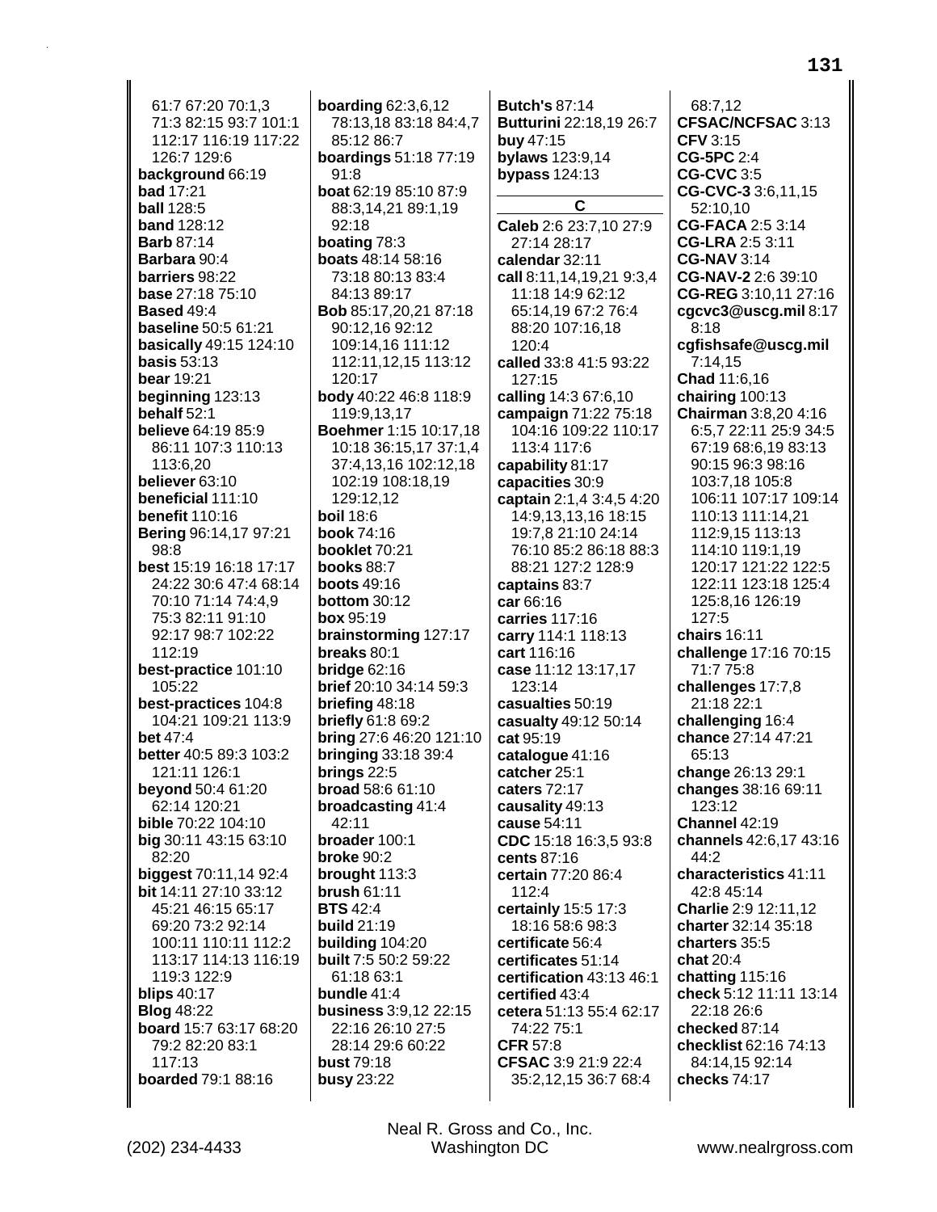61:7 67:20 70:1,3 71:3 82:15 93:7 101:1 112:17 116:19 117:22 126:7 129:6
**background** 66:19
**bad** 17:21
**ball** 128:5
**band** 128:12
**Barb** 87:14
**Barbara** 90:4
**barriers** 98:22
**base** 27:18 75:10
**Based** 49:4
**baseline** 50:5 61:21
**basically** 49:15 124:10
**basis** 53:13
**bear** 19:21
**beginning** 123:13
**behalf** 52:1
**believe** 64:19 85:9 86:11 107:3 110:13 113:6,20
**believer** 63:10
**beneficial** 111:10
**benefit** 110:16
**Bering** 96:14,17 97:21 98:8
**best** 15:19 16:18 17:17 24:22 30:6 47:4 68:14 70:10 71:14 74:4,9 75:3 82:11 91:10 92:17 98:7 102:22 112:19
**best-practice** 101:10 105:22
**best-practices** 104:8 104:21 109:21 113:9
**bet** 47:4
**better** 40:5 89:3 103:2 121:11 126:1
**beyond** 50:4 61:20 62:14 120:21
**bible** 70:22 104:10
**big** 30:11 43:15 63:10 82:20
**biggest** 70:11,14 92:4
**bit** 14:11 27:10 33:12 45:21 46:15 65:17 69:20 73:2 92:14 100:11 110:11 112:2 113:17 114:13 116:19 119:3 122:9
**blips** 40:17
**Blog** 48:22
**board** 15:7 63:17 68:20 79:2 82:20 83:1 117:13
**boarded** 79:1 88:16
**boarding** 62:3,6,12 78:13,18 83:18 84:4,7 85:12 86:7
**boardings** 51:18 77:19 91:8
**boat** 62:19 85:10 87:9 88:3,14,21 89:1,19 92:18
**boating** 78:3
**boats** 48:14 58:16 73:18 80:13 83:4 84:13 89:17
**Bob** 85:17,20,21 87:18 90:12,16 92:12 109:14,16 111:12 112:11,12,15 113:12 120:17
**body** 40:22 46:8 118:9 119:9,13,17
**Boehmer** 1:15 10:17,18 10:18 36:15,17 37:1,4 37:4,13,16 102:12,18 102:19 108:18,19 129:12,12
**boil** 18:6
**book** 74:16
**booklet** 70:21
**books** 88:7
**boots** 49:16
**bottom** 30:12
**box** 95:19
**brainstorming** 127:17
**breaks** 80:1
**bridge** 62:16
**brief** 20:10 34:14 59:3
**briefing** 48:18
**briefly** 61:8 69:2
**bring** 27:6 46:20 121:10
**bringing** 33:18 39:4
**brings** 22:5
**broad** 58:6 61:10
**broadcasting** 41:4 42:11
**broader** 100:1
**broke** 90:2
**brought** 113:3
**brush** 61:11
**BTS** 42:4
**build** 21:19
**building** 104:20
**built** 7:5 50:2 59:22 61:18 63:1
**bundle** 41:4
**business** 3:9,12 22:15 22:16 26:10 27:5 28:14 29:6 60:22
**bust** 79:18
**busy** 23:22
**Butch's** 87:14
**Butturini** 22:18,19 26:7
**buy** 47:15
**bylaws** 123:9,14
**bypass** 124:13

## C

**Caleb** 2:6 23:7,10 27:9 27:14 28:17
**calendar** 32:11
**call** 8:11,14,19,21 9:3,4 11:18 14:9 62:12 65:14,19 67:2 76:4 88:20 107:16,18 120:4
**called** 33:8 41:5 93:22 127:15
**calling** 14:3 67:6,10
**campaign** 71:22 75:18 104:16 109:22 110:17 113:4 117:6
**capability** 81:17
**capacities** 30:9
**captain** 2:1,4 3:4,5 4:20 14:9,13,13,16 18:15 19:7,8 21:10 24:14 76:10 85:2 86:18 88:3 88:21 127:2 128:9
**captains** 83:7
**car** 66:16
**carries** 117:16
**carry** 114:1 118:13
**cart** 116:16
**case** 11:12 13:17,17 123:14
**casualties** 50:19
**casualty** 49:12 50:14
**cat** 95:19
**catalogue** 41:16
**catcher** 25:1
**caters** 72:17
**causality** 49:13
**cause** 54:11
**CDC** 15:18 16:3,5 93:8
**cents** 87:16
**certain** 77:20 86:4 112:4
**certainly** 15:5 17:3 18:16 58:6 98:3
**certificate** 56:4
**certificates** 51:14
**certification** 43:13 46:1
**certified** 43:4
**cetera** 51:13 55:4 62:17 74:22 75:1
**CFR** 57:8
**CFSAC** 3:9 21:9 22:4 35:2,12,15 36:7 68:4 68:7,12
**CFSAC/NCFSAC** 3:13
**CFV** 3:15
**CG-5PC** 2:4
**CG-CVC** 3:5
**CG-CVC-3** 3:6,11,15 52:10,10
**CG-FACA** 2:5 3:14
**CG-LRA** 2:5 3:11
**CG-NAV** 3:14
**CG-NAV-2** 2:6 39:10
**CG-REG** 3:10,11 27:16
**cgcvc3@uscg.mil** 8:17 8:18
**cgfishsafe@uscg.mil** 7:14,15
**Chad** 11:6,16
**chairing** 100:13
**Chairman** 3:8,20 4:16 6:5,7 22:11 25:9 34:5 67:19 68:6,19 83:13 90:15 96:3 98:16 103:7,18 105:8 106:11 107:17 109:14 110:13 111:14,21 112:9,15 113:13 114:10 119:1,19 120:17 121:22 122:5 122:11 123:18 125:4 125:8,16 126:19 127:5
**chairs** 16:11
**challenge** 17:16 70:15 71:7 75:8
**challenges** 17:7,8 21:18 22:1
**challenging** 16:4
**chance** 27:14 47:21 65:13
**change** 26:13 29:1
**changes** 38:16 69:11 123:12
**Channel** 42:19
**channels** 42:6,17 43:16 44:2
**characteristics** 41:11 42:8 45:14
**Charlie** 2:9 12:11,12
**charter** 32:14 35:18
**charters** 35:5
**chat** 20:4
**chatting** 115:16
**check** 5:12 11:11 13:14 22:18 26:6
**checked** 87:14
**checklist** 62:16 74:13 84:14,15 92:14
**checks** 74:17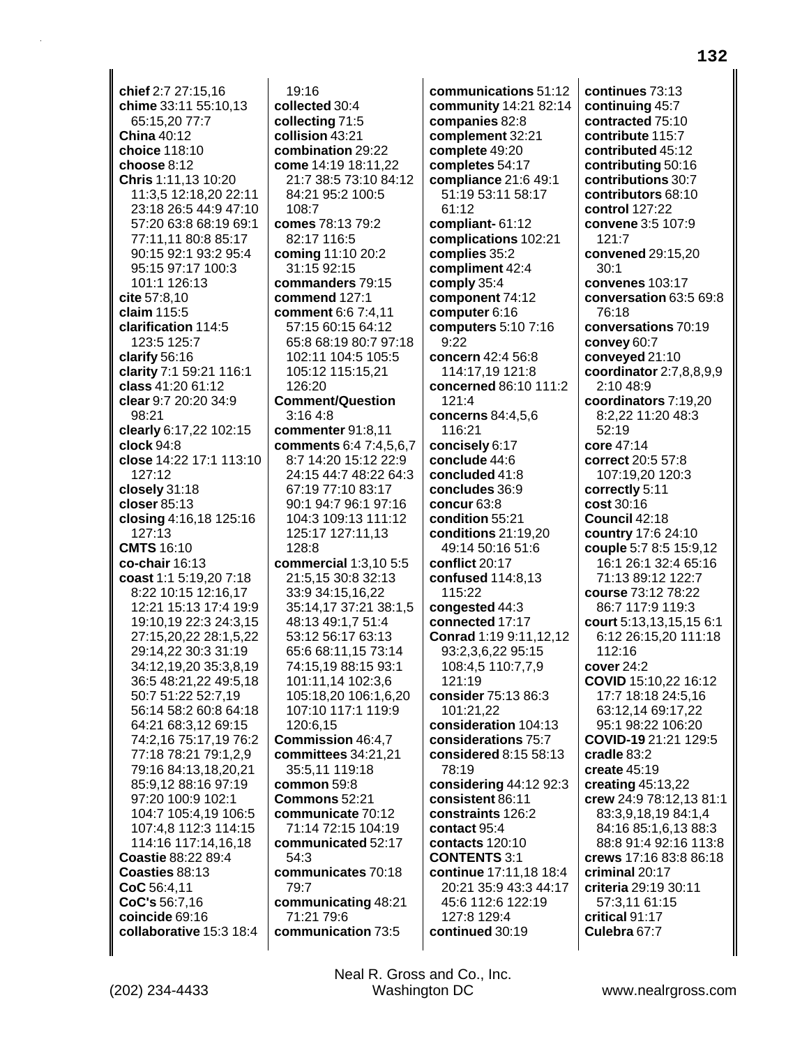**chief** 2:7 27:15,16
**chime** 33:11 55:10,13 65:15,20 77:7
**China** 40:12
**choice** 118:10
**choose** 8:12
**Chris** 1:11,13 10:20 11:3,5 12:18,20 22:11 23:18 26:5 44:9 47:10 57:20 63:8 68:19 69:1 77:11,11 80:8 85:17 90:15 92:1 93:2 95:4 95:15 97:17 100:3 101:1 126:13
**cite** 57:8,10
**claim** 115:5
**clarification** 114:5 123:5 125:7
**clarify** 56:16
**clarity** 7:1 59:21 116:1
**class** 41:20 61:12
**clear** 9:7 20:20 34:9 98:21
**clearly** 6:17,22 102:15
**clock** 94:8
**close** 14:22 17:1 113:10 127:12
**closely** 31:18
**closer** 85:13
**closing** 4:16,18 125:16 127:13
**CMTS** 16:10
**co-chair** 16:13
**coast** 1:1 5:19,20 7:18 8:22 10:15 12:16,17 12:21 15:13 17:4 19:9 19:10,19 22:3 24:3,15 27:15,20,22 28:1,5,22 29:14,22 30:3 31:19 34:12,19,20 35:3,8,19 36:5 48:21,22 49:5,18 50:7 51:22 52:7,19 56:14 58:2 60:8 64:18 64:21 68:3,12 69:15 74:2,16 75:17,19 76:2 77:18 78:21 79:1,2,9 79:16 84:13,18,20,21 85:9,12 88:16 97:19 97:20 100:9 102:1 104:7 105:4,19 106:5 107:4,8 112:3 114:15 114:16 117:14,16,18
**Coastie** 88:22 89:4
**Coasties** 88:13
**CoC** 56:4,11
**CoC's** 56:7,16
**coincide** 69:16
**collaborative** 15:3 18:4 19:16
**collected** 30:4
**collecting** 71:5
**collision** 43:21
**combination** 29:22
**come** 14:19 18:11,22 21:7 38:5 73:10 84:12 84:21 95:2 100:5 108:7
**comes** 78:13 79:2 82:17 116:5
**coming** 11:10 20:2 31:15 92:15
**commanders** 79:15
**commend** 127:1
**comment** 6:6 7:4,11 57:15 60:15 64:12 65:8 68:19 80:7 97:18 102:11 104:5 105:5 105:12 115:15,21 126:20
**Comment/Question** 3:16 4:8
**commenter** 91:8,11
**comments** 6:4 7:4,5,6,7 8:7 14:20 15:12 22:9 24:15 44:7 48:22 64:3 67:19 77:10 83:17 90:1 94:7 96:1 97:16 104:3 109:13 111:12 125:17 127:11,13 128:8
**commercial** 1:3,10 5:5 21:5,15 30:8 32:13 33:9 34:15,16,22 35:14,17 37:21 38:1,5 48:13 49:1,7 51:4 53:12 56:17 63:13 65:6 68:11,15 73:14 74:15,19 88:15 93:1 101:11,14 102:3,6 105:18,20 106:1,6,20 107:10 117:1 119:9 120:6,15
**Commission** 46:4,7
**committees** 34:21,21 35:5,11 119:18
**common** 59:8
**Commons** 52:21
**communicate** 70:12 71:14 72:15 104:19
**communicated** 52:17 54:3
**communicates** 70:18 79:7
**communicating** 48:21 71:21 79:6
**communication** 73:5
**communications** 51:12
**community** 14:21 82:14
**companies** 82:8
**complement** 32:21
**complete** 49:20
**completes** 54:17
**compliance** 21:6 49:1 51:19 53:11 58:17 61:12
**compliant-** 61:12
**complications** 102:21
**complies** 35:2
**compliment** 42:4
**comply** 35:4
**component** 74:12
**computer** 6:16
**computers** 5:10 7:16 9:22
**concern** 42:4 56:8 114:17,19 121:8
**concerned** 86:10 111:2 121:4
**concerns** 84:4,5,6 116:21
**concisely** 6:17
**conclude** 44:6
**concluded** 41:8
**concludes** 36:9
**concur** 63:8
**condition** 55:21
**conditions** 21:19,20 49:14 50:16 51:6
**conflict** 20:17
**confused** 114:8,13 115:22
**congested** 44:3
**connected** 17:17
**Conrad** 1:19 9:11,12,12 93:2,3,6,22 95:15 108:4,5 110:7,7,9 121:19
**consider** 75:13 86:3 101:21,22
**consideration** 104:13
**considerations** 75:7
**considered** 8:15 58:13 78:19
**considering** 44:12 92:3
**consistent** 86:11
**constraints** 126:2
**contact** 95:4
**contacts** 120:10
**CONTENTS** 3:1
**continue** 17:11,18 18:4 20:21 35:9 43:3 44:17 45:6 112:6 122:19 127:8 129:4
**continued** 30:19
**continues** 73:13
**continuing** 45:7
**contracted** 75:10
**contribute** 115:7
**contributed** 45:12
**contributing** 50:16
**contributions** 30:7
**contributors** 68:10
**control** 127:22
**convene** 3:5 107:9 121:7
**convened** 29:15,20 30:1
**convenes** 103:17
**conversation** 63:5 69:8 76:18
**conversations** 70:19
**convey** 60:7
**conveyed** 21:10
**coordinator** 2:7,8,8,9,9 2:10 48:9
**coordinators** 7:19,20 8:2,22 11:20 48:3 52:19
**core** 47:14
**correct** 20:5 57:8 107:19,20 120:3
**correctly** 5:11
**cost** 30:16
**Council** 42:18
**country** 17:6 24:10
**couple** 5:7 8:5 15:9,12 16:1 26:1 32:4 65:16 71:13 89:12 122:7
**course** 73:12 78:22 86:7 117:9 119:3
**court** 5:13,13,15,15 6:1 6:12 26:15,20 111:18 112:16
**cover** 24:2
**COVID** 15:10,22 16:12 17:7 18:18 24:5,16 63:12,14 69:17,22 95:1 98:22 106:20
**COVID-19** 21:21 129:5
**cradle** 83:2
**create** 45:19
**creating** 45:13,22
**crew** 24:9 78:12,13 81:1 83:3,9,18,19 84:1,4 84:16 85:1,6,13 88:3 88:8 91:4 92:16 113:8
**crews** 17:16 83:8 86:18
**criminal** 20:17
**criteria** 29:19 30:11 57:3,11 61:15
**critical** 91:17
**Culebra** 67:7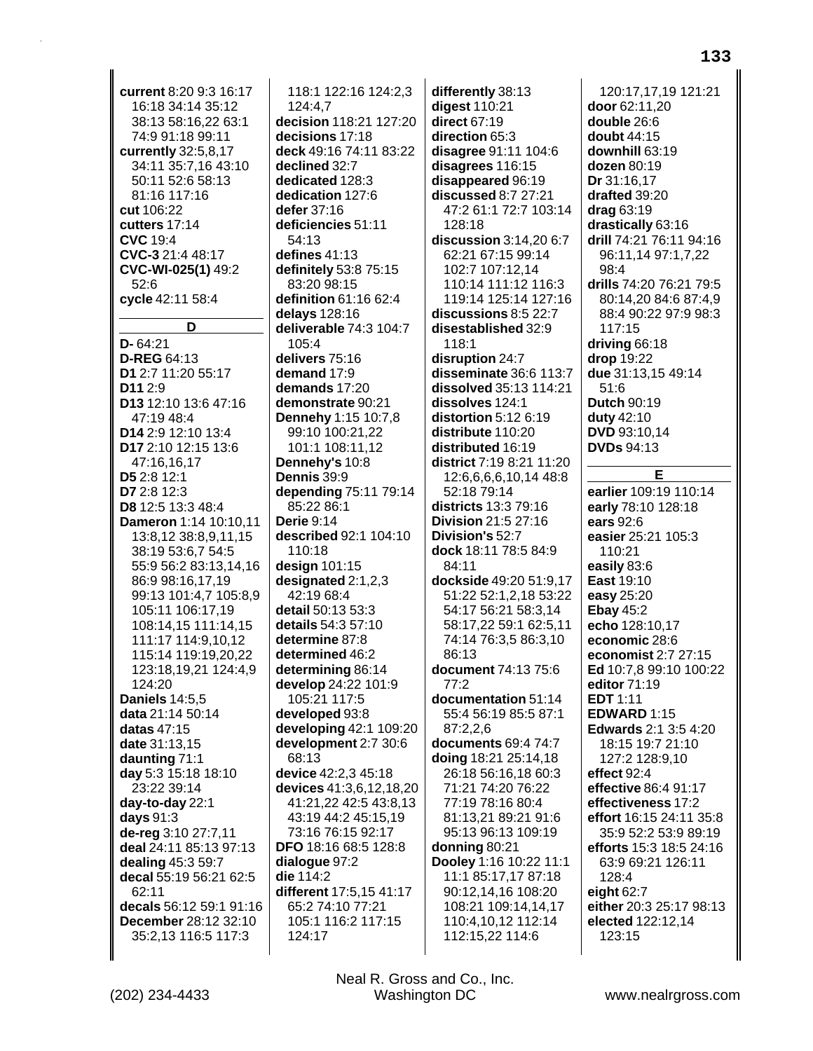**current** 8:20 9:3 16:17 16:18 34:14 35:12 38:13 58:16,22 63:1 74:9 91:18 99:11
**currently** 32:5,8,17 34:11 35:7,16 43:10 50:11 52:6 58:13 81:16 117:16
**cut** 106:22
**cutters** 17:14
**CVC** 19:4
**CVC-3** 21:4 48:17
**CVC-WI-025(1)** 49:2 52:6
**cycle** 42:11 58:4

## D

**D-** 64:21
**D-REG** 64:13
**D1** 2:7 11:20 55:17
**D11** 2:9
**D13** 12:10 13:6 47:16 47:19 48:4
**D14** 2:9 12:10 13:4
**D17** 2:10 12:15 13:6 47:16,16,17
**D5** 2:8 12:1
**D7** 2:8 12:3
**D8** 12:5 13:3 48:4
**Dameron** 1:14 10:10,11 13:8,12 38:8,9,11,15 38:19 53:6,7 54:5 55:9 56:2 83:13,14,16 86:9 98:16,17,19 99:13 101:4,7 105:8,9 105:11 106:17,19 108:14,15 111:14,15 111:17 114:9,10,12 115:14 119:19,20,22 123:18,19,21 124:4,9 124:20
**Daniels** 14:5,5
**data** 21:14 50:14
**datas** 47:15
**date** 31:13,15
**daunting** 71:1
**day** 5:3 15:18 18:10 23:22 39:14
**day-to-day** 22:1
**days** 91:3
**de-reg** 3:10 27:7,11
**deal** 24:11 85:13 97:13
**dealing** 45:3 59:7
**decal** 55:19 56:21 62:5 62:11
**decals** 56:12 59:1 91:16
**December** 28:12 32:10 35:2,13 116:5 117:3
118:1 122:16 124:2,3 124:4,7
**decision** 118:21 127:20
**decisions** 17:18
**deck** 49:16 74:11 83:22
**declined** 32:7
**dedicated** 128:3
**dedication** 127:6
**defer** 37:16
**deficiencies** 51:11 54:13
**defines** 41:13
**definitely** 53:8 75:15 83:20 98:15
**definition** 61:16 62:4
**delays** 128:16
**deliverable** 74:3 104:7 105:4
**delivers** 75:16
**demand** 17:9
**demands** 17:20
**demonstrate** 90:21
**Dennehy** 1:15 10:7,8 99:10 100:21,22 101:1 108:11,12
**Dennehy's** 10:8
**Dennis** 39:9
**depending** 75:11 79:14 85:22 86:1
**Derie** 9:14
**described** 92:1 104:10 110:18
**design** 101:15
**designated** 2:1,2,3 42:19 68:4
**detail** 50:13 53:3
**details** 54:3 57:10
**determine** 87:8
**determined** 46:2
**determining** 86:14
**develop** 24:22 101:9 105:21 117:5
**developed** 93:8
**developing** 42:1 109:20
**development** 2:7 30:6 68:13
**device** 42:2,3 45:18
**devices** 41:3,6,12,18,20 41:21,22 42:5 43:8,13 43:19 44:2 45:15,19 73:16 76:15 92:17
**DFO** 18:16 68:5 128:8
**dialogue** 97:2
**die** 114:2
**different** 17:5,15 41:17 65:2 74:10 77:21 105:1 116:2 117:15 124:17
**differently** 38:13
**digest** 110:21
**direct** 67:19
**direction** 65:3
**disagree** 91:11 104:6
**disagrees** 116:15
**disappeared** 96:19
**discussed** 8:7 27:21 47:2 61:1 72:7 103:14 128:18
**discussion** 3:14,20 6:7 62:21 67:15 99:14 102:7 107:12,14 110:14 111:12 116:3 119:14 125:14 127:16
**discussions** 8:5 22:7
**disestablished** 32:9 118:1
**disruption** 24:7
**disseminate** 36:6 113:7
**dissolved** 35:13 114:21
**dissolves** 124:1
**distortion** 5:12 6:19
**distribute** 110:20
**distributed** 16:19
**district** 7:19 8:21 11:20 12:6,6,6,10,14 48:8 52:18 79:14
**districts** 13:3 79:16
**Division** 21:5 27:16
**Division's** 52:7
**dock** 18:11 78:5 84:9 84:11
**dockside** 49:20 51:9,17 51:22 52:1,2,18 53:22 54:17 56:21 58:3,14 58:17,22 59:1 62:5,11 74:14 76:3,5 86:3,10 86:13
**document** 74:13 75:6 77:2
**documentation** 51:14 55:4 56:19 85:5 87:1 87:2,2,6
**documents** 69:4 74:7
**doing** 18:21 25:14,18 26:18 56:16,18 60:3 71:21 74:20 76:22 77:19 78:16 80:4 81:13,21 89:21 91:6 95:13 96:13 109:19
**donning** 80:21
**Dooley** 1:16 10:22 11:1 11:1 85:17,17 87:18 90:12,14,16 108:20 108:21 109:14,14,17 110:4,10,12 112:14 112:15,22 114:6
120:17,17,19 121:21
**door** 62:11,20
**double** 26:6
**doubt** 44:15
**downhill** 63:19
**dozen** 80:19
**Dr** 31:16,17
**drafted** 39:20
**drag** 63:19
**drastically** 63:16
**drill** 74:21 76:11 94:16 96:11,14 97:1,7,22 98:4
**drills** 74:20 76:21 79:5 80:14,20 84:6 87:4,9 88:4 90:22 97:9 98:3 117:15
**driving** 66:18
**drop** 19:22
**due** 31:13,15 49:14 51:6
**Dutch** 90:19
**duty** 42:10
**DVD** 93:10,14
**DVDs** 94:13

## E

**earlier** 109:19 110:14
**early** 78:10 128:18
**ears** 92:6
**easier** 25:21 105:3 110:21
**easily** 83:6
**East** 19:10
**easy** 25:20
**Ebay** 45:2
**echo** 128:10,17
**economic** 28:6
**economist** 2:7 27:15
**Ed** 10:7,8 99:10 100:22
**editor** 71:19
**EDT** 1:11
**EDWARD** 1:15
**Edwards** 2:1 3:5 4:20 18:15 19:7 21:10 127:2 128:9,10
**effect** 92:4
**effective** 86:4 91:17
**effectiveness** 17:2
**effort** 16:15 24:11 35:8 35:9 52:2 53:9 89:19
**efforts** 15:3 18:5 24:16 63:9 69:21 126:11 128:4
**eight** 62:7
**either** 20:3 25:17 98:13
**elected** 122:12,14 123:15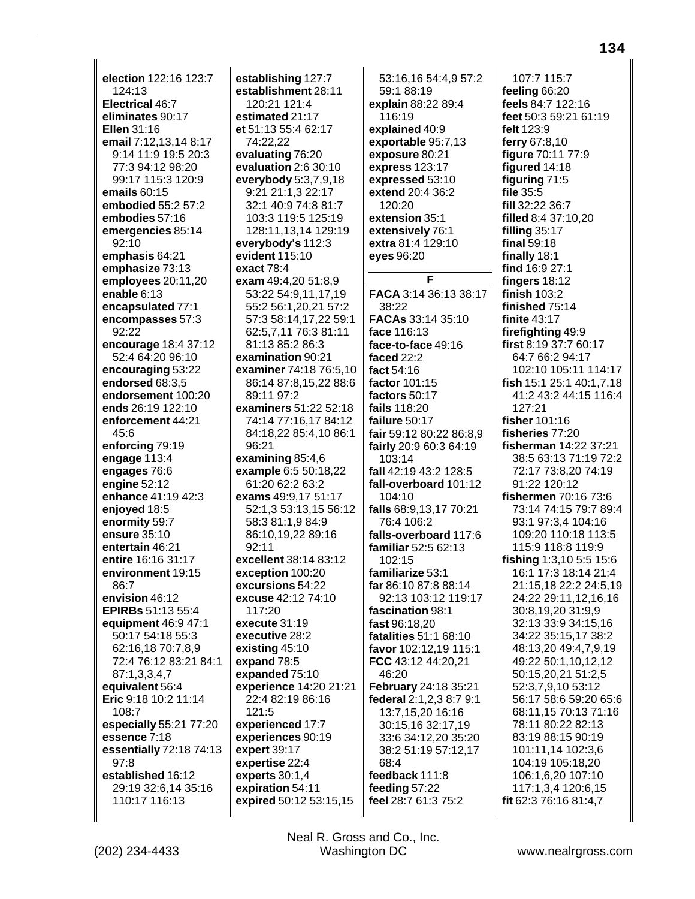**election** 122:16 123:7 124:13
**Electrical** 46:7
**eliminates** 90:17
**Ellen** 31:16
**email** 7:12,13,14 8:17 9:14 11:9 19:5 20:3 77:3 94:12 98:20 99:17 115:3 120:9
**emails** 60:15
**embodied** 55:2 57:2
**embodies** 57:16
**emergencies** 85:14 92:10
**emphasis** 64:21
**emphasize** 73:13
**employees** 20:11,20
**enable** 6:13
**encapsulated** 77:1
**encompasses** 57:3 92:22
**encourage** 18:4 37:12 52:4 64:20 96:10
**encouraging** 53:22
**endorsed** 68:3,5
**endorsement** 100:20
**ends** 26:19 122:10
**enforcement** 44:21 45:6
**enforcing** 79:19
**engage** 113:4
**engages** 76:6
**engine** 52:12
**enhance** 41:19 42:3
**enjoyed** 18:5
**enormity** 59:7
**ensure** 35:10
**entertain** 46:21
**entire** 16:16 31:17
**environment** 19:15 86:7
**envision** 46:12
**EPIRBs** 51:13 55:4
**equipment** 46:9 47:1 50:17 54:18 55:3 62:16,18 70:7,8,9 72:4 76:12 83:21 84:1 87:1,3,3,4,7
**equivalent** 56:4
**Eric** 9:18 10:2 11:14 108:7
**especially** 55:21 77:20
**essence** 7:18
**essentially** 72:18 74:13 97:8
**established** 16:12 29:19 32:6,14 35:16 110:17 116:13
**establishing** 127:7
**establishment** 28:11 120:21 121:4
**estimated** 21:17
**et** 51:13 55:4 62:17 74:22,22
**evaluating** 76:20
**evaluation** 2:6 30:10
**everybody** 5:3,7,9,18 9:21 21:1,3 22:17 32:1 40:9 74:8 81:7 103:3 119:5 125:19 128:11,13,14 129:19
**everybody's** 112:3
**evident** 115:10
**exact** 78:4
**exam** 49:4,20 51:8,9 53:22 54:9,11,17,19 55:2 56:1,20,21 57:2 57:3 58:14,17,22 59:1 62:5,7,11 76:3 81:11 81:13 85:2 86:3
**examination** 90:21
**examiner** 74:18 76:5,10 86:14 87:8,15,22 88:6 89:11 97:2
**examiners** 51:22 52:18 74:14 77:16,17 84:12 84:18,22 85:4,10 86:1 96:21
**examining** 85:4,6
**example** 6:5 50:18,22 61:20 62:2 63:2
**exams** 49:9,17 51:17 52:1,3 53:13,15 56:12 58:3 81:1,9 84:9 86:10,19,22 89:16 92:11
**excellent** 38:14 83:12
**exception** 100:20
**excursions** 54:22
**excuse** 42:12 74:10 117:20
**execute** 31:19
**executive** 28:2
**existing** 45:10
**expand** 78:5
**expanded** 75:10
**experience** 14:20 21:21 22:4 82:19 86:16 121:5
**experienced** 17:7
**experiences** 90:19
**expert** 39:17
**expertise** 22:4
**experts** 30:1,4
**expiration** 54:11
**expired** 50:12 53:15,15 53:16,16 54:4,9 57:2 59:1 88:19
**explain** 88:22 89:4 116:19
**explained** 40:9
**exportable** 95:7,13
**exposure** 80:21
**express** 123:17
**expressed** 53:10
**extend** 20:4 36:2 120:20
**extension** 35:1
**extensively** 76:1
**extra** 81:4 129:10
**eyes** 96:20

## F

**FACA** 3:14 36:13 38:17 38:22
**FACAs** 33:14 35:10
**face** 116:13
**face-to-face** 49:16
**faced** 22:2
**fact** 54:16
**factor** 101:15
**factors** 50:17
**fails** 118:20
**failure** 50:17
**fair** 59:12 80:22 86:8,9 103:14
**fairly** 20:9 60:3 64:19
**fall** 42:19 43:2 128:5
**fall-overboard** 101:12 104:10
**falls** 68:9,13,17 70:21 76:4 106:2
**falls-overboard** 117:6
**familiar** 52:5 62:13 102:15
**familiarize** 53:1
**far** 86:10 87:8 88:14 92:13 103:12 119:17
**fascination** 98:1
**fast** 96:18,20
**fatalities** 51:1 68:10
**favor** 102:12,19 115:1
**FCC** 43:12 44:20,21 46:20
**February** 24:18 35:21
**federal** 2:1,2,3 8:7 9:1 13:7,15,20 16:16 30:15,16 32:17,19 33:6 34:12,20 35:20 38:2 51:19 57:12,17 68:4
**feedback** 111:8
**feeding** 57:22
**feel** 28:7 61:3 75:2 107:7 115:7
**feeling** 66:20
**feels** 84:7 122:16
**feet** 50:3 59:21 61:19
**felt** 123:9
**ferry** 67:8,10
**figure** 70:11 77:9
**figured** 14:18
**figuring** 71:5
**file** 35:5
**fill** 32:22 36:7
**filled** 8:4 37:10,20
**filling** 35:17
**final** 59:18
**finally** 18:1
**find** 16:9 27:1
**fingers** 18:12
**finish** 103:2
**finished** 75:14
**finite** 43:17
**firefighting** 49:9
**first** 8:19 37:7 60:17 64:7 66:2 94:17 102:10 105:11 114:17
**fish** 15:1 25:1 40:1,7,18 41:2 43:2 44:15 116:4 127:21
**fisher** 101:16
**fisheries** 77:20
**fisherman** 14:22 37:21 38:5 63:13 71:19 72:2 72:17 73:8,20 74:19 91:22 120:12
**fishermen** 70:16 73:6 73:14 74:15 79:7 89:4 93:1 97:3,4 104:16 109:20 110:18 113:5 115:9 118:8 119:9
**fishing** 1:3,10 5:5 15:6 16:1 17:3 18:14 21:4 21:15,18 22:2 24:5,19 24:22 29:11,12,16,16 30:8,19,20 31:9,9 32:13 33:9 34:15,16 34:22 35:15,17 38:2 48:13,20 49:4,7,9,19 49:22 50:1,10,12,12 50:15,20,21 51:2,5 52:3,7,9,10 53:12 56:17 58:6 59:20 65:6 68:11,15 70:13 71:16 78:11 80:22 82:13 83:19 88:15 90:19 101:11,14 102:3,6 104:19 105:18,20 106:1,6,20 107:10 117:1,3,4 120:6,15
**fit** 62:3 76:16 81:4,7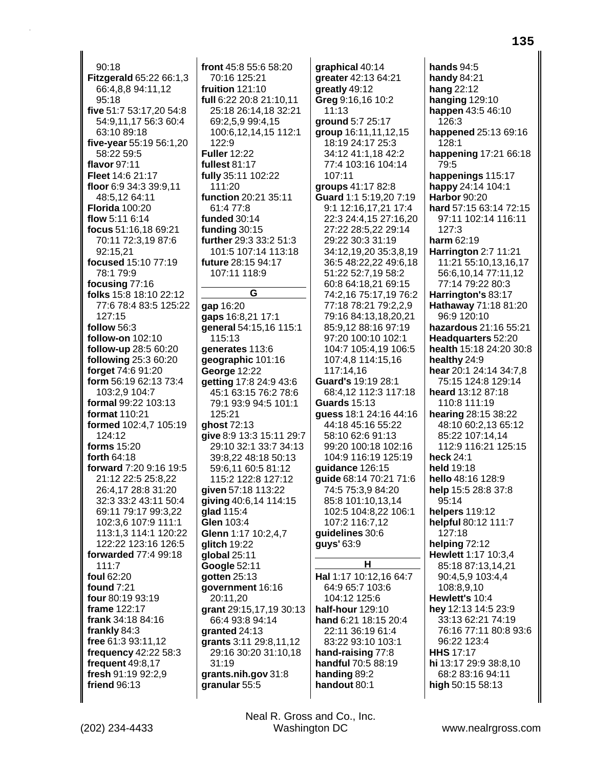90:18
**Fitzgerald** 65:22 66:1,3 66:4,8,8 94:11,12 95:18
**five** 51:7 53:17,20 54:8 54:9,11,17 56:3 60:4 63:10 89:18
**five-year** 55:19 56:1,20 58:22 59:5
**flavor** 97:11
**Fleet** 14:6 21:17
**floor** 6:9 34:3 39:9,11 48:5,12 64:11
**Florida** 100:20
**flow** 5:11 6:14
**focus** 51:16,18 69:21 70:11 72:3,19 87:6 92:15,21
**focused** 15:10 77:19 78:1 79:9
**focusing** 77:16
**folks** 15:8 18:10 22:12 77:6 78:4 83:5 125:22 127:15
**follow** 56:3
**follow-on** 102:10
**follow-up** 28:5 60:20
**following** 25:3 60:20
**forget** 74:6 91:20
**form** 56:19 62:13 73:4 103:2,9 104:7
**formal** 99:22 103:13
**format** 110:21
**formed** 102:4,7 105:19 124:12
**forms** 15:20
**forth** 64:18
**forward** 7:20 9:16 19:5 21:12 22:5 25:8,22 26:4,17 28:8 31:20 32:3 33:2 43:11 50:4 69:11 79:17 99:3,22 102:3,6 107:9 111:1 113:1,3 114:1 120:22 122:22 123:16 126:5
**forwarded** 77:4 99:18 111:7
**foul** 62:20
**found** 7:21
**four** 80:19 93:19
**frame** 122:17
**frank** 34:18 84:16
**frankly** 84:3
**free** 61:3 93:11,12
**frequency** 42:22 58:3
**frequent** 49:8,17
**fresh** 91:19 92:2,9
**friend** 96:13
**front** 45:8 55:6 58:20 70:16 125:21
**fruition** 121:10
**full** 6:22 20:8 21:10,11 25:18 26:14,18 32:21 69:2,5,9 99:4,15 100:6,12,14,15 112:1 122:9
**Fuller** 12:22
**fullest** 81:17
**fully** 35:11 102:22 111:20
**function** 20:21 35:11 61:4 77:8
**funded** 30:14
**funding** 30:15
**further** 29:3 33:2 51:3 101:5 107:14 113:18
**future** 28:15 94:17 107:11 118:9

**G**

**gap** 16:20
**gaps** 16:8,21 17:1
**general** 54:15,16 115:1 115:13
**generates** 113:6
**geographic** 101:16
**George** 12:22
**getting** 17:8 24:9 43:6 45:1 63:15 76:2 78:6 79:1 93:9 94:5 101:1 125:21
**ghost** 72:13
**give** 8:9 13:3 15:11 29:7 29:10 32:1 33:7 34:13 39:8,22 48:18 50:13 59:6,11 60:5 81:12 115:2 122:8 127:12
**given** 57:18 113:22
**giving** 40:6,14 114:15
**glad** 115:4
**Glen** 103:4
**Glenn** 1:17 10:2,4,7
**glitch** 19:22
**global** 25:11
**Google** 52:11
**gotten** 25:13
**government** 16:16 20:11,20
**grant** 29:15,17,19 30:13 66:4 93:8 94:14
**granted** 24:13
**grants** 3:11 29:8,11,12 29:16 30:20 31:10,18 31:19
**grants.nih.gov** 31:8
**granular** 55:5
**graphical** 40:14
**greater** 42:13 64:21
**greatly** 49:12
**Greg** 9:16,16 10:2 11:13
**ground** 5:7 25:17
**group** 16:11,11,12,15 18:19 24:17 25:3 34:12 41:1,18 42:2 77:4 103:16 104:14 107:11
**groups** 41:17 82:8
**Guard** 1:1 5:19,20 7:19 9:1 12:16,17,21 17:4 22:3 24:4,15 27:16,20 27:22 28:5,22 29:14 29:22 30:3 31:19 34:12,19,20 35:3,8,19 36:5 48:22,22 49:6,18 51:22 52:7,19 58:2 60:8 64:18,21 69:15 74:2,16 75:17,19 76:2 77:18 78:21 79:2,2,9 79:16 84:13,18,20,21 85:9,12 88:16 97:19 97:20 100:10 102:1 104:7 105:4,19 106:5 107:4,8 114:15,16 117:14,16
**Guard's** 19:19 28:1 68:4,12 112:3 117:18
**Guards** 15:13
**guess** 18:1 24:16 44:16 44:18 45:16 55:22 58:10 62:6 91:13 99:20 100:18 102:16 104:9 116:19 125:19
**guidance** 126:15
**guide** 68:14 70:21 71:6 74:5 75:3,9 84:20 85:8 101:10,13,14 102:5 104:8,22 106:1 107:2 116:7,12
**guidelines** 30:6
**guys'** 63:9

**H**

**Hal** 1:17 10:12,16 64:7 64:9 65:7 103:6 104:12 125:6
**half-hour** 129:10
**hand** 6:21 18:15 20:4 22:11 36:19 61:4 83:22 93:10 103:1
**hand-raising** 77:8
**handful** 70:5 88:19
**handing** 89:2
**handout** 80:1
**hands** 94:5
**handy** 84:21
**hang** 22:12
**hanging** 129:10
**happen** 43:5 46:10 126:3
**happened** 25:13 69:16 128:1
**happening** 17:21 66:18 79:5
**happenings** 115:17
**happy** 24:14 104:1
**Harbor** 90:20
**hard** 57:15 63:14 72:15 97:11 102:14 116:11 127:3
**harm** 62:19
**Harrington** 2:7 11:21 11:21 55:10,13,16,17 56:6,10,14 77:11,12 77:14 79:22 80:3
**Harrington's** 83:17
**Hathaway** 71:18 81:20 96:9 120:10
**hazardous** 21:16 55:21
**Headquarters** 52:20
**health** 15:18 24:20 30:8
**healthy** 24:9
**hear** 20:1 24:14 34:7,8 75:15 124:8 129:14
**heard** 13:12 87:18 110:8 111:19
**hearing** 28:15 38:22 48:10 60:2,13 65:12 85:22 107:14,14 112:9 116:21 125:15
**heck** 24:1
**held** 19:18
**hello** 48:16 128:9
**help** 15:5 28:8 37:8 95:14
**helpers** 119:12
**helpful** 80:12 111:7 127:18
**helping** 72:12
**Hewlett** 1:17 10:3,4 85:18 87:13,14,21 90:4,5,9 103:4,4 108:8,9,10
**Hewlett's** 10:4
**hey** 12:13 14:5 23:9 33:13 62:21 74:19 76:22 77:11 80:8 93:6 96:22 123:4
**HHS** 17:17
**hi** 13:17 29:9 38:8,10 68:2 83:16 94:11
**high** 50:15 58:13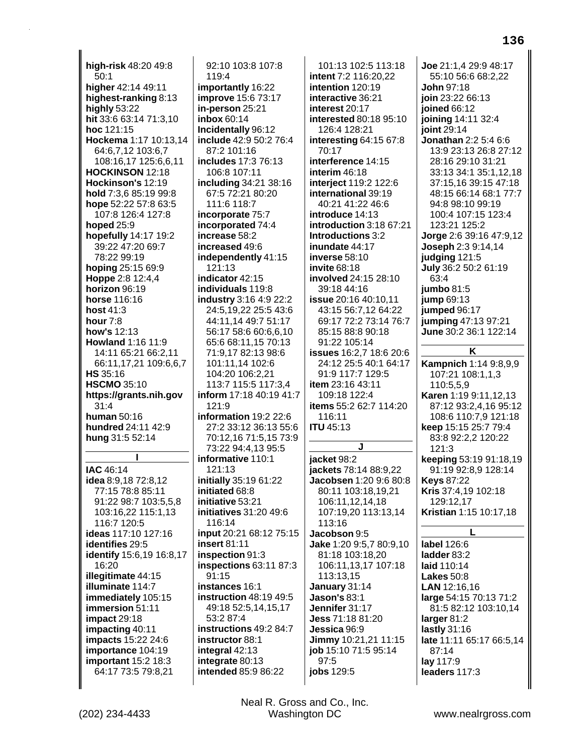**high-risk** 48:20 49:8 50:1
**higher** 42:14 49:11
**highest-ranking** 8:13
**highly** 53:22
**hit** 33:6 63:14 71:3,10
**hoc** 121:15
**Hockema** 1:17 10:13,14 64:6,7,12 103:6,7 108:16,17 125:6,6,11
**HOCKINSON** 12:18
**Hockinson's** 12:19
**hold** 7:3,6 85:19 99:8
**hope** 52:22 57:8 63:5 107:8 126:4 127:8
**hoped** 25:9
**hopefully** 14:17 19:2 39:22 47:20 69:7 78:22 99:19
**hoping** 25:15 69:9
**Hoppe** 2:8 12:4,4
**horizon** 96:19
**horse** 116:16
**host** 41:3
**hour** 7:8
**how's** 12:13
**Howland** 1:16 11:9 14:11 65:21 66:2,11 66:11,17,21 109:6,6,7
**HS** 35:16
**HSCMO** 35:10
**https://grants.nih.gov** 31:4
**human** 50:16
**hundred** 24:11 42:9
**hung** 31:5 52:14

**I**

**IAC** 46:14
**idea** 8:9,18 72:8,12 77:15 78:8 85:11 91:22 98:7 103:5,5,8 103:16,22 115:1,13 116:7 120:5
**ideas** 117:10 127:16
**identifies** 29:5
**identify** 15:6,19 16:8,17 16:20
**illegitimate** 44:15
**illuminate** 114:7
**immediately** 105:15
**immersion** 51:11
**impact** 29:18
**impacting** 40:11
**impacts** 15:22 24:6
**importance** 104:19
**important** 15:2 18:3 64:17 73:5 79:8,21 92:10 103:8 107:8 119:4
**importantly** 16:22
**improve** 15:6 73:17
**in-person** 25:21
**inbox** 60:14
**Incidentally** 96:12
**include** 42:9 50:2 76:4 87:2 101:16
**includes** 17:3 76:13 106:8 107:11
**including** 34:21 38:16 67:5 72:21 80:20 111:6 118:7
**incorporate** 75:7
**incorporated** 74:4
**increase** 58:2
**increased** 49:6
**independently** 41:15 121:13
**indicator** 42:15
**individuals** 119:8
**industry** 3:16 4:9 22:2 24:5,19,22 25:5 43:6 44:11,14 49:7 51:17 56:17 58:6 60:6,6,10 65:6 68:11,15 70:13 71:9,17 82:13 98:6 101:11,14 102:6 104:20 106:2,21 113:7 115:5 117:3,4
**inform** 17:18 40:19 41:7 121:9
**information** 19:2 22:6 27:2 33:12 36:13 55:6 70:12,16 71:5,15 73:9 73:22 94:4,13 95:5
**informative** 110:1 121:13
**initially** 35:19 61:22
**initiated** 68:8
**initiative** 53:21
**initiatives** 31:20 49:6 116:14
**input** 20:21 68:12 75:15
**insert** 81:11
**inspection** 91:3
**inspections** 63:11 87:3 91:15
**instances** 16:1
**instruction** 48:19 49:5 49:18 52:5,14,15,17 53:2 87:4
**instructions** 49:2 84:7
**instructor** 88:1
**integral** 42:13
**integrate** 80:13
**intended** 85:9 86:22 101:13 102:5 113:18
**intent** 7:2 116:20,22
**intention** 120:19
**interactive** 36:21
**interest** 20:17
**interested** 80:18 95:10 126:4 128:21
**interesting** 64:15 67:8 70:17
**interference** 14:15
**interim** 46:18
**interject** 119:2 122:6
**international** 39:19 40:21 41:22 46:6
**introduce** 14:13
**introduction** 3:18 67:21
**Introductions** 3:2
**inundate** 44:17
**inverse** 58:10
**invite** 68:18
**involved** 24:15 28:10 39:18 44:16
**issue** 20:16 40:10,11 43:15 56:7,12 64:22 69:17 72:2 73:14 76:7 85:15 88:8 90:18 91:22 105:14
**issues** 16:2,7 18:6 20:6 24:12 25:5 40:1 64:17 91:9 117:7 129:5
**item** 23:16 43:11 109:18 122:4
**items** 55:2 62:7 114:20 116:11
**ITU** 45:13

**J**

**jacket** 98:2
**jackets** 78:14 88:9,22
**Jacobsen** 1:20 9:6 80:8 80:11 103:18,19,21 106:11,12,14,18 107:19,20 113:13,14 113:16
**Jacobson** 9:5
**Jake** 1:20 9:5,7 80:9,10 81:18 103:18,20 106:11,13,17 107:18 113:13,15
**January** 31:14
**Jason's** 83:1
**Jennifer** 31:17
**Jess** 71:18 81:20
**Jessica** 96:9
**Jimmy** 10:21,21 11:15
**job** 15:10 71:5 95:14 97:5
**jobs** 129:5
**Joe** 21:1,4 29:9 48:17 55:10 56:6 68:2,22
**John** 97:18
**join** 23:22 66:13
**joined** 66:12
**joining** 14:11 32:4
**joint** 29:14
**Jonathan** 2:2 5:4 6:6 13:9 23:13 26:8 27:12 28:16 29:10 31:21 33:13 34:1 35:1,12,18 37:15,16 39:15 47:18 48:15 66:14 68:1 77:7 94:8 98:10 99:19 100:4 107:15 123:4 123:21 125:2
**Jorge** 2:6 39:16 47:9,12
**Joseph** 2:3 9:14,14
**judging** 121:5
**July** 36:2 50:2 61:19 63:4
**jumbo** 81:5
**jump** 69:13
**jumped** 96:17
**jumping** 47:13 97:21
**June** 30:2 36:1 122:14

**K**

**Kampnich** 1:14 9:8,9,9 107:21 108:1,1,3 110:5,5,9
**Karen** 1:19 9:11,12,13 87:12 93:2,4,16 95:12 108:6 110:7,9 121:18
**keep** 15:15 25:7 79:4 83:8 92:2,2 120:22 121:3
**keeping** 53:19 91:18,19 91:19 92:8,9 128:14
**Keys** 87:22
**Kris** 37:4,19 102:18 129:12,17
**Kristian** 1:15 10:17,18

**L**

**label** 126:6
**ladder** 83:2
**laid** 110:14
**Lakes** 50:8
**LAN** 12:16,16
**large** 54:15 70:13 71:2 81:5 82:12 103:10,14
**larger** 81:2
**lastly** 31:16
**late** 11:11 65:17 66:5,14 87:14
**lay** 117:9
**leaders** 117:3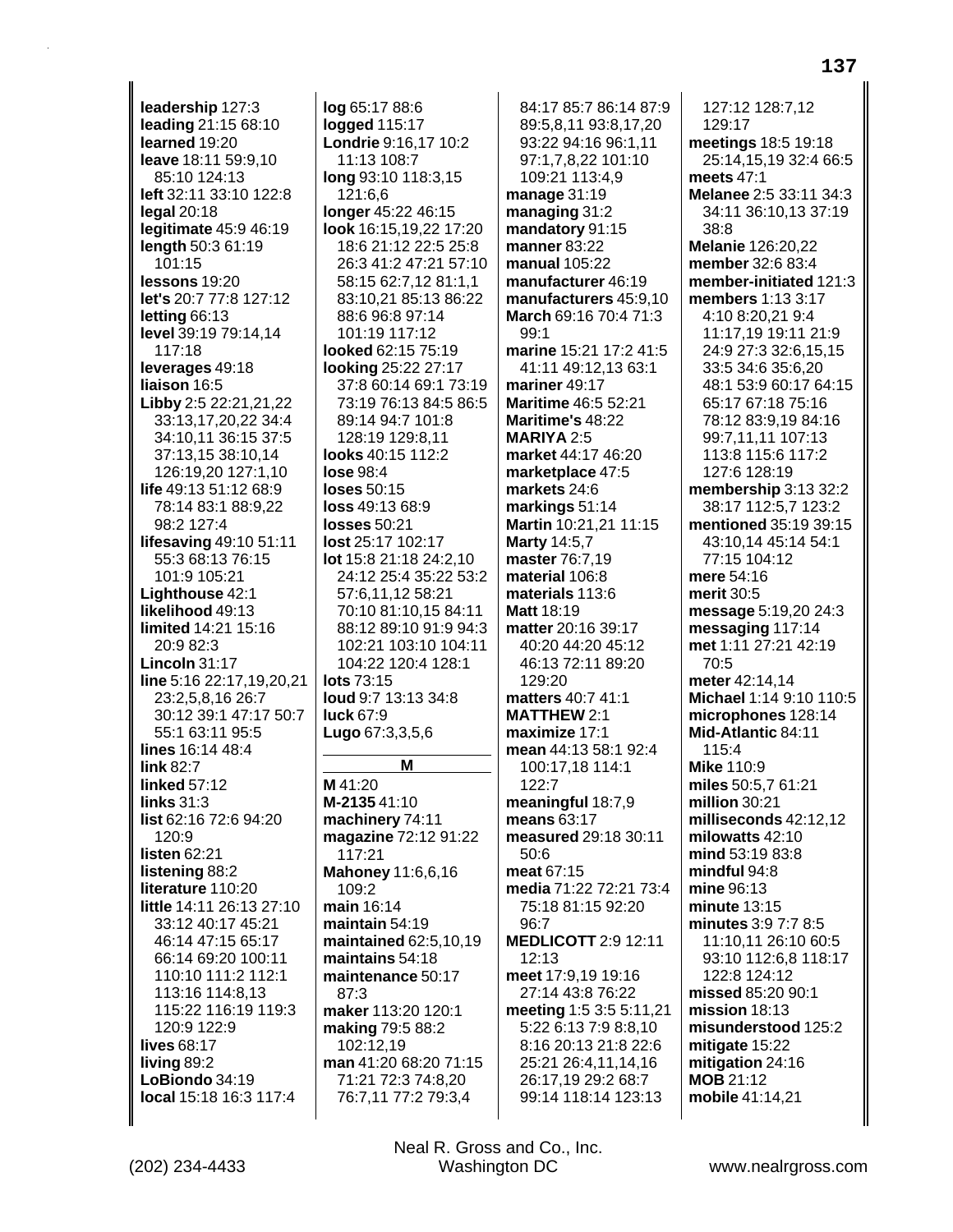**leadership** 127:3
**leading** 21:15 68:10
**learned** 19:20
**leave** 18:11 59:9,10 85:10 124:13
**left** 32:11 33:10 122:8
**legal** 20:18
**legitimate** 45:9 46:19
**length** 50:3 61:19 101:15
**lessons** 19:20
**let's** 20:7 77:8 127:12
**letting** 66:13
**level** 39:19 79:14,14 117:18
**leverages** 49:18
**liaison** 16:5
**Libby** 2:5 22:21,21,22 33:13,17,20,22 34:4 34:10,11 36:15 37:5 37:13,15 38:10,14 126:19,20 127:1,10
**life** 49:13 51:12 68:9 78:14 83:1 88:9,22 98:2 127:4
**lifesaving** 49:10 51:11 55:3 68:13 76:15 101:9 105:21
**Lighthouse** 42:1
**likelihood** 49:13
**limited** 14:21 15:16 20:9 82:3
**Lincoln** 31:17
**line** 5:16 22:17,19,20,21 23:2,5,8,16 26:7 30:12 39:1 47:17 50:7 55:1 63:11 95:5
**lines** 16:14 48:4
**link** 82:7
**linked** 57:12
**links** 31:3
**list** 62:16 72:6 94:20 120:9
**listen** 62:21
**listening** 88:2
**literature** 110:20
**little** 14:11 26:13 27:10 33:12 40:17 45:21 46:14 47:15 65:17 66:14 69:20 100:11 110:10 111:2 112:1 113:16 114:8,13 115:22 116:19 119:3 120:9 122:9
**lives** 68:17
**living** 89:2
**LoBiondo** 34:19
**local** 15:18 16:3 117:4
**log** 65:17 88:6
**logged** 115:17
**Londrie** 9:16,17 10:2 11:13 108:7
**long** 93:10 118:3,15 121:6,6
**longer** 45:22 46:15
**look** 16:15,19,22 17:20 18:6 21:12 22:5 25:8 26:3 41:2 47:21 57:10 58:15 62:7,12 81:1,1 83:10,21 85:13 86:22 88:6 96:8 97:14 101:19 117:12
**looked** 62:15 75:19
**looking** 25:22 27:17 37:8 60:14 69:1 73:19 73:19 76:13 84:5 86:5 89:14 94:7 101:8 128:19 129:8,11
**looks** 40:15 112:2
**lose** 98:4
**loses** 50:15
**loss** 49:13 68:9
**losses** 50:21
**lost** 25:17 102:17
**lot** 15:8 21:18 24:2,10 24:12 25:4 35:22 53:2 57:6,11,12 58:21 70:10 81:10,15 84:11 88:12 89:10 91:9 94:3 102:21 103:10 104:11 104:22 120:4 128:1
**lots** 73:15
**loud** 9:7 13:13 34:8
**luck** 67:9
**Lugo** 67:3,3,5,6

## M

**M** 41:20
**M-2135** 41:10
**machinery** 74:11
**magazine** 72:12 91:22 117:21
**Mahoney** 11:6,6,16 109:2
**main** 16:14
**maintain** 54:19
**maintained** 62:5,10,19
**maintains** 54:18
**maintenance** 50:17 87:3
**maker** 113:20 120:1
**making** 79:5 88:2 102:12,19
**man** 41:20 68:20 71:15 71:21 72:3 74:8,20 76:7,11 77:2 79:3,4 84:17 85:7 86:14 87:9 89:5,8,11 93:8,17,20 93:22 94:16 96:1,11 97:1,7,8,22 101:10 109:21 113:4,9
**manage** 31:19
**managing** 31:2
**mandatory** 91:15
**manner** 83:22
**manual** 105:22
**manufacturer** 46:19
**manufacturers** 45:9,10
**March** 69:16 70:4 71:3 99:1
**marine** 15:21 17:2 41:5 41:11 49:12,13 63:1
**mariner** 49:17
**Maritime** 46:5 52:21
**Maritime's** 48:22
**MARIYA** 2:5
**market** 44:17 46:20
**marketplace** 47:5
**markets** 24:6
**markings** 51:14
**Martin** 10:21,21 11:15
**Marty** 14:5,7
**master** 76:7,19
**material** 106:8
**materials** 113:6
**Matt** 18:19
**matter** 20:16 39:17 40:20 44:20 45:12 46:13 72:11 89:20 129:20
**matters** 40:7 41:1
**MATTHEW** 2:1
**maximize** 17:1
**mean** 44:13 58:1 92:4 100:17,18 114:1 122:7
**meaningful** 18:7,9
**means** 63:17
**measured** 29:18 30:11 50:6
**meat** 67:15
**media** 71:22 72:21 73:4 75:18 81:15 92:20 96:7
**MEDLICOTT** 2:9 12:11 12:13
**meet** 17:9,19 19:16 27:14 43:8 76:22
**meeting** 1:5 3:5 5:11,21 5:22 6:13 7:9 8:8,10 8:16 20:13 21:8 22:6 25:21 26:4,11,14,16 26:17,19 29:2 68:7 99:14 118:14 123:13 127:12 128:7,12 129:17
**meetings** 18:5 19:18 25:14,15,19 32:4 66:5
**meets** 47:1
**Melanee** 2:5 33:11 34:3 34:11 36:10,13 37:19 38:8
**Melanie** 126:20,22
**member** 32:6 83:4
**member-initiated** 121:3
**members** 1:13 3:17 4:10 8:20,21 9:4 11:17,19 19:11 21:9 24:9 27:3 32:6,15,15 33:5 34:6 35:6,20 48:1 53:9 60:17 64:15 65:17 67:18 75:16 78:12 83:9,19 84:16 99:7,11,11 107:13 113:8 115:6 117:2 127:6 128:19
**membership** 3:13 32:2 38:17 112:5,7 123:2
**mentioned** 35:19 39:15 43:10,14 45:14 54:1 77:15 104:12
**mere** 54:16
**merit** 30:5
**message** 5:19,20 24:3
**messaging** 117:14
**met** 1:11 27:21 42:19 70:5
**meter** 42:14,14
**Michael** 1:14 9:10 110:5
**microphones** 128:14
**Mid-Atlantic** 84:11 115:4
**Mike** 110:9
**miles** 50:5,7 61:21
**million** 30:21
**milliseconds** 42:12,12
**milowatts** 42:10
**mind** 53:19 83:8
**mindful** 94:8
**mine** 96:13
**minute** 13:15
**minutes** 3:9 7:7 8:5 11:10,11 26:10 60:5 93:10 112:6,8 118:17 122:8 124:12
**missed** 85:20 90:1
**mission** 18:13
**misunderstood** 125:2
**mitigate** 15:22
**mitigation** 24:16
**MOB** 21:12
**mobile** 41:14,21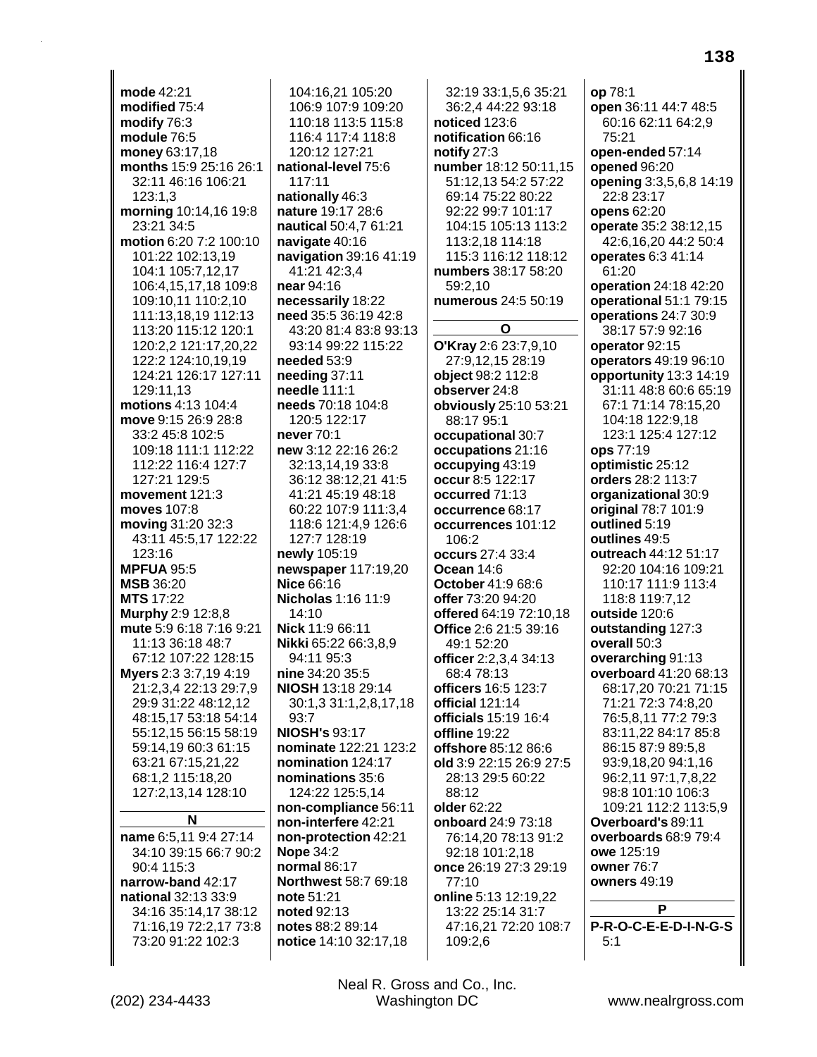**mode** 42:21
**modified** 75:4
**modify** 76:3
**module** 76:5
**money** 63:17,18
**months** 15:9 25:16 26:1 32:11 46:16 106:21 123:1,3
**morning** 10:14,16 19:8 23:21 34:5
**motion** 6:20 7:2 100:10 101:22 102:13,19 104:1 105:7,12,17 106:4,15,17,18 109:8 109:10,11 110:2,10 111:13,18,19 112:13 113:20 115:12 120:1 120:2,2 121:17,20,22 122:2 124:10,19,19 124:21 126:17 127:11 129:11,13
**motions** 4:13 104:4
**move** 9:15 26:9 28:8 33:2 45:8 102:5 109:18 111:1 112:22 112:22 116:4 127:7 127:21 129:5
**movement** 121:3
**moves** 107:8
**moving** 31:20 32:3 43:11 45:5,17 122:22 123:16
**MPFUA** 95:5
**MSB** 36:20
**MTS** 17:22
**Murphy** 2:9 12:8,8
**mute** 5:9 6:18 7:16 9:21 11:13 36:18 48:7 67:12 107:22 128:15
**Myers** 2:3 3:7,19 4:19 21:2,3,4 22:13 29:7,9 29:9 31:22 48:12,12 48:15,17 53:18 54:14 55:12,15 56:15 58:19 59:14,19 60:3 61:15 63:21 67:15,21,22 68:1,2 115:18,20 127:2,13,14 128:10

## N

**name** 6:5,11 9:4 27:14 34:10 39:15 66:7 90:2 90:4 115:3
**narrow-band** 42:17
**national** 32:13 33:9 34:16 35:14,17 38:12 71:16,19 72:2,17 73:8 73:20 91:22 102:3 104:16,21 105:20 106:9 107:9 109:20 110:18 113:5 115:8 116:4 117:4 118:8 120:12 127:21
**national-level** 75:6 117:11
**nationally** 46:3
**nature** 19:17 28:6
**nautical** 50:4,7 61:21
**navigate** 40:16
**navigation** 39:16 41:19 41:21 42:3,4
**near** 94:16
**necessarily** 18:22
**need** 35:5 36:19 42:8 43:20 81:4 83:8 93:13 93:14 99:22 115:22
**needed** 53:9
**needing** 37:11
**needle** 111:1
**needs** 70:18 104:8 120:5 122:17
**never** 70:1
**new** 3:12 22:16 26:2 32:13,14,19 33:8 36:12 38:12,21 41:5 41:21 45:19 48:18 60:22 107:9 111:3,4 118:6 121:4,9 126:6 127:7 128:19
**newly** 105:19
**newspaper** 117:19,20
**Nice** 66:16
**Nicholas** 1:16 11:9 14:10
**Nick** 11:9 66:11
**Nikki** 65:22 66:3,8,9 94:11 95:3
**nine** 34:20 35:5
**NIOSH** 13:18 29:14 30:1,3 31:1,2,8,17,18 93:7
**NIOSH's** 93:17
**nominate** 122:21 123:2
**nomination** 124:17
**nominations** 35:6 124:22 125:5,14
**non-compliance** 56:11
**non-interfere** 42:21
**non-protection** 42:21
**Nope** 34:2
**normal** 86:17
**Northwest** 58:7 69:18
**note** 51:21
**noted** 92:13
**notes** 88:2 89:14
**notice** 14:10 32:17,18 32:19 33:1,5,6 35:21 36:2,4 44:22 93:18
**noticed** 123:6
**notification** 66:16
**notify** 27:3
**number** 18:12 50:11,15 51:12,13 54:2 57:22 69:14 75:22 80:22 92:22 99:7 101:17 104:15 105:13 113:2 113:2,18 114:18 115:3 116:12 118:12
**numbers** 38:17 58:20 59:2,10
**numerous** 24:5 50:19

## O

**O'Kray** 2:6 23:7,9,10 27:9,12,15 28:19
**object** 98:2 112:8
**observer** 24:8
**obviously** 25:10 53:21 88:17 95:1
**occupational** 30:7
**occupations** 21:16
**occupying** 43:19
**occur** 8:5 122:17
**occurred** 71:13
**occurrence** 68:17
**occurrences** 101:12 106:2
**occurs** 27:4 33:4
**Ocean** 14:6
**October** 41:9 68:6
**offer** 73:20 94:20
**offered** 64:19 72:10,18
**Office** 2:6 21:5 39:16 49:1 52:20
**officer** 2:2,3,4 34:13 68:4 78:13
**officers** 16:5 123:7
**official** 121:14
**officials** 15:19 16:4
**offline** 19:22
**offshore** 85:12 86:6
**old** 3:9 22:15 26:9 27:5 28:13 29:5 60:22 88:12
**older** 62:22
**onboard** 24:9 73:18 76:14,20 78:13 91:2 92:18 101:2,18
**once** 26:19 27:3 29:19 77:10
**online** 5:13 12:19,22 13:22 25:14 31:7 47:16,21 72:20 108:7 109:2,6
**op** 78:1
**open** 36:11 44:7 48:5 60:16 62:11 64:2,9 75:21
**open-ended** 57:14
**opened** 96:20
**opening** 3:3,5,6,8 14:19 22:8 23:17
**opens** 62:20
**operate** 35:2 38:12,15 42:6,16,20 44:2 50:4
**operates** 6:3 41:14 61:20
**operation** 24:18 42:20
**operational** 51:1 79:15
**operations** 24:7 30:9 38:17 57:9 92:16
**operator** 92:15
**operators** 49:19 96:10
**opportunity** 13:3 14:19 31:11 48:8 60:6 65:19 67:1 71:14 78:15,20 104:18 122:9,18 123:1 125:4 127:12
**ops** 77:19
**optimistic** 25:12
**orders** 28:2 113:7
**organizational** 30:9
**original** 78:7 101:9
**outlined** 5:19
**outlines** 49:5
**outreach** 44:12 51:17 92:20 104:16 109:21 110:17 111:9 113:4 118:8 119:7,12
**outside** 120:6
**outstanding** 127:3
**overall** 50:3
**overarching** 91:13
**overboard** 41:20 68:13 68:17,20 70:21 71:15 71:21 72:3 74:8,20 76:5,8,11 77:2 79:3 83:11,22 84:17 85:8 86:15 87:9 89:5,8 93:9,18,20 94:1,16 96:2,11 97:1,7,8,22 98:8 101:10 106:3 109:21 112:2 113:5,9
**Overboard's** 89:11
**overboards** 68:9 79:4
**owe** 125:19
**owner** 76:7
**owners** 49:19

## P

**P-R-O-C-E-E-D-I-N-G-S** 5:1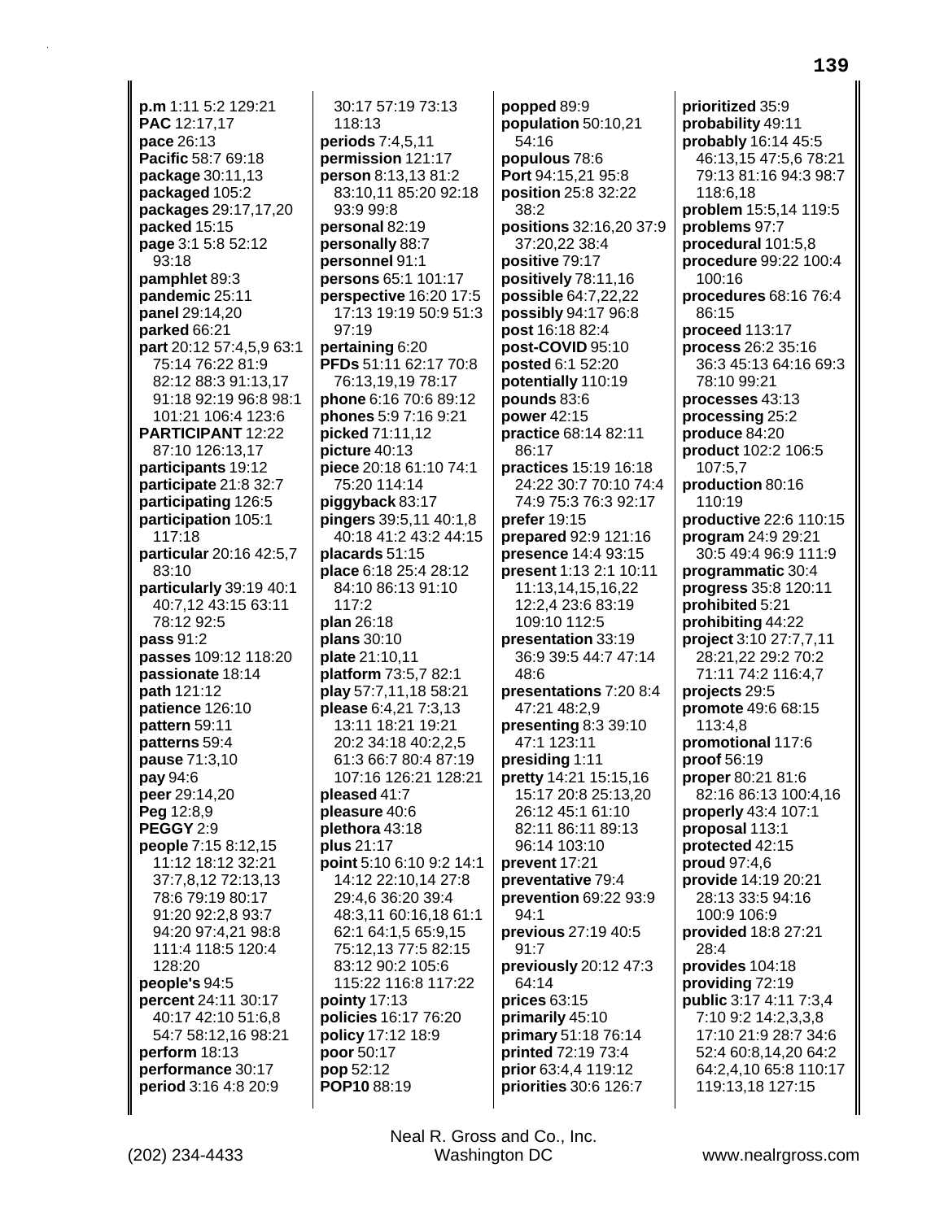**p.m** 1:11 5:2 129:21
**PAC** 12:17,17
**pace** 26:13
**Pacific** 58:7 69:18
**package** 30:11,13
**packaged** 105:2
**packages** 29:17,17,20
**packed** 15:15
**page** 3:1 5:8 52:12 93:18
**pamphlet** 89:3
**pandemic** 25:11
**panel** 29:14,20
**parked** 66:21
**part** 20:12 57:4,5,9 63:1 75:14 76:22 81:9 82:12 88:3 91:13,17 91:18 92:19 96:8 98:1 101:21 106:4 123:6
**PARTICIPANT** 12:22 87:10 126:13,17
**participants** 19:12
**participate** 21:8 32:7
**participating** 126:5
**participation** 105:1 117:18
**particular** 20:16 42:5,7 83:10
**particularly** 39:19 40:1 40:7,12 43:15 63:11 78:12 92:5
**pass** 91:2
**passes** 109:12 118:20
**passionate** 18:14
**path** 121:12
**patience** 126:10
**pattern** 59:11
**patterns** 59:4
**pause** 71:3,10
**pay** 94:6
**peer** 29:14,20
**Peg** 12:8,9
**PEGGY** 2:9
**people** 7:15 8:12,15 11:12 18:12 32:21 37:7,8,12 72:13,13 78:6 79:19 80:17 91:20 92:2,8 93:7 94:20 97:4,21 98:8 111:4 118:5 120:4 128:20
**people's** 94:5
**percent** 24:11 30:17 40:17 42:10 51:6,8 54:7 58:12,16 98:21
**perform** 18:13
**performance** 30:17
**period** 3:16 4:8 20:9 30:17 57:19 73:13 118:13
**periods** 7:4,5,11
**permission** 121:17
**person** 8:13,13 81:2 83:10,11 85:20 92:18 93:9 99:8
**personal** 82:19
**personally** 88:7
**personnel** 91:1
**persons** 65:1 101:17
**perspective** 16:20 17:5 17:13 19:19 50:9 51:3 97:19
**pertaining** 6:20
**PFDs** 51:11 62:17 70:8 76:13,19,19 78:17
**phone** 6:16 70:6 89:12
**phones** 5:9 7:16 9:21
**picked** 71:11,12
**picture** 40:13
**piece** 20:18 61:10 74:1 75:20 114:14
**piggyback** 83:17
**pingers** 39:5,11 40:1,8 40:18 41:2 43:2 44:15
**placards** 51:15
**place** 6:18 25:4 28:12 84:10 86:13 91:10 117:2
**plan** 26:18
**plans** 30:10
**plate** 21:10,11
**platform** 73:5,7 82:1
**play** 57:7,11,18 58:21
**please** 6:4,21 7:3,13 13:11 18:21 19:21 20:2 34:18 40:2,2,5 61:3 66:7 80:4 87:19 107:16 126:21 128:21
**pleased** 41:7
**pleasure** 40:6
**plethora** 43:18
**plus** 21:17
**point** 5:10 6:10 9:2 14:1 14:12 22:10,14 27:8 29:4,6 36:20 39:4 48:3,11 60:16,18 61:1 62:1 64:1,5 65:9,15 75:12,13 77:5 82:15 83:12 90:2 105:6 115:22 116:8 117:22
**pointy** 17:13
**policies** 16:17 76:20
**policy** 17:12 18:9
**poor** 50:17
**pop** 52:12
**POP10** 88:19
**popped** 89:9
**population** 50:10,21 54:16
**populous** 78:6
**Port** 94:15,21 95:8
**position** 25:8 32:22 38:2
**positions** 32:16,20 37:9 37:20,22 38:4
**positive** 79:17
**positively** 78:11,16
**possible** 64:7,22,22
**possibly** 94:17 96:8
**post** 16:18 82:4
**post-COVID** 95:10
**posted** 6:1 52:20
**potentially** 110:19
**pounds** 83:6
**power** 42:15
**practice** 68:14 82:11 86:17
**practices** 15:19 16:18 24:22 30:7 70:10 74:4 74:9 75:3 76:3 92:17
**prefer** 19:15
**prepared** 92:9 121:16
**presence** 14:4 93:15
**present** 1:13 2:1 10:11 11:13,14,15,16,22 12:2,4 23:6 83:19 109:10 112:5
**presentation** 33:19 36:9 39:5 44:7 47:14 48:6
**presentations** 7:20 8:4 47:21 48:2,9
**presenting** 8:3 39:10 47:1 123:11
**presiding** 1:11
**pretty** 14:21 15:15,16 15:17 20:8 25:13,20 26:12 45:1 61:10 82:11 86:11 89:13 96:14 103:10
**prevent** 17:21
**preventative** 79:4
**prevention** 69:22 93:9 94:1
**previous** 27:19 40:5 91:7
**previously** 20:12 47:3 64:14
**prices** 63:15
**primarily** 45:10
**primary** 51:18 76:14
**printed** 72:19 73:4
**prior** 63:4,4 119:12
**priorities** 30:6 126:7
**prioritized** 35:9
**probability** 49:11
**probably** 16:14 45:5 46:13,15 47:5,6 78:21 79:13 81:16 94:3 98:7 118:6,18
**problem** 15:5,14 119:5
**problems** 97:7
**procedural** 101:5,8
**procedure** 99:22 100:4 100:16
**procedures** 68:16 76:4 86:15
**proceed** 113:17
**process** 26:2 35:16 36:3 45:13 64:16 69:3 78:10 99:21
**processes** 43:13
**processing** 25:2
**produce** 84:20
**product** 102:2 106:5 107:5,7
**production** 80:16 110:19
**productive** 22:6 110:15
**program** 24:9 29:21 30:5 49:4 96:9 111:9
**programmatic** 30:4
**progress** 35:8 120:11
**prohibited** 5:21
**prohibiting** 44:22
**project** 3:10 27:7,7,11 28:21,22 29:2 70:2 71:11 74:2 116:4,7
**projects** 29:5
**promote** 49:6 68:15 113:4,8
**promotional** 117:6
**proof** 56:19
**proper** 80:21 81:6 82:16 86:13 100:4,16
**properly** 43:4 107:1
**proposal** 113:1
**protected** 42:15
**proud** 97:4,6
**provide** 14:19 20:21 28:13 33:5 94:16 100:9 106:9
**provided** 18:8 27:21 28:4
**provides** 104:18
**providing** 72:19
**public** 3:17 4:11 7:3,4 7:10 9:2 14:2,3,3,8 17:10 21:9 28:7 34:6 52:4 60:8,14,20 64:2 64:2,4,10 65:8 110:17 119:13,18 127:15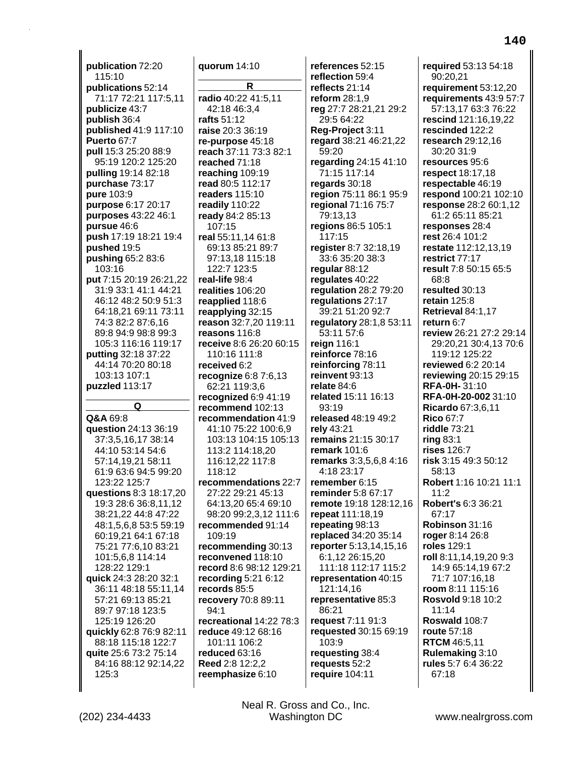**publication** 72:20 115:10
**publications** 52:14 71:17 72:21 117:5,11
**publicize** 43:7
**publish** 36:4
**published** 41:9 117:10
**Puerto** 67:7
**pull** 15:3 25:20 88:9 95:19 120:2 125:20
**pulling** 19:14 82:18
**purchase** 73:17
**pure** 103:9
**purpose** 6:17 20:17
**purposes** 43:22 46:1
**pursue** 46:6
**push** 17:19 18:21 19:4
**pushed** 19:5
**pushing** 65:2 83:6 103:16
**put** 7:15 20:19 26:21,22 31:9 33:1 41:1 44:21 46:12 48:2 50:9 51:3 64:18,21 69:11 73:11 74:3 82:2 87:6,16 89:8 94:9 98:8 99:3 105:3 116:16 119:17
**putting** 32:18 37:22 44:14 70:20 80:18 103:13 107:1
**puzzled** 113:17

**Q**

**Q&A** 69:8
**question** 24:13 36:19 37:3,5,16,17 38:14 44:10 53:14 54:6 57:14,19,21 58:11 61:9 63:6 94:5 99:20 123:22 125:7
**questions** 8:3 18:17,20 19:3 28:6 36:8,11,12 38:21,22 44:8 47:22 48:1,5,6,8 53:5 59:19 60:19,21 64:1 67:18 75:21 77:6,10 83:21 101:5,6,8 114:14 128:22 129:1
**quick** 24:3 28:20 32:1 36:11 48:18 55:11,14 57:21 69:13 85:21 89:7 97:18 123:5 125:19 126:20
**quickly** 62:8 76:9 82:11 88:18 115:18 122:7
**quite** 25:6 73:2 75:14 84:16 88:12 92:14,22 125:3
**quorum** 14:10

**R**

**radio** 40:22 41:5,11 42:18 46:3,4
**rafts** 51:12
**raise** 20:3 36:19
**re-purpose** 45:18
**reach** 37:11 73:3 82:1
**reached** 71:18
**reaching** 109:19
**read** 80:5 112:17
**readers** 115:10
**readily** 110:22
**ready** 84:2 85:13 107:15
**real** 55:11,14 61:8 69:13 85:21 89:7 97:13,18 115:18 122:7 123:5
**real-life** 98:4
**realities** 106:20
**reapplied** 118:6
**reapplying** 32:15
**reason** 32:7,20 119:11
**reasons** 116:8
**receive** 8:6 26:20 60:15 110:16 111:8
**received** 6:2
**recognize** 6:8 7:6,13 62:21 119:3,6
**recognized** 6:9 41:19
**recommend** 102:13
**recommendation** 41:9 41:10 75:22 100:6,9 103:13 104:15 105:13 113:2 114:18,20 116:12,22 117:8 118:12
**recommendations** 22:7 27:22 29:21 45:13 64:13,20 65:4 69:10 98:20 99:2,3,12 111:6
**recommended** 91:14 109:19
**recommending** 30:13
**reconvened** 118:10
**record** 8:6 98:12 129:21
**recording** 5:21 6:12
**records** 85:5
**recovery** 70:8 89:11 94:1
**recreational** 14:22 78:3
**reduce** 49:12 68:16 101:11 106:2
**reduced** 63:16
**Reed** 2:8 12:2,2
**reemphasize** 6:10
**references** 52:15
**reflection** 59:4
**reflects** 21:14
**reform** 28:1,9
**reg** 27:7 28:21,21 29:2 29:5 64:22
**Reg-Project** 3:11
**regard** 38:21 46:21,22 59:20
**regarding** 24:15 41:10 71:15 117:14
**regards** 30:18
**region** 75:11 86:1 95:9
**regional** 71:16 75:7 79:13,13
**regions** 86:5 105:1 117:15
**register** 8:7 32:18,19 33:6 35:20 38:3
**regular** 88:12
**regulates** 40:22
**regulation** 28:2 79:20
**regulations** 27:17 39:21 51:20 92:7
**regulatory** 28:1,8 53:11 53:11 57:6
**reign** 116:1
**reinforce** 78:16
**reinforcing** 78:11
**reinvent** 93:13
**relate** 84:6
**related** 15:11 16:13 93:19
**released** 48:19 49:2
**rely** 43:21
**remains** 21:15 30:17
**remark** 101:6
**remarks** 3:3,5,6,8 4:16 4:18 23:17
**remember** 6:15
**reminder** 5:8 67:17
**remote** 19:18 128:12,16
**repeat** 111:18,19
**repeating** 98:13
**replaced** 34:20 35:14
**reporter** 5:13,14,15,16 6:1,12 26:15,20 111:18 112:17 115:2
**representation** 40:15 121:14,16
**representative** 85:3 86:21
**request** 7:11 91:3
**requested** 30:15 69:19 103:9
**requesting** 38:4
**requests** 52:2
**require** 104:11
**required** 53:13 54:18 90:20,21
**requirement** 53:12,20
**requirements** 43:9 57:7 57:13,17 63:3 76:22
**rescind** 121:16,19,22
**rescinded** 122:2
**research** 29:12,16 30:20 31:9
**resources** 95:6
**respect** 18:17,18
**respectable** 46:19
**respond** 100:21 102:10
**response** 28:2 60:1,12 61:2 65:11 85:21
**responses** 28:4
**rest** 26:4 101:2
**restate** 112:12,13,19
**restrict** 77:17
**result** 7:8 50:15 65:5 68:8
**resulted** 30:13
**retain** 125:8
**Retrieval** 84:1,17
**return** 6:7
**review** 26:21 27:2 29:14 29:20,21 30:4,13 70:6 119:12 125:22
**reviewed** 6:2 20:14
**reviewing** 20:15 29:15
**RFA-0H-** 31:10
**RFA-0H-20-002** 31:10
**Ricardo** 67:3,6,11
**Rico** 67:7
**riddle** 73:21
**ring** 83:1
**rises** 126:7
**risk** 3:15 49:3 50:12 58:13
**Robert** 1:16 10:21 11:1 11:2
**Robert's** 6:3 36:21 67:17
**Robinson** 31:16
**roger** 8:14 26:8
**roles** 129:1
**roll** 8:11,14,19,20 9:3 14:9 65:14,19 67:2 71:7 107:16,18
**room** 8:11 115:16
**Rosvold** 9:18 10:2 11:14
**Roswald** 108:7
**route** 57:18
**RTCM** 46:5,11
**Rulemaking** 3:10
**rules** 5:7 6:4 36:22 67:18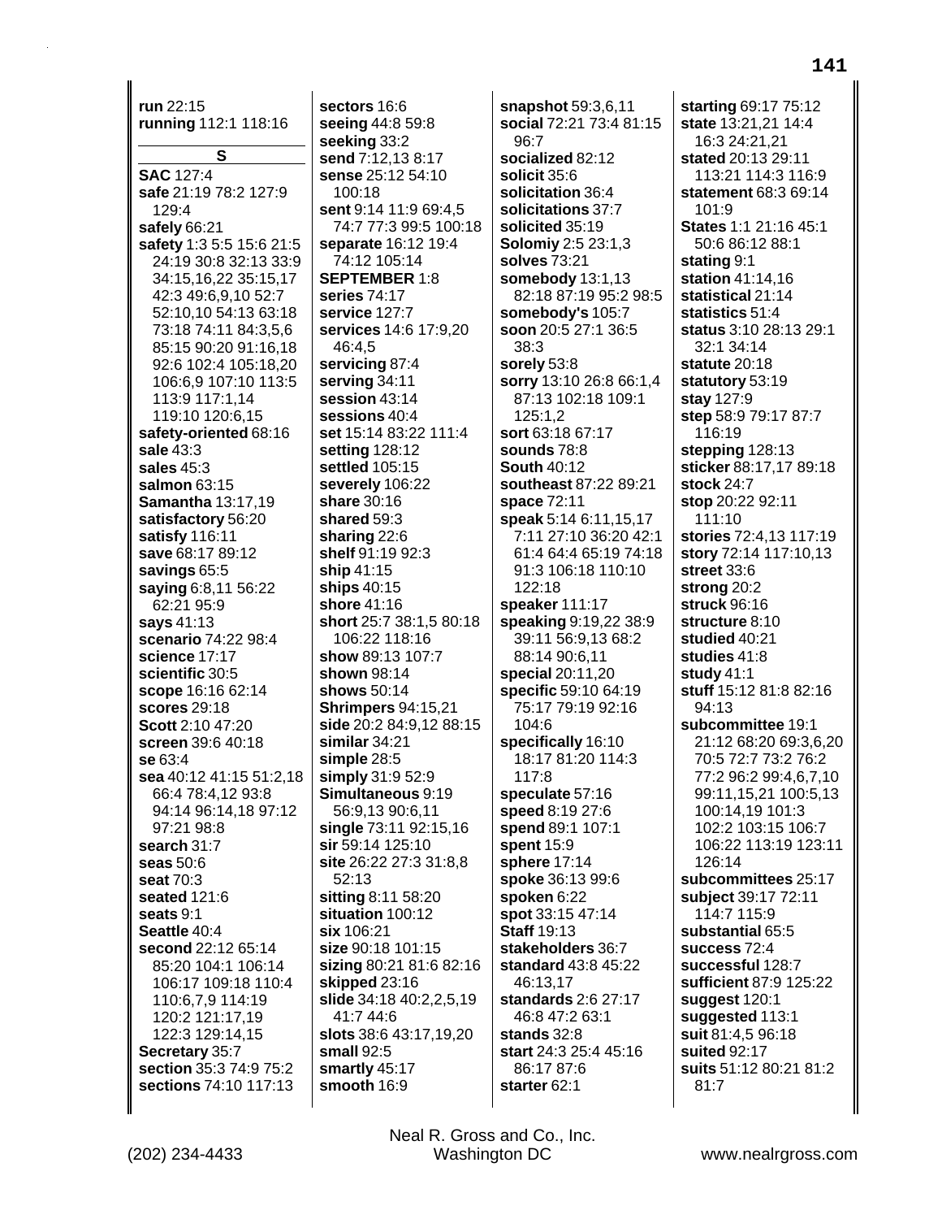**run** 22:15
**running** 112:1 118:16

## S

**SAC** 127:4
**safe** 21:19 78:2 127:9 129:4
**safely** 66:21
**safety** 1:3 5:5 15:6 21:5 24:19 30:8 32:13 33:9 34:15,16,22 35:15,17 42:3 49:6,9,10 52:7 52:10,10 54:13 63:18 73:18 74:11 84:3,5,6 85:15 90:20 91:16,18 92:6 102:4 105:18,20 106:6,9 107:10 113:5 113:9 117:1,14 119:10 120:6,15
**safety-oriented** 68:16
**sale** 43:3
**sales** 45:3
**salmon** 63:15
**Samantha** 13:17,19
**satisfactory** 56:20
**satisfy** 116:11
**save** 68:17 89:12
**savings** 65:5
**saying** 6:8,11 56:22 62:21 95:9
**says** 41:13
**scenario** 74:22 98:4
**science** 17:17
**scientific** 30:5
**scope** 16:16 62:14
**scores** 29:18
**Scott** 2:10 47:20
**screen** 39:6 40:18
**se** 63:4
**sea** 40:12 41:15 51:2,18 66:4 78:4,12 93:8 94:14 96:14,18 97:12 97:21 98:8
**search** 31:7
**seas** 50:6
**seat** 70:3
**seated** 121:6
**seats** 9:1
**Seattle** 40:4
**second** 22:12 65:14 85:20 104:1 106:14 106:17 109:18 110:4 110:6,7,9 114:19 120:2 121:17,19 122:3 129:14,15
**Secretary** 35:7
**section** 35:3 74:9 75:2
**sections** 74:10 117:13
**sectors** 16:6
**seeing** 44:8 59:8
**seeking** 33:2
**send** 7:12,13 8:17
**sense** 25:12 54:10 100:18
**sent** 9:14 11:9 69:4,5 74:7 77:3 99:5 100:18
**separate** 16:12 19:4 74:12 105:14
**SEPTEMBER** 1:8
**series** 74:17
**service** 127:7
**services** 14:6 17:9,20 46:4,5
**servicing** 87:4
**serving** 34:11
**session** 43:14
**sessions** 40:4
**set** 15:14 83:22 111:4
**setting** 128:12
**settled** 105:15
**severely** 106:22
**share** 30:16
**shared** 59:3
**sharing** 22:6
**shelf** 91:19 92:3
**ship** 41:15
**ships** 40:15
**shore** 41:16
**short** 25:7 38:1,5 80:18 106:22 118:16
**show** 89:13 107:7
**shown** 98:14
**shows** 50:14
**Shrimpers** 94:15,21
**side** 20:2 84:9,12 88:15
**similar** 34:21
**simple** 28:5
**simply** 31:9 52:9
**Simultaneous** 9:19 56:9,13 90:6,11
**single** 73:11 92:15,16
**sir** 59:14 125:10
**site** 26:22 27:3 31:8,8 52:13
**sitting** 8:11 58:20
**situation** 100:12
**six** 106:21
**size** 90:18 101:15
**sizing** 80:21 81:6 82:16
**skipped** 23:16
**slide** 34:18 40:2,2,5,19 41:7 44:6
**slots** 38:6 43:17,19,20
**small** 92:5
**smartly** 45:17
**smooth** 16:9
**snapshot** 59:3,6,11
**social** 72:21 73:4 81:15 96:7
**socialized** 82:12
**solicit** 35:6
**solicitation** 36:4
**solicitations** 37:7
**solicited** 35:19
**Solomiy** 2:5 23:1,3
**solves** 73:21
**somebody** 13:1,13 82:18 87:19 95:2 98:5
**somebody's** 105:7
**soon** 20:5 27:1 36:5 38:3
**sorely** 53:8
**sorry** 13:10 26:8 66:1,4 87:13 102:18 109:1 125:1,2
**sort** 63:18 67:17
**sounds** 78:8
**South** 40:12
**southeast** 87:22 89:21
**space** 72:11
**speak** 5:14 6:11,15,17 7:11 27:10 36:20 42:1 61:4 64:4 65:19 74:18 91:3 106:18 110:10 122:18
**speaker** 111:17
**speaking** 9:19,22 38:9 39:11 56:9,13 68:2 88:14 90:6,11
**special** 20:11,20
**specific** 59:10 64:19 75:17 79:19 92:16 104:6
**specifically** 16:10 18:17 81:20 114:3 117:8
**speculate** 57:16
**speed** 8:19 27:6
**spend** 89:1 107:1
**spent** 15:9
**sphere** 17:14
**spoke** 36:13 99:6
**spoken** 6:22
**spot** 33:15 47:14
**Staff** 19:13
**stakeholders** 36:7
**standard** 43:8 45:22 46:13,17
**standards** 2:6 27:17 46:8 47:2 63:1
**stands** 32:8
**start** 24:3 25:4 45:16 86:17 87:6
**starter** 62:1
**starting** 69:17 75:12
**state** 13:21,21 14:4 16:3 24:21,21
**stated** 20:13 29:11 113:21 114:3 116:9
**statement** 68:3 69:14 101:9
**States** 1:1 21:16 45:1 50:6 86:12 88:1
**stating** 9:1
**station** 41:14,16
**statistical** 21:14
**statistics** 51:4
**status** 3:10 28:13 29:1 32:1 34:14
**statute** 20:18
**statutory** 53:19
**stay** 127:9
**step** 58:9 79:17 87:7 116:19
**stepping** 128:13
**sticker** 88:17,17 89:18
**stock** 24:7
**stop** 20:22 92:11 111:10
**stories** 72:4,13 117:19
**story** 72:14 117:10,13
**street** 33:6
**strong** 20:2
**struck** 96:16
**structure** 8:10
**studied** 40:21
**studies** 41:8
**study** 41:1
**stuff** 15:12 81:8 82:16 94:13
**subcommittee** 19:1 21:12 68:20 69:3,6,20 70:5 72:7 73:2 76:2 77:2 96:2 99:4,6,7,10 99:11,15,21 100:5,13 100:14,19 101:3 102:2 103:15 106:7 106:22 113:19 123:11 126:14
**subcommittees** 25:17
**subject** 39:17 72:11 114:7 115:9
**substantial** 65:5
**success** 72:4
**successful** 128:7
**sufficient** 87:9 125:22
**suggest** 120:1
**suggested** 113:1
**suit** 81:4,5 96:18
**suited** 92:17
**suits** 51:12 80:21 81:2 81:7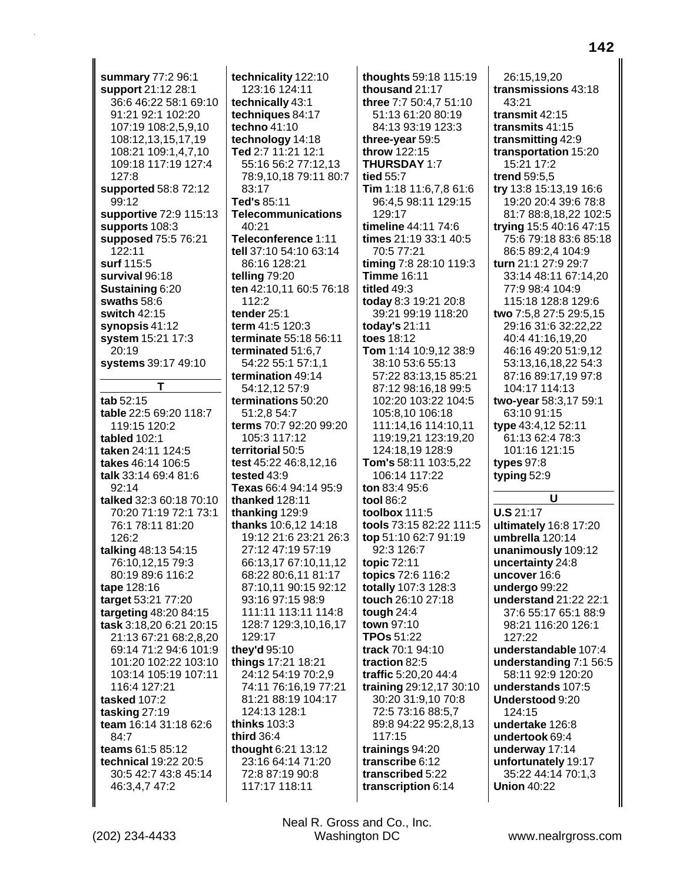**summary** 77:2 96:1
**support** 21:12 28:1 36:6 46:22 58:1 69:10 91:21 92:1 102:20 107:19 108:2,5,9,10 108:12,13,15,17,19 108:21 109:1,4,7,10 109:18 117:19 127:4 127:8
**supported** 58:8 72:12 99:12
**supportive** 72:9 115:13
**supports** 108:3
**supposed** 75:5 76:21 122:11
**surf** 115:5
**survival** 96:18
**Sustaining** 6:20
**swaths** 58:6
**switch** 42:15
**synopsis** 41:12
**system** 15:21 17:3 20:19
**systems** 39:17 49:10

## T

**tab** 52:15
**table** 22:5 69:20 118:7 119:15 120:2
**tabled** 102:1
**taken** 24:11 124:5
**takes** 46:14 106:5
**talk** 33:14 69:4 81:6 92:14
**talked** 32:3 60:18 70:10 70:20 71:19 72:1 73:1 76:1 78:11 81:20 126:2
**talking** 48:13 54:15 76:10,12,15 79:3 80:19 89:6 116:2
**tape** 128:16
**target** 53:21 77:20
**targeting** 48:20 84:15
**task** 3:18,20 6:21 20:15 21:13 67:21 68:2,8,20 69:14 71:2 94:6 101:9 101:20 102:22 103:10 103:14 105:19 107:11 116:4 127:21
**tasked** 107:2
**tasking** 27:19
**team** 16:14 31:18 62:6 84:7
**teams** 61:5 85:12
**technical** 19:22 20:5 30:5 42:7 43:8 45:14 46:3,4,7 47:2
**technicality** 122:10 123:16 124:11
**technically** 43:1
**techniques** 84:17
**techno** 41:10
**technology** 14:18
**Ted** 2:7 11:21 12:1 55:16 56:2 77:12,13 78:9,10,18 79:11 80:7 83:17
**Ted's** 85:11
**Telecommunications** 40:21
**Teleconference** 1:11
**tell** 37:10 54:10 63:14 86:16 128:21
**telling** 79:20
**ten** 42:10,11 60:5 76:18 112:2
**tender** 25:1
**term** 41:5 120:3
**terminate** 55:18 56:11
**terminated** 51:6,7 54:22 55:1 57:1,1
**termination** 49:14 54:12,12 57:9
**terminations** 50:20 51:2,8 54:7
**terms** 70:7 92:20 99:20 105:3 117:12
**territorial** 50:5
**test** 45:22 46:8,12,16
**tested** 43:9
**Texas** 66:4 94:14 95:9
**thanked** 128:11
**thanking** 129:9
**thanks** 10:6,12 14:18 19:12 21:6 23:21 26:3 27:12 47:19 57:19 66:13,17 67:10,11,12 68:22 80:6,11 81:17 87:10,11 90:15 92:12 93:16 97:15 98:9 111:11 113:11 114:8 128:7 129:3,10,16,17 129:17
**they'd** 95:10
**things** 17:21 18:21 24:12 54:19 70:2,9 74:11 76:16,19 77:21 81:21 88:19 104:17 124:13 128:1
**thinks** 103:3
**third** 36:4
**thought** 6:21 13:12 23:16 64:14 71:20 72:8 87:19 90:8 117:17 118:11
**thoughts** 59:18 115:19
**thousand** 21:17
**three** 7:7 50:4,7 51:10 51:13 61:20 80:19 84:13 93:19 123:3
**three-year** 59:5
**throw** 122:15
**THURSDAY** 1:7
**tied** 55:7
**Tim** 1:18 11:6,7,8 61:6 96:4,5 98:11 129:15 129:17
**timeline** 44:11 74:6
**times** 21:19 33:1 40:5 70:5 77:21
**timing** 7:8 28:10 119:3
**Timme** 16:11
**titled** 49:3
**today** 8:3 19:21 20:8 39:21 99:19 118:20
**today's** 21:11
**toes** 18:12
**Tom** 1:14 10:9,12 38:9 38:10 53:6 55:13 57:22 83:13,15 85:21 87:12 98:16,18 99:5 102:20 103:22 104:5 105:8,10 106:18 111:14,16 114:10,11 119:19,21 123:19,20 124:18,19 128:9
**Tom's** 58:11 103:5,22 106:14 117:22
**ton** 83:4 95:6
**tool** 86:2
**toolbox** 111:5
**tools** 73:15 82:22 111:5
**top** 51:10 62:7 91:19 92:3 126:7
**topic** 72:11
**topics** 72:6 116:2
**totally** 107:3 128:3
**touch** 26:10 27:18
**tough** 24:4
**town** 97:10
**TPOs** 51:22
**track** 70:1 94:10
**traction** 82:5
**traffic** 5:20,20 44:4
**training** 29:12,17 30:10 30:20 31:9,10 70:8 72:5 73:16 88:5,7 89:8 94:22 95:2,8,13 117:15
**trainings** 94:20
**transcribe** 6:12
**transcribed** 5:22
**transcription** 6:14 26:15,19,20
**transmissions** 43:18 43:21
**transmit** 42:15
**transmits** 41:15
**transmitting** 42:9
**transportation** 15:20 15:21 17:2
**trend** 59:5,5
**try** 13:8 15:13,19 16:6 19:20 20:4 39:6 78:8 81:7 88:8,18,22 102:5
**trying** 15:5 40:16 47:15 75:6 79:18 83:6 85:18 86:5 89:2,4 104:9
**turn** 21:1 27:9 29:7 33:14 48:11 67:14,20 77:9 98:4 104:9 115:18 128:8 129:6
**two** 7:5,8 27:5 29:5,15 29:16 31:6 32:22,22 40:4 41:16,19,20 46:16 49:20 51:9,12 53:13,16,18,22 54:3 87:16 89:17,19 97:8 104:17 114:13
**two-year** 58:3,17 59:1 63:10 91:15
**type** 43:4,12 52:11 61:13 62:4 78:3 101:16 121:15
**types** 97:8
**typing** 52:9

## U

**U.S** 21:17
**ultimately** 16:8 17:20
**umbrella** 120:14
**unanimously** 109:12
**uncertainty** 24:8
**uncover** 16:6
**undergo** 99:22
**understand** 21:22 22:1 37:6 55:17 65:1 88:9 98:21 116:20 126:1 127:22
**understandable** 107:4
**understanding** 7:1 56:5 58:11 92:9 120:20
**understands** 107:5
**Understood** 9:20 124:15
**undertake** 126:8
**undertook** 69:4
**underway** 17:14
**unfortunately** 19:17 35:22 44:14 70:1,3
**Union** 40:22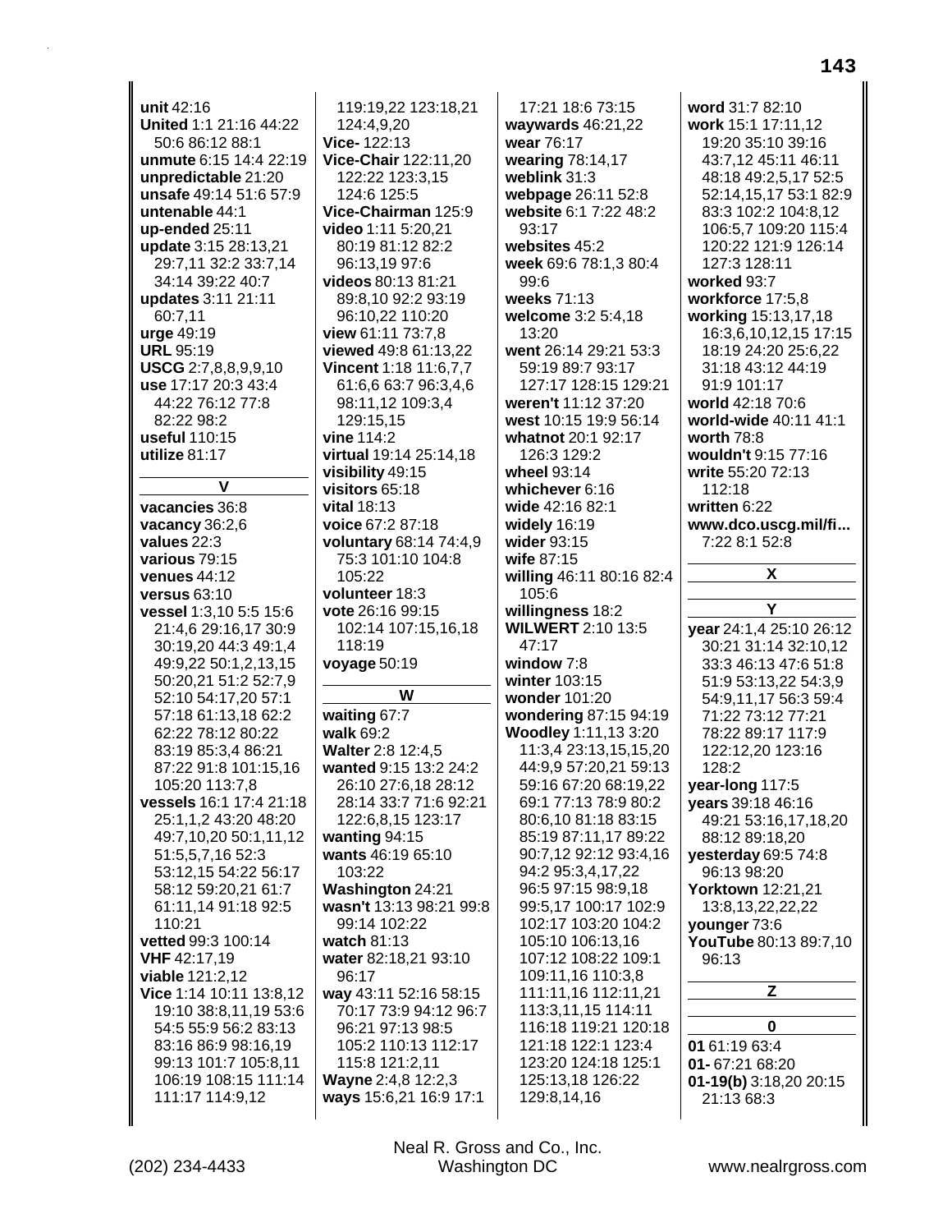**unit** 42:16
**United** 1:1 21:16 44:22 50:6 86:12 88:1
**unmute** 6:15 14:4 22:19
**unpredictable** 21:20
**unsafe** 49:14 51:6 57:9
**untenable** 44:1
**up-ended** 25:11
**update** 3:15 28:13,21 29:7,11 32:2 33:7,14 34:14 39:22 40:7
**updates** 3:11 21:11 60:7,11
**urge** 49:19
**URL** 95:19
**USCG** 2:7,8,8,9,9,10
**use** 17:17 20:3 43:4 44:22 76:12 77:8 82:22 98:2
**useful** 110:15
**utilize** 81:17

### V

**vacancies** 36:8
**vacancy** 36:2,6
**values** 22:3
**various** 79:15
**venues** 44:12
**versus** 63:10
**vessel** 1:3,10 5:5 15:6 21:4,6 29:16,17 30:9 30:19,20 44:3 49:1,4 49:9,22 50:1,2,13,15 50:20,21 51:2 52:7,9 52:10 54:17,20 57:1 57:18 61:13,18 62:2 62:22 78:12 80:22 83:19 85:3,4 86:21 87:22 91:8 101:15,16 105:20 113:7,8
**vessels** 16:1 17:4 21:18 25:1,1,2 43:20 48:20 49:7,10,20 50:1,11,12 51:5,5,7,16 52:3 53:12,15 54:22 56:17 58:12 59:20,21 61:7 61:11,14 91:18 92:5 110:21
**vetted** 99:3 100:14
**VHF** 42:17,19
**viable** 121:2,12
**Vice** 1:14 10:11 13:8,12 19:10 38:8,11,19 53:6 54:5 55:9 56:2 83:13 83:16 86:9 98:16,19 99:13 101:7 105:8,11 106:19 108:15 111:14 111:17 114:9,12 119:19,22 123:18,21 124:4,9,20
**Vice-** 122:13
**Vice-Chair** 122:11,20 122:22 123:3,15 124:6 125:5
**Vice-Chairman** 125:9
**video** 1:11 5:20,21 80:19 81:12 82:2 96:13,19 97:6
**videos** 80:13 81:21 89:8,10 92:2 93:19 96:10,22 110:20
**view** 61:11 73:7,8
**viewed** 49:8 61:13,22
**Vincent** 1:18 11:6,7,7 61:6,6 63:7 96:3,4,6 98:11,12 109:3,4 129:15,15
**vine** 114:2
**virtual** 19:14 25:14,18
**visibility** 49:15
**visitors** 65:18
**vital** 18:13
**voice** 67:2 87:18
**voluntary** 68:14 74:4,9 75:3 101:10 104:8 105:22
**volunteer** 18:3
**vote** 26:16 99:15 102:14 107:15,16,18 118:19
**voyage** 50:19

### W

**waiting** 67:7
**walk** 69:2
**Walter** 2:8 12:4,5
**wanted** 9:15 13:2 24:2 26:10 27:6,18 28:12 28:14 33:7 71:6 92:21 122:6,8,15 123:17
**wanting** 94:15
**wants** 46:19 65:10 103:22
**Washington** 24:21
**wasn't** 13:13 98:21 99:8 99:14 102:22
**watch** 81:13
**water** 82:18,21 93:10 96:17
**way** 43:11 52:16 58:15 70:17 73:9 94:12 96:7 96:21 97:13 98:5 105:2 110:13 112:17 115:8 121:2,11
**Wayne** 2:4,8 12:2,3
**ways** 15:6,21 16:9 17:1 17:21 18:6 73:15
**waywards** 46:21,22
**wear** 76:17
**wearing** 78:14,17
**weblink** 31:3
**webpage** 26:11 52:8
**website** 6:1 7:22 48:2 93:17
**websites** 45:2
**week** 69:6 78:1,3 80:4 99:6
**weeks** 71:13
**welcome** 3:2 5:4,18 13:20
**went** 26:14 29:21 53:3 59:19 89:7 93:17 127:17 128:15 129:21
**weren't** 11:12 37:20
**west** 10:15 19:9 56:14
**whatnot** 20:1 92:17 126:3 129:2
**wheel** 93:14
**whichever** 6:16
**wide** 42:16 82:1
**widely** 16:19
**wider** 93:15
**wife** 87:15
**willing** 46:11 80:16 82:4 105:6
**willingness** 18:2
**WILWERT** 2:10 13:5 47:17
**window** 7:8
**winter** 103:15
**wonder** 101:20
**wondering** 87:15 94:19
**Woodley** 1:11,13 3:20 11:3,4 23:13,15,15,20 44:9,9 57:20,21 59:13 59:16 67:20 68:19,22 69:1 77:13 78:9 80:2 80:6,10 81:18 83:15 85:19 87:11,17 89:22 90:7,12 92:12 93:4,16 94:2 95:3,4,17,22 96:5 97:15 98:9,18 99:5,17 100:17 102:9 102:17 103:20 104:2 105:10 106:13,16 107:12 108:22 109:1 109:11,16 110:3,8 111:11,16 112:11,21 113:3,11,15 114:11 116:18 119:21 120:18 121:18 122:1 123:4 123:20 124:18 125:1 125:13,18 126:22 129:8,14,16
**word** 31:7 82:10
**work** 15:1 17:11,12 19:20 35:10 39:16 43:7,12 45:11 46:11 48:18 49:2,5,17 52:5 52:14,15,17 53:1 82:9 83:3 102:2 104:8,12 106:5,7 109:20 115:4 120:22 121:9 126:14 127:3 128:11
**worked** 93:7
**workforce** 17:5,8
**working** 15:13,17,18 16:3,6,10,12,15 17:15 18:19 24:20 25:6,22 31:18 43:12 44:19 91:9 101:17
**world** 42:18 70:6
**world-wide** 40:11 41:1
**worth** 78:8
**wouldn't** 9:15 77:16
**write** 55:20 72:13 112:18
**written** 6:22
**www.dco.uscg.mil/fi...** 7:22 8:1 52:8

### X

### Y

**year** 24:1,4 25:10 26:12 30:21 31:14 32:10,12 33:3 46:13 47:6 51:8 51:9 53:13,22 54:3,9 54:9,11,17 56:3 59:4 71:22 73:12 77:21 78:22 89:17 117:9 122:12,20 123:16 128:2
**year-long** 117:5
**years** 39:18 46:16 49:21 53:16,17,18,20 88:12 89:18,20
**yesterday** 69:5 74:8 96:13 98:20
**Yorktown** 12:21,21 13:8,13,22,22,22
**younger** 73:6
**YouTube** 80:13 89:7,10 96:13

### Z

### 0

**01** 61:19 63:4
**01-** 67:21 68:20
**01-19(b)** 3:18,20 20:15 21:13 68:3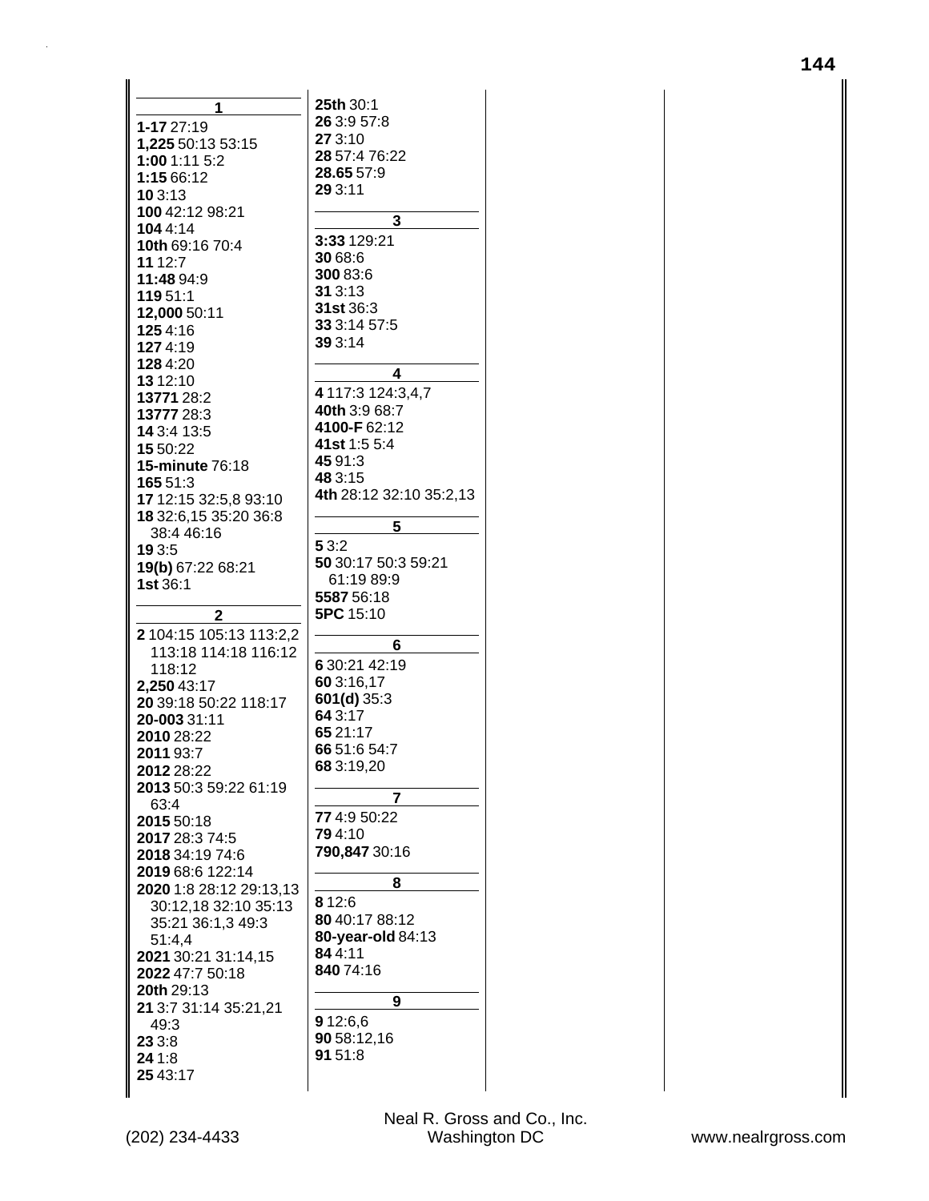## 1

**1-17** 27:19
**1,225** 50:13 53:15
**1:00** 1:11 5:2
**1:15** 66:12
**10** 3:13
**100** 42:12 98:21
**104** 4:14
**10th** 69:16 70:4
**11** 12:7
**11:48** 94:9
**119** 51:1
**12,000** 50:11
**125** 4:16
**127** 4:19
**128** 4:20
**13** 12:10
**13771** 28:2
**13777** 28:3
**14** 3:4 13:5
**15** 50:22
**15-minute** 76:18
**165** 51:3
**17** 12:15 32:5,8 93:10
**18** 32:6,15 35:20 36:8 38:4 46:16
**19** 3:5
**19(b)** 67:22 68:21
**1st** 36:1

## 2

**2** 104:15 105:13 113:2,2 113:18 114:18 116:12 118:12
**2,250** 43:17
**20** 39:18 50:22 118:17
**20-003** 31:11
**2010** 28:22
**2011** 93:7
**2012** 28:22
**2013** 50:3 59:22 61:19 63:4
**2015** 50:18
**2017** 28:3 74:5
**2018** 34:19 74:6
**2019** 68:6 122:14
**2020** 1:8 28:12 29:13,13 30:12,18 32:10 35:13 35:21 36:1,3 49:3 51:4,4
**2021** 30:21 31:14,15
**2022** 47:7 50:18
**20th** 29:13
**21** 3:7 31:14 35:21,21 49:3
**23** 3:8
**24** 1:8
**25** 43:17
**25th** 30:1
**26** 3:9 57:8
**27** 3:10
**28** 57:4 76:22
**28.65** 57:9
**29** 3:11

## 3

**3:33** 129:21
**30** 68:6
**300** 83:6
**31** 3:13
**31st** 36:3
**33** 3:14 57:5
**39** 3:14

## 4

**4** 117:3 124:3,4,7
**40th** 3:9 68:7
**4100-F** 62:12
**41st** 1:5 5:4
**45** 91:3
**48** 3:15
**4th** 28:12 32:10 35:2,13

## 5

**5** 3:2
**50** 30:17 50:3 59:21 61:19 89:9
**5587** 56:18
**5PC** 15:10

## 6

**6** 30:21 42:19
**60** 3:16,17
**601(d)** 35:3
**64** 3:17
**65** 21:17
**66** 51:6 54:7
**68** 3:19,20

## 7

**77** 4:9 50:22
**79** 4:10
**790,847** 30:16

## 8

**8** 12:6
**80** 40:17 88:12
**80-year-old** 84:13
**84** 4:11
**840** 74:16

## 9

**9** 12:6,6
**90** 58:12,16
**91** 51:8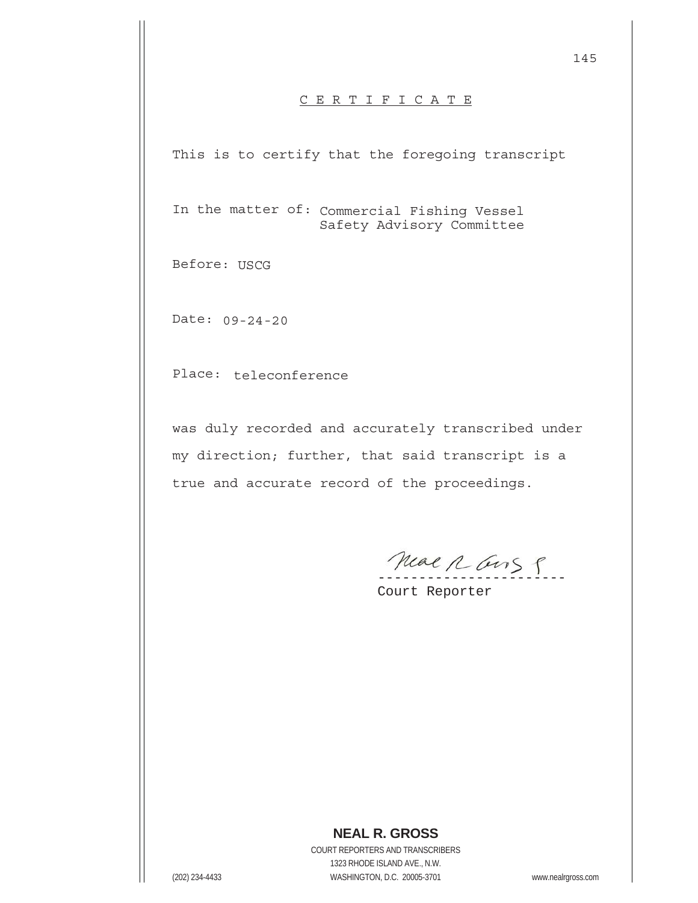C E R T I F I C A T E

This is to certify that the foregoing transcript

In the matter of: Commercial Fishing Vessel Safety Advisory Committee

Before: USCG

Date: 09-24-20

Place: teleconference

was duly recorded and accurately transcribed under my direction; further, that said transcript is a true and accurate record of the proceedings.

-----------------------
Court Reporter

**NEAL R. GROSS**
COURT REPORTERS AND TRANSCRIBERS
1323 RHODE ISLAND AVE., N.W.
(202) 234-4433 WASHINGTON, D.C. 20005-3701 www.nealrgross.com